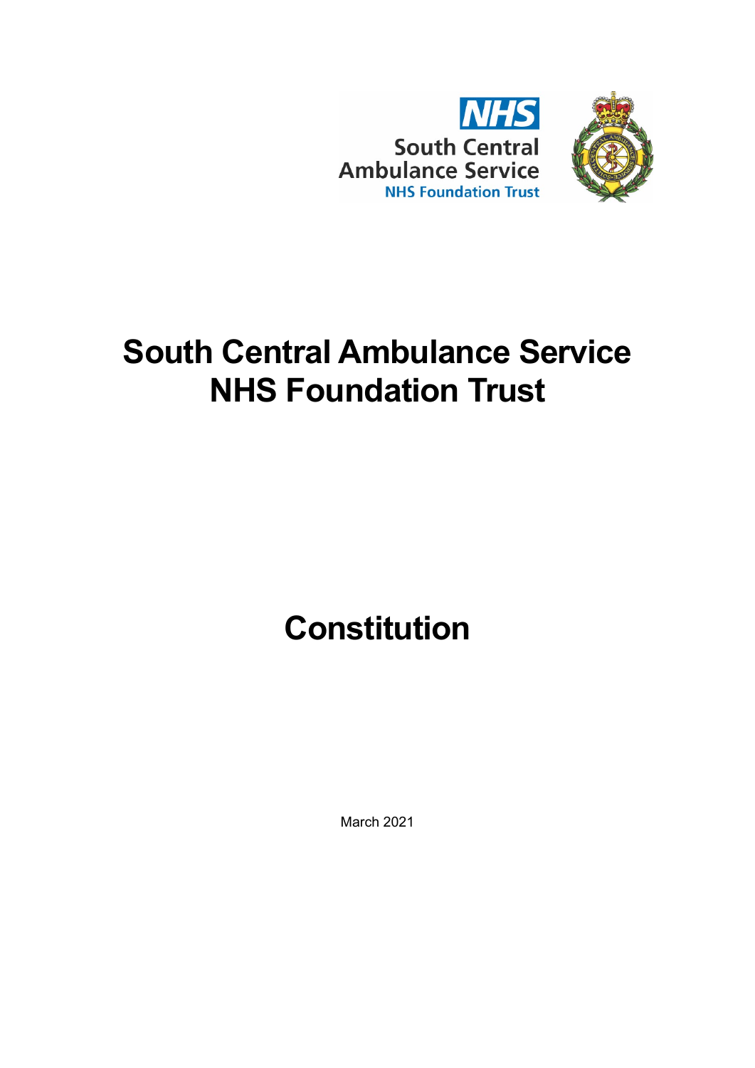NHS
South Central
Ambulance Service
NHS Foundation Trust

# South Central Ambulance Service NHS Foundation Trust

# Constitution

March 2021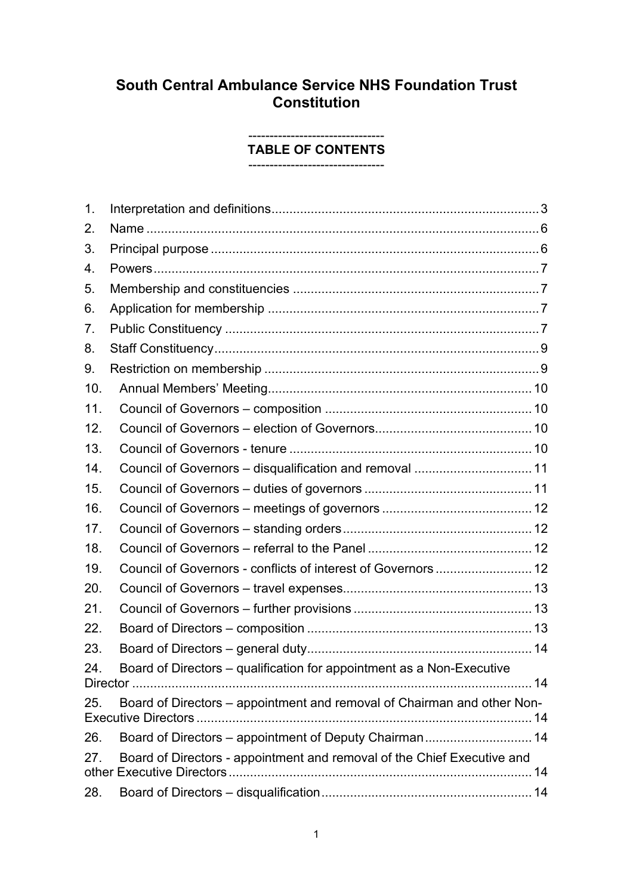# South Central Ambulance Service NHS Foundation Trust Constitution

-------------------------------
**TABLE OF CONTENTS**
-------------------------------

1. Interpretation and definitions .......... 3
2. Name .......... 6
3. Principal purpose .......... 6
4. Powers .......... 7
5. Membership and constituencies .......... 7
6. Application for membership .......... 7
7. Public Constituency .......... 7
8. Staff Constituency .......... 9
9. Restriction on membership .......... 9
10. Annual Members' Meeting .......... 10
11. Council of Governors – composition .......... 10
12. Council of Governors – election of Governors .......... 10
13. Council of Governors - tenure .......... 10
14. Council of Governors – disqualification and removal .......... 11
15. Council of Governors – duties of governors .......... 11
16. Council of Governors – meetings of governors .......... 12
17. Council of Governors – standing orders .......... 12
18. Council of Governors – referral to the Panel .......... 12
19. Council of Governors - conflicts of interest of Governors .......... 12
20. Council of Governors – travel expenses .......... 13
21. Council of Governors – further provisions .......... 13
22. Board of Directors – composition .......... 13
23. Board of Directors – general duty .......... 14
24. Board of Directors – qualification for appointment as a Non-Executive Director .......... 14
25. Board of Directors – appointment and removal of Chairman and other Non-Executive Directors .......... 14
26. Board of Directors – appointment of Deputy Chairman .......... 14
27. Board of Directors - appointment and removal of the Chief Executive and other Executive Directors .......... 14
28. Board of Directors – disqualification .......... 14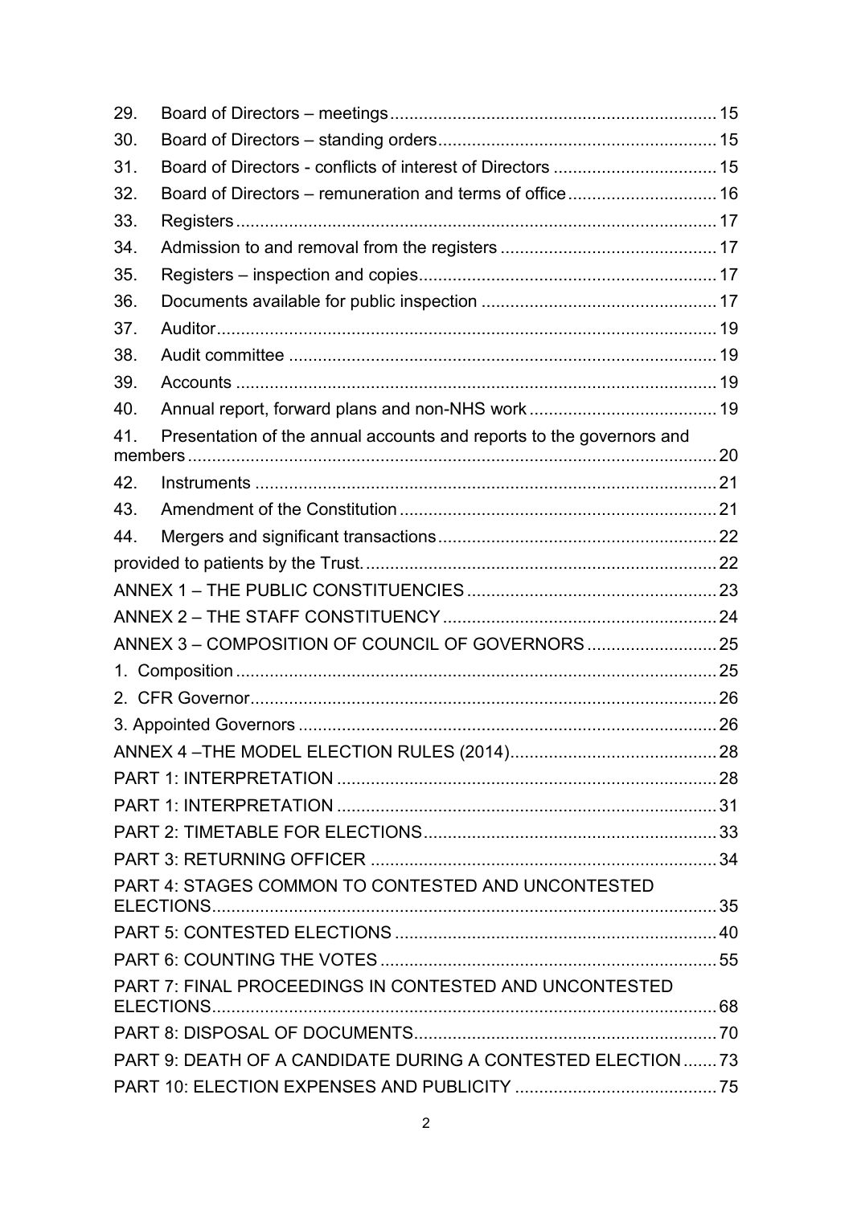29. Board of Directors – meetings ............................................................. 15
30. Board of Directors – standing orders ..................................................... 15
31. Board of Directors - conflicts of interest of Directors ................................ 15
32. Board of Directors – remuneration and terms of office .............................. 16
33. Registers ......................................................................................... 17
34. Admission to and removal from the registers ........................................... 17
35. Registers – inspection and copies ......................................................... 17
36. Documents available for public inspection .............................................. 17
37. Auditor ............................................................................................ 19
38. Audit committee ................................................................................ 19
39. Accounts ......................................................................................... 19
40. Annual report, forward plans and non-NHS work ..................................... 19
41. Presentation of the annual accounts and reports to the governors and members ........................................................................................................ 20
42. Instruments ..................................................................................... 21
43. Amendment of the Constitution ............................................................ 21
44. Mergers and significant transactions ..................................................... 22

provided to patients by the Trust. .............................................................. 22

ANNEX 1 – THE PUBLIC CONSTITUENCIES .................................................. 23

ANNEX 2 – THE STAFF CONSTITUENCY ...................................................... 24

ANNEX 3 – COMPOSITION OF COUNCIL OF GOVERNORS .............................. 25

1. Composition ......................................................................................... 25

2. CFR Governor ....................................................................................... 26

3. Appointed Governors ............................................................................. 26

ANNEX 4 –THE MODEL ELECTION RULES (2014) ........................................... 28

PART 1: INTERPRETATION ......................................................................... 28

PART 1: INTERPRETATION ......................................................................... 31

PART 2: TIMETABLE FOR ELECTIONS ........................................................... 33

PART 3: RETURNING OFFICER ................................................................... 34

PART 4: STAGES COMMON TO CONTESTED AND UNCONTESTED ELECTIONS ........................................................................................................ 35

PART 5: CONTESTED ELECTIONS ................................................................ 40

PART 6: COUNTING THE VOTES .................................................................. 55

PART 7: FINAL PROCEEDINGS IN CONTESTED AND UNCONTESTED ELECTIONS ........................................................................................................ 68

PART 8: DISPOSAL OF DOCUMENTS ............................................................ 70

PART 9: DEATH OF A CANDIDATE DURING A CONTESTED ELECTION ............. 73

PART 10: ELECTION EXPENSES AND PUBLICITY .......................................... 75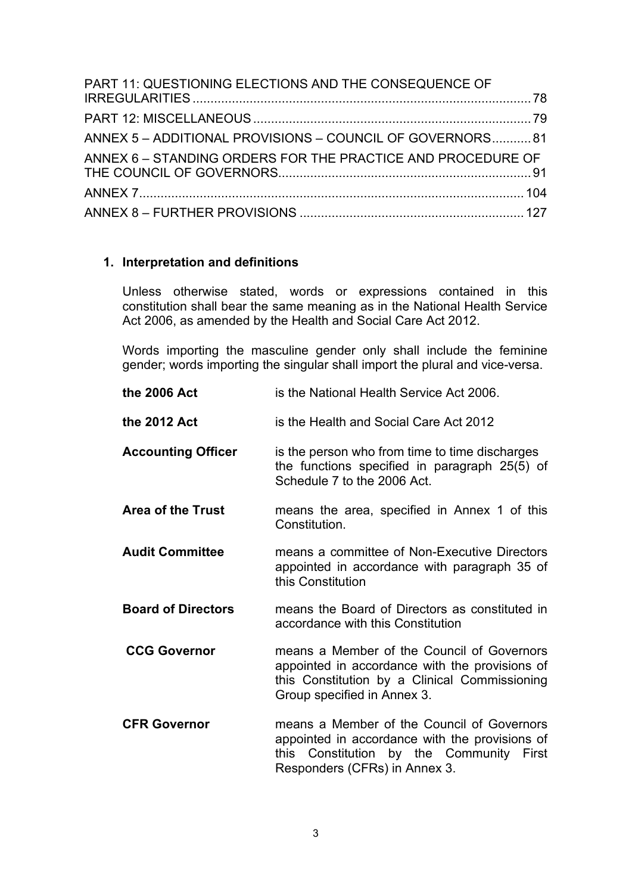PART 11: QUESTIONING ELECTIONS AND THE CONSEQUENCE OF IRREGULARITIES ........ 78

PART 12: MISCELLANEOUS ........ 79

ANNEX 5 – ADDITIONAL PROVISIONS – COUNCIL OF GOVERNORS ........ 81

ANNEX 6 – STANDING ORDERS FOR THE PRACTICE AND PROCEDURE OF THE COUNCIL OF GOVERNORS ........ 91

ANNEX 7 ........ 104

ANNEX 8 – FURTHER PROVISIONS ........ 127

## 1. Interpretation and definitions

Unless otherwise stated, words or expressions contained in this constitution shall bear the same meaning as in the National Health Service Act 2006, as amended by the Health and Social Care Act 2012.

Words importing the masculine gender only shall include the feminine gender; words importing the singular shall import the plural and vice-versa.

| | |
|---|---|
| **the 2006 Act** | is the National Health Service Act 2006. |
| **the 2012 Act** | is the Health and Social Care Act 2012 |
| **Accounting Officer** | is the person who from time to time discharges the functions specified in paragraph 25(5) of Schedule 7 to the 2006 Act. |
| **Area of the Trust** | means the area, specified in Annex 1 of this Constitution. |
| **Audit Committee** | means a committee of Non-Executive Directors appointed in accordance with paragraph 35 of this Constitution |
| **Board of Directors** | means the Board of Directors as constituted in accordance with this Constitution |
| **CCG Governor** | means a Member of the Council of Governors appointed in accordance with the provisions of this Constitution by a Clinical Commissioning Group specified in Annex 3. |
| **CFR Governor** | means a Member of the Council of Governors appointed in accordance with the provisions of this Constitution by the Community First Responders (CFRs) in Annex 3. |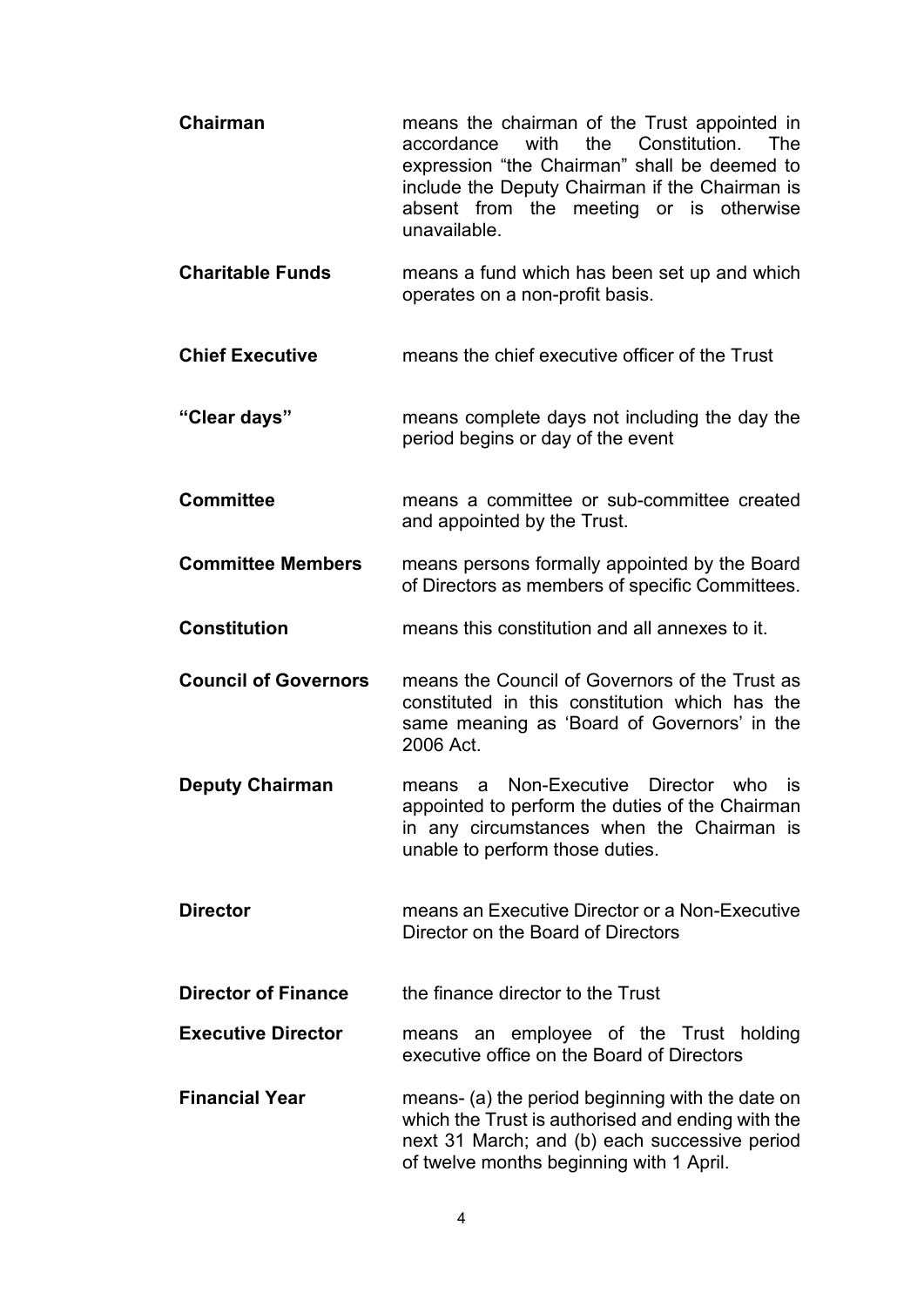| | |
|---|---|
| **Chairman** | means the chairman of the Trust appointed in accordance with the Constitution. The expression "the Chairman" shall be deemed to include the Deputy Chairman if the Chairman is absent from the meeting or is otherwise unavailable. |
| **Charitable Funds** | means a fund which has been set up and which operates on a non-profit basis. |
| **Chief Executive** | means the chief executive officer of the Trust |
| **"Clear days"** | means complete days not including the day the period begins or day of the event |
| **Committee** | means a committee or sub-committee created and appointed by the Trust. |
| **Committee Members** | means persons formally appointed by the Board of Directors as members of specific Committees. |
| **Constitution** | means this constitution and all annexes to it. |
| **Council of Governors** | means the Council of Governors of the Trust as constituted in this constitution which has the same meaning as 'Board of Governors' in the 2006 Act. |
| **Deputy Chairman** | means a Non-Executive Director who is appointed to perform the duties of the Chairman in any circumstances when the Chairman is unable to perform those duties. |
| **Director** | means an Executive Director or a Non-Executive Director on the Board of Directors |
| **Director of Finance** | the finance director to the Trust |
| **Executive Director** | means an employee of the Trust holding executive office on the Board of Directors |
| **Financial Year** | means- (a) the period beginning with the date on which the Trust is authorised and ending with the next 31 March; and (b) each successive period of twelve months beginning with 1 April. |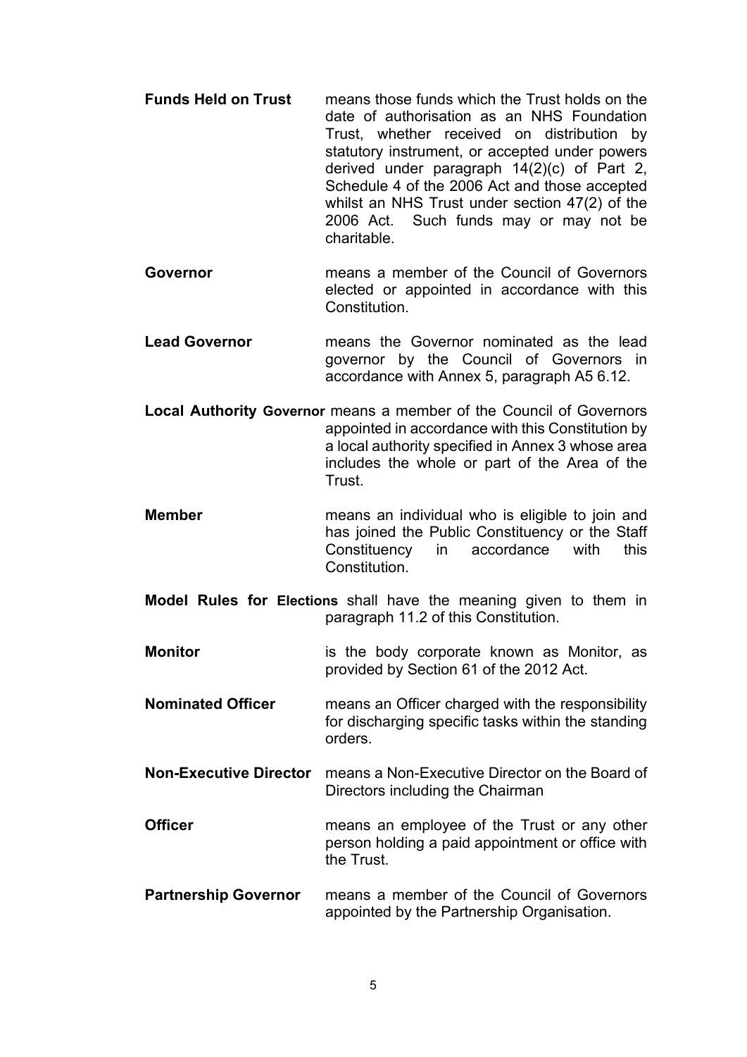**Funds Held on Trust** means those funds which the Trust holds on the date of authorisation as an NHS Foundation Trust, whether received on distribution by statutory instrument, or accepted under powers derived under paragraph 14(2)(c) of Part 2, Schedule 4 of the 2006 Act and those accepted whilst an NHS Trust under section 47(2) of the 2006 Act. Such funds may or may not be charitable.

**Governor** means a member of the Council of Governors elected or appointed in accordance with this Constitution.

**Lead Governor** means the Governor nominated as the lead governor by the Council of Governors in accordance with Annex 5, paragraph A5 6.12.

**Local Authority Governor** means a member of the Council of Governors appointed in accordance with this Constitution by a local authority specified in Annex 3 whose area includes the whole or part of the Area of the Trust.

**Member** means an individual who is eligible to join and has joined the Public Constituency or the Staff Constituency in accordance with this Constitution.

**Model Rules for Elections** shall have the meaning given to them in paragraph 11.2 of this Constitution.

**Monitor** is the body corporate known as Monitor, as provided by Section 61 of the 2012 Act.

**Nominated Officer** means an Officer charged with the responsibility for discharging specific tasks within the standing orders.

**Non-Executive Director** means a Non-Executive Director on the Board of Directors including the Chairman

**Officer** means an employee of the Trust or any other person holding a paid appointment or office with the Trust.

**Partnership Governor** means a member of the Council of Governors appointed by the Partnership Organisation.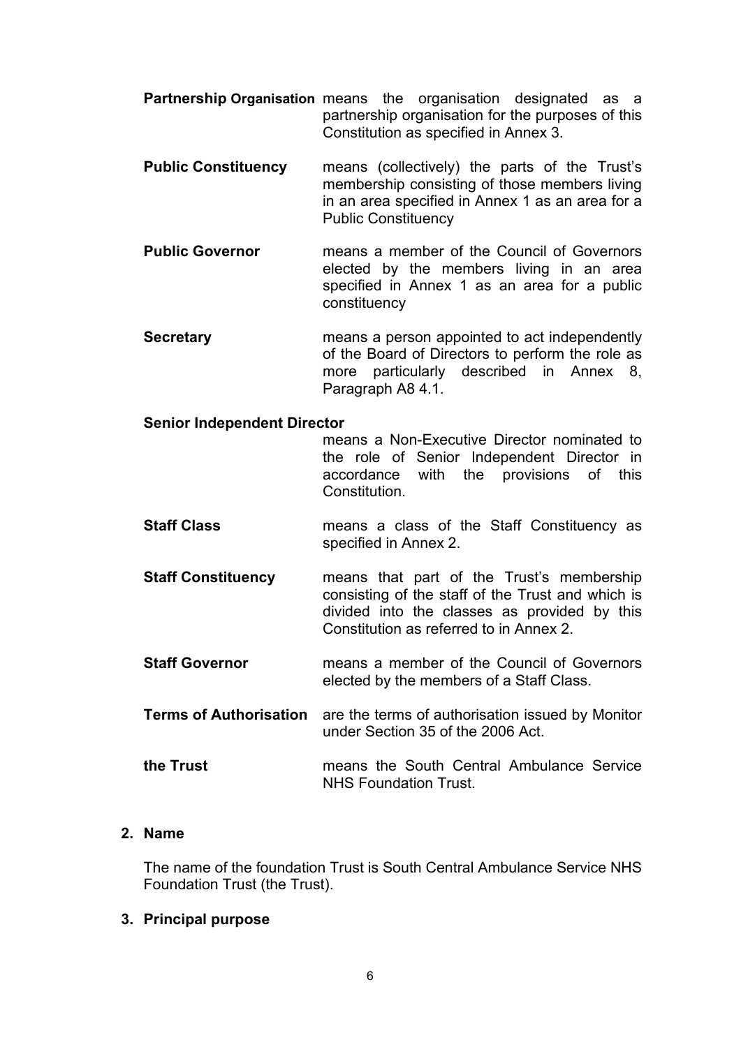**Partnership Organisation** means the organisation designated as a partnership organisation for the purposes of this Constitution as specified in Annex 3.

**Public Constituency** means (collectively) the parts of the Trust's membership consisting of those members living in an area specified in Annex 1 as an area for a Public Constituency

**Public Governor** means a member of the Council of Governors elected by the members living in an area specified in Annex 1 as an area for a public constituency

**Secretary** means a person appointed to act independently of the Board of Directors to perform the role as more particularly described in Annex 8, Paragraph A8 4.1.

**Senior Independent Director** means a Non-Executive Director nominated to the role of Senior Independent Director in accordance with the provisions of this Constitution.

**Staff Class** means a class of the Staff Constituency as specified in Annex 2.

**Staff Constituency** means that part of the Trust's membership consisting of the staff of the Trust and which is divided into the classes as provided by this Constitution as referred to in Annex 2.

**Staff Governor** means a member of the Council of Governors elected by the members of a Staff Class.

**Terms of Authorisation** are the terms of authorisation issued by Monitor under Section 35 of the 2006 Act.

**the Trust** means the South Central Ambulance Service NHS Foundation Trust.

## 2. Name

The name of the foundation Trust is South Central Ambulance Service NHS Foundation Trust (the Trust).

## 3. Principal purpose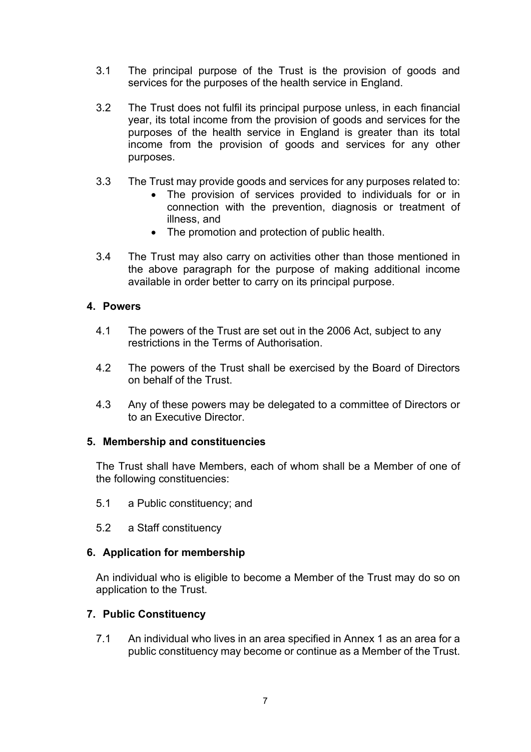3.1 The principal purpose of the Trust is the provision of goods and services for the purposes of the health service in England.

3.2 The Trust does not fulfil its principal purpose unless, in each financial year, its total income from the provision of goods and services for the purposes of the health service in England is greater than its total income from the provision of goods and services for any other purposes.

3.3 The Trust may provide goods and services for any purposes related to:

- The provision of services provided to individuals for or in connection with the prevention, diagnosis or treatment of illness, and
- The promotion and protection of public health.

3.4 The Trust may also carry on activities other than those mentioned in the above paragraph for the purpose of making additional income available in order better to carry on its principal purpose.

## 4. Powers

4.1 The powers of the Trust are set out in the 2006 Act, subject to any restrictions in the Terms of Authorisation.

4.2 The powers of the Trust shall be exercised by the Board of Directors on behalf of the Trust.

4.3 Any of these powers may be delegated to a committee of Directors or to an Executive Director.

## 5. Membership and constituencies

The Trust shall have Members, each of whom shall be a Member of one of the following constituencies:

5.1 a Public constituency; and

5.2 a Staff constituency

## 6. Application for membership

An individual who is eligible to become a Member of the Trust may do so on application to the Trust.

## 7. Public Constituency

7.1 An individual who lives in an area specified in Annex 1 as an area for a public constituency may become or continue as a Member of the Trust.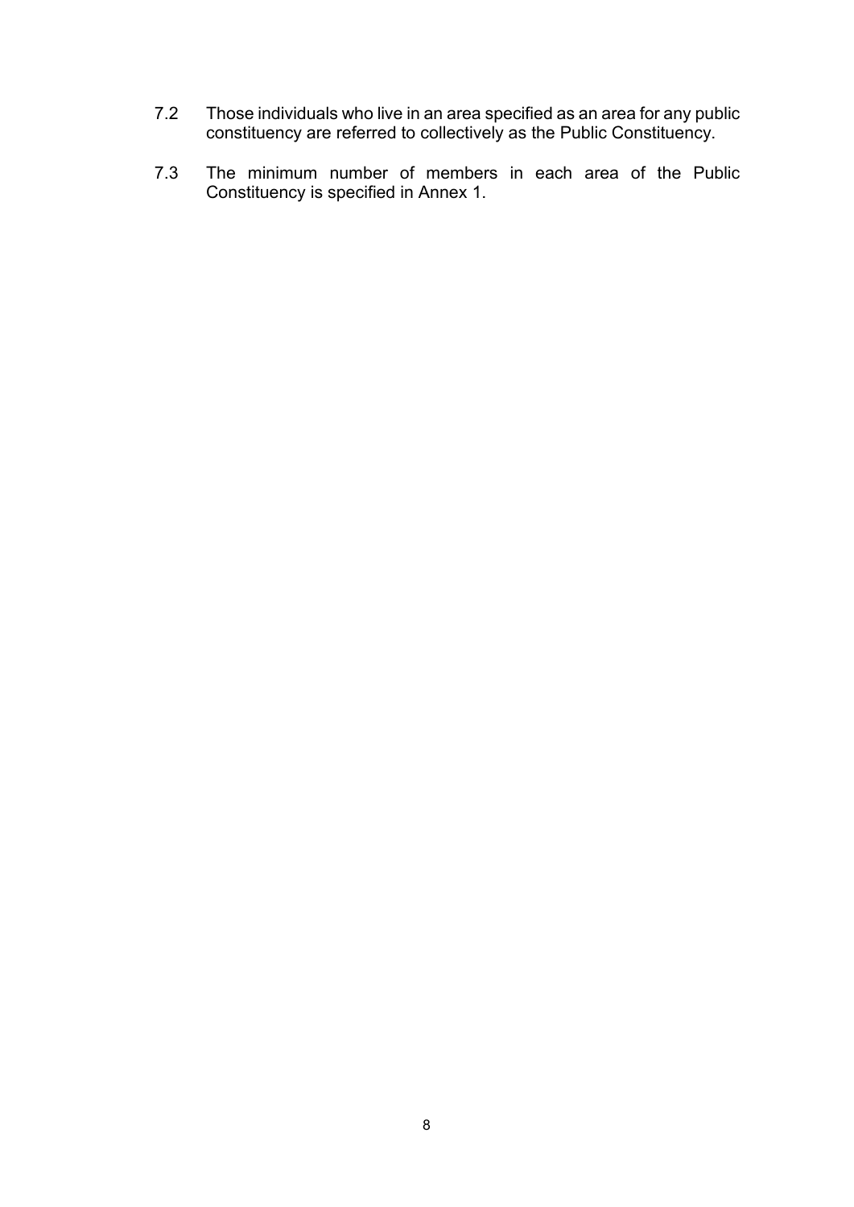7.2 Those individuals who live in an area specified as an area for any public constituency are referred to collectively as the Public Constituency.

7.3 The minimum number of members in each area of the Public Constituency is specified in Annex 1.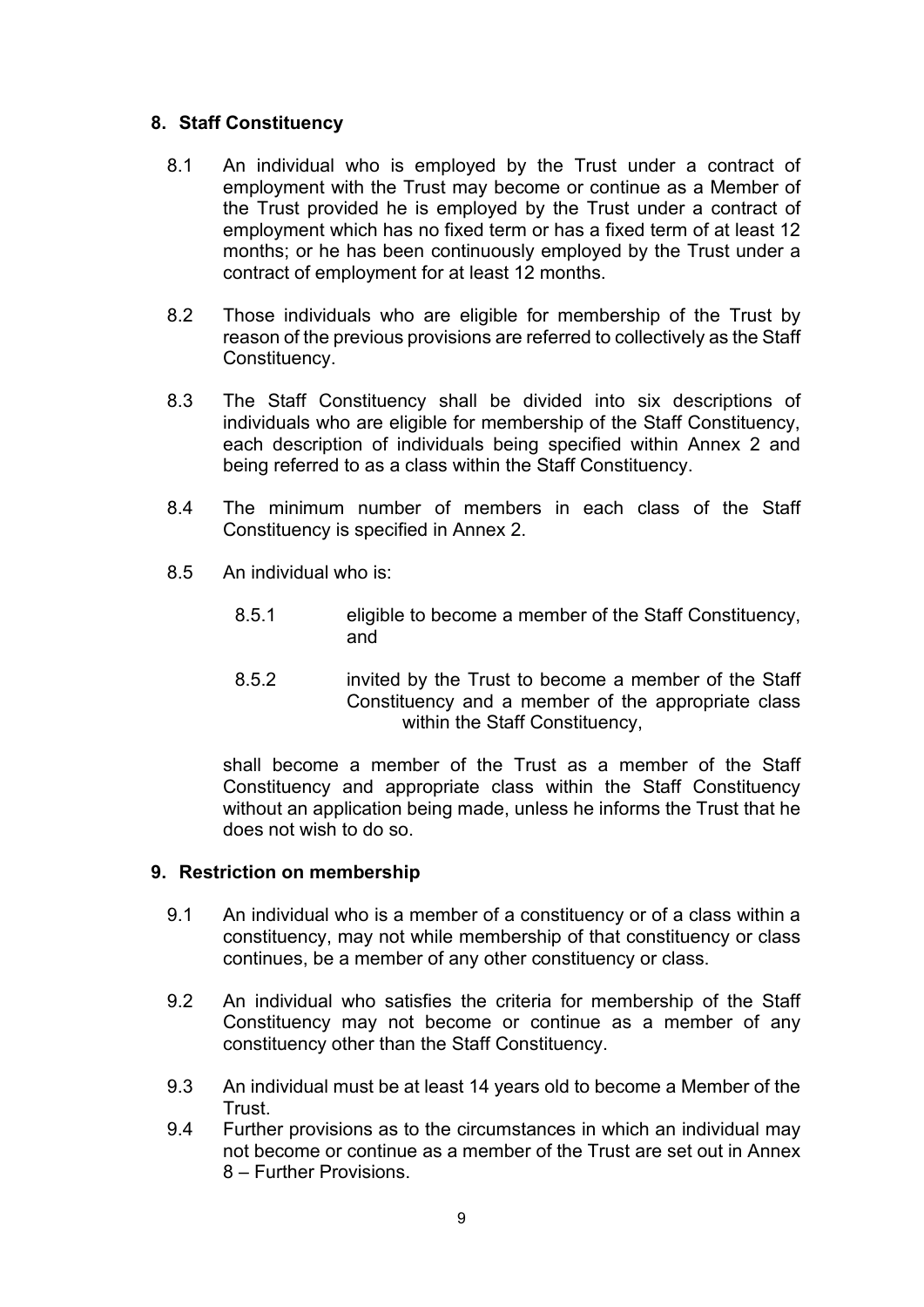## 8. Staff Constituency

8.1 An individual who is employed by the Trust under a contract of employment with the Trust may become or continue as a Member of the Trust provided he is employed by the Trust under a contract of employment which has no fixed term or has a fixed term of at least 12 months; or he has been continuously employed by the Trust under a contract of employment for at least 12 months.

8.2 Those individuals who are eligible for membership of the Trust by reason of the previous provisions are referred to collectively as the Staff Constituency.

8.3 The Staff Constituency shall be divided into six descriptions of individuals who are eligible for membership of the Staff Constituency, each description of individuals being specified within Annex 2 and being referred to as a class within the Staff Constituency.

8.4 The minimum number of members in each class of the Staff Constituency is specified in Annex 2.

8.5 An individual who is:

8.5.1 eligible to become a member of the Staff Constituency, and

8.5.2 invited by the Trust to become a member of the Staff Constituency and a member of the appropriate class within the Staff Constituency,

shall become a member of the Trust as a member of the Staff Constituency and appropriate class within the Staff Constituency without an application being made, unless he informs the Trust that he does not wish to do so.

## 9. Restriction on membership

9.1 An individual who is a member of a constituency or of a class within a constituency, may not while membership of that constituency or class continues, be a member of any other constituency or class.

9.2 An individual who satisfies the criteria for membership of the Staff Constituency may not become or continue as a member of any constituency other than the Staff Constituency.

9.3 An individual must be at least 14 years old to become a Member of the Trust.

9.4 Further provisions as to the circumstances in which an individual may not become or continue as a member of the Trust are set out in Annex 8 – Further Provisions.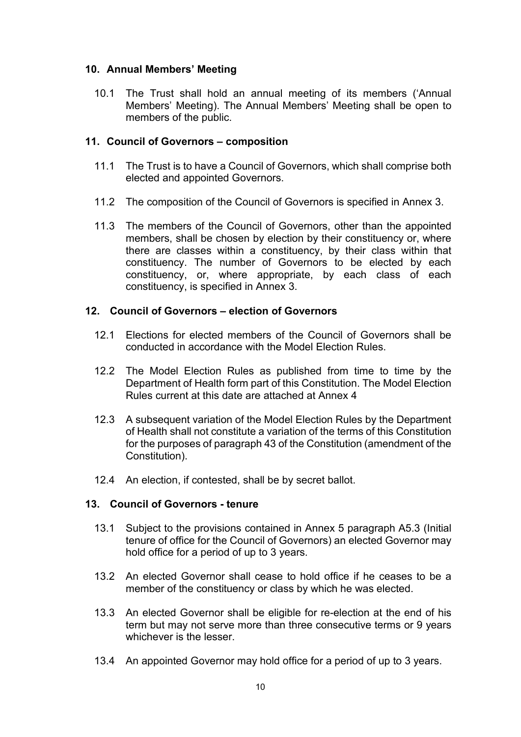## 10. Annual Members' Meeting

10.1 The Trust shall hold an annual meeting of its members ('Annual Members' Meeting). The Annual Members' Meeting shall be open to members of the public.

## 11. Council of Governors – composition

11.1 The Trust is to have a Council of Governors, which shall comprise both elected and appointed Governors.

11.2 The composition of the Council of Governors is specified in Annex 3.

11.3 The members of the Council of Governors, other than the appointed members, shall be chosen by election by their constituency or, where there are classes within a constituency, by their class within that constituency. The number of Governors to be elected by each constituency, or, where appropriate, by each class of each constituency, is specified in Annex 3.

## 12. Council of Governors – election of Governors

12.1 Elections for elected members of the Council of Governors shall be conducted in accordance with the Model Election Rules.

12.2 The Model Election Rules as published from time to time by the Department of Health form part of this Constitution. The Model Election Rules current at this date are attached at Annex 4

12.3 A subsequent variation of the Model Election Rules by the Department of Health shall not constitute a variation of the terms of this Constitution for the purposes of paragraph 43 of the Constitution (amendment of the Constitution).

12.4 An election, if contested, shall be by secret ballot.

## 13. Council of Governors - tenure

13.1 Subject to the provisions contained in Annex 5 paragraph A5.3 (Initial tenure of office for the Council of Governors) an elected Governor may hold office for a period of up to 3 years.

13.2 An elected Governor shall cease to hold office if he ceases to be a member of the constituency or class by which he was elected.

13.3 An elected Governor shall be eligible for re-election at the end of his term but may not serve more than three consecutive terms or 9 years whichever is the lesser.

13.4 An appointed Governor may hold office for a period of up to 3 years.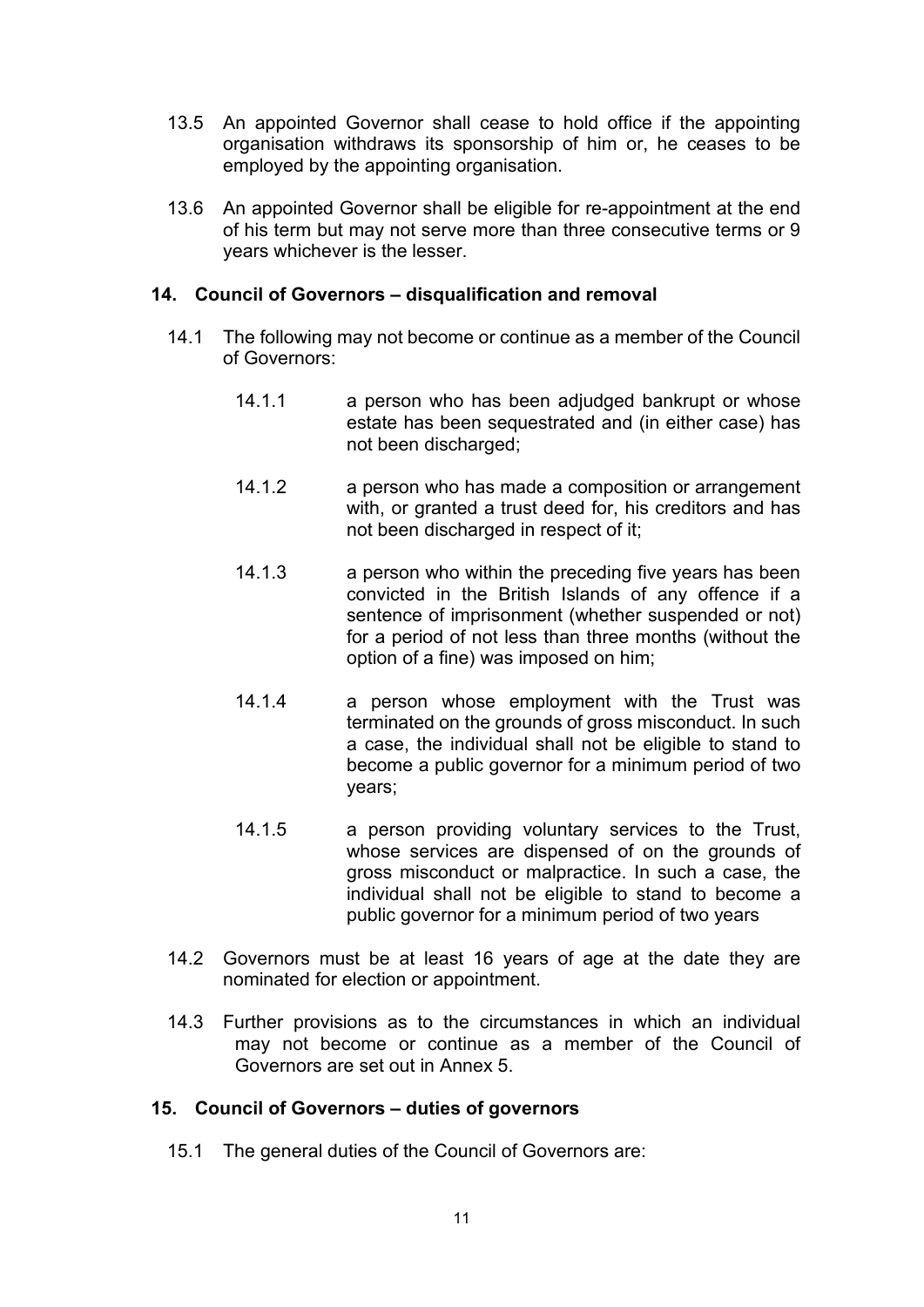13.5 An appointed Governor shall cease to hold office if the appointing organisation withdraws its sponsorship of him or, he ceases to be employed by the appointing organisation.

13.6 An appointed Governor shall be eligible for re-appointment at the end of his term but may not serve more than three consecutive terms or 9 years whichever is the lesser.

## 14. Council of Governors – disqualification and removal

14.1 The following may not become or continue as a member of the Council of Governors:

14.1.1 a person who has been adjudged bankrupt or whose estate has been sequestrated and (in either case) has not been discharged;

14.1.2 a person who has made a composition or arrangement with, or granted a trust deed for, his creditors and has not been discharged in respect of it;

14.1.3 a person who within the preceding five years has been convicted in the British Islands of any offence if a sentence of imprisonment (whether suspended or not) for a period of not less than three months (without the option of a fine) was imposed on him;

14.1.4 a person whose employment with the Trust was terminated on the grounds of gross misconduct. In such a case, the individual shall not be eligible to stand to become a public governor for a minimum period of two years;

14.1.5 a person providing voluntary services to the Trust, whose services are dispensed of on the grounds of gross misconduct or malpractice. In such a case, the individual shall not be eligible to stand to become a public governor for a minimum period of two years

14.2 Governors must be at least 16 years of age at the date they are nominated for election or appointment.

14.3 Further provisions as to the circumstances in which an individual may not become or continue as a member of the Council of Governors are set out in Annex 5.

## 15. Council of Governors – duties of governors

15.1 The general duties of the Council of Governors are: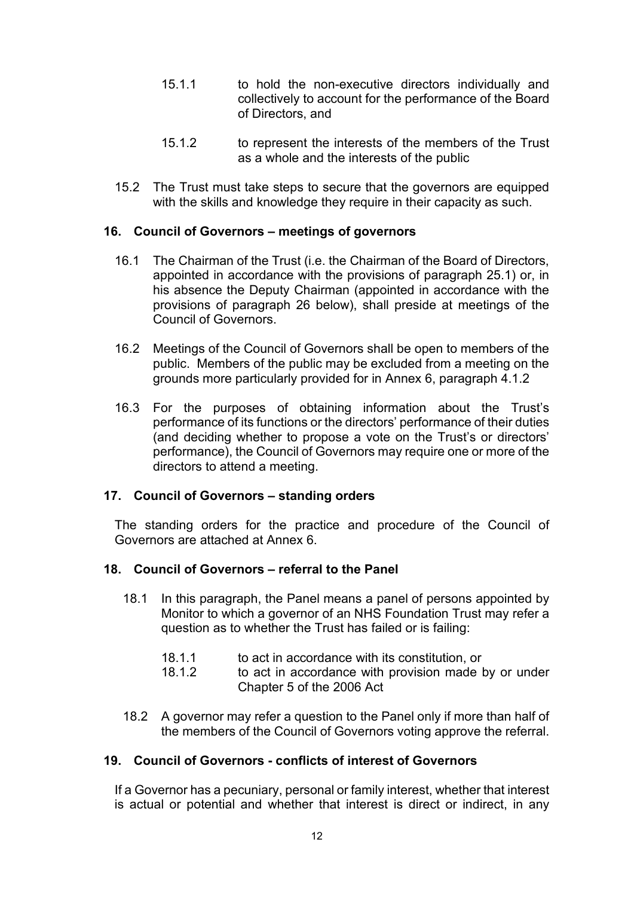15.1.1 to hold the non-executive directors individually and collectively to account for the performance of the Board of Directors, and

15.1.2 to represent the interests of the members of the Trust as a whole and the interests of the public

15.2 The Trust must take steps to secure that the governors are equipped with the skills and knowledge they require in their capacity as such.

### 16. Council of Governors – meetings of governors

16.1 The Chairman of the Trust (i.e. the Chairman of the Board of Directors, appointed in accordance with the provisions of paragraph 25.1) or, in his absence the Deputy Chairman (appointed in accordance with the provisions of paragraph 26 below), shall preside at meetings of the Council of Governors.

16.2 Meetings of the Council of Governors shall be open to members of the public. Members of the public may be excluded from a meeting on the grounds more particularly provided for in Annex 6, paragraph 4.1.2

16.3 For the purposes of obtaining information about the Trust's performance of its functions or the directors' performance of their duties (and deciding whether to propose a vote on the Trust's or directors' performance), the Council of Governors may require one or more of the directors to attend a meeting.

### 17. Council of Governors – standing orders

The standing orders for the practice and procedure of the Council of Governors are attached at Annex 6.

### 18. Council of Governors – referral to the Panel

18.1 In this paragraph, the Panel means a panel of persons appointed by Monitor to which a governor of an NHS Foundation Trust may refer a question as to whether the Trust has failed or is failing:

18.1.1 to act in accordance with its constitution, or

18.1.2 to act in accordance with provision made by or under Chapter 5 of the 2006 Act

18.2 A governor may refer a question to the Panel only if more than half of the members of the Council of Governors voting approve the referral.

### 19. Council of Governors - conflicts of interest of Governors

If a Governor has a pecuniary, personal or family interest, whether that interest is actual or potential and whether that interest is direct or indirect, in any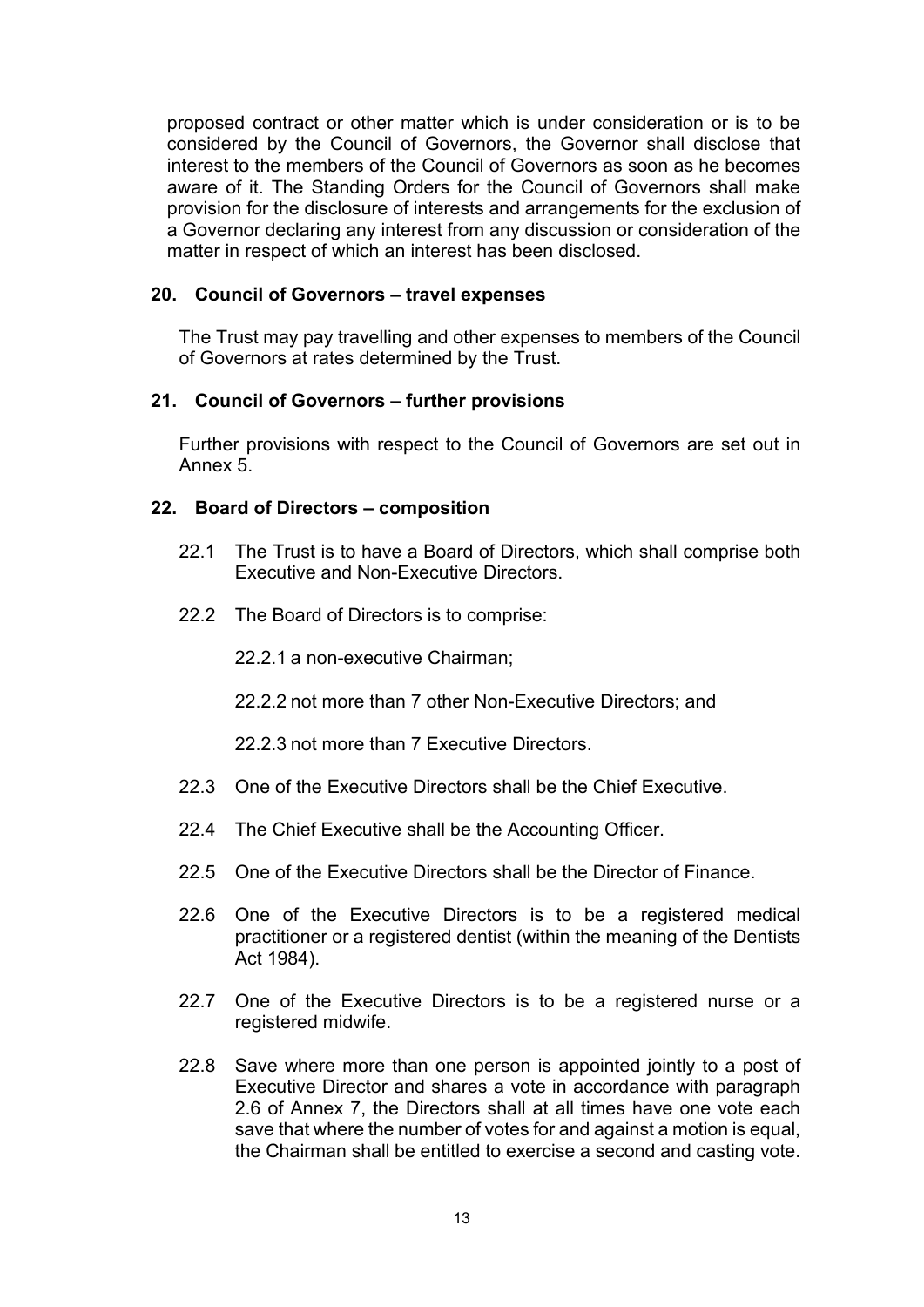proposed contract or other matter which is under consideration or is to be considered by the Council of Governors, the Governor shall disclose that interest to the members of the Council of Governors as soon as he becomes aware of it. The Standing Orders for the Council of Governors shall make provision for the disclosure of interests and arrangements for the exclusion of a Governor declaring any interest from any discussion or consideration of the matter in respect of which an interest has been disclosed.

## 20. Council of Governors – travel expenses

The Trust may pay travelling and other expenses to members of the Council of Governors at rates determined by the Trust.

## 21. Council of Governors – further provisions

Further provisions with respect to the Council of Governors are set out in Annex 5.

## 22. Board of Directors – composition

22.1 The Trust is to have a Board of Directors, which shall comprise both Executive and Non-Executive Directors.

22.2 The Board of Directors is to comprise:

22.2.1 a non-executive Chairman;

22.2.2 not more than 7 other Non-Executive Directors; and

22.2.3 not more than 7 Executive Directors.

22.3 One of the Executive Directors shall be the Chief Executive.

22.4 The Chief Executive shall be the Accounting Officer.

22.5 One of the Executive Directors shall be the Director of Finance.

22.6 One of the Executive Directors is to be a registered medical practitioner or a registered dentist (within the meaning of the Dentists Act 1984).

22.7 One of the Executive Directors is to be a registered nurse or a registered midwife.

22.8 Save where more than one person is appointed jointly to a post of Executive Director and shares a vote in accordance with paragraph 2.6 of Annex 7, the Directors shall at all times have one vote each save that where the number of votes for and against a motion is equal, the Chairman shall be entitled to exercise a second and casting vote.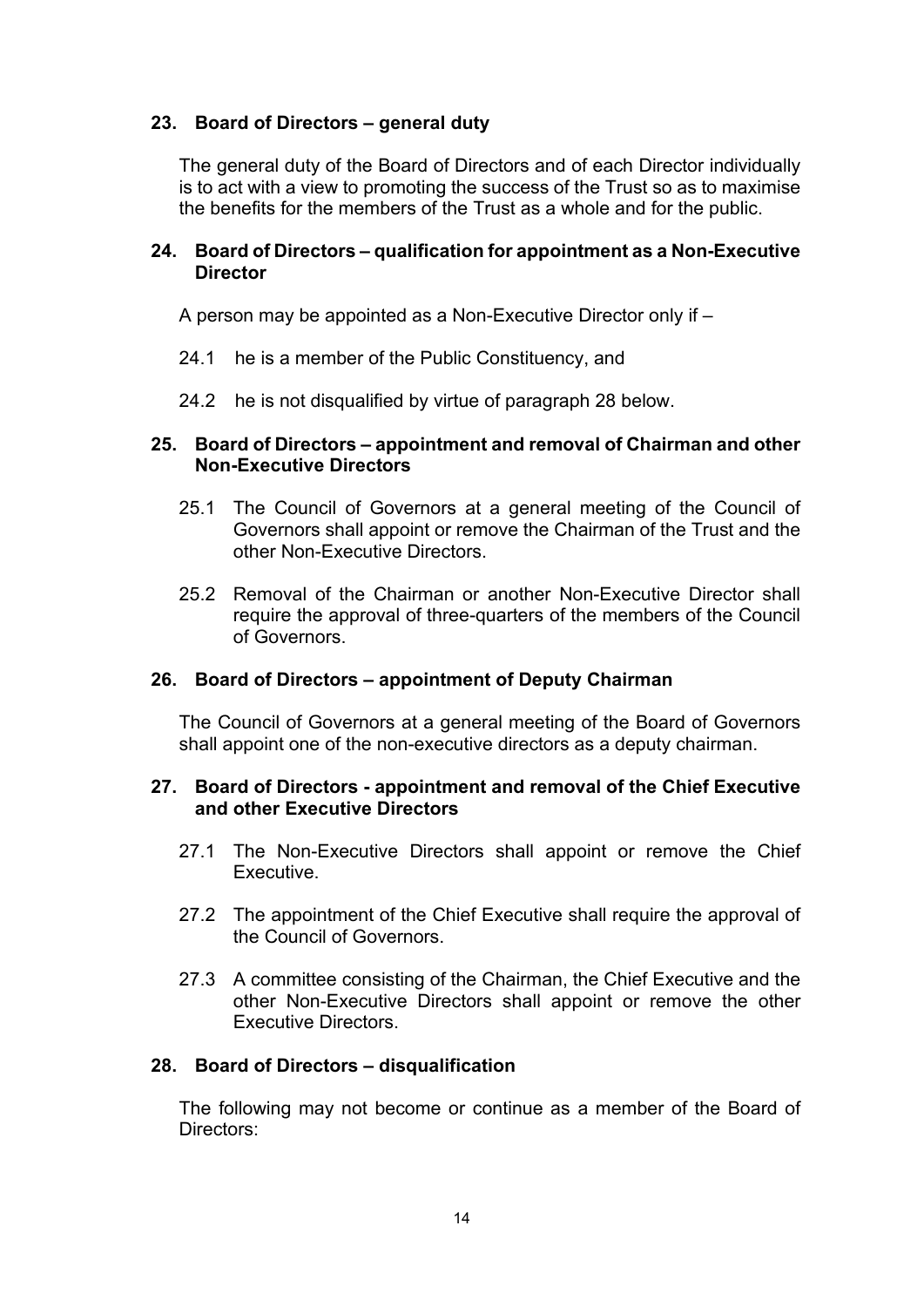### 23. Board of Directors – general duty

The general duty of the Board of Directors and of each Director individually is to act with a view to promoting the success of the Trust so as to maximise the benefits for the members of the Trust as a whole and for the public.

### 24. Board of Directors – qualification for appointment as a Non-Executive Director

A person may be appointed as a Non-Executive Director only if –

24.1 he is a member of the Public Constituency, and

24.2 he is not disqualified by virtue of paragraph 28 below.

### 25. Board of Directors – appointment and removal of Chairman and other Non-Executive Directors

25.1 The Council of Governors at a general meeting of the Council of Governors shall appoint or remove the Chairman of the Trust and the other Non-Executive Directors.

25.2 Removal of the Chairman or another Non-Executive Director shall require the approval of three-quarters of the members of the Council of Governors.

### 26. Board of Directors – appointment of Deputy Chairman

The Council of Governors at a general meeting of the Board of Governors shall appoint one of the non-executive directors as a deputy chairman.

### 27. Board of Directors - appointment and removal of the Chief Executive and other Executive Directors

27.1 The Non-Executive Directors shall appoint or remove the Chief Executive.

27.2 The appointment of the Chief Executive shall require the approval of the Council of Governors.

27.3 A committee consisting of the Chairman, the Chief Executive and the other Non-Executive Directors shall appoint or remove the other Executive Directors.

### 28. Board of Directors – disqualification

The following may not become or continue as a member of the Board of Directors: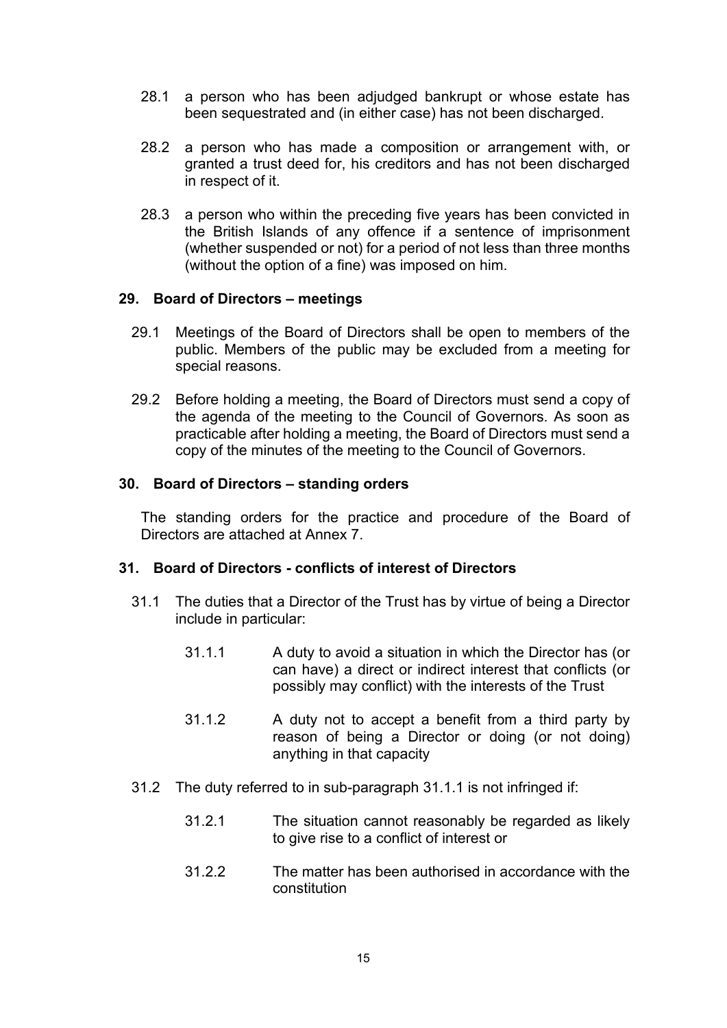28.1 a person who has been adjudged bankrupt or whose estate has been sequestrated and (in either case) has not been discharged.

28.2 a person who has made a composition or arrangement with, or granted a trust deed for, his creditors and has not been discharged in respect of it.

28.3 a person who within the preceding five years has been convicted in the British Islands of any offence if a sentence of imprisonment (whether suspended or not) for a period of not less than three months (without the option of a fine) was imposed on him.

## 29. Board of Directors – meetings

29.1 Meetings of the Board of Directors shall be open to members of the public. Members of the public may be excluded from a meeting for special reasons.

29.2 Before holding a meeting, the Board of Directors must send a copy of the agenda of the meeting to the Council of Governors. As soon as practicable after holding a meeting, the Board of Directors must send a copy of the minutes of the meeting to the Council of Governors.

## 30. Board of Directors – standing orders

The standing orders for the practice and procedure of the Board of Directors are attached at Annex 7.

## 31. Board of Directors - conflicts of interest of Directors

31.1 The duties that a Director of the Trust has by virtue of being a Director include in particular:

31.1.1 A duty to avoid a situation in which the Director has (or can have) a direct or indirect interest that conflicts (or possibly may conflict) with the interests of the Trust

31.1.2 A duty not to accept a benefit from a third party by reason of being a Director or doing (or not doing) anything in that capacity

31.2 The duty referred to in sub-paragraph 31.1.1 is not infringed if:

31.2.1 The situation cannot reasonably be regarded as likely to give rise to a conflict of interest or

31.2.2 The matter has been authorised in accordance with the constitution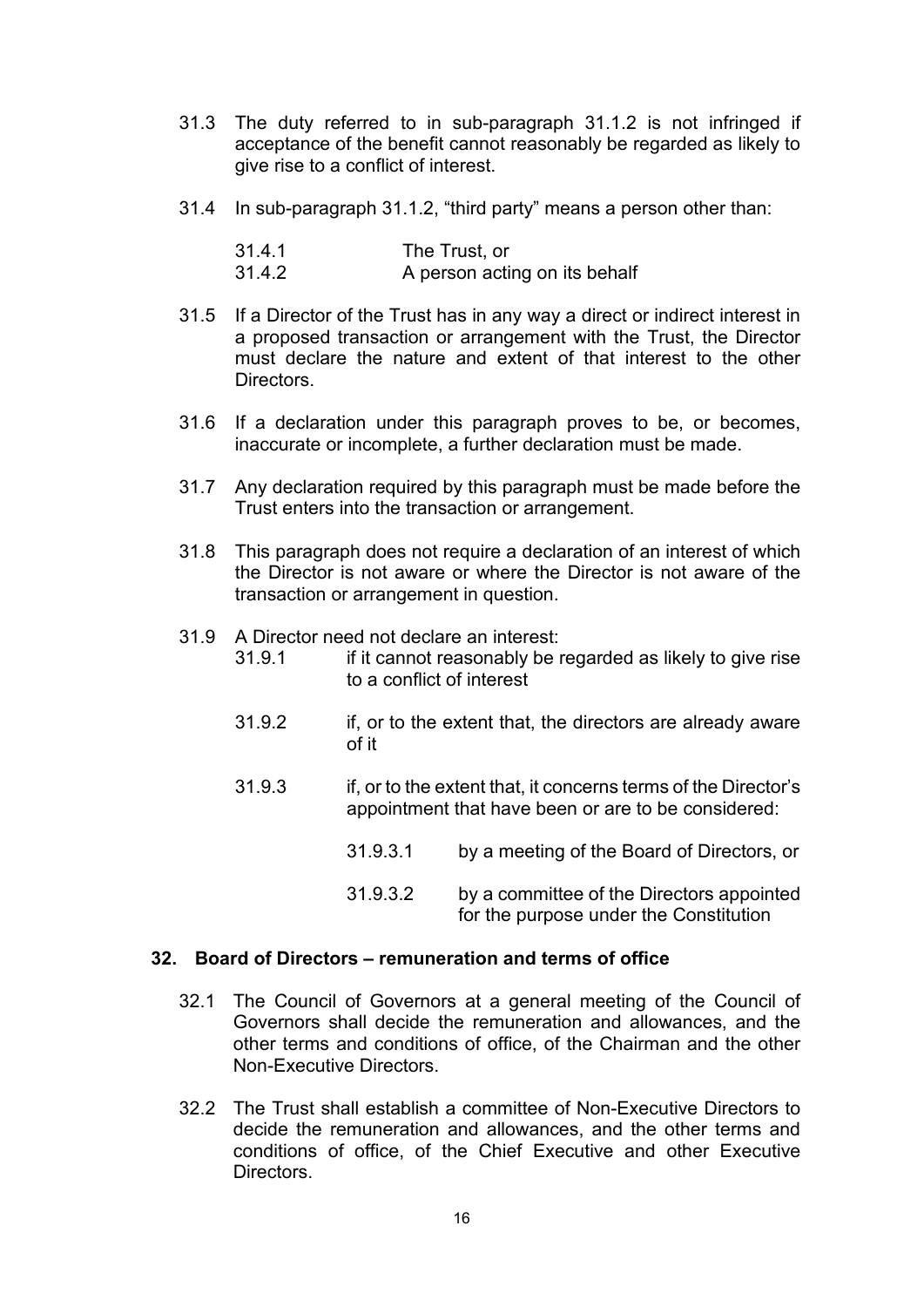31.3 The duty referred to in sub-paragraph 31.1.2 is not infringed if acceptance of the benefit cannot reasonably be regarded as likely to give rise to a conflict of interest.

31.4 In sub-paragraph 31.1.2, "third party" means a person other than:

31.4.1 The Trust, or
31.4.2 A person acting on its behalf

31.5 If a Director of the Trust has in any way a direct or indirect interest in a proposed transaction or arrangement with the Trust, the Director must declare the nature and extent of that interest to the other Directors.

31.6 If a declaration under this paragraph proves to be, or becomes, inaccurate or incomplete, a further declaration must be made.

31.7 Any declaration required by this paragraph must be made before the Trust enters into the transaction or arrangement.

31.8 This paragraph does not require a declaration of an interest of which the Director is not aware or where the Director is not aware of the transaction or arrangement in question.

31.9 A Director need not declare an interest:

31.9.1 if it cannot reasonably be regarded as likely to give rise to a conflict of interest

31.9.2 if, or to the extent that, the directors are already aware of it

31.9.3 if, or to the extent that, it concerns terms of the Director's appointment that have been or are to be considered:

31.9.3.1 by a meeting of the Board of Directors, or

31.9.3.2 by a committee of the Directors appointed for the purpose under the Constitution

## 32. Board of Directors – remuneration and terms of office

32.1 The Council of Governors at a general meeting of the Council of Governors shall decide the remuneration and allowances, and the other terms and conditions of office, of the Chairman and the other Non-Executive Directors.

32.2 The Trust shall establish a committee of Non-Executive Directors to decide the remuneration and allowances, and the other terms and conditions of office, of the Chief Executive and other Executive Directors.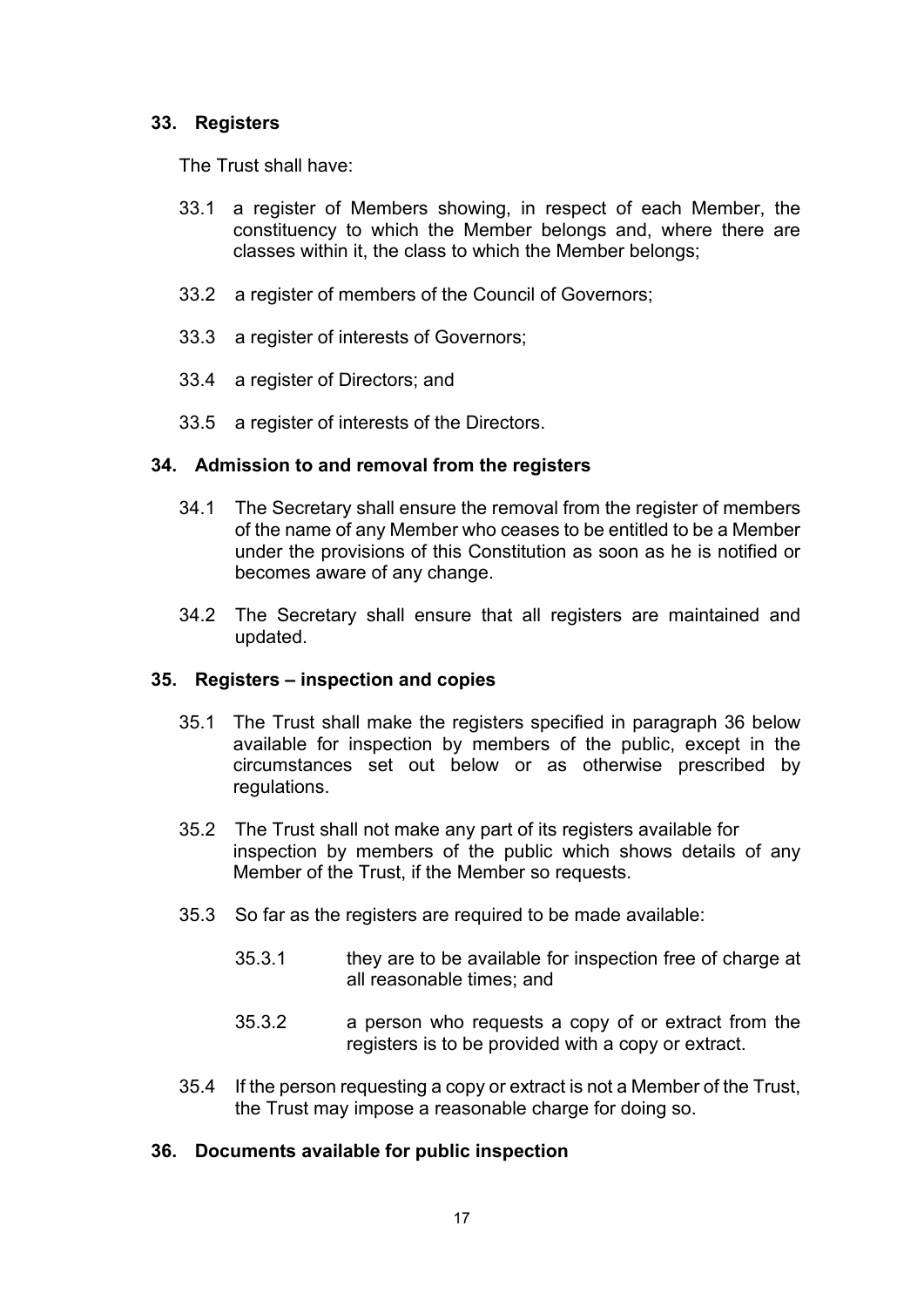## 33. Registers

The Trust shall have:

33.1 a register of Members showing, in respect of each Member, the constituency to which the Member belongs and, where there are classes within it, the class to which the Member belongs;

33.2 a register of members of the Council of Governors;

33.3 a register of interests of Governors;

33.4 a register of Directors; and

33.5 a register of interests of the Directors.

## 34. Admission to and removal from the registers

34.1 The Secretary shall ensure the removal from the register of members of the name of any Member who ceases to be entitled to be a Member under the provisions of this Constitution as soon as he is notified or becomes aware of any change.

34.2 The Secretary shall ensure that all registers are maintained and updated.

## 35. Registers – inspection and copies

35.1 The Trust shall make the registers specified in paragraph 36 below available for inspection by members of the public, except in the circumstances set out below or as otherwise prescribed by regulations.

35.2 The Trust shall not make any part of its registers available for inspection by members of the public which shows details of any Member of the Trust, if the Member so requests.

35.3 So far as the registers are required to be made available:

35.3.1 they are to be available for inspection free of charge at all reasonable times; and

35.3.2 a person who requests a copy of or extract from the registers is to be provided with a copy or extract.

35.4 If the person requesting a copy or extract is not a Member of the Trust, the Trust may impose a reasonable charge for doing so.

## 36. Documents available for public inspection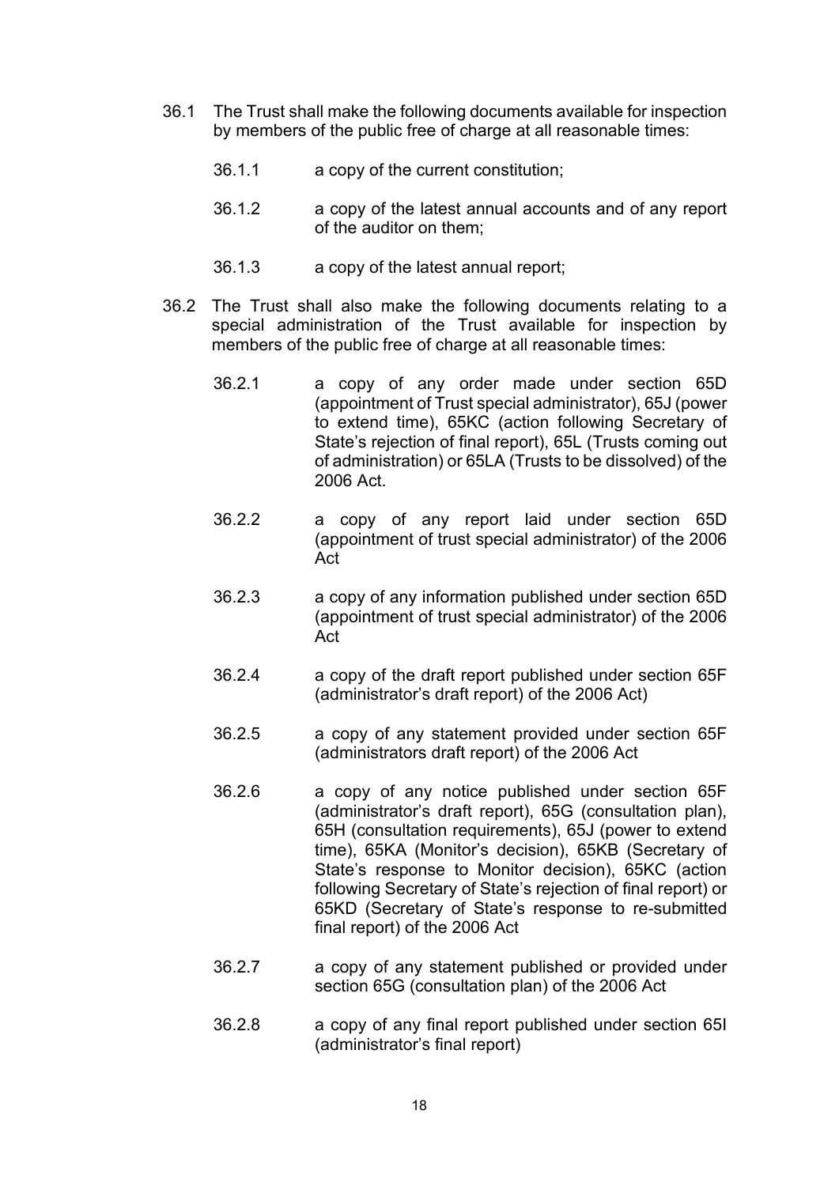36.1 The Trust shall make the following documents available for inspection by members of the public free of charge at all reasonable times:

36.1.1 a copy of the current constitution;

36.1.2 a copy of the latest annual accounts and of any report of the auditor on them;

36.1.3 a copy of the latest annual report;

36.2 The Trust shall also make the following documents relating to a special administration of the Trust available for inspection by members of the public free of charge at all reasonable times:

36.2.1 a copy of any order made under section 65D (appointment of Trust special administrator), 65J (power to extend time), 65KC (action following Secretary of State's rejection of final report), 65L (Trusts coming out of administration) or 65LA (Trusts to be dissolved) of the 2006 Act.

36.2.2 a copy of any report laid under section 65D (appointment of trust special administrator) of the 2006 Act

36.2.3 a copy of any information published under section 65D (appointment of trust special administrator) of the 2006 Act

36.2.4 a copy of the draft report published under section 65F (administrator's draft report) of the 2006 Act)

36.2.5 a copy of any statement provided under section 65F (administrators draft report) of the 2006 Act

36.2.6 a copy of any notice published under section 65F (administrator's draft report), 65G (consultation plan), 65H (consultation requirements), 65J (power to extend time), 65KA (Monitor's decision), 65KB (Secretary of State's response to Monitor decision), 65KC (action following Secretary of State's rejection of final report) or 65KD (Secretary of State's response to re-submitted final report) of the 2006 Act

36.2.7 a copy of any statement published or provided under section 65G (consultation plan) of the 2006 Act

36.2.8 a copy of any final report published under section 65I (administrator's final report)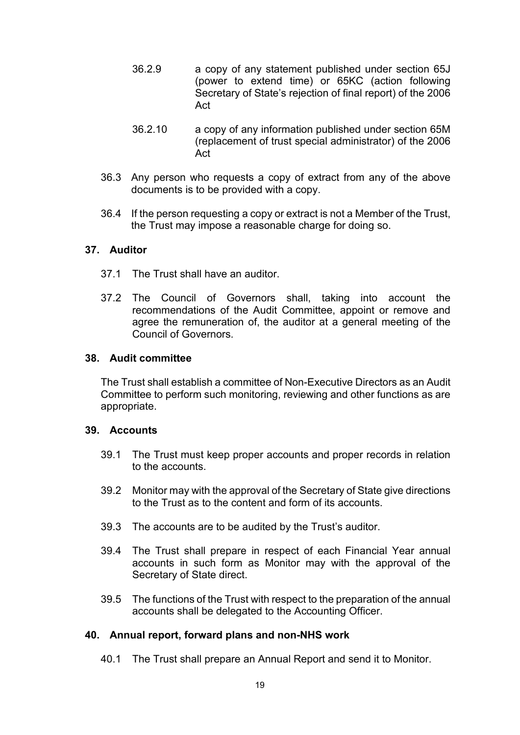36.2.9 a copy of any statement published under section 65J (power to extend time) or 65KC (action following Secretary of State's rejection of final report) of the 2006 Act

36.2.10 a copy of any information published under section 65M (replacement of trust special administrator) of the 2006 Act

36.3 Any person who requests a copy of extract from any of the above documents is to be provided with a copy.

36.4 If the person requesting a copy or extract is not a Member of the Trust, the Trust may impose a reasonable charge for doing so.

## 37. Auditor

37.1 The Trust shall have an auditor.

37.2 The Council of Governors shall, taking into account the recommendations of the Audit Committee, appoint or remove and agree the remuneration of, the auditor at a general meeting of the Council of Governors.

## 38. Audit committee

The Trust shall establish a committee of Non-Executive Directors as an Audit Committee to perform such monitoring, reviewing and other functions as are appropriate.

## 39. Accounts

39.1 The Trust must keep proper accounts and proper records in relation to the accounts.

39.2 Monitor may with the approval of the Secretary of State give directions to the Trust as to the content and form of its accounts.

39.3 The accounts are to be audited by the Trust's auditor.

39.4 The Trust shall prepare in respect of each Financial Year annual accounts in such form as Monitor may with the approval of the Secretary of State direct.

39.5 The functions of the Trust with respect to the preparation of the annual accounts shall be delegated to the Accounting Officer.

## 40. Annual report, forward plans and non-NHS work

40.1 The Trust shall prepare an Annual Report and send it to Monitor.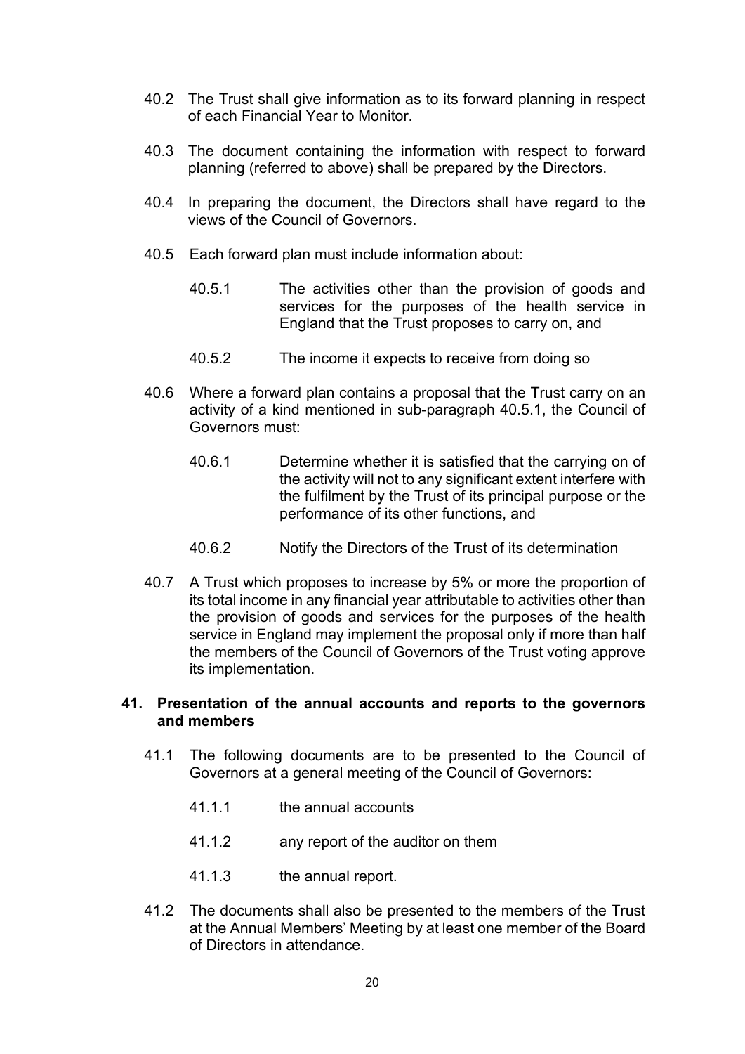40.2 The Trust shall give information as to its forward planning in respect of each Financial Year to Monitor.

40.3 The document containing the information with respect to forward planning (referred to above) shall be prepared by the Directors.

40.4 In preparing the document, the Directors shall have regard to the views of the Council of Governors.

40.5 Each forward plan must include information about:

40.5.1 The activities other than the provision of goods and services for the purposes of the health service in England that the Trust proposes to carry on, and

40.5.2 The income it expects to receive from doing so

40.6 Where a forward plan contains a proposal that the Trust carry on an activity of a kind mentioned in sub-paragraph 40.5.1, the Council of Governors must:

40.6.1 Determine whether it is satisfied that the carrying on of the activity will not to any significant extent interfere with the fulfilment by the Trust of its principal purpose or the performance of its other functions, and

40.6.2 Notify the Directors of the Trust of its determination

40.7 A Trust which proposes to increase by 5% or more the proportion of its total income in any financial year attributable to activities other than the provision of goods and services for the purposes of the health service in England may implement the proposal only if more than half the members of the Council of Governors of the Trust voting approve its implementation.

## 41. Presentation of the annual accounts and reports to the governors and members

41.1 The following documents are to be presented to the Council of Governors at a general meeting of the Council of Governors:

41.1.1 the annual accounts

41.1.2 any report of the auditor on them

41.1.3 the annual report.

41.2 The documents shall also be presented to the members of the Trust at the Annual Members' Meeting by at least one member of the Board of Directors in attendance.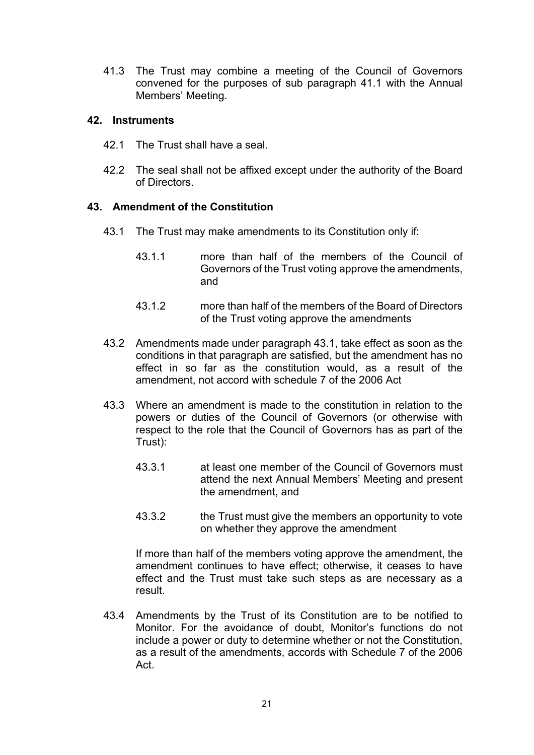41.3 The Trust may combine a meeting of the Council of Governors convened for the purposes of sub paragraph 41.1 with the Annual Members' Meeting.

## 42. Instruments

42.1 The Trust shall have a seal.

42.2 The seal shall not be affixed except under the authority of the Board of Directors.

## 43. Amendment of the Constitution

43.1 The Trust may make amendments to its Constitution only if:

43.1.1 more than half of the members of the Council of Governors of the Trust voting approve the amendments, and

43.1.2 more than half of the members of the Board of Directors of the Trust voting approve the amendments

43.2 Amendments made under paragraph 43.1, take effect as soon as the conditions in that paragraph are satisfied, but the amendment has no effect in so far as the constitution would, as a result of the amendment, not accord with schedule 7 of the 2006 Act

43.3 Where an amendment is made to the constitution in relation to the powers or duties of the Council of Governors (or otherwise with respect to the role that the Council of Governors has as part of the Trust):

43.3.1 at least one member of the Council of Governors must attend the next Annual Members' Meeting and present the amendment, and

43.3.2 the Trust must give the members an opportunity to vote on whether they approve the amendment

If more than half of the members voting approve the amendment, the amendment continues to have effect; otherwise, it ceases to have effect and the Trust must take such steps as are necessary as a result.

43.4 Amendments by the Trust of its Constitution are to be notified to Monitor. For the avoidance of doubt, Monitor's functions do not include a power or duty to determine whether or not the Constitution, as a result of the amendments, accords with Schedule 7 of the 2006 Act.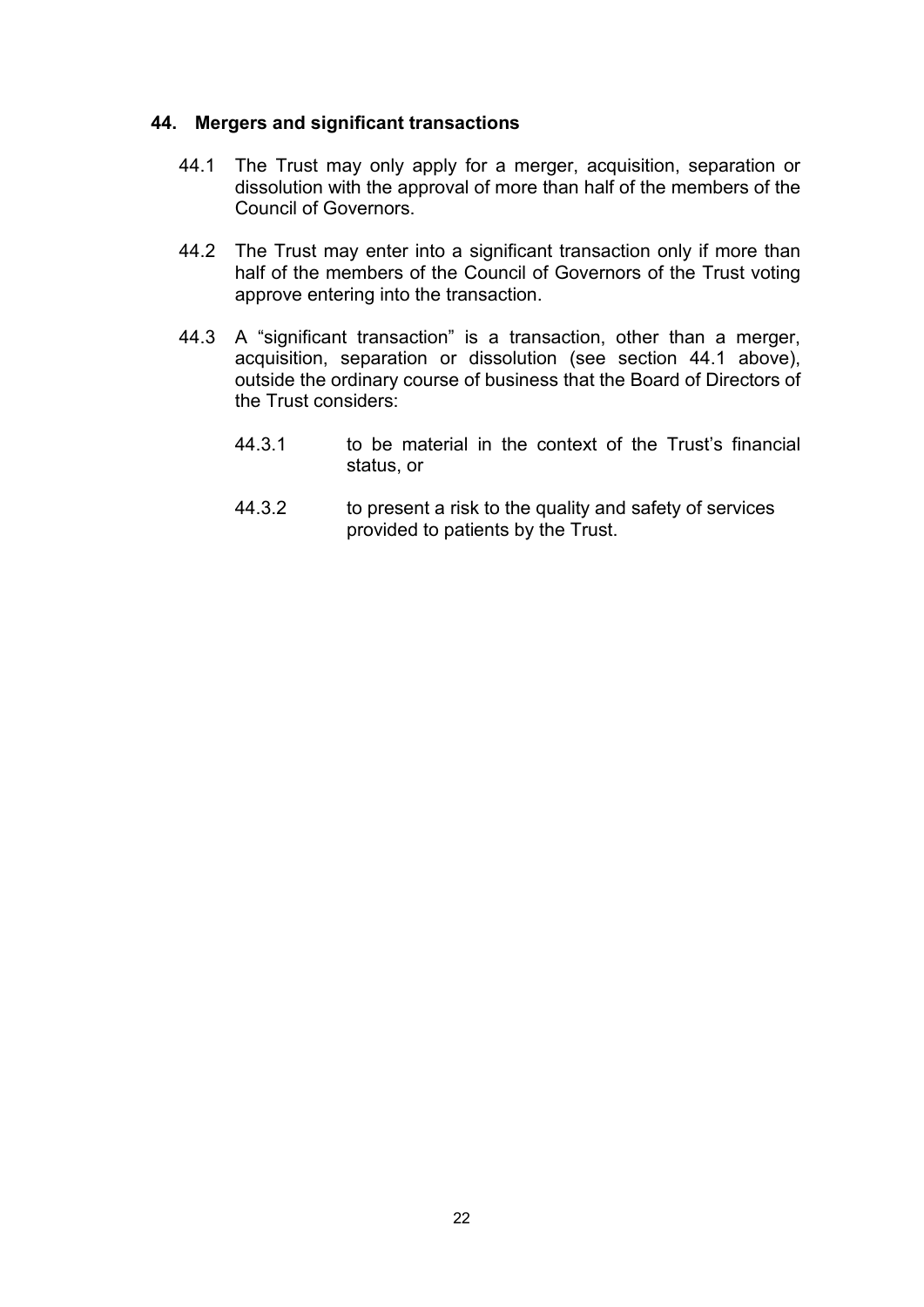## 44. Mergers and significant transactions

44.1 The Trust may only apply for a merger, acquisition, separation or dissolution with the approval of more than half of the members of the Council of Governors.

44.2 The Trust may enter into a significant transaction only if more than half of the members of the Council of Governors of the Trust voting approve entering into the transaction.

44.3 A "significant transaction" is a transaction, other than a merger, acquisition, separation or dissolution (see section 44.1 above), outside the ordinary course of business that the Board of Directors of the Trust considers:

44.3.1 to be material in the context of the Trust's financial status, or

44.3.2 to present a risk to the quality and safety of services provided to patients by the Trust.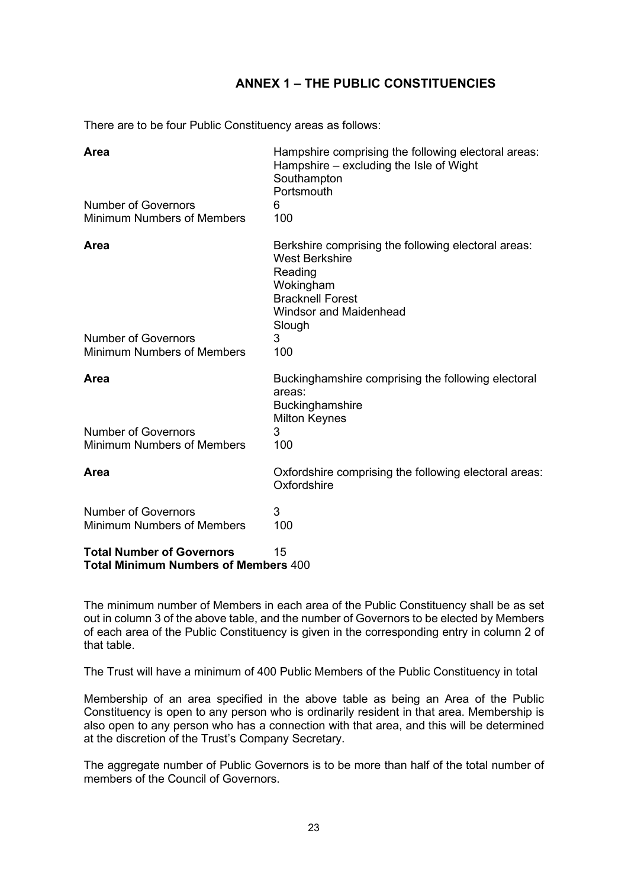## ANNEX 1 – THE PUBLIC CONSTITUENCIES

There are to be four Public Constituency areas as follows:

| | |
|---|---|
| **Area** | Hampshire comprising the following electoral areas:<br>Hampshire – excluding the Isle of Wight<br>Southampton<br>Portsmouth |
| Number of Governors | 6 |
| Minimum Numbers of Members | 100 |
| **Area** | Berkshire comprising the following electoral areas:<br>West Berkshire<br>Reading<br>Wokingham<br>Bracknell Forest<br>Windsor and Maidenhead<br>Slough |
| Number of Governors | 3 |
| Minimum Numbers of Members | 100 |
| **Area** | Buckinghamshire comprising the following electoral areas:<br>Buckinghamshire<br>Milton Keynes |
| Number of Governors | 3 |
| Minimum Numbers of Members | 100 |
| **Area** | Oxfordshire comprising the following electoral areas:<br>Oxfordshire |
| Number of Governors | 3 |
| Minimum Numbers of Members | 100 |
| **Total Number of Governors** | 15 |
| **Total Minimum Numbers of Members** | 400 |

The minimum number of Members in each area of the Public Constituency shall be as set out in column 3 of the above table, and the number of Governors to be elected by Members of each area of the Public Constituency is given in the corresponding entry in column 2 of that table.

The Trust will have a minimum of 400 Public Members of the Public Constituency in total

Membership of an area specified in the above table as being an Area of the Public Constituency is open to any person who is ordinarily resident in that area. Membership is also open to any person who has a connection with that area, and this will be determined at the discretion of the Trust's Company Secretary.

The aggregate number of Public Governors is to be more than half of the total number of members of the Council of Governors.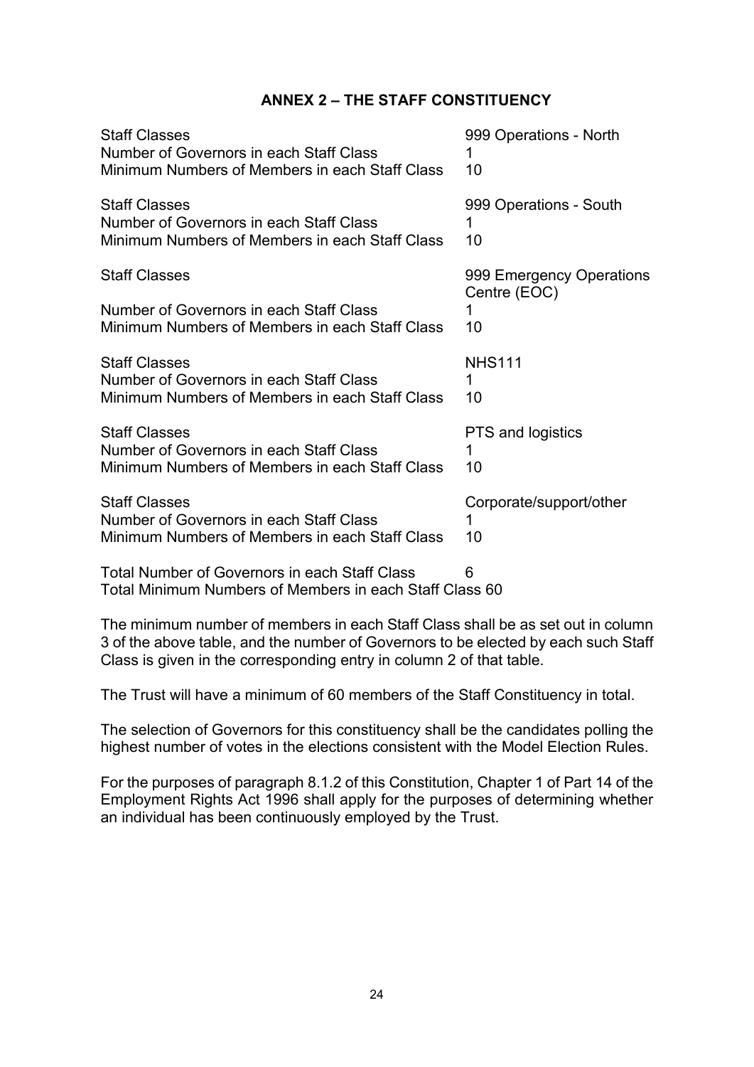## ANNEX 2 – THE STAFF CONSTITUENCY

| | |
|---|---|
| Staff Classes | 999 Operations - North |
| Number of Governors in each Staff Class | 1 |
| Minimum Numbers of Members in each Staff Class | 10 |
| Staff Classes | 999 Operations - South |
| Number of Governors in each Staff Class | 1 |
| Minimum Numbers of Members in each Staff Class | 10 |
| Staff Classes | 999 Emergency Operations Centre (EOC) |
| Number of Governors in each Staff Class | 1 |
| Minimum Numbers of Members in each Staff Class | 10 |
| Staff Classes | NHS111 |
| Number of Governors in each Staff Class | 1 |
| Minimum Numbers of Members in each Staff Class | 10 |
| Staff Classes | PTS and logistics |
| Number of Governors in each Staff Class | 1 |
| Minimum Numbers of Members in each Staff Class | 10 |
| Staff Classes | Corporate/support/other |
| Number of Governors in each Staff Class | 1 |
| Minimum Numbers of Members in each Staff Class | 10 |
| Total Number of Governors in each Staff Class | 6 |
| Total Minimum Numbers of Members in each Staff Class | 60 |

The minimum number of members in each Staff Class shall be as set out in column 3 of the above table, and the number of Governors to be elected by each such Staff Class is given in the corresponding entry in column 2 of that table.

The Trust will have a minimum of 60 members of the Staff Constituency in total.

The selection of Governors for this constituency shall be the candidates polling the highest number of votes in the elections consistent with the Model Election Rules.

For the purposes of paragraph 8.1.2 of this Constitution, Chapter 1 of Part 14 of the Employment Rights Act 1996 shall apply for the purposes of determining whether an individual has been continuously employed by the Trust.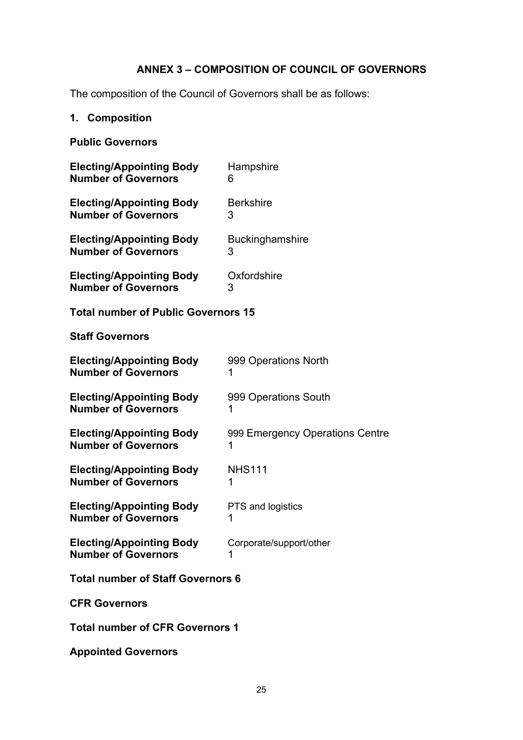## ANNEX 3 – COMPOSITION OF COUNCIL OF GOVERNORS

The composition of the Council of Governors shall be as follows:

### 1. Composition

**Public Governors**

**Electing/Appointing Body** Hampshire
**Number of Governors** 6

**Electing/Appointing Body** Berkshire
**Number of Governors** 3

**Electing/Appointing Body** Buckinghamshire
**Number of Governors** 3

**Electing/Appointing Body** Oxfordshire
**Number of Governors** 3

**Total number of Public Governors 15**

**Staff Governors**

**Electing/Appointing Body** 999 Operations North
**Number of Governors** 1

**Electing/Appointing Body** 999 Operations South
**Number of Governors** 1

**Electing/Appointing Body** 999 Emergency Operations Centre
**Number of Governors** 1

**Electing/Appointing Body** NHS111
**Number of Governors** 1

**Electing/Appointing Body** PTS and logistics
**Number of Governors** 1

**Electing/Appointing Body** Corporate/support/other
**Number of Governors** 1

**Total number of Staff Governors 6**

**CFR Governors**

**Total number of CFR Governors 1**

**Appointed Governors**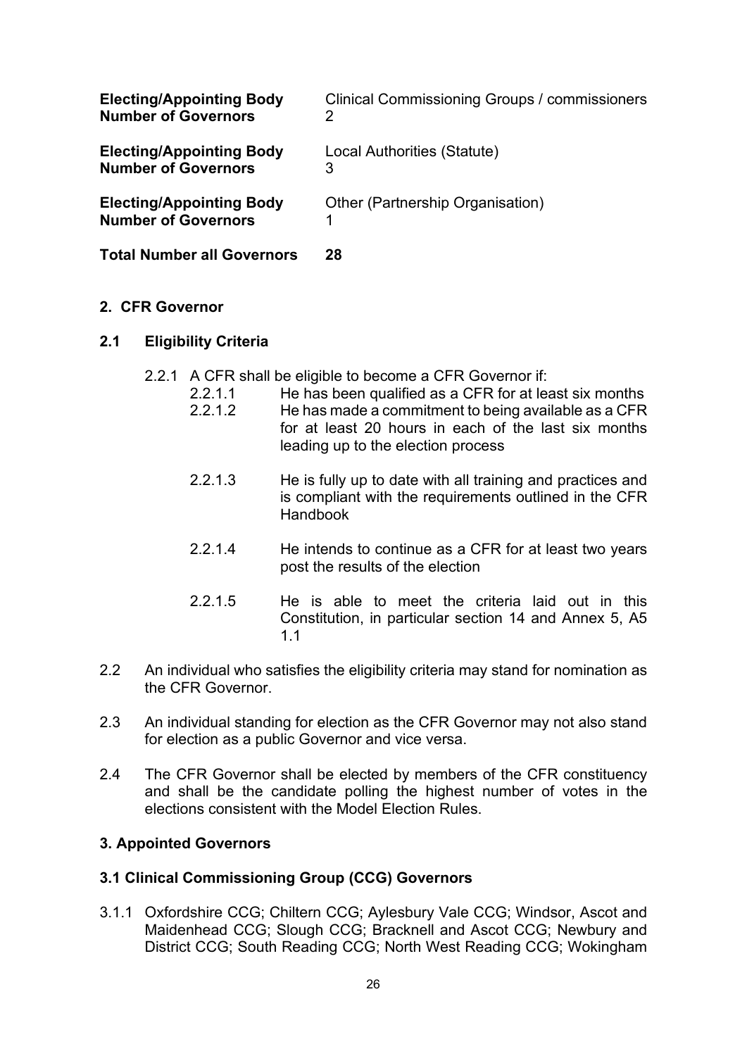| | |
|---|---|
| **Electing/Appointing Body** | Clinical Commissioning Groups / commissioners |
| **Number of Governors** | 2 |
| **Electing/Appointing Body** | Local Authorities (Statute) |
| **Number of Governors** | 3 |
| **Electing/Appointing Body** | Other (Partnership Organisation) |
| **Number of Governors** | 1 |
| **Total Number all Governors** | **28** |

## 2. CFR Governor

### 2.1 Eligibility Criteria

2.2.1 A CFR shall be eligible to become a CFR Governor if:

- 2.2.1.1 He has been qualified as a CFR for at least six months
- 2.2.1.2 He has made a commitment to being available as a CFR for at least 20 hours in each of the last six months leading up to the election process
- 2.2.1.3 He is fully up to date with all training and practices and is compliant with the requirements outlined in the CFR Handbook
- 2.2.1.4 He intends to continue as a CFR for at least two years post the results of the election
- 2.2.1.5 He is able to meet the criteria laid out in this Constitution, in particular section 14 and Annex 5, A5 1.1

2.2 An individual who satisfies the eligibility criteria may stand for nomination as the CFR Governor.

2.3 An individual standing for election as the CFR Governor may not also stand for election as a public Governor and vice versa.

2.4 The CFR Governor shall be elected by members of the CFR constituency and shall be the candidate polling the highest number of votes in the elections consistent with the Model Election Rules.

## 3. Appointed Governors

### 3.1 Clinical Commissioning Group (CCG) Governors

3.1.1 Oxfordshire CCG; Chiltern CCG; Aylesbury Vale CCG; Windsor, Ascot and Maidenhead CCG; Slough CCG; Bracknell and Ascot CCG; Newbury and District CCG; South Reading CCG; North West Reading CCG; Wokingham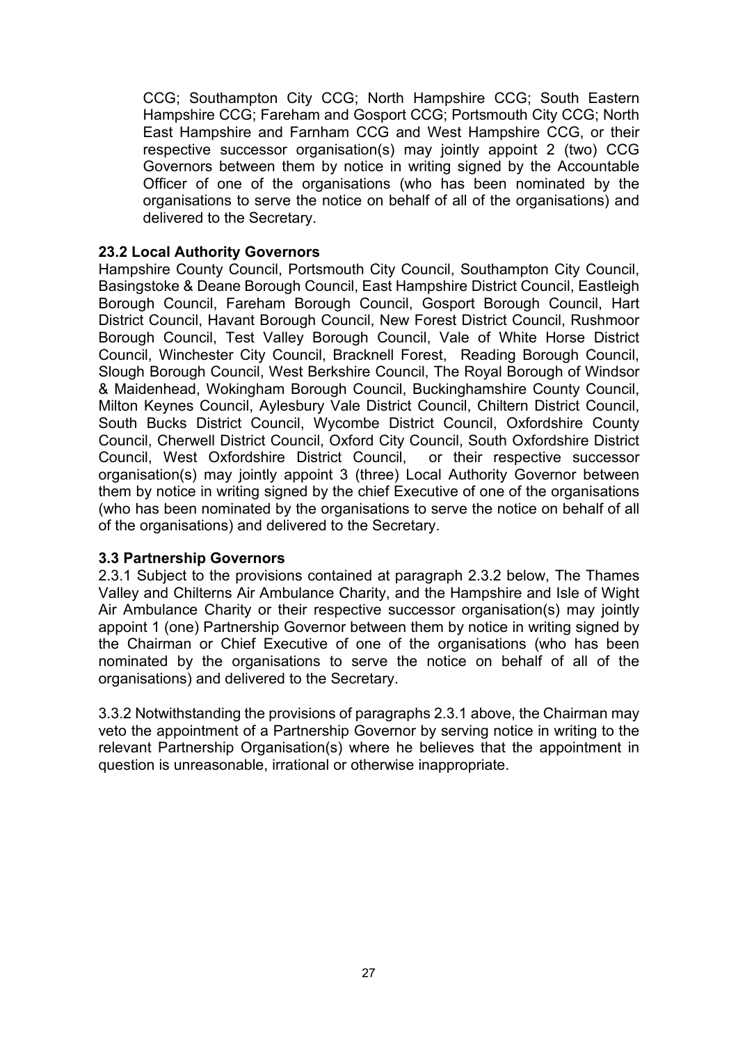CCG; Southampton City CCG; North Hampshire CCG; South Eastern Hampshire CCG; Fareham and Gosport CCG; Portsmouth City CCG; North East Hampshire and Farnham CCG and West Hampshire CCG, or their respective successor organisation(s) may jointly appoint 2 (two) CCG Governors between them by notice in writing signed by the Accountable Officer of one of the organisations (who has been nominated by the organisations to serve the notice on behalf of all of the organisations) and delivered to the Secretary.

**23.2 Local Authority Governors**

Hampshire County Council, Portsmouth City Council, Southampton City Council, Basingstoke & Deane Borough Council, East Hampshire District Council, Eastleigh Borough Council, Fareham Borough Council, Gosport Borough Council, Hart District Council, Havant Borough Council, New Forest District Council, Rushmoor Borough Council, Test Valley Borough Council, Vale of White Horse District Council, Winchester City Council, Bracknell Forest, Reading Borough Council, Slough Borough Council, West Berkshire Council, The Royal Borough of Windsor & Maidenhead, Wokingham Borough Council, Buckinghamshire County Council, Milton Keynes Council, Aylesbury Vale District Council, Chiltern District Council, South Bucks District Council, Wycombe District Council, Oxfordshire County Council, Cherwell District Council, Oxford City Council, South Oxfordshire District Council, West Oxfordshire District Council, or their respective successor organisation(s) may jointly appoint 3 (three) Local Authority Governor between them by notice in writing signed by the chief Executive of one of the organisations (who has been nominated by the organisations to serve the notice on behalf of all of the organisations) and delivered to the Secretary.

**3.3 Partnership Governors**

2.3.1 Subject to the provisions contained at paragraph 2.3.2 below, The Thames Valley and Chilterns Air Ambulance Charity, and the Hampshire and Isle of Wight Air Ambulance Charity or their respective successor organisation(s) may jointly appoint 1 (one) Partnership Governor between them by notice in writing signed by the Chairman or Chief Executive of one of the organisations (who has been nominated by the organisations to serve the notice on behalf of all of the organisations) and delivered to the Secretary.

3.3.2 Notwithstanding the provisions of paragraphs 2.3.1 above, the Chairman may veto the appointment of a Partnership Governor by serving notice in writing to the relevant Partnership Organisation(s) where he believes that the appointment in question is unreasonable, irrational or otherwise inappropriate.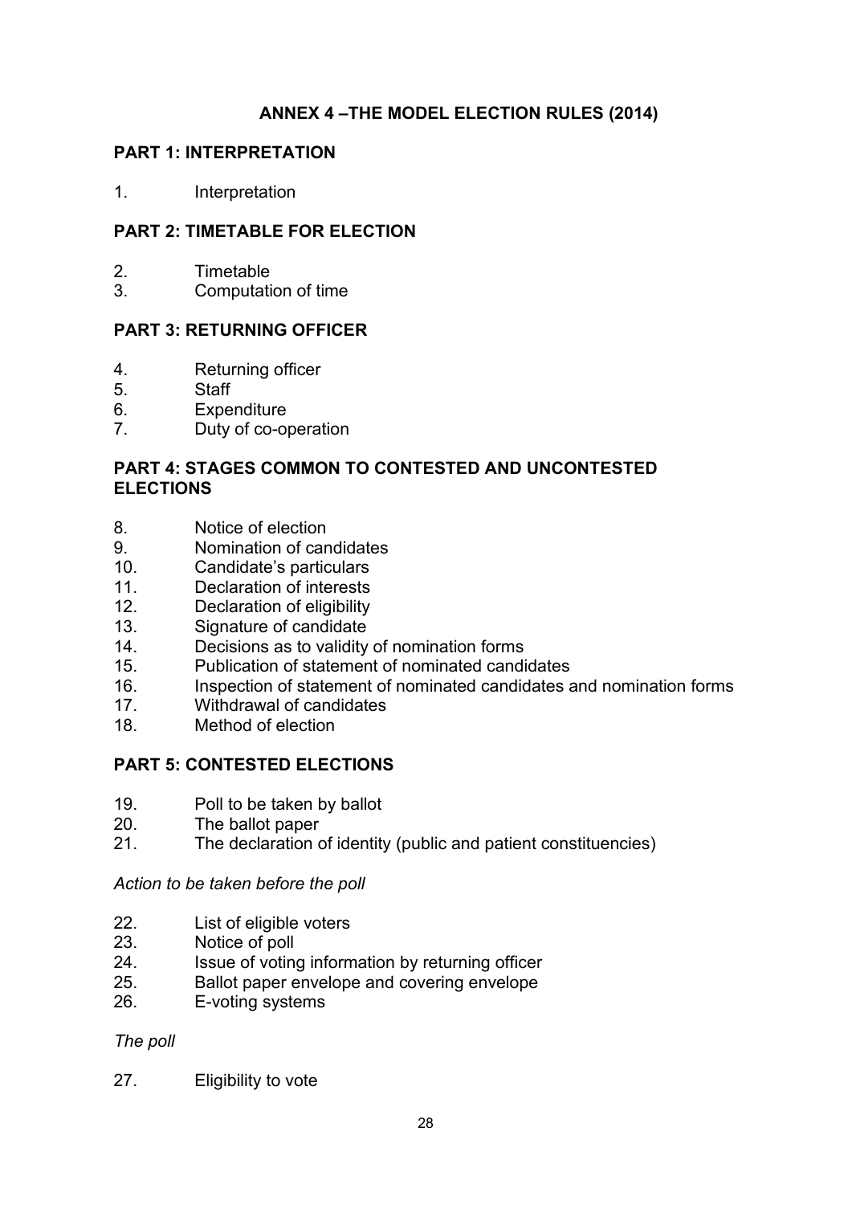# ANNEX 4 –THE MODEL ELECTION RULES (2014)

## PART 1: INTERPRETATION

1. Interpretation

## PART 2: TIMETABLE FOR ELECTION

2. Timetable
3. Computation of time

## PART 3: RETURNING OFFICER

4. Returning officer
5. Staff
6. Expenditure
7. Duty of co-operation

## PART 4: STAGES COMMON TO CONTESTED AND UNCONTESTED ELECTIONS

8. Notice of election
9. Nomination of candidates
10. Candidate's particulars
11. Declaration of interests
12. Declaration of eligibility
13. Signature of candidate
14. Decisions as to validity of nomination forms
15. Publication of statement of nominated candidates
16. Inspection of statement of nominated candidates and nomination forms
17. Withdrawal of candidates
18. Method of election

## PART 5: CONTESTED ELECTIONS

19. Poll to be taken by ballot
20. The ballot paper
21. The declaration of identity (public and patient constituencies)

*Action to be taken before the poll*

22. List of eligible voters
23. Notice of poll
24. Issue of voting information by returning officer
25. Ballot paper envelope and covering envelope
26. E-voting systems

*The poll*

27. Eligibility to vote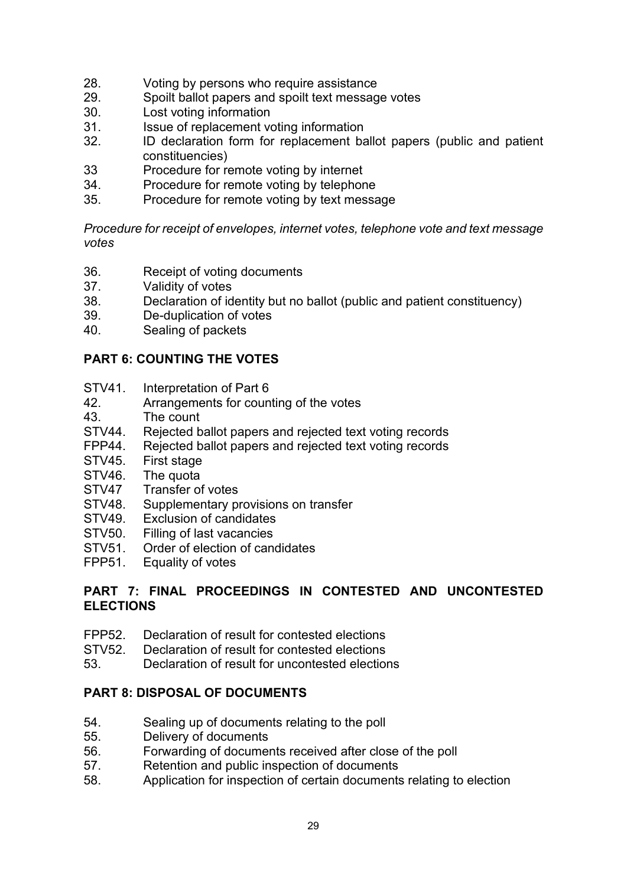28. Voting by persons who require assistance
29. Spoilt ballot papers and spoilt text message votes
30. Lost voting information
31. Issue of replacement voting information
32. ID declaration form for replacement ballot papers (public and patient constituencies)
33 Procedure for remote voting by internet
34. Procedure for remote voting by telephone
35. Procedure for remote voting by text message

*Procedure for receipt of envelopes, internet votes, telephone vote and text message votes*

36. Receipt of voting documents
37. Validity of votes
38. Declaration of identity but no ballot (public and patient constituency)
39. De-duplication of votes
40. Sealing of packets

**PART 6: COUNTING THE VOTES**

STV41. Interpretation of Part 6
42. Arrangements for counting of the votes
43. The count
STV44. Rejected ballot papers and rejected text voting records
FPP44. Rejected ballot papers and rejected text voting records
STV45. First stage
STV46. The quota
STV47 Transfer of votes
STV48. Supplementary provisions on transfer
STV49. Exclusion of candidates
STV50. Filling of last vacancies
STV51. Order of election of candidates
FPP51. Equality of votes

**PART 7: FINAL PROCEEDINGS IN CONTESTED AND UNCONTESTED ELECTIONS**

FPP52. Declaration of result for contested elections
STV52. Declaration of result for contested elections
53. Declaration of result for uncontested elections

**PART 8: DISPOSAL OF DOCUMENTS**

54. Sealing up of documents relating to the poll
55. Delivery of documents
56. Forwarding of documents received after close of the poll
57. Retention and public inspection of documents
58. Application for inspection of certain documents relating to election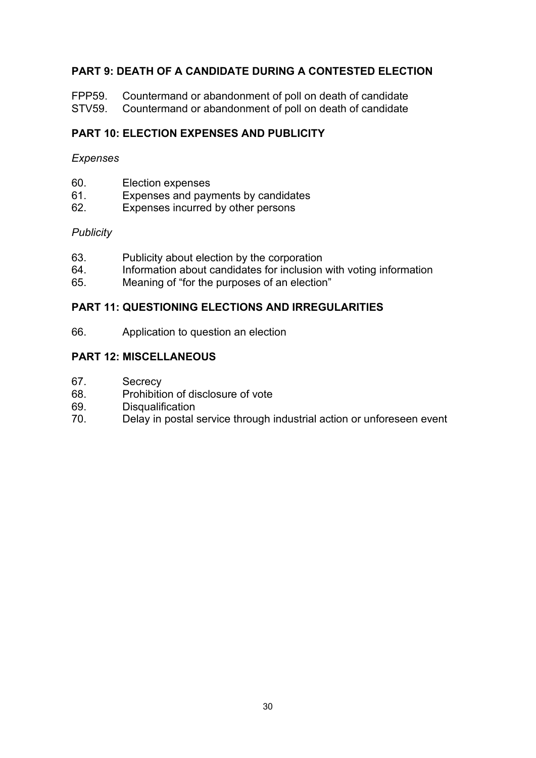**PART 9: DEATH OF A CANDIDATE DURING A CONTESTED ELECTION**

FPP59. Countermand or abandonment of poll on death of candidate
STV59. Countermand or abandonment of poll on death of candidate

**PART 10: ELECTION EXPENSES AND PUBLICITY**

*Expenses*

60. Election expenses
61. Expenses and payments by candidates
62. Expenses incurred by other persons

*Publicity*

63. Publicity about election by the corporation
64. Information about candidates for inclusion with voting information
65. Meaning of "for the purposes of an election"

**PART 11: QUESTIONING ELECTIONS AND IRREGULARITIES**

66. Application to question an election

**PART 12: MISCELLANEOUS**

67. Secrecy
68. Prohibition of disclosure of vote
69. Disqualification
70. Delay in postal service through industrial action or unforeseen event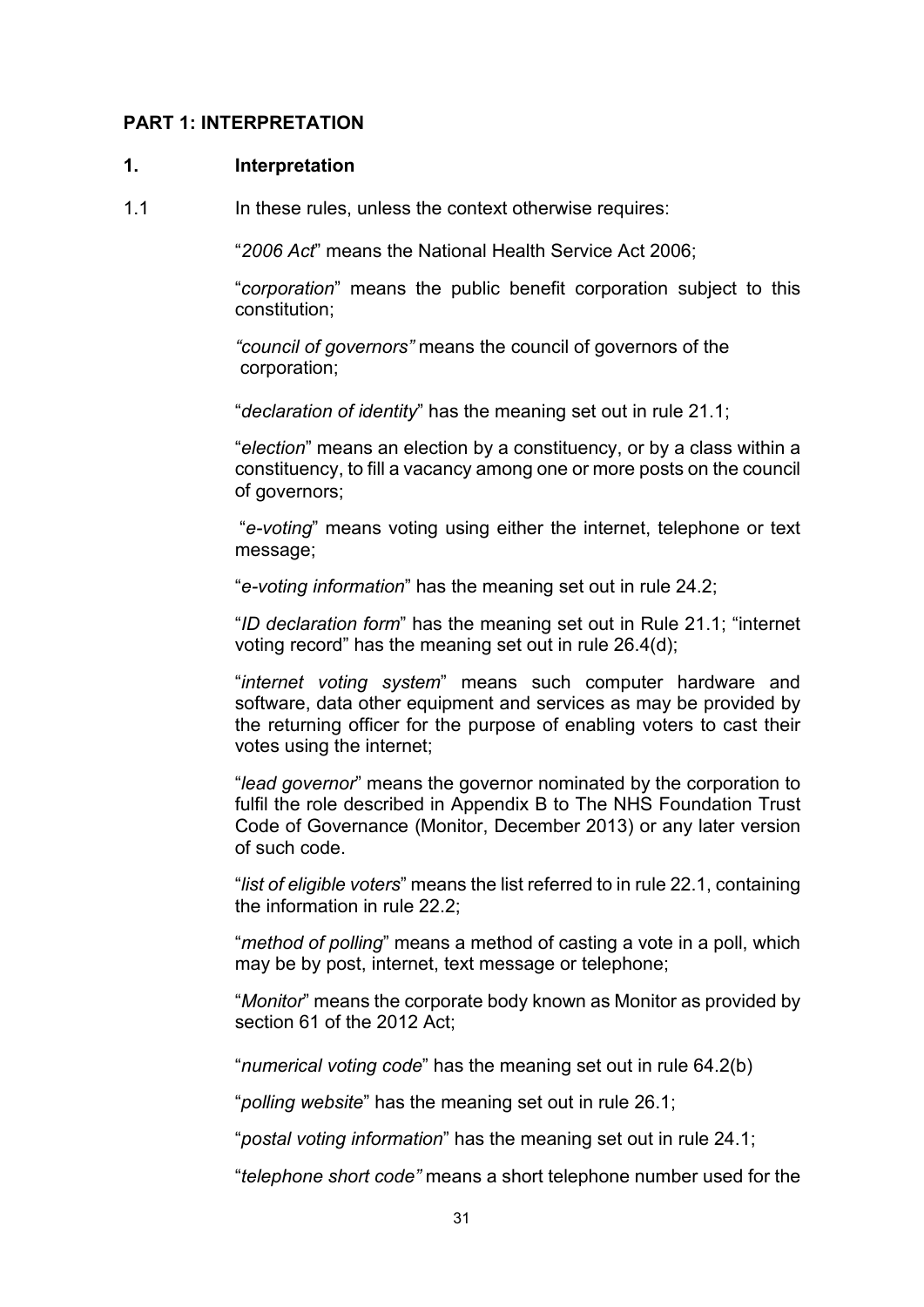## PART 1: INTERPRETATION

### 1. Interpretation

1.1 In these rules, unless the context otherwise requires:

"*2006 Act*" means the National Health Service Act 2006;

"*corporation*" means the public benefit corporation subject to this constitution;

*"council of governors"* means the council of governors of the corporation;

"*declaration of identity*" has the meaning set out in rule 21.1;

"*election*" means an election by a constituency, or by a class within a constituency, to fill a vacancy among one or more posts on the council of governors;

"*e-voting*" means voting using either the internet, telephone or text message;

"*e-voting information*" has the meaning set out in rule 24.2;

"*ID declaration form*" has the meaning set out in Rule 21.1; "internet voting record" has the meaning set out in rule 26.4(d);

"*internet voting system*" means such computer hardware and software, data other equipment and services as may be provided by the returning officer for the purpose of enabling voters to cast their votes using the internet;

"*lead governor*" means the governor nominated by the corporation to fulfil the role described in Appendix B to The NHS Foundation Trust Code of Governance (Monitor, December 2013) or any later version of such code.

"*list of eligible voters*" means the list referred to in rule 22.1, containing the information in rule 22.2;

"*method of polling*" means a method of casting a vote in a poll, which may be by post, internet, text message or telephone;

"*Monitor*" means the corporate body known as Monitor as provided by section 61 of the 2012 Act;

"*numerical voting code*" has the meaning set out in rule 64.2(b)

"*polling website*" has the meaning set out in rule 26.1;

"*postal voting information*" has the meaning set out in rule 24.1;

"*telephone short code*" means a short telephone number used for the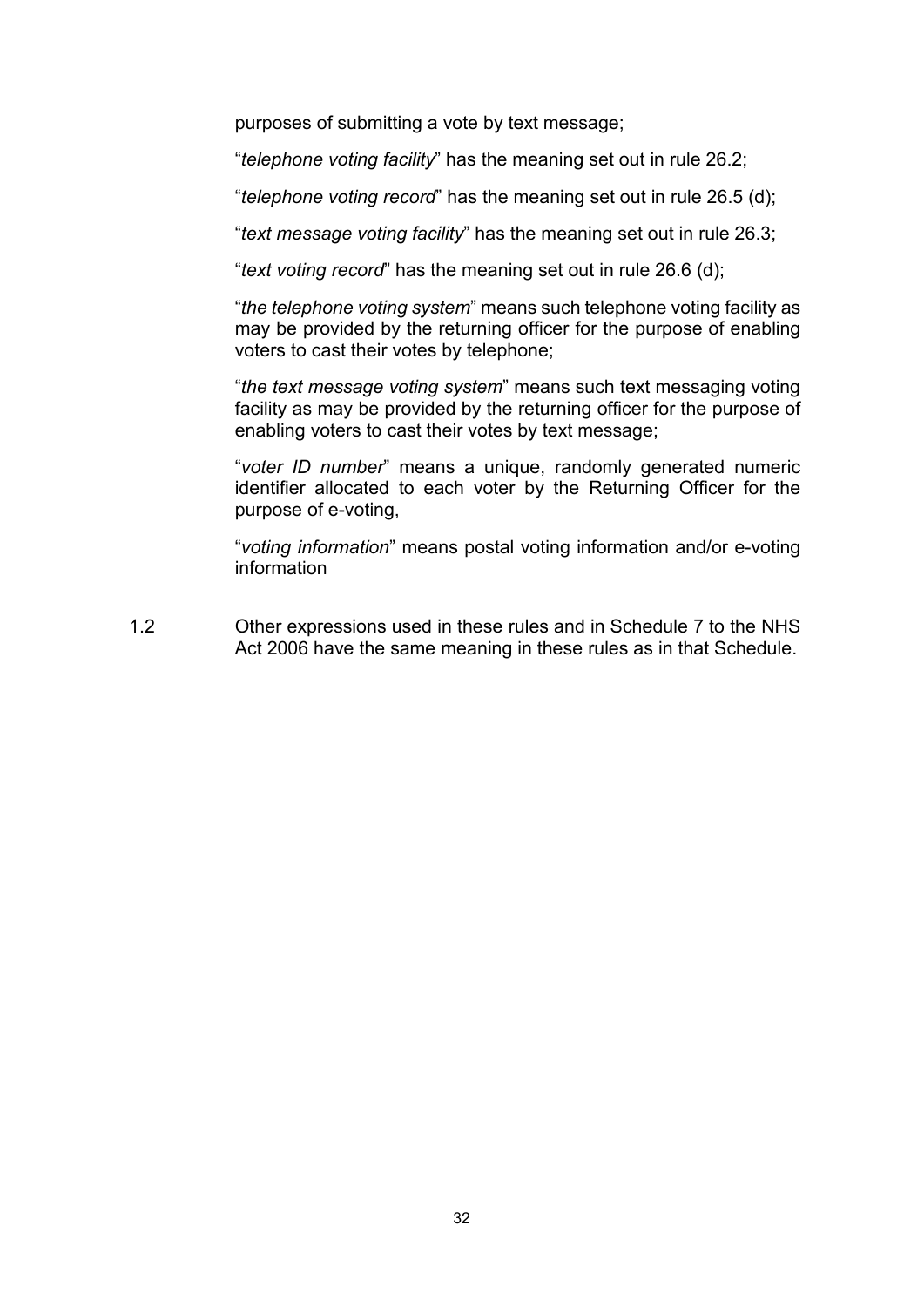purposes of submitting a vote by text message;

"*telephone voting facility*" has the meaning set out in rule 26.2;

"*telephone voting record*" has the meaning set out in rule 26.5 (d);

"*text message voting facility*" has the meaning set out in rule 26.3;

"*text voting record*" has the meaning set out in rule 26.6 (d);

"*the telephone voting system*" means such telephone voting facility as may be provided by the returning officer for the purpose of enabling voters to cast their votes by telephone;

"*the text message voting system*" means such text messaging voting facility as may be provided by the returning officer for the purpose of enabling voters to cast their votes by text message;

"*voter ID number*" means a unique, randomly generated numeric identifier allocated to each voter by the Returning Officer for the purpose of e-voting,

"*voting information*" means postal voting information and/or e-voting information

1.2 Other expressions used in these rules and in Schedule 7 to the NHS Act 2006 have the same meaning in these rules as in that Schedule.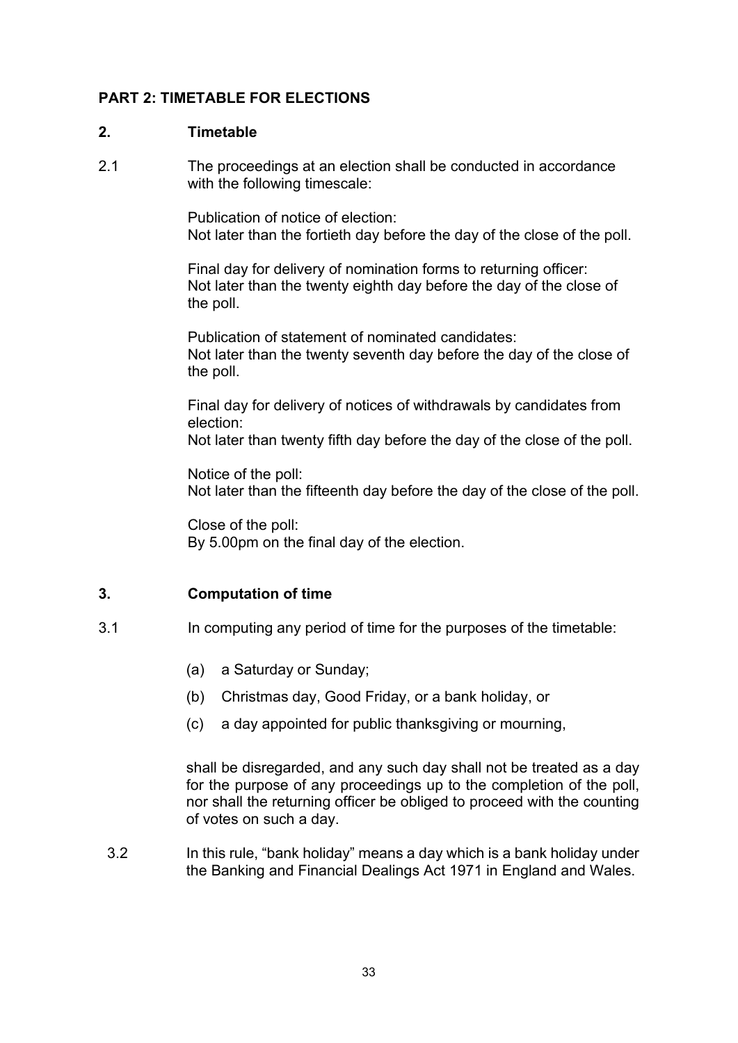## PART 2: TIMETABLE FOR ELECTIONS

### 2. Timetable

2.1 The proceedings at an election shall be conducted in accordance with the following timescale:

Publication of notice of election:
Not later than the fortieth day before the day of the close of the poll.

Final day for delivery of nomination forms to returning officer:
Not later than the twenty eighth day before the day of the close of the poll.

Publication of statement of nominated candidates:
Not later than the twenty seventh day before the day of the close of the poll.

Final day for delivery of notices of withdrawals by candidates from election:
Not later than twenty fifth day before the day of the close of the poll.

Notice of the poll:
Not later than the fifteenth day before the day of the close of the poll.

Close of the poll:
By 5.00pm on the final day of the election.

### 3. Computation of time

3.1 In computing any period of time for the purposes of the timetable:

(a) a Saturday or Sunday;

(b) Christmas day, Good Friday, or a bank holiday, or

(c) a day appointed for public thanksgiving or mourning,

shall be disregarded, and any such day shall not be treated as a day for the purpose of any proceedings up to the completion of the poll, nor shall the returning officer be obliged to proceed with the counting of votes on such a day.

3.2 In this rule, “bank holiday” means a day which is a bank holiday under the Banking and Financial Dealings Act 1971 in England and Wales.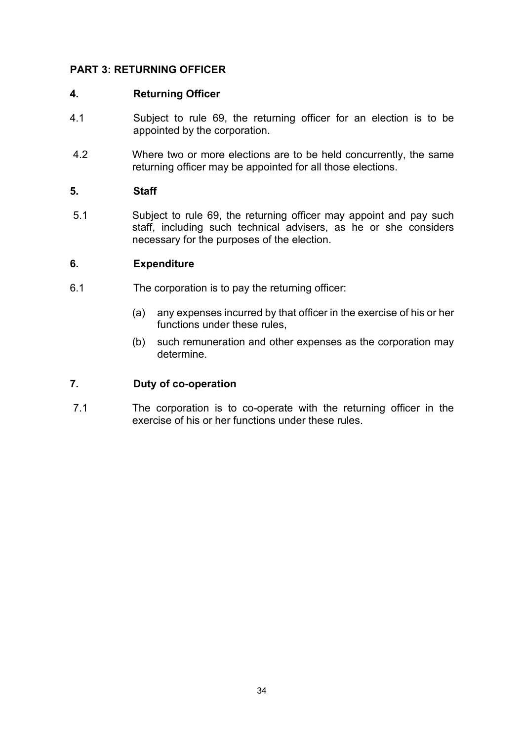## PART 3: RETURNING OFFICER

### 4. Returning Officer

4.1 Subject to rule 69, the returning officer for an election is to be appointed by the corporation.

4.2 Where two or more elections are to be held concurrently, the same returning officer may be appointed for all those elections.

### 5. Staff

5.1 Subject to rule 69, the returning officer may appoint and pay such staff, including such technical advisers, as he or she considers necessary for the purposes of the election.

### 6. Expenditure

6.1 The corporation is to pay the returning officer:

(a) any expenses incurred by that officer in the exercise of his or her functions under these rules,

(b) such remuneration and other expenses as the corporation may determine.

### 7. Duty of co-operation

7.1 The corporation is to co-operate with the returning officer in the exercise of his or her functions under these rules.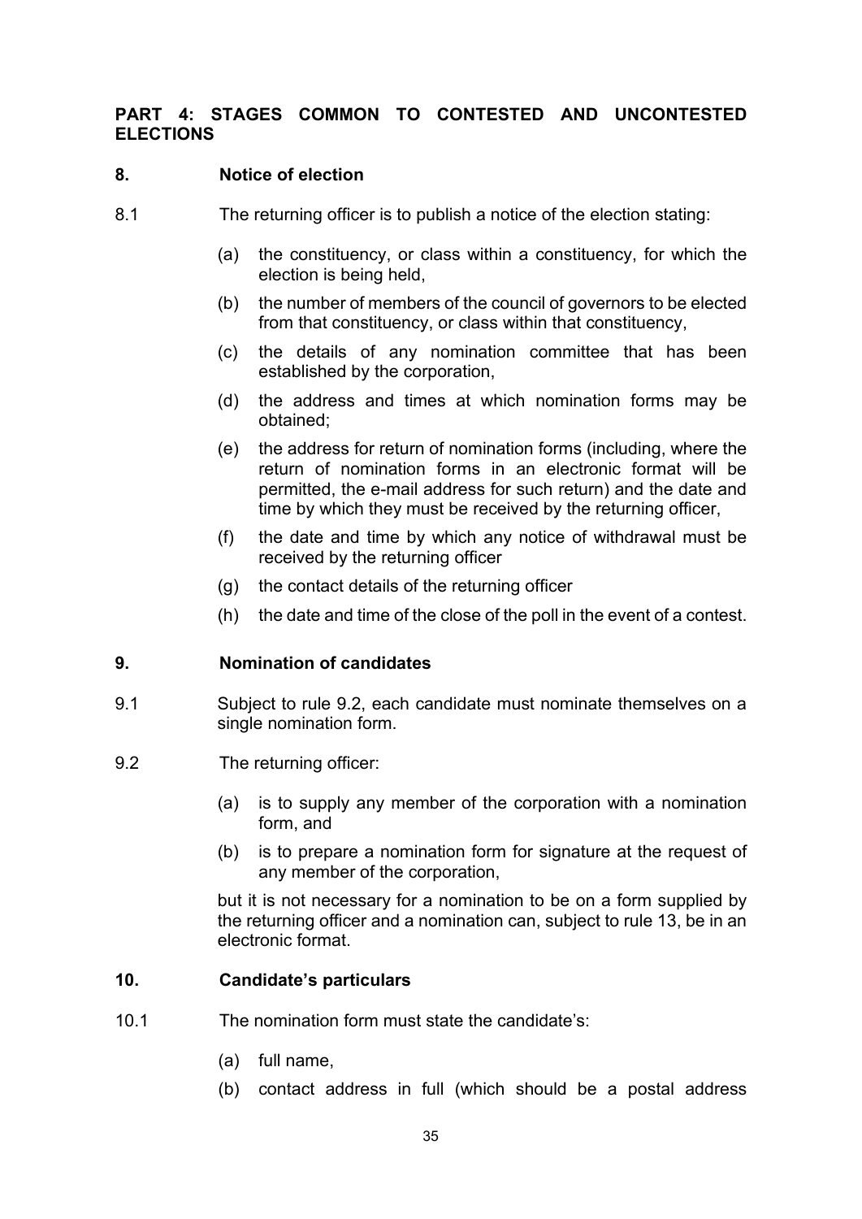## PART 4: STAGES COMMON TO CONTESTED AND UNCONTESTED ELECTIONS

### 8. Notice of election

8.1 The returning officer is to publish a notice of the election stating:

(a) the constituency, or class within a constituency, for which the election is being held,

(b) the number of members of the council of governors to be elected from that constituency, or class within that constituency,

(c) the details of any nomination committee that has been established by the corporation,

(d) the address and times at which nomination forms may be obtained;

(e) the address for return of nomination forms (including, where the return of nomination forms in an electronic format will be permitted, the e-mail address for such return) and the date and time by which they must be received by the returning officer,

(f) the date and time by which any notice of withdrawal must be received by the returning officer

(g) the contact details of the returning officer

(h) the date and time of the close of the poll in the event of a contest.

### 9. Nomination of candidates

9.1 Subject to rule 9.2, each candidate must nominate themselves on a single nomination form.

9.2 The returning officer:

(a) is to supply any member of the corporation with a nomination form, and

(b) is to prepare a nomination form for signature at the request of any member of the corporation,

but it is not necessary for a nomination to be on a form supplied by the returning officer and a nomination can, subject to rule 13, be in an electronic format.

### 10. Candidate's particulars

10.1 The nomination form must state the candidate's:

(a) full name,

(b) contact address in full (which should be a postal address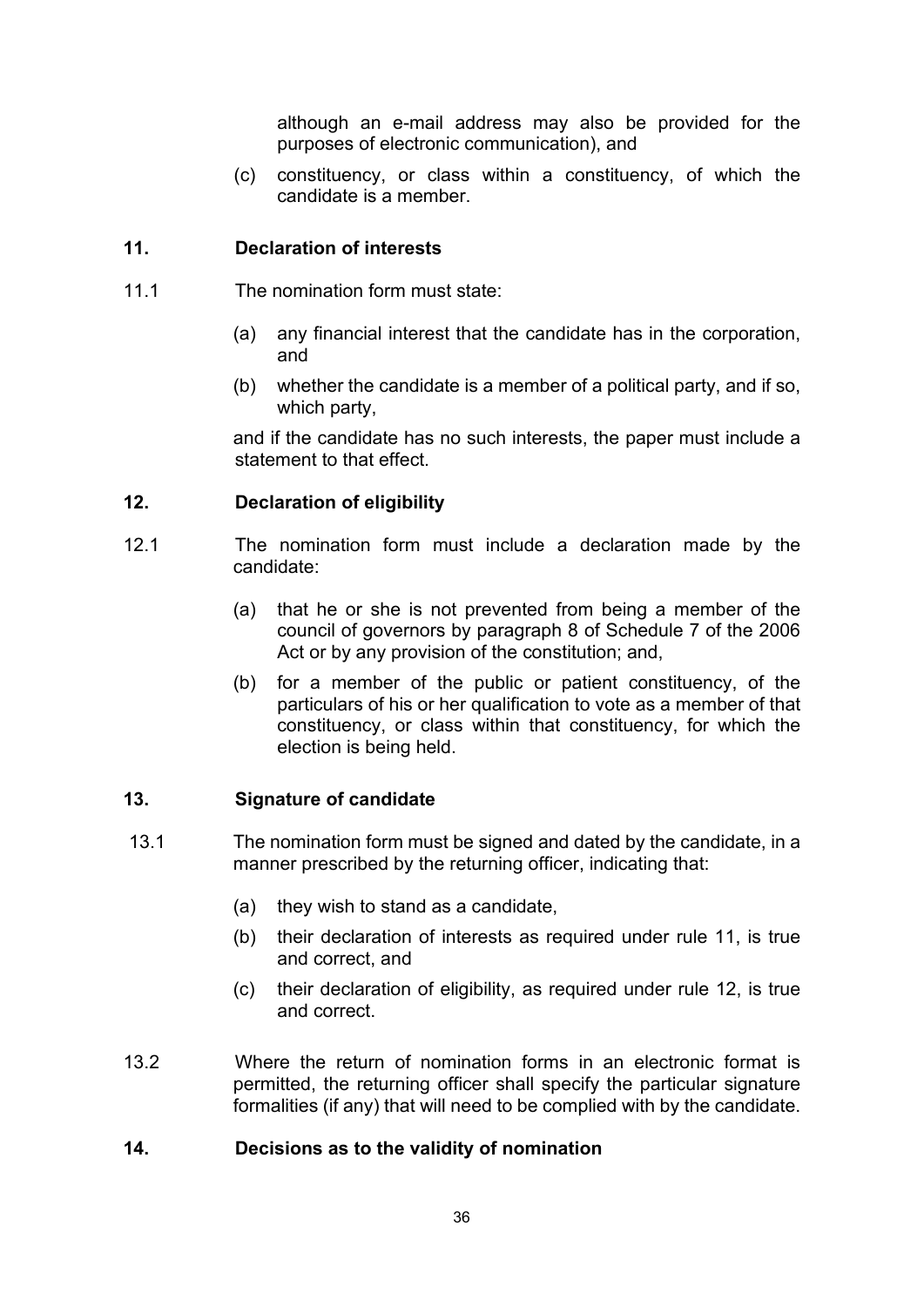although an e-mail address may also be provided for the purposes of electronic communication), and

(c) constituency, or class within a constituency, of which the candidate is a member.

## 11. Declaration of interests

11.1 The nomination form must state:

(a) any financial interest that the candidate has in the corporation, and

(b) whether the candidate is a member of a political party, and if so, which party,

and if the candidate has no such interests, the paper must include a statement to that effect.

## 12. Declaration of eligibility

12.1 The nomination form must include a declaration made by the candidate:

(a) that he or she is not prevented from being a member of the council of governors by paragraph 8 of Schedule 7 of the 2006 Act or by any provision of the constitution; and,

(b) for a member of the public or patient constituency, of the particulars of his or her qualification to vote as a member of that constituency, or class within that constituency, for which the election is being held.

## 13. Signature of candidate

13.1 The nomination form must be signed and dated by the candidate, in a manner prescribed by the returning officer, indicating that:

(a) they wish to stand as a candidate,

(b) their declaration of interests as required under rule 11, is true and correct, and

(c) their declaration of eligibility, as required under rule 12, is true and correct.

13.2 Where the return of nomination forms in an electronic format is permitted, the returning officer shall specify the particular signature formalities (if any) that will need to be complied with by the candidate.

## 14. Decisions as to the validity of nomination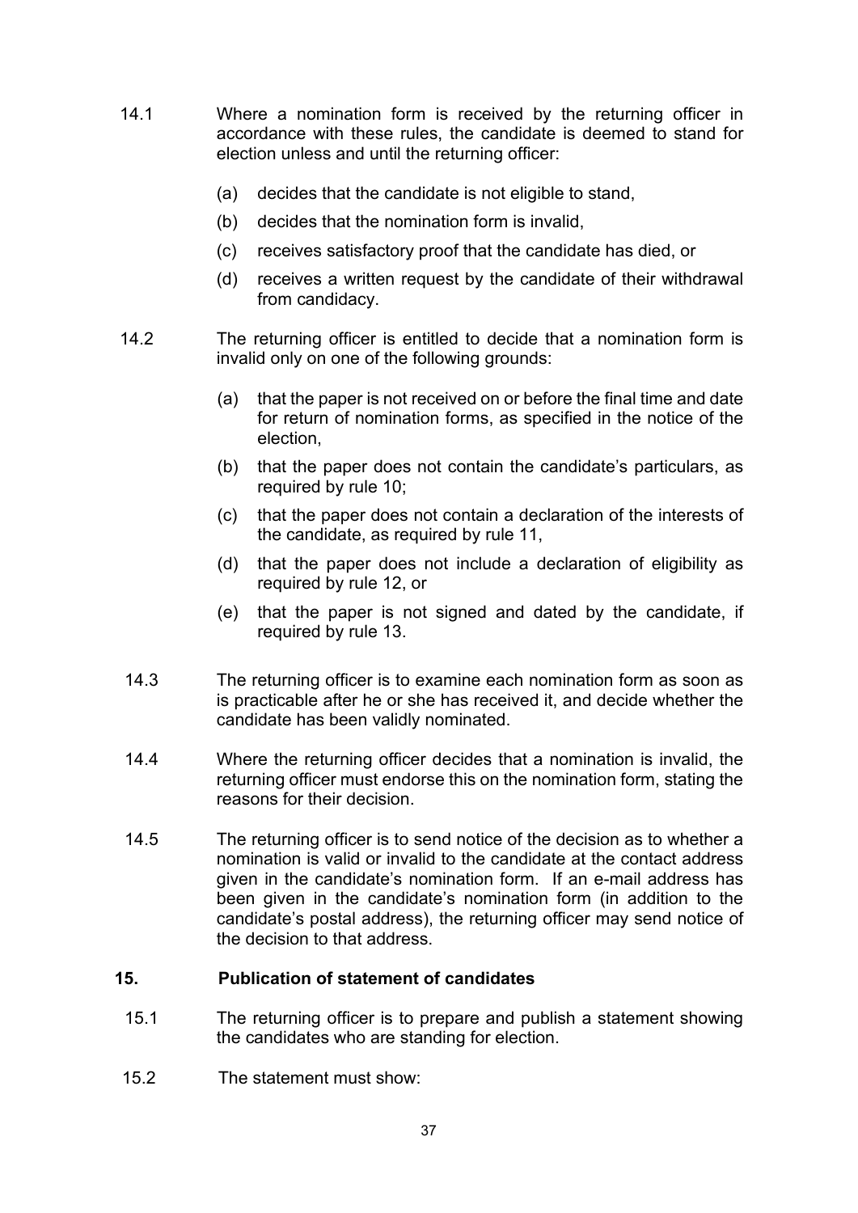14.1 Where a nomination form is received by the returning officer in accordance with these rules, the candidate is deemed to stand for election unless and until the returning officer:

(a) decides that the candidate is not eligible to stand,

(b) decides that the nomination form is invalid,

(c) receives satisfactory proof that the candidate has died, or

(d) receives a written request by the candidate of their withdrawal from candidacy.

14.2 The returning officer is entitled to decide that a nomination form is invalid only on one of the following grounds:

(a) that the paper is not received on or before the final time and date for return of nomination forms, as specified in the notice of the election,

(b) that the paper does not contain the candidate's particulars, as required by rule 10;

(c) that the paper does not contain a declaration of the interests of the candidate, as required by rule 11,

(d) that the paper does not include a declaration of eligibility as required by rule 12, or

(e) that the paper is not signed and dated by the candidate, if required by rule 13.

14.3 The returning officer is to examine each nomination form as soon as is practicable after he or she has received it, and decide whether the candidate has been validly nominated.

14.4 Where the returning officer decides that a nomination is invalid, the returning officer must endorse this on the nomination form, stating the reasons for their decision.

14.5 The returning officer is to send notice of the decision as to whether a nomination is valid or invalid to the candidate at the contact address given in the candidate's nomination form. If an e-mail address has been given in the candidate's nomination form (in addition to the candidate's postal address), the returning officer may send notice of the decision to that address.

## 15. Publication of statement of candidates

15.1 The returning officer is to prepare and publish a statement showing the candidates who are standing for election.

15.2 The statement must show: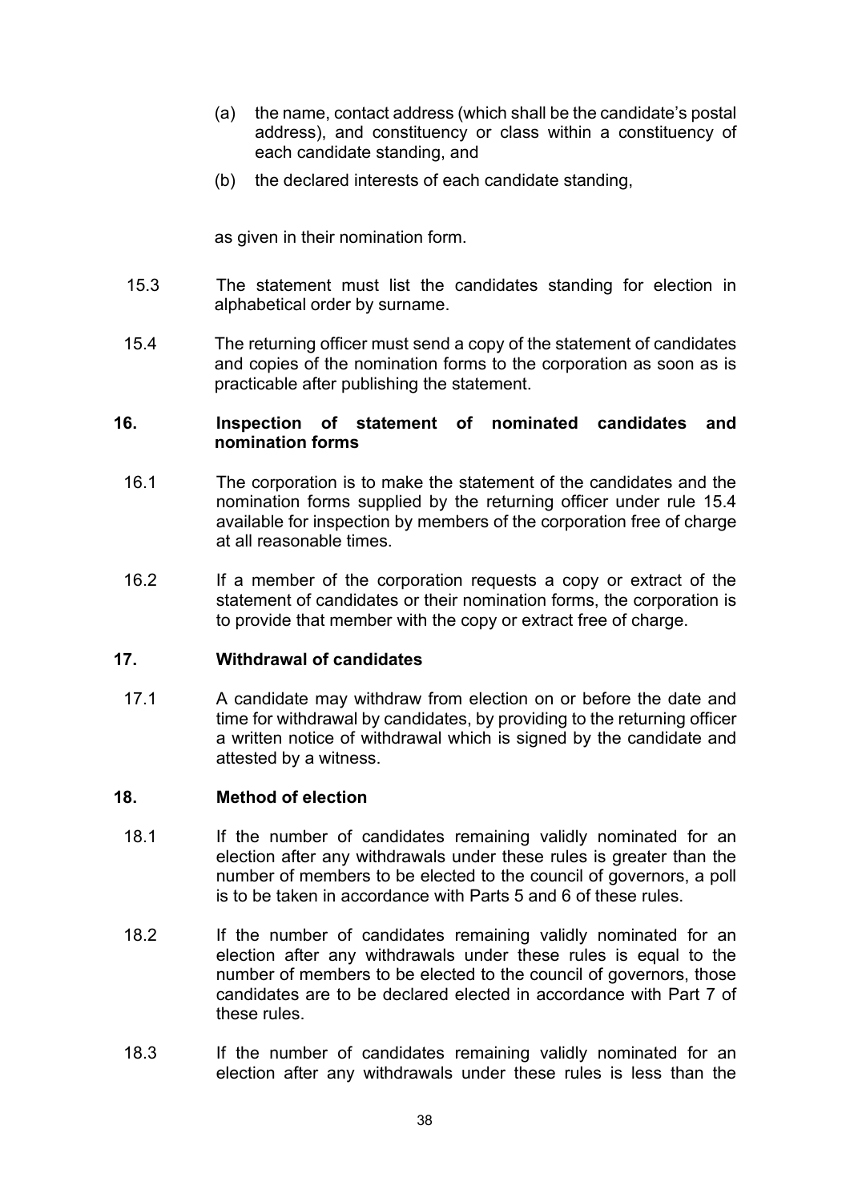(a) the name, contact address (which shall be the candidate's postal address), and constituency or class within a constituency of each candidate standing, and

(b) the declared interests of each candidate standing,

as given in their nomination form.

15.3 The statement must list the candidates standing for election in alphabetical order by surname.

15.4 The returning officer must send a copy of the statement of candidates and copies of the nomination forms to the corporation as soon as is practicable after publishing the statement.

## 16. Inspection of statement of nominated candidates and nomination forms

16.1 The corporation is to make the statement of the candidates and the nomination forms supplied by the returning officer under rule 15.4 available for inspection by members of the corporation free of charge at all reasonable times.

16.2 If a member of the corporation requests a copy or extract of the statement of candidates or their nomination forms, the corporation is to provide that member with the copy or extract free of charge.

## 17. Withdrawal of candidates

17.1 A candidate may withdraw from election on or before the date and time for withdrawal by candidates, by providing to the returning officer a written notice of withdrawal which is signed by the candidate and attested by a witness.

## 18. Method of election

18.1 If the number of candidates remaining validly nominated for an election after any withdrawals under these rules is greater than the number of members to be elected to the council of governors, a poll is to be taken in accordance with Parts 5 and 6 of these rules.

18.2 If the number of candidates remaining validly nominated for an election after any withdrawals under these rules is equal to the number of members to be elected to the council of governors, those candidates are to be declared elected in accordance with Part 7 of these rules.

18.3 If the number of candidates remaining validly nominated for an election after any withdrawals under these rules is less than the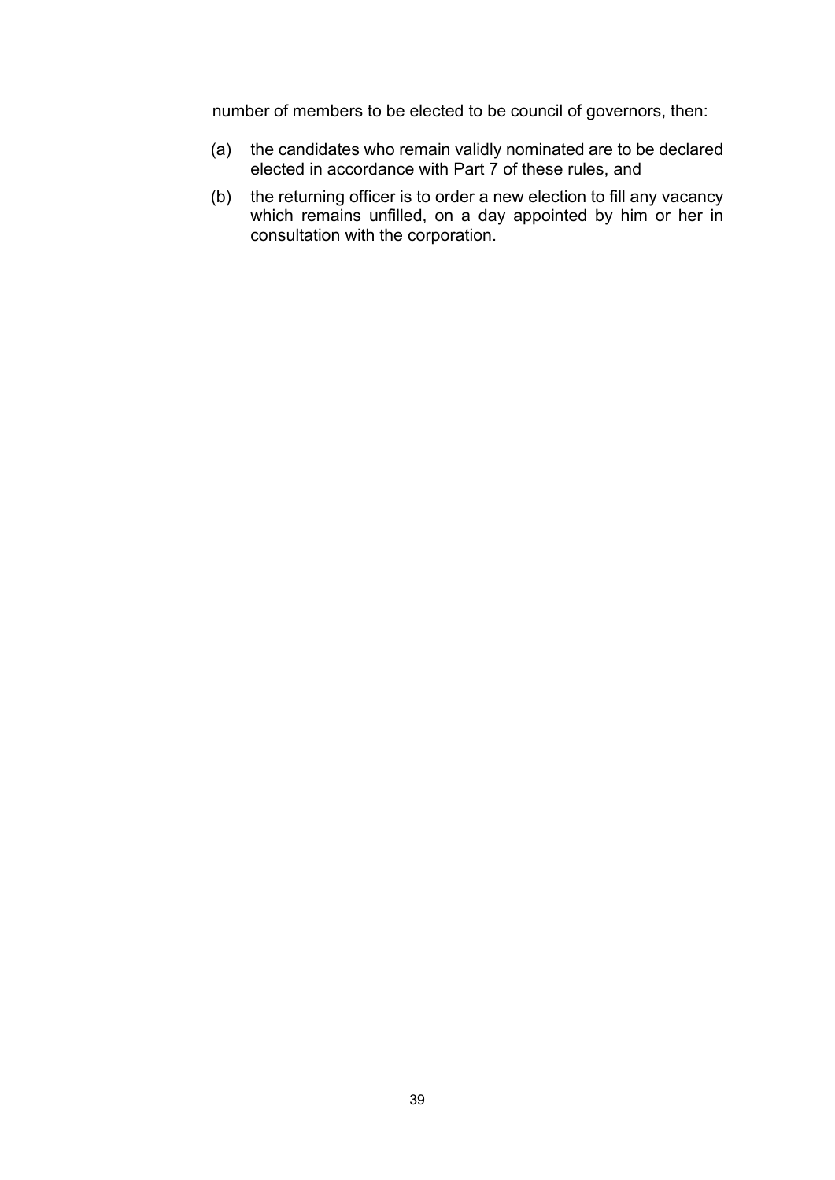number of members to be elected to be council of governors, then:

(a) the candidates who remain validly nominated are to be declared elected in accordance with Part 7 of these rules, and

(b) the returning officer is to order a new election to fill any vacancy which remains unfilled, on a day appointed by him or her in consultation with the corporation.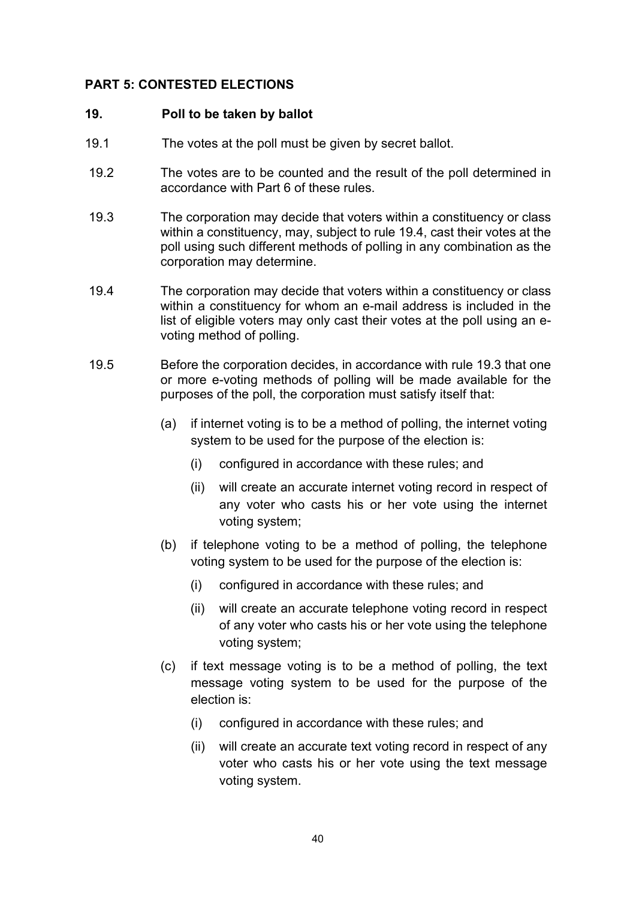## PART 5: CONTESTED ELECTIONS

### 19. Poll to be taken by ballot

19.1 The votes at the poll must be given by secret ballot.

19.2 The votes are to be counted and the result of the poll determined in accordance with Part 6 of these rules.

19.3 The corporation may decide that voters within a constituency or class within a constituency, may, subject to rule 19.4, cast their votes at the poll using such different methods of polling in any combination as the corporation may determine.

19.4 The corporation may decide that voters within a constituency or class within a constituency for whom an e-mail address is included in the list of eligible voters may only cast their votes at the poll using an e-voting method of polling.

19.5 Before the corporation decides, in accordance with rule 19.3 that one or more e-voting methods of polling will be made available for the purposes of the poll, the corporation must satisfy itself that:

- (a) if internet voting is to be a method of polling, the internet voting system to be used for the purpose of the election is:
  - (i) configured in accordance with these rules; and
  - (ii) will create an accurate internet voting record in respect of any voter who casts his or her vote using the internet voting system;
- (b) if telephone voting to be a method of polling, the telephone voting system to be used for the purpose of the election is:
  - (i) configured in accordance with these rules; and
  - (ii) will create an accurate telephone voting record in respect of any voter who casts his or her vote using the telephone voting system;
- (c) if text message voting is to be a method of polling, the text message voting system to be used for the purpose of the election is:
  - (i) configured in accordance with these rules; and
  - (ii) will create an accurate text voting record in respect of any voter who casts his or her vote using the text message voting system.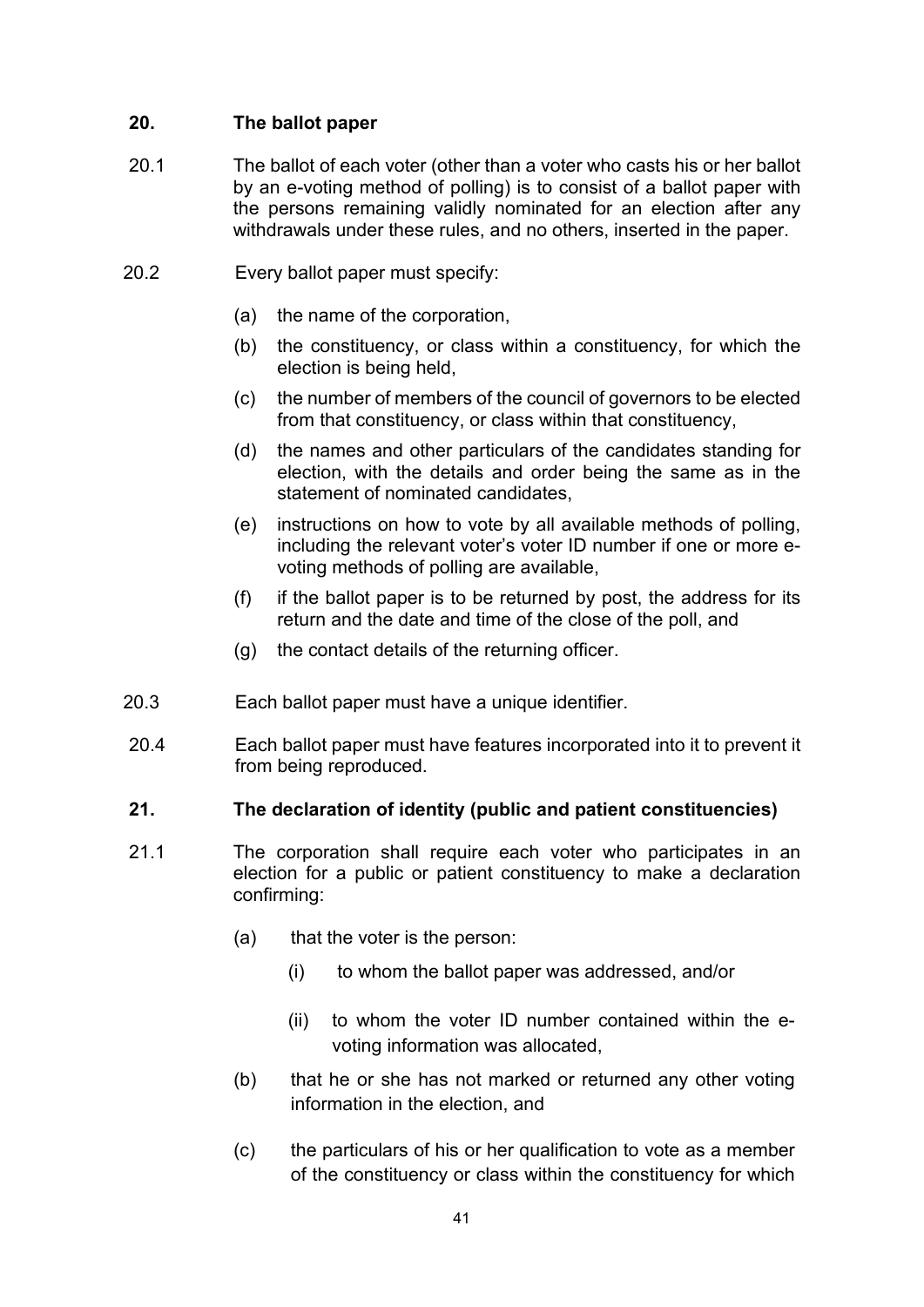## 20. The ballot paper

20.1 The ballot of each voter (other than a voter who casts his or her ballot by an e-voting method of polling) is to consist of a ballot paper with the persons remaining validly nominated for an election after any withdrawals under these rules, and no others, inserted in the paper.

20.2 Every ballot paper must specify:

- (a) the name of the corporation,
- (b) the constituency, or class within a constituency, for which the election is being held,
- (c) the number of members of the council of governors to be elected from that constituency, or class within that constituency,
- (d) the names and other particulars of the candidates standing for election, with the details and order being the same as in the statement of nominated candidates,
- (e) instructions on how to vote by all available methods of polling, including the relevant voter's voter ID number if one or more e-voting methods of polling are available,
- (f) if the ballot paper is to be returned by post, the address for its return and the date and time of the close of the poll, and
- (g) the contact details of the returning officer.

20.3 Each ballot paper must have a unique identifier.

20.4 Each ballot paper must have features incorporated into it to prevent it from being reproduced.

## 21. The declaration of identity (public and patient constituencies)

21.1 The corporation shall require each voter who participates in an election for a public or patient constituency to make a declaration confirming:

- (a) that the voter is the person:
  - (i) to whom the ballot paper was addressed, and/or
  - (ii) to whom the voter ID number contained within the e-voting information was allocated,
- (b) that he or she has not marked or returned any other voting information in the election, and
- (c) the particulars of his or her qualification to vote as a member of the constituency or class within the constituency for which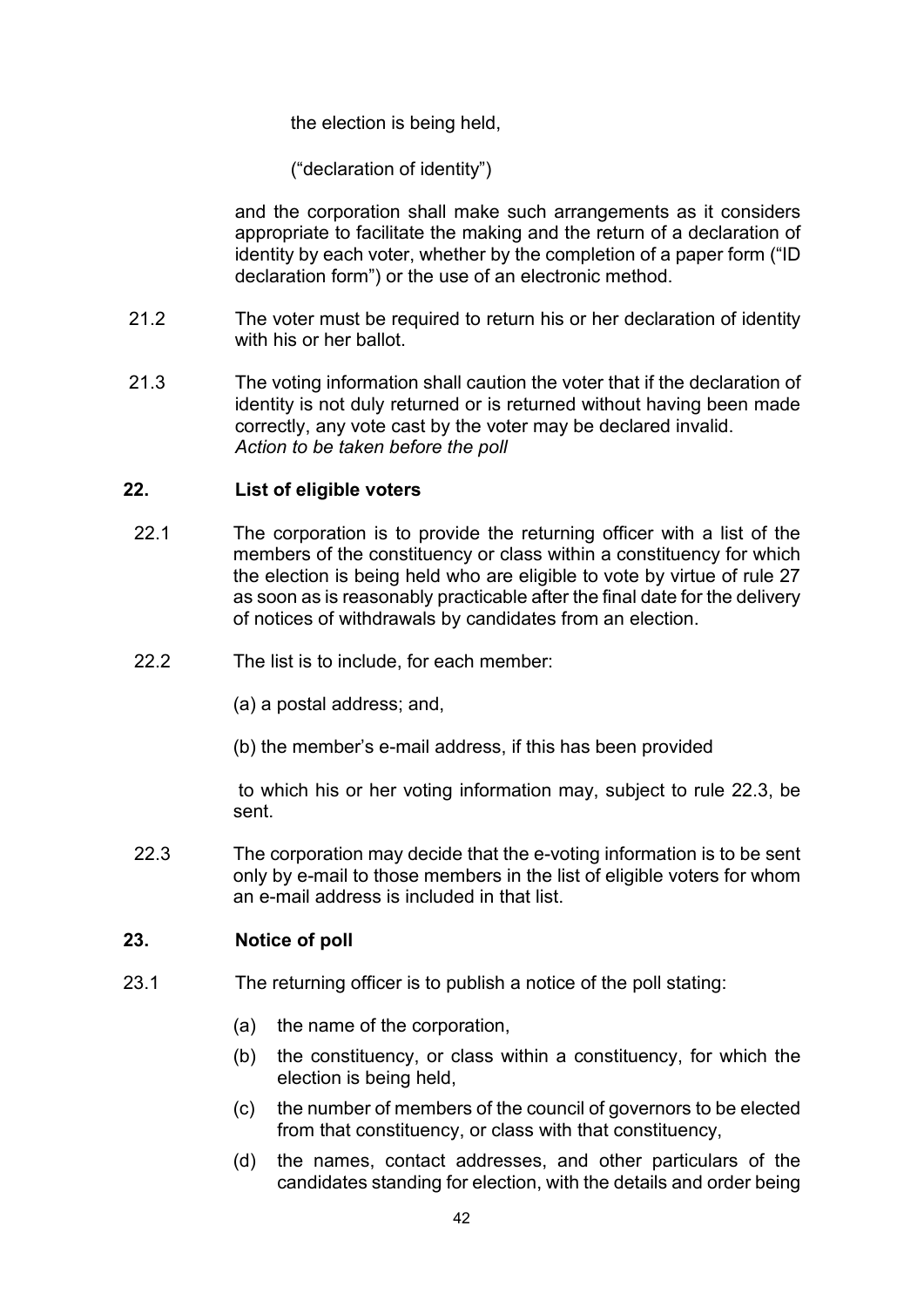the election is being held,

("declaration of identity")

and the corporation shall make such arrangements as it considers appropriate to facilitate the making and the return of a declaration of identity by each voter, whether by the completion of a paper form ("ID declaration form") or the use of an electronic method.

21.2 The voter must be required to return his or her declaration of identity with his or her ballot.

21.3 The voting information shall caution the voter that if the declaration of identity is not duly returned or is returned without having been made correctly, any vote cast by the voter may be declared invalid.

*Action to be taken before the poll*

### 22. List of eligible voters

22.1 The corporation is to provide the returning officer with a list of the members of the constituency or class within a constituency for which the election is being held who are eligible to vote by virtue of rule 27 as soon as is reasonably practicable after the final date for the delivery of notices of withdrawals by candidates from an election.

22.2 The list is to include, for each member:

(a) a postal address; and,

(b) the member's e-mail address, if this has been provided

to which his or her voting information may, subject to rule 22.3, be sent.

22.3 The corporation may decide that the e-voting information is to be sent only by e-mail to those members in the list of eligible voters for whom an e-mail address is included in that list.

### 23. Notice of poll

23.1 The returning officer is to publish a notice of the poll stating:

(a) the name of the corporation,

(b) the constituency, or class within a constituency, for which the election is being held,

(c) the number of members of the council of governors to be elected from that constituency, or class with that constituency,

(d) the names, contact addresses, and other particulars of the candidates standing for election, with the details and order being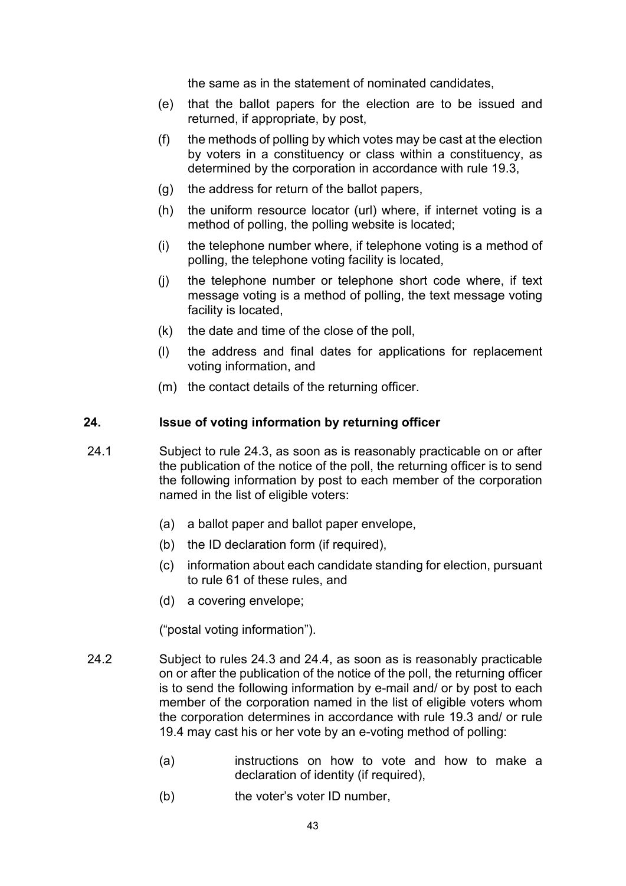the same as in the statement of nominated candidates,

(e) that the ballot papers for the election are to be issued and returned, if appropriate, by post,

(f) the methods of polling by which votes may be cast at the election by voters in a constituency or class within a constituency, as determined by the corporation in accordance with rule 19.3,

(g) the address for return of the ballot papers,

(h) the uniform resource locator (url) where, if internet voting is a method of polling, the polling website is located;

(i) the telephone number where, if telephone voting is a method of polling, the telephone voting facility is located,

(j) the telephone number or telephone short code where, if text message voting is a method of polling, the text message voting facility is located,

(k) the date and time of the close of the poll,

(l) the address and final dates for applications for replacement voting information, and

(m) the contact details of the returning officer.

## 24. Issue of voting information by returning officer

24.1 Subject to rule 24.3, as soon as is reasonably practicable on or after the publication of the notice of the poll, the returning officer is to send the following information by post to each member of the corporation named in the list of eligible voters:

(a) a ballot paper and ballot paper envelope,

(b) the ID declaration form (if required),

(c) information about each candidate standing for election, pursuant to rule 61 of these rules, and

(d) a covering envelope;

("postal voting information").

24.2 Subject to rules 24.3 and 24.4, as soon as is reasonably practicable on or after the publication of the notice of the poll, the returning officer is to send the following information by e-mail and/ or by post to each member of the corporation named in the list of eligible voters whom the corporation determines in accordance with rule 19.3 and/ or rule 19.4 may cast his or her vote by an e-voting method of polling:

(a) instructions on how to vote and how to make a declaration of identity (if required),

(b) the voter's voter ID number,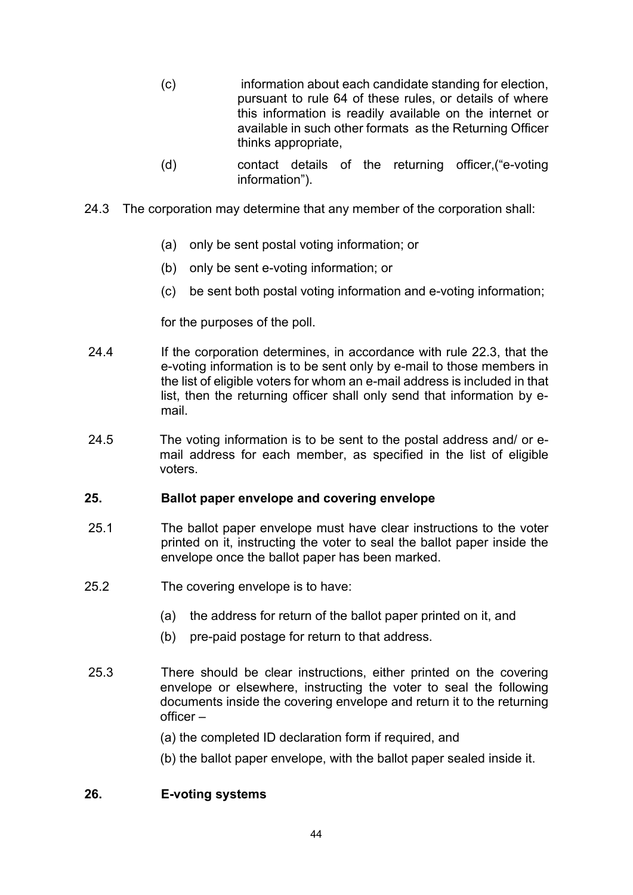(c) information about each candidate standing for election, pursuant to rule 64 of these rules, or details of where this information is readily available on the internet or available in such other formats as the Returning Officer thinks appropriate,

(d) contact details of the returning officer,("e-voting information").

24.3 The corporation may determine that any member of the corporation shall:

(a) only be sent postal voting information; or

(b) only be sent e-voting information; or

(c) be sent both postal voting information and e-voting information;

for the purposes of the poll.

24.4 If the corporation determines, in accordance with rule 22.3, that the e-voting information is to be sent only by e-mail to those members in the list of eligible voters for whom an e-mail address is included in that list, then the returning officer shall only send that information by e-mail.

24.5 The voting information is to be sent to the postal address and/ or e-mail address for each member, as specified in the list of eligible voters.

## 25. Ballot paper envelope and covering envelope

25.1 The ballot paper envelope must have clear instructions to the voter printed on it, instructing the voter to seal the ballot paper inside the envelope once the ballot paper has been marked.

25.2 The covering envelope is to have:

(a) the address for return of the ballot paper printed on it, and

(b) pre-paid postage for return to that address.

25.3 There should be clear instructions, either printed on the covering envelope or elsewhere, instructing the voter to seal the following documents inside the covering envelope and return it to the returning officer –

(a) the completed ID declaration form if required, and

(b) the ballot paper envelope, with the ballot paper sealed inside it.

## 26. E-voting systems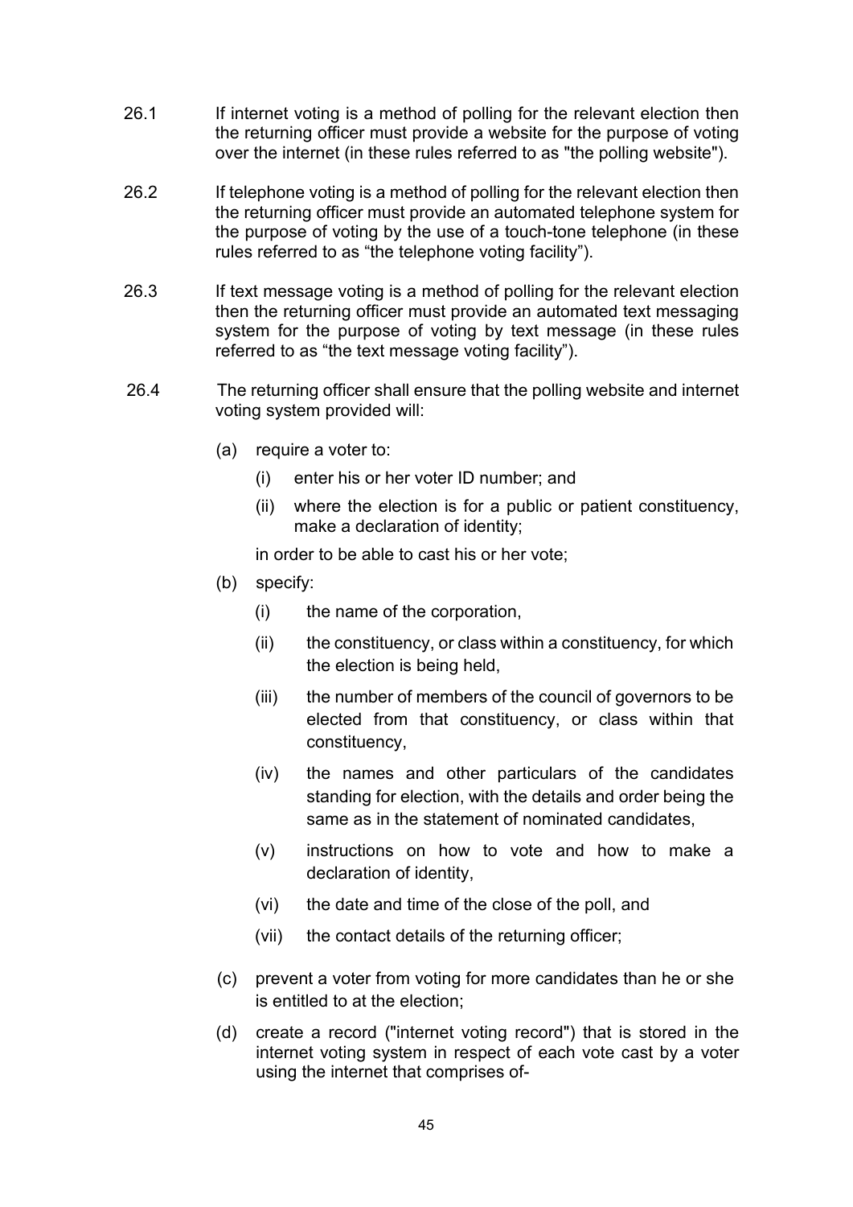26.1 If internet voting is a method of polling for the relevant election then the returning officer must provide a website for the purpose of voting over the internet (in these rules referred to as "the polling website").

26.2 If telephone voting is a method of polling for the relevant election then the returning officer must provide an automated telephone system for the purpose of voting by the use of a touch-tone telephone (in these rules referred to as "the telephone voting facility").

26.3 If text message voting is a method of polling for the relevant election then the returning officer must provide an automated text messaging system for the purpose of voting by text message (in these rules referred to as "the text message voting facility").

26.4 The returning officer shall ensure that the polling website and internet voting system provided will:

- (a) require a voter to:
  - (i) enter his or her voter ID number; and
  - (ii) where the election is for a public or patient constituency, make a declaration of identity;

  in order to be able to cast his or her vote;
- (b) specify:
  - (i) the name of the corporation,
  - (ii) the constituency, or class within a constituency, for which the election is being held,
  - (iii) the number of members of the council of governors to be elected from that constituency, or class within that constituency,
  - (iv) the names and other particulars of the candidates standing for election, with the details and order being the same as in the statement of nominated candidates,
  - (v) instructions on how to vote and how to make a declaration of identity,
  - (vi) the date and time of the close of the poll, and
  - (vii) the contact details of the returning officer;
- (c) prevent a voter from voting for more candidates than he or she is entitled to at the election;
- (d) create a record ("internet voting record") that is stored in the internet voting system in respect of each vote cast by a voter using the internet that comprises of-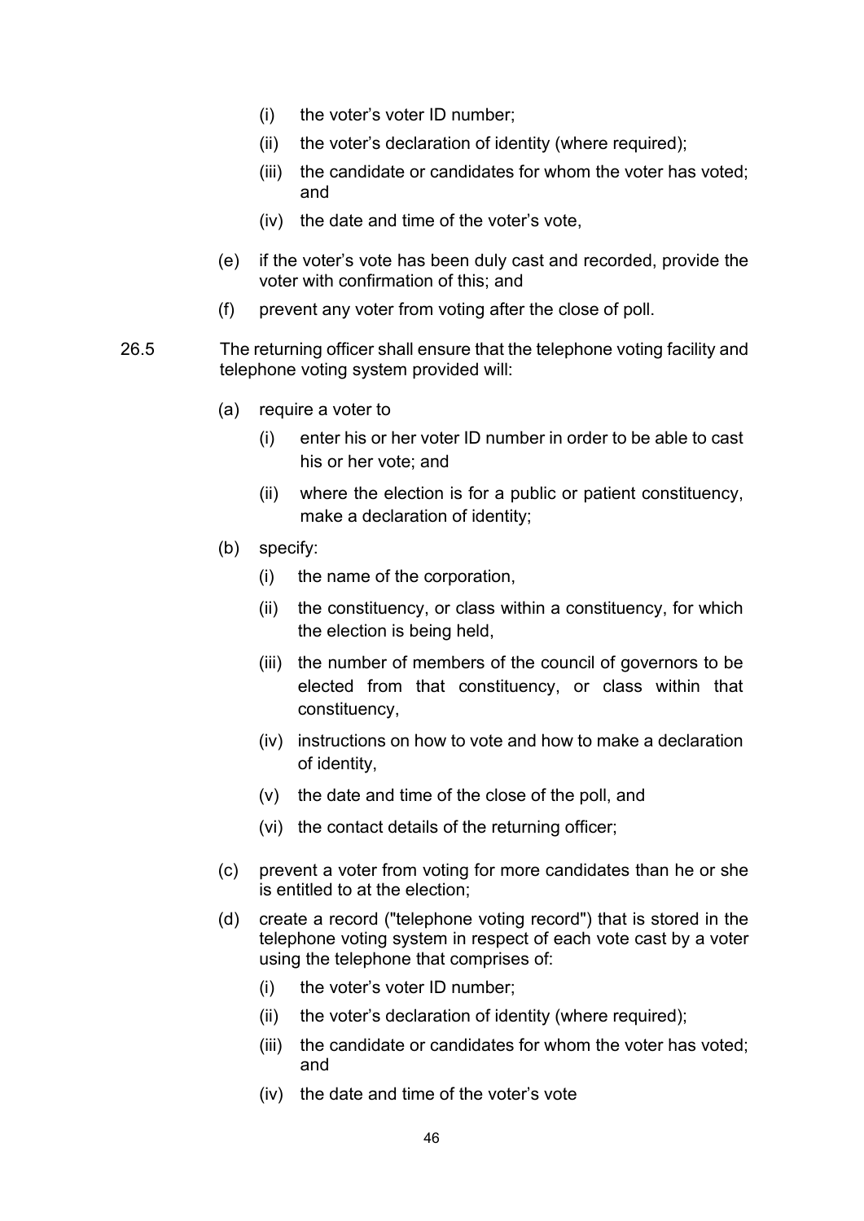(i) the voter's voter ID number;

(ii) the voter's declaration of identity (where required);

(iii) the candidate or candidates for whom the voter has voted; and

(iv) the date and time of the voter's vote,

(e) if the voter's vote has been duly cast and recorded, provide the voter with confirmation of this; and

(f) prevent any voter from voting after the close of poll.

26.5 The returning officer shall ensure that the telephone voting facility and telephone voting system provided will:

(a) require a voter to

(i) enter his or her voter ID number in order to be able to cast his or her vote; and

(ii) where the election is for a public or patient constituency, make a declaration of identity;

(b) specify:

(i) the name of the corporation,

(ii) the constituency, or class within a constituency, for which the election is being held,

(iii) the number of members of the council of governors to be elected from that constituency, or class within that constituency,

(iv) instructions on how to vote and how to make a declaration of identity,

(v) the date and time of the close of the poll, and

(vi) the contact details of the returning officer;

(c) prevent a voter from voting for more candidates than he or she is entitled to at the election;

(d) create a record ("telephone voting record") that is stored in the telephone voting system in respect of each vote cast by a voter using the telephone that comprises of:

(i) the voter's voter ID number;

(ii) the voter's declaration of identity (where required);

(iii) the candidate or candidates for whom the voter has voted; and

(iv) the date and time of the voter's vote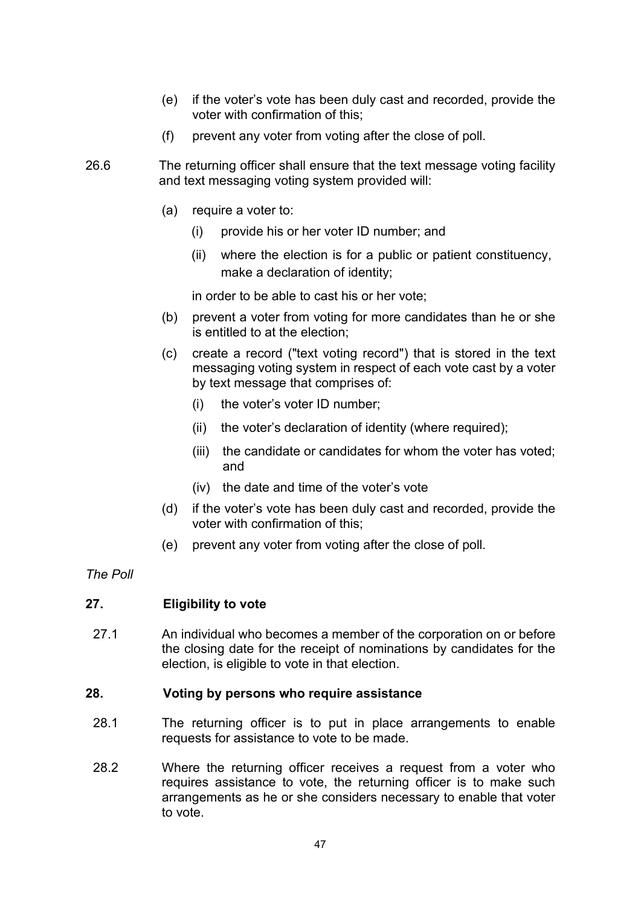(e) if the voter's vote has been duly cast and recorded, provide the voter with confirmation of this;

(f) prevent any voter from voting after the close of poll.

26.6 The returning officer shall ensure that the text message voting facility and text messaging voting system provided will:

(a) require a voter to:

(i) provide his or her voter ID number; and

(ii) where the election is for a public or patient constituency, make a declaration of identity;

in order to be able to cast his or her vote;

(b) prevent a voter from voting for more candidates than he or she is entitled to at the election;

(c) create a record ("text voting record") that is stored in the text messaging voting system in respect of each vote cast by a voter by text message that comprises of:

(i) the voter's voter ID number;

(ii) the voter's declaration of identity (where required);

(iii) the candidate or candidates for whom the voter has voted; and

(iv) the date and time of the voter's vote

(d) if the voter's vote has been duly cast and recorded, provide the voter with confirmation of this;

(e) prevent any voter from voting after the close of poll.

*The Poll*

## 27. Eligibility to vote

27.1 An individual who becomes a member of the corporation on or before the closing date for the receipt of nominations by candidates for the election, is eligible to vote in that election.

## 28. Voting by persons who require assistance

28.1 The returning officer is to put in place arrangements to enable requests for assistance to vote to be made.

28.2 Where the returning officer receives a request from a voter who requires assistance to vote, the returning officer is to make such arrangements as he or she considers necessary to enable that voter to vote.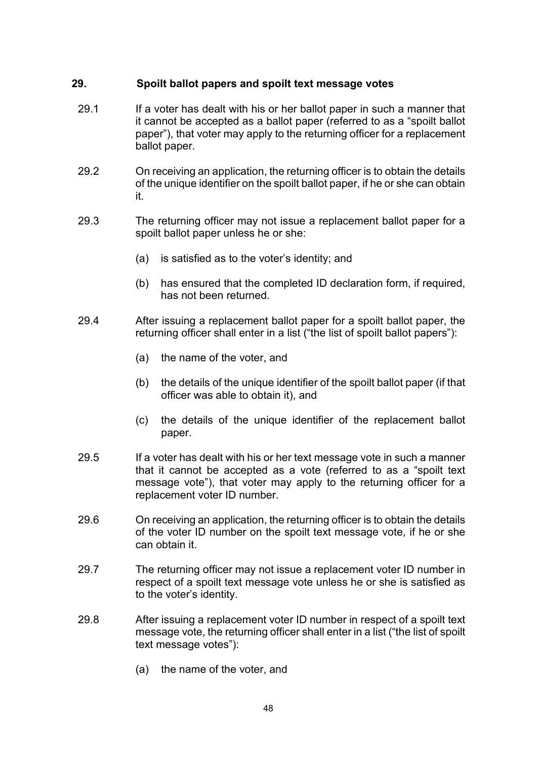## 29. Spoilt ballot papers and spoilt text message votes

29.1 If a voter has dealt with his or her ballot paper in such a manner that it cannot be accepted as a ballot paper (referred to as a "spoilt ballot paper"), that voter may apply to the returning officer for a replacement ballot paper.

29.2 On receiving an application, the returning officer is to obtain the details of the unique identifier on the spoilt ballot paper, if he or she can obtain it.

29.3 The returning officer may not issue a replacement ballot paper for a spoilt ballot paper unless he or she:

(a) is satisfied as to the voter's identity; and

(b) has ensured that the completed ID declaration form, if required, has not been returned.

29.4 After issuing a replacement ballot paper for a spoilt ballot paper, the returning officer shall enter in a list ("the list of spoilt ballot papers"):

(a) the name of the voter, and

(b) the details of the unique identifier of the spoilt ballot paper (if that officer was able to obtain it), and

(c) the details of the unique identifier of the replacement ballot paper.

29.5 If a voter has dealt with his or her text message vote in such a manner that it cannot be accepted as a vote (referred to as a "spoilt text message vote"), that voter may apply to the returning officer for a replacement voter ID number.

29.6 On receiving an application, the returning officer is to obtain the details of the voter ID number on the spoilt text message vote, if he or she can obtain it.

29.7 The returning officer may not issue a replacement voter ID number in respect of a spoilt text message vote unless he or she is satisfied as to the voter's identity.

29.8 After issuing a replacement voter ID number in respect of a spoilt text message vote, the returning officer shall enter in a list ("the list of spoilt text message votes"):

(a) the name of the voter, and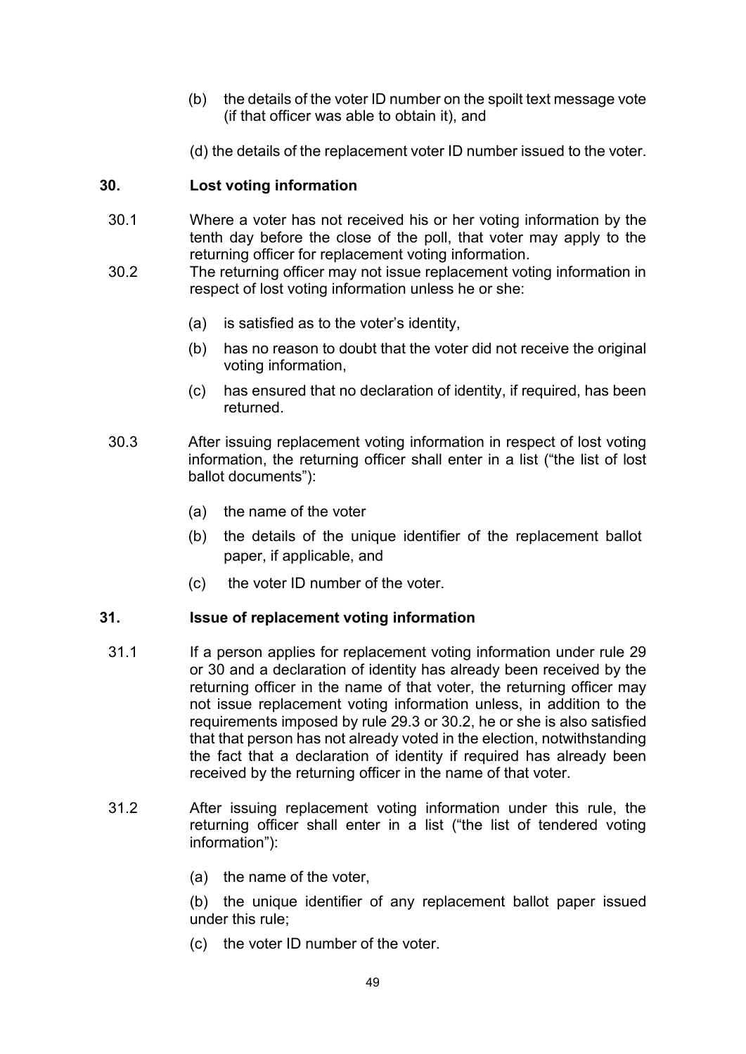(b) the details of the voter ID number on the spoilt text message vote (if that officer was able to obtain it), and

(d) the details of the replacement voter ID number issued to the voter.

## 30. Lost voting information

30.1 Where a voter has not received his or her voting information by the tenth day before the close of the poll, that voter may apply to the returning officer for replacement voting information.

30.2 The returning officer may not issue replacement voting information in respect of lost voting information unless he or she:

(a) is satisfied as to the voter's identity,

(b) has no reason to doubt that the voter did not receive the original voting information,

(c) has ensured that no declaration of identity, if required, has been returned.

30.3 After issuing replacement voting information in respect of lost voting information, the returning officer shall enter in a list ("the list of lost ballot documents"):

(a) the name of the voter

(b) the details of the unique identifier of the replacement ballot paper, if applicable, and

(c) the voter ID number of the voter.

## 31. Issue of replacement voting information

31.1 If a person applies for replacement voting information under rule 29 or 30 and a declaration of identity has already been received by the returning officer in the name of that voter, the returning officer may not issue replacement voting information unless, in addition to the requirements imposed by rule 29.3 or 30.2, he or she is also satisfied that that person has not already voted in the election, notwithstanding the fact that a declaration of identity if required has already been received by the returning officer in the name of that voter.

31.2 After issuing replacement voting information under this rule, the returning officer shall enter in a list ("the list of tendered voting information"):

(a) the name of the voter,

(b) the unique identifier of any replacement ballot paper issued under this rule;

(c) the voter ID number of the voter.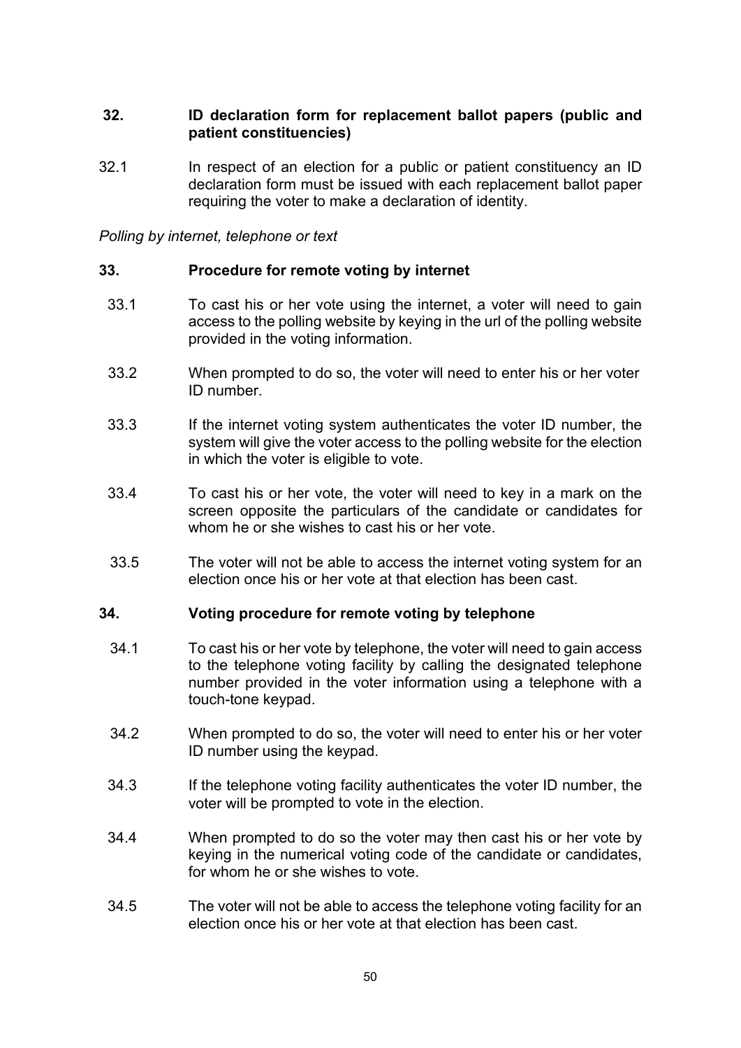### 32. ID declaration form for replacement ballot papers (public and patient constituencies)

32.1 In respect of an election for a public or patient constituency an ID declaration form must be issued with each replacement ballot paper requiring the voter to make a declaration of identity.

*Polling by internet, telephone or text*

### 33. Procedure for remote voting by internet

33.1 To cast his or her vote using the internet, a voter will need to gain access to the polling website by keying in the url of the polling website provided in the voting information.

33.2 When prompted to do so, the voter will need to enter his or her voter ID number.

33.3 If the internet voting system authenticates the voter ID number, the system will give the voter access to the polling website for the election in which the voter is eligible to vote.

33.4 To cast his or her vote, the voter will need to key in a mark on the screen opposite the particulars of the candidate or candidates for whom he or she wishes to cast his or her vote.

33.5 The voter will not be able to access the internet voting system for an election once his or her vote at that election has been cast.

### 34. Voting procedure for remote voting by telephone

34.1 To cast his or her vote by telephone, the voter will need to gain access to the telephone voting facility by calling the designated telephone number provided in the voter information using a telephone with a touch-tone keypad.

34.2 When prompted to do so, the voter will need to enter his or her voter ID number using the keypad.

34.3 If the telephone voting facility authenticates the voter ID number, the voter will be prompted to vote in the election.

34.4 When prompted to do so the voter may then cast his or her vote by keying in the numerical voting code of the candidate or candidates, for whom he or she wishes to vote.

34.5 The voter will not be able to access the telephone voting facility for an election once his or her vote at that election has been cast.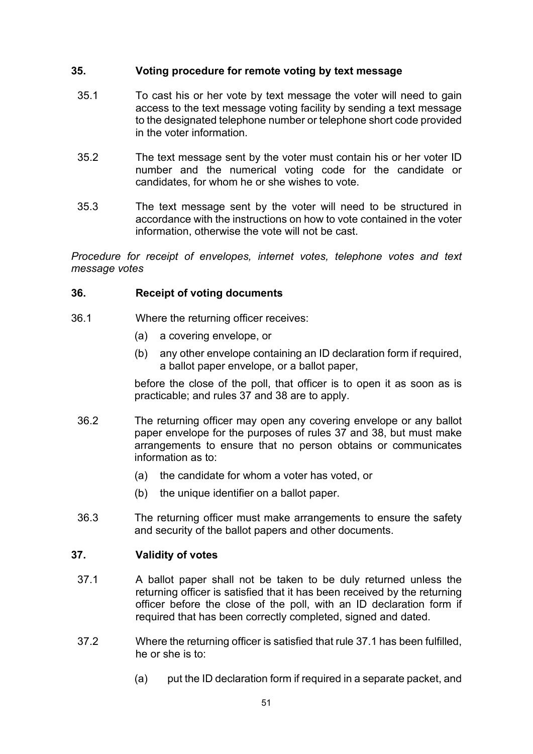## 35. Voting procedure for remote voting by text message

35.1 To cast his or her vote by text message the voter will need to gain access to the text message voting facility by sending a text message to the designated telephone number or telephone short code provided in the voter information.

35.2 The text message sent by the voter must contain his or her voter ID number and the numerical voting code for the candidate or candidates, for whom he or she wishes to vote.

35.3 The text message sent by the voter will need to be structured in accordance with the instructions on how to vote contained in the voter information, otherwise the vote will not be cast.

*Procedure for receipt of envelopes, internet votes, telephone votes and text message votes*

## 36. Receipt of voting documents

36.1 Where the returning officer receives:

(a) a covering envelope, or

(b) any other envelope containing an ID declaration form if required, a ballot paper envelope, or a ballot paper,

before the close of the poll, that officer is to open it as soon as is practicable; and rules 37 and 38 are to apply.

36.2 The returning officer may open any covering envelope or any ballot paper envelope for the purposes of rules 37 and 38, but must make arrangements to ensure that no person obtains or communicates information as to:

(a) the candidate for whom a voter has voted, or

(b) the unique identifier on a ballot paper.

36.3 The returning officer must make arrangements to ensure the safety and security of the ballot papers and other documents.

## 37. Validity of votes

37.1 A ballot paper shall not be taken to be duly returned unless the returning officer is satisfied that it has been received by the returning officer before the close of the poll, with an ID declaration form if required that has been correctly completed, signed and dated.

37.2 Where the returning officer is satisfied that rule 37.1 has been fulfilled, he or she is to:

(a) put the ID declaration form if required in a separate packet, and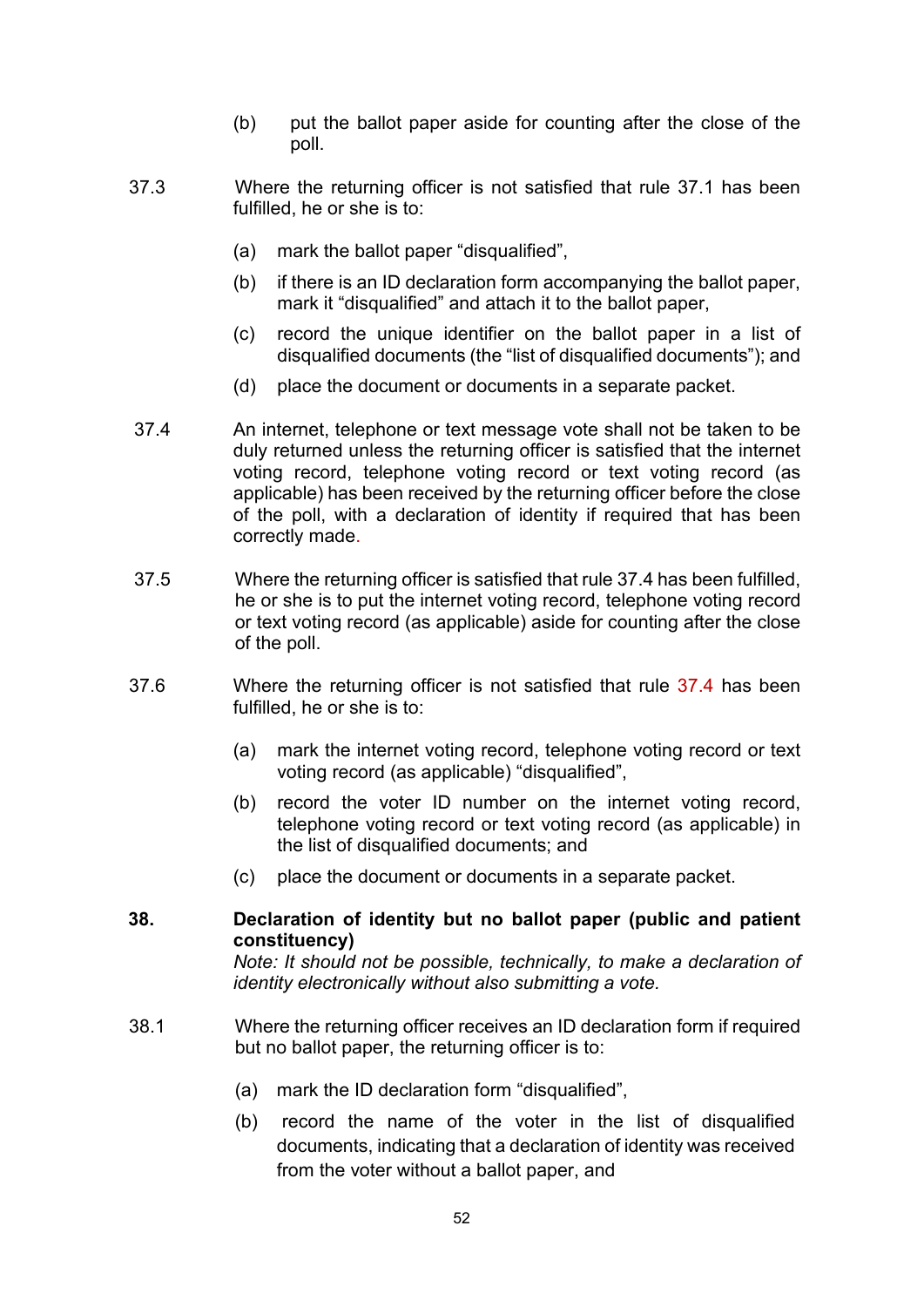(b) put the ballot paper aside for counting after the close of the poll.

37.3 Where the returning officer is not satisfied that rule 37.1 has been fulfilled, he or she is to:

(a) mark the ballot paper "disqualified",

(b) if there is an ID declaration form accompanying the ballot paper, mark it "disqualified" and attach it to the ballot paper,

(c) record the unique identifier on the ballot paper in a list of disqualified documents (the "list of disqualified documents"); and

(d) place the document or documents in a separate packet.

37.4 An internet, telephone or text message vote shall not be taken to be duly returned unless the returning officer is satisfied that the internet voting record, telephone voting record or text voting record (as applicable) has been received by the returning officer before the close of the poll, with a declaration of identity if required that has been correctly made.

37.5 Where the returning officer is satisfied that rule 37.4 has been fulfilled, he or she is to put the internet voting record, telephone voting record or text voting record (as applicable) aside for counting after the close of the poll.

37.6 Where the returning officer is not satisfied that rule 37.4 has been fulfilled, he or she is to:

(a) mark the internet voting record, telephone voting record or text voting record (as applicable) "disqualified",

(b) record the voter ID number on the internet voting record, telephone voting record or text voting record (as applicable) in the list of disqualified documents; and

(c) place the document or documents in a separate packet.

**38. Declaration of identity but no ballot paper (public and patient constituency)**

*Note: It should not be possible, technically, to make a declaration of identity electronically without also submitting a vote.*

38.1 Where the returning officer receives an ID declaration form if required but no ballot paper, the returning officer is to:

(a) mark the ID declaration form "disqualified",

(b) record the name of the voter in the list of disqualified documents, indicating that a declaration of identity was received from the voter without a ballot paper, and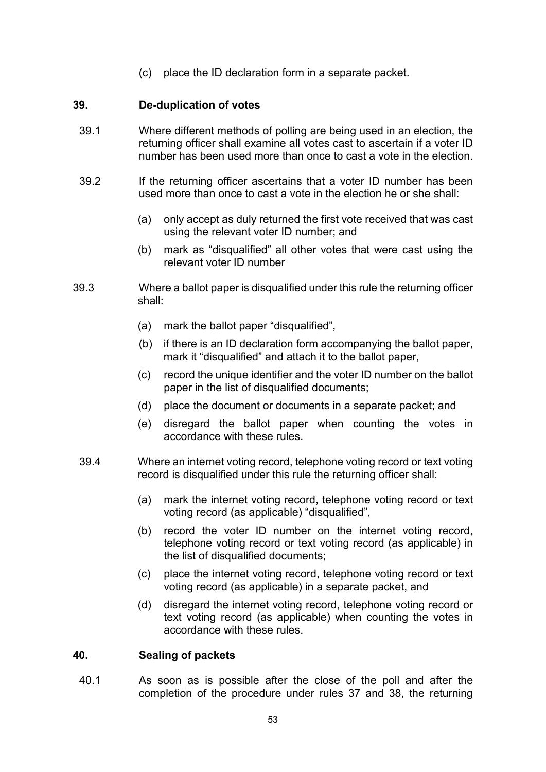(c) place the ID declaration form in a separate packet.

### 39. De-duplication of votes

39.1 Where different methods of polling are being used in an election, the returning officer shall examine all votes cast to ascertain if a voter ID number has been used more than once to cast a vote in the election.

39.2 If the returning officer ascertains that a voter ID number has been used more than once to cast a vote in the election he or she shall:

(a) only accept as duly returned the first vote received that was cast using the relevant voter ID number; and

(b) mark as "disqualified" all other votes that were cast using the relevant voter ID number

39.3 Where a ballot paper is disqualified under this rule the returning officer shall:

(a) mark the ballot paper "disqualified",

(b) if there is an ID declaration form accompanying the ballot paper, mark it "disqualified" and attach it to the ballot paper,

(c) record the unique identifier and the voter ID number on the ballot paper in the list of disqualified documents;

(d) place the document or documents in a separate packet; and

(e) disregard the ballot paper when counting the votes in accordance with these rules.

39.4 Where an internet voting record, telephone voting record or text voting record is disqualified under this rule the returning officer shall:

(a) mark the internet voting record, telephone voting record or text voting record (as applicable) "disqualified",

(b) record the voter ID number on the internet voting record, telephone voting record or text voting record (as applicable) in the list of disqualified documents;

(c) place the internet voting record, telephone voting record or text voting record (as applicable) in a separate packet, and

(d) disregard the internet voting record, telephone voting record or text voting record (as applicable) when counting the votes in accordance with these rules.

### 40. Sealing of packets

40.1 As soon as is possible after the close of the poll and after the completion of the procedure under rules 37 and 38, the returning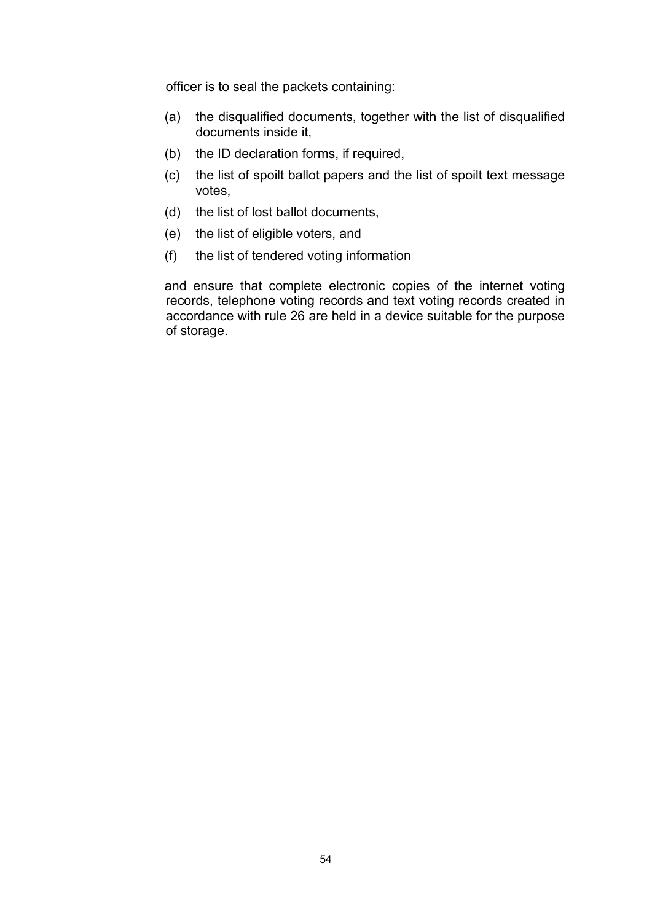officer is to seal the packets containing:

(a) the disqualified documents, together with the list of disqualified documents inside it,

(b) the ID declaration forms, if required,

(c) the list of spoilt ballot papers and the list of spoilt text message votes,

(d) the list of lost ballot documents,

(e) the list of eligible voters, and

(f) the list of tendered voting information

and ensure that complete electronic copies of the internet voting records, telephone voting records and text voting records created in accordance with rule 26 are held in a device suitable for the purpose of storage.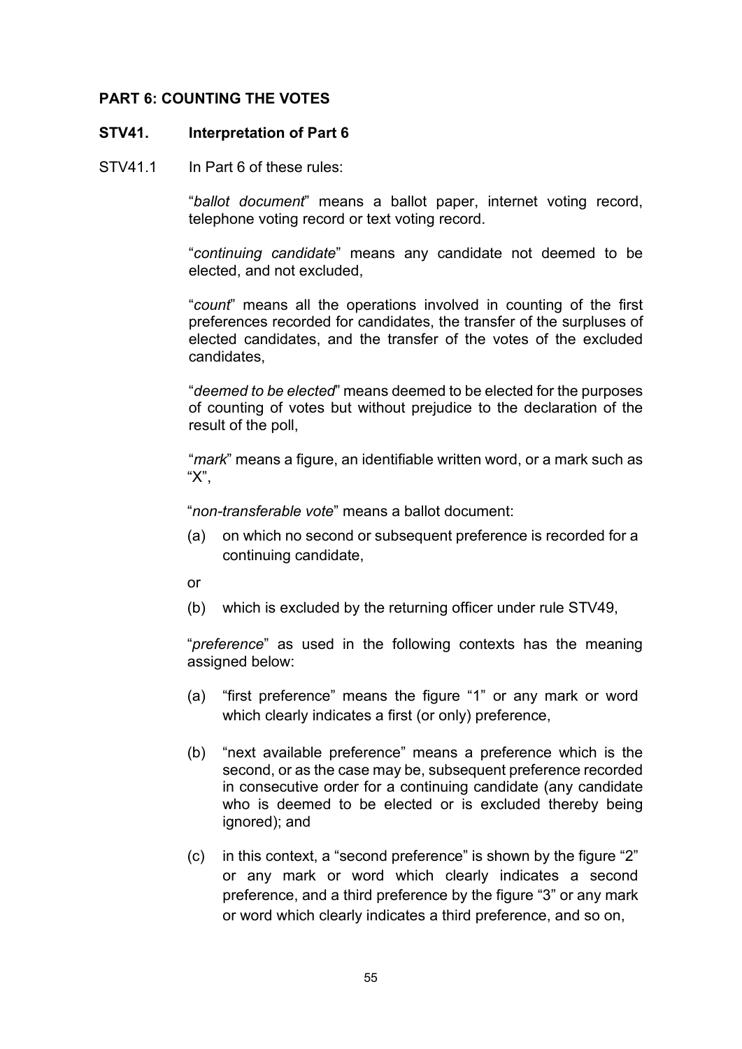## PART 6: COUNTING THE VOTES

### STV41. Interpretation of Part 6

STV41.1 In Part 6 of these rules:

"*ballot document*" means a ballot paper, internet voting record, telephone voting record or text voting record.

"*continuing candidate*" means any candidate not deemed to be elected, and not excluded,

"*count*" means all the operations involved in counting of the first preferences recorded for candidates, the transfer of the surpluses of elected candidates, and the transfer of the votes of the excluded candidates,

"*deemed to be elected*" means deemed to be elected for the purposes of counting of votes but without prejudice to the declaration of the result of the poll,

"*mark*" means a figure, an identifiable written word, or a mark such as "X",

"*non-transferable vote*" means a ballot document:

(a) on which no second or subsequent preference is recorded for a continuing candidate,

or

(b) which is excluded by the returning officer under rule STV49,

"*preference*" as used in the following contexts has the meaning assigned below:

(a) "first preference" means the figure "1" or any mark or word which clearly indicates a first (or only) preference,

(b) "next available preference" means a preference which is the second, or as the case may be, subsequent preference recorded in consecutive order for a continuing candidate (any candidate who is deemed to be elected or is excluded thereby being ignored); and

(c) in this context, a "second preference" is shown by the figure "2" or any mark or word which clearly indicates a second preference, and a third preference by the figure "3" or any mark or word which clearly indicates a third preference, and so on,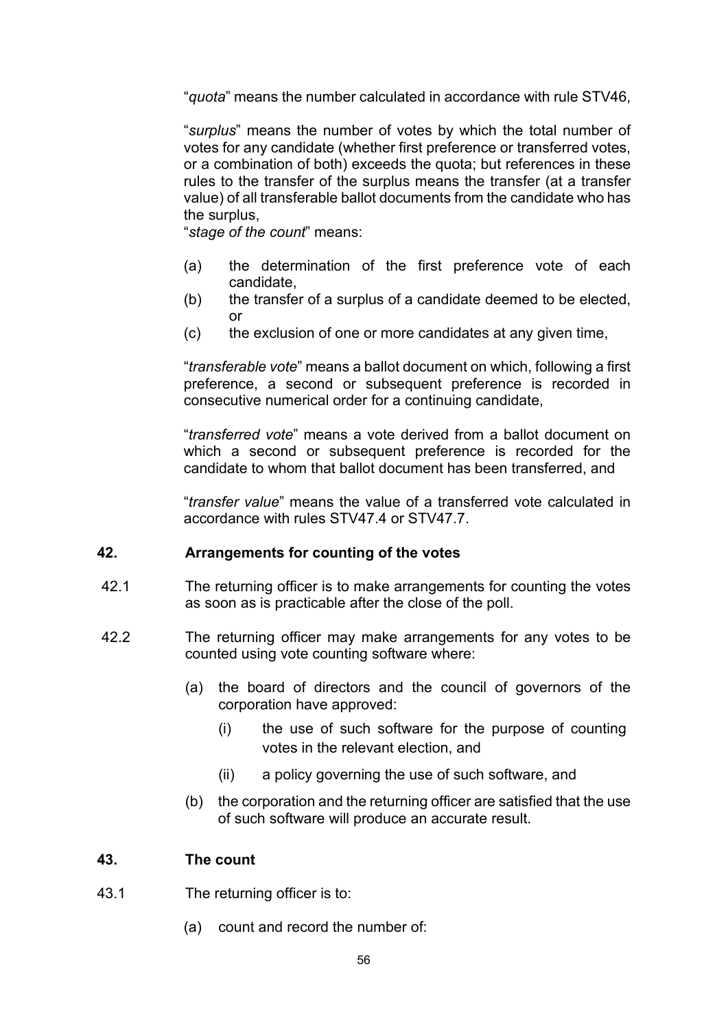"*quota*" means the number calculated in accordance with rule STV46,

"*surplus*" means the number of votes by which the total number of votes for any candidate (whether first preference or transferred votes, or a combination of both) exceeds the quota; but references in these rules to the transfer of the surplus means the transfer (at a transfer value) of all transferable ballot documents from the candidate who has the surplus,

"*stage of the count*" means:

(a) the determination of the first preference vote of each candidate,

(b) the transfer of a surplus of a candidate deemed to be elected, or

(c) the exclusion of one or more candidates at any given time,

"*transferable vote*" means a ballot document on which, following a first preference, a second or subsequent preference is recorded in consecutive numerical order for a continuing candidate,

"*transferred vote*" means a vote derived from a ballot document on which a second or subsequent preference is recorded for the candidate to whom that ballot document has been transferred, and

"*transfer value*" means the value of a transferred vote calculated in accordance with rules STV47.4 or STV47.7.

## 42. Arrangements for counting of the votes

42.1 The returning officer is to make arrangements for counting the votes as soon as is practicable after the close of the poll.

42.2 The returning officer may make arrangements for any votes to be counted using vote counting software where:

(a) the board of directors and the council of governors of the corporation have approved:

(i) the use of such software for the purpose of counting votes in the relevant election, and

(ii) a policy governing the use of such software, and

(b) the corporation and the returning officer are satisfied that the use of such software will produce an accurate result.

## 43. The count

43.1 The returning officer is to:

(a) count and record the number of: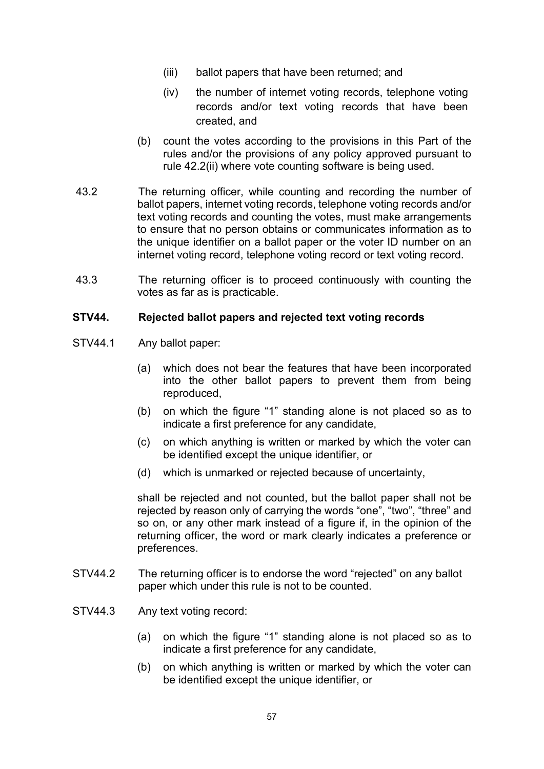(iii) ballot papers that have been returned; and

(iv) the number of internet voting records, telephone voting records and/or text voting records that have been created, and

(b) count the votes according to the provisions in this Part of the rules and/or the provisions of any policy approved pursuant to rule 42.2(ii) where vote counting software is being used.

43.2 The returning officer, while counting and recording the number of ballot papers, internet voting records, telephone voting records and/or text voting records and counting the votes, must make arrangements to ensure that no person obtains or communicates information as to the unique identifier on a ballot paper or the voter ID number on an internet voting record, telephone voting record or text voting record.

43.3 The returning officer is to proceed continuously with counting the votes as far as is practicable.

**STV44. Rejected ballot papers and rejected text voting records**

STV44.1 Any ballot paper:

(a) which does not bear the features that have been incorporated into the other ballot papers to prevent them from being reproduced,

(b) on which the figure "1" standing alone is not placed so as to indicate a first preference for any candidate,

(c) on which anything is written or marked by which the voter can be identified except the unique identifier, or

(d) which is unmarked or rejected because of uncertainty,

shall be rejected and not counted, but the ballot paper shall not be rejected by reason only of carrying the words "one", "two", "three" and so on, or any other mark instead of a figure if, in the opinion of the returning officer, the word or mark clearly indicates a preference or preferences.

STV44.2 The returning officer is to endorse the word "rejected" on any ballot paper which under this rule is not to be counted.

STV44.3 Any text voting record:

(a) on which the figure "1" standing alone is not placed so as to indicate a first preference for any candidate,

(b) on which anything is written or marked by which the voter can be identified except the unique identifier, or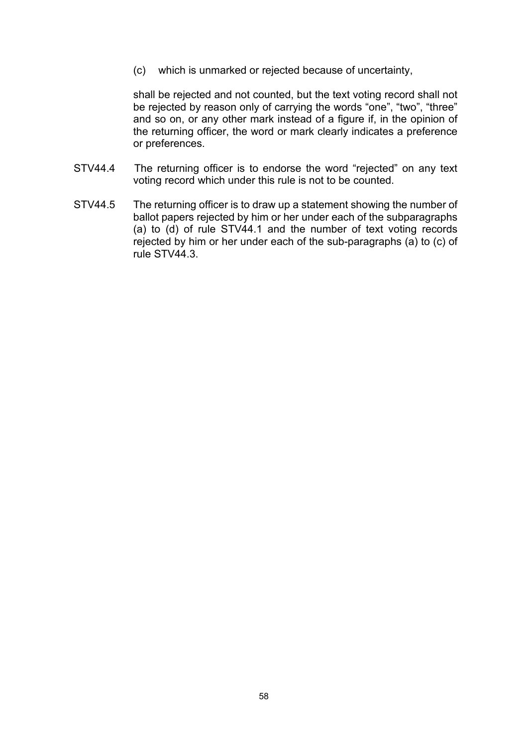(c) which is unmarked or rejected because of uncertainty,

shall be rejected and not counted, but the text voting record shall not be rejected by reason only of carrying the words “one”, “two”, “three” and so on, or any other mark instead of a figure if, in the opinion of the returning officer, the word or mark clearly indicates a preference or preferences.

STV44.4 The returning officer is to endorse the word “rejected” on any text voting record which under this rule is not to be counted.

STV44.5 The returning officer is to draw up a statement showing the number of ballot papers rejected by him or her under each of the subparagraphs (a) to (d) of rule STV44.1 and the number of text voting records rejected by him or her under each of the sub-paragraphs (a) to (c) of rule STV44.3.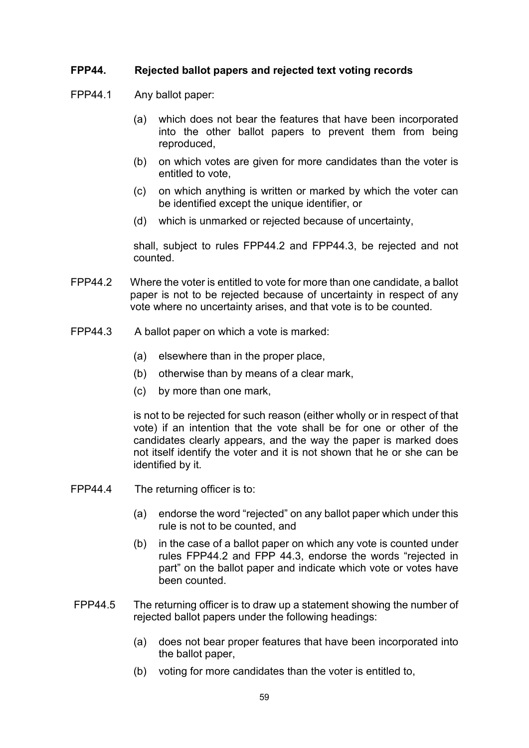### FPP44. Rejected ballot papers and rejected text voting records

FPP44.1 Any ballot paper:

(a) which does not bear the features that have been incorporated into the other ballot papers to prevent them from being reproduced,

(b) on which votes are given for more candidates than the voter is entitled to vote,

(c) on which anything is written or marked by which the voter can be identified except the unique identifier, or

(d) which is unmarked or rejected because of uncertainty,

shall, subject to rules FPP44.2 and FPP44.3, be rejected and not counted.

FPP44.2 Where the voter is entitled to vote for more than one candidate, a ballot paper is not to be rejected because of uncertainty in respect of any vote where no uncertainty arises, and that vote is to be counted.

FPP44.3 A ballot paper on which a vote is marked:

(a) elsewhere than in the proper place,

(b) otherwise than by means of a clear mark,

(c) by more than one mark,

is not to be rejected for such reason (either wholly or in respect of that vote) if an intention that the vote shall be for one or other of the candidates clearly appears, and the way the paper is marked does not itself identify the voter and it is not shown that he or she can be identified by it.

FPP44.4 The returning officer is to:

(a) endorse the word "rejected" on any ballot paper which under this rule is not to be counted, and

(b) in the case of a ballot paper on which any vote is counted under rules FPP44.2 and FPP 44.3, endorse the words "rejected in part" on the ballot paper and indicate which vote or votes have been counted.

FPP44.5 The returning officer is to draw up a statement showing the number of rejected ballot papers under the following headings:

(a) does not bear proper features that have been incorporated into the ballot paper,

(b) voting for more candidates than the voter is entitled to,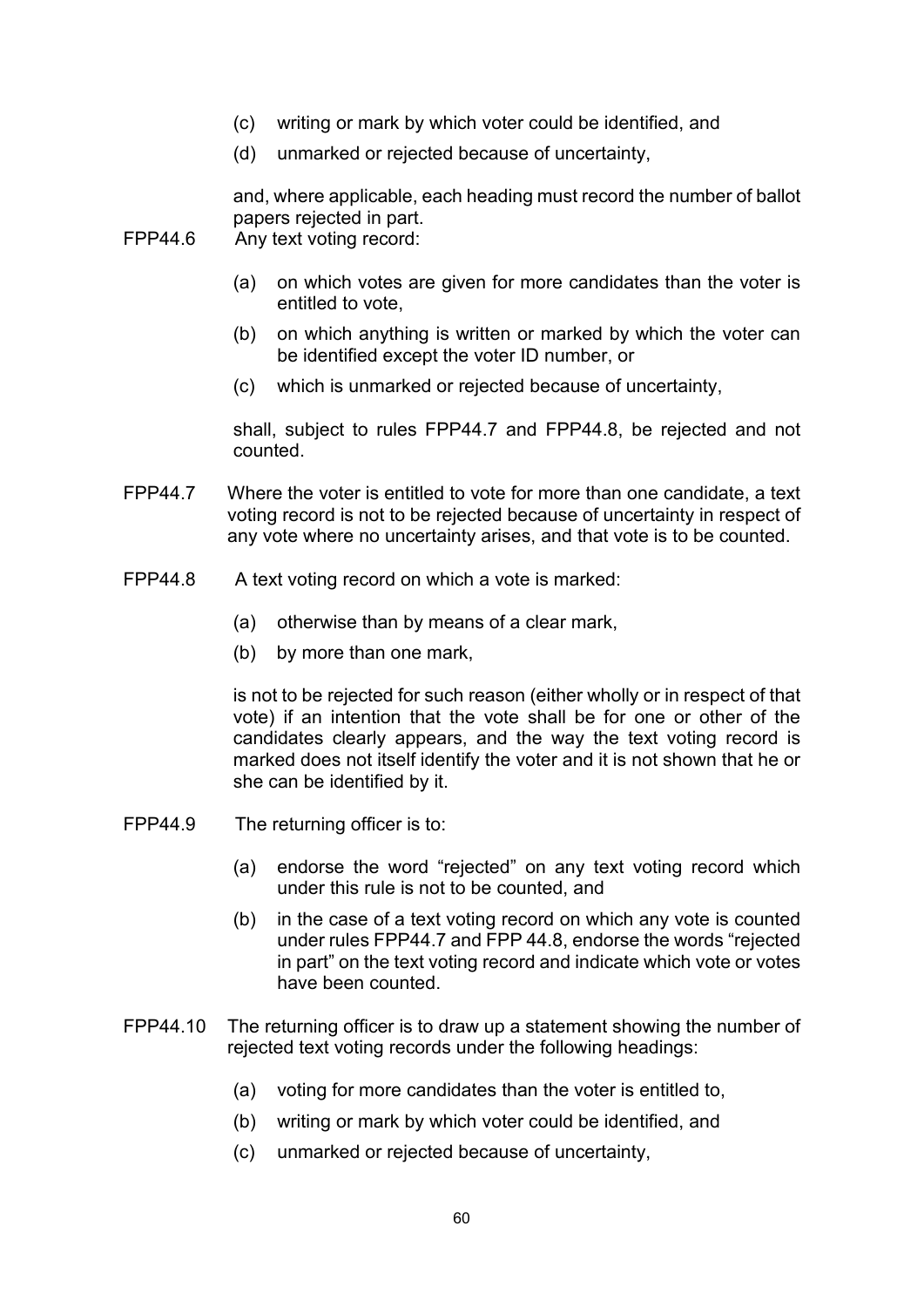(c) writing or mark by which voter could be identified, and

(d) unmarked or rejected because of uncertainty,

and, where applicable, each heading must record the number of ballot papers rejected in part.

FPP44.6 Any text voting record:

(a) on which votes are given for more candidates than the voter is entitled to vote,

(b) on which anything is written or marked by which the voter can be identified except the voter ID number, or

(c) which is unmarked or rejected because of uncertainty,

shall, subject to rules FPP44.7 and FPP44.8, be rejected and not counted.

FPP44.7 Where the voter is entitled to vote for more than one candidate, a text voting record is not to be rejected because of uncertainty in respect of any vote where no uncertainty arises, and that vote is to be counted.

FPP44.8 A text voting record on which a vote is marked:

(a) otherwise than by means of a clear mark,

(b) by more than one mark,

is not to be rejected for such reason (either wholly or in respect of that vote) if an intention that the vote shall be for one or other of the candidates clearly appears, and the way the text voting record is marked does not itself identify the voter and it is not shown that he or she can be identified by it.

FPP44.9 The returning officer is to:

(a) endorse the word "rejected" on any text voting record which under this rule is not to be counted, and

(b) in the case of a text voting record on which any vote is counted under rules FPP44.7 and FPP 44.8, endorse the words "rejected in part" on the text voting record and indicate which vote or votes have been counted.

FPP44.10 The returning officer is to draw up a statement showing the number of rejected text voting records under the following headings:

(a) voting for more candidates than the voter is entitled to,

(b) writing or mark by which voter could be identified, and

(c) unmarked or rejected because of uncertainty,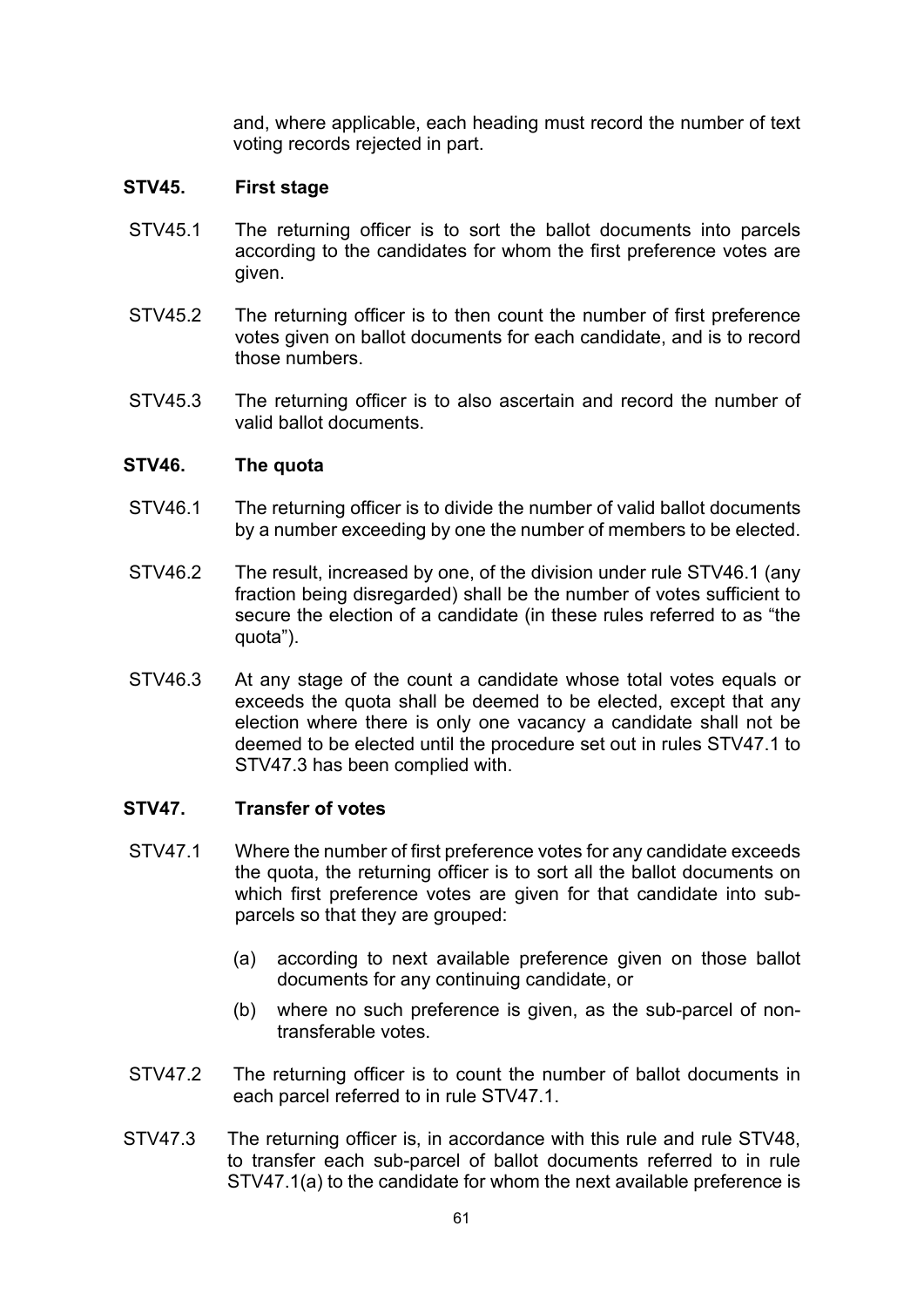and, where applicable, each heading must record the number of text voting records rejected in part.

### STV45. First stage

STV45.1 The returning officer is to sort the ballot documents into parcels according to the candidates for whom the first preference votes are given.

STV45.2 The returning officer is to then count the number of first preference votes given on ballot documents for each candidate, and is to record those numbers.

STV45.3 The returning officer is to also ascertain and record the number of valid ballot documents.

### STV46. The quota

STV46.1 The returning officer is to divide the number of valid ballot documents by a number exceeding by one the number of members to be elected.

STV46.2 The result, increased by one, of the division under rule STV46.1 (any fraction being disregarded) shall be the number of votes sufficient to secure the election of a candidate (in these rules referred to as "the quota").

STV46.3 At any stage of the count a candidate whose total votes equals or exceeds the quota shall be deemed to be elected, except that any election where there is only one vacancy a candidate shall not be deemed to be elected until the procedure set out in rules STV47.1 to STV47.3 has been complied with.

### STV47. Transfer of votes

STV47.1 Where the number of first preference votes for any candidate exceeds the quota, the returning officer is to sort all the ballot documents on which first preference votes are given for that candidate into sub-parcels so that they are grouped:

(a) according to next available preference given on those ballot documents for any continuing candidate, or

(b) where no such preference is given, as the sub-parcel of non-transferable votes.

STV47.2 The returning officer is to count the number of ballot documents in each parcel referred to in rule STV47.1.

STV47.3 The returning officer is, in accordance with this rule and rule STV48, to transfer each sub-parcel of ballot documents referred to in rule STV47.1(a) to the candidate for whom the next available preference is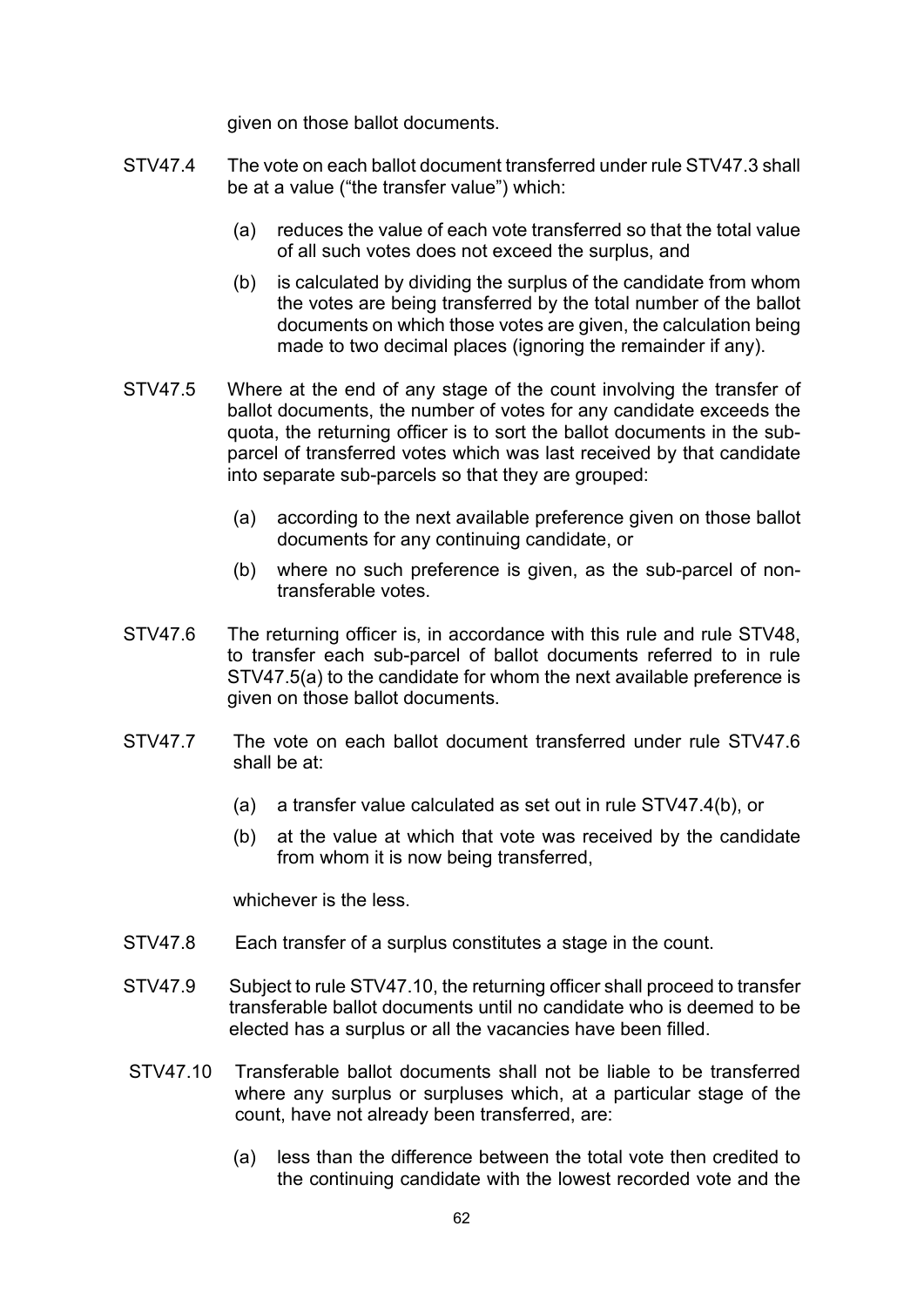given on those ballot documents.

STV47.4 The vote on each ballot document transferred under rule STV47.3 shall be at a value ("the transfer value") which:

(a) reduces the value of each vote transferred so that the total value of all such votes does not exceed the surplus, and

(b) is calculated by dividing the surplus of the candidate from whom the votes are being transferred by the total number of the ballot documents on which those votes are given, the calculation being made to two decimal places (ignoring the remainder if any).

STV47.5 Where at the end of any stage of the count involving the transfer of ballot documents, the number of votes for any candidate exceeds the quota, the returning officer is to sort the ballot documents in the sub-parcel of transferred votes which was last received by that candidate into separate sub-parcels so that they are grouped:

(a) according to the next available preference given on those ballot documents for any continuing candidate, or

(b) where no such preference is given, as the sub-parcel of non-transferable votes.

STV47.6 The returning officer is, in accordance with this rule and rule STV48, to transfer each sub-parcel of ballot documents referred to in rule STV47.5(a) to the candidate for whom the next available preference is given on those ballot documents.

STV47.7 The vote on each ballot document transferred under rule STV47.6 shall be at:

(a) a transfer value calculated as set out in rule STV47.4(b), or

(b) at the value at which that vote was received by the candidate from whom it is now being transferred,

whichever is the less.

STV47.8 Each transfer of a surplus constitutes a stage in the count.

STV47.9 Subject to rule STV47.10, the returning officer shall proceed to transfer transferable ballot documents until no candidate who is deemed to be elected has a surplus or all the vacancies have been filled.

STV47.10 Transferable ballot documents shall not be liable to be transferred where any surplus or surpluses which, at a particular stage of the count, have not already been transferred, are:

(a) less than the difference between the total vote then credited to the continuing candidate with the lowest recorded vote and the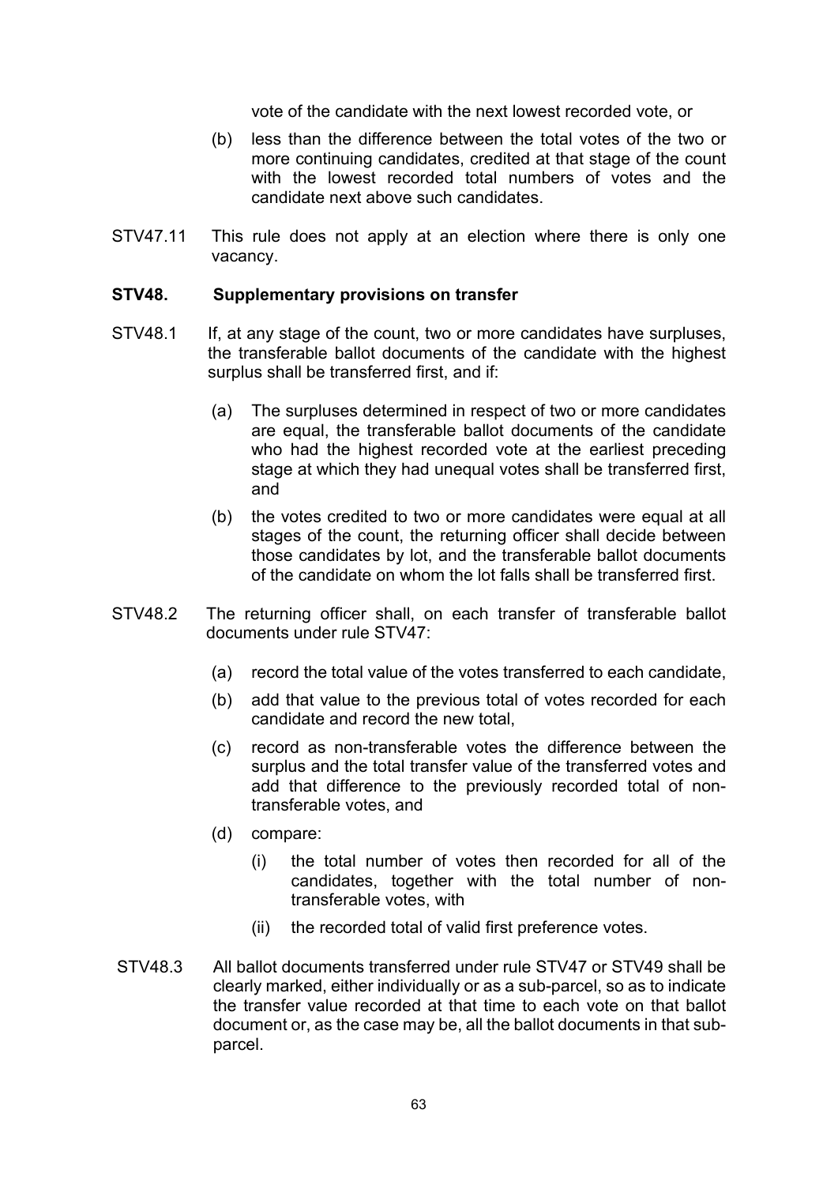vote of the candidate with the next lowest recorded vote, or

(b) less than the difference between the total votes of the two or more continuing candidates, credited at that stage of the count with the lowest recorded total numbers of votes and the candidate next above such candidates.

STV47.11 This rule does not apply at an election where there is only one vacancy.

### STV48. Supplementary provisions on transfer

STV48.1 If, at any stage of the count, two or more candidates have surpluses, the transferable ballot documents of the candidate with the highest surplus shall be transferred first, and if:

(a) The surpluses determined in respect of two or more candidates are equal, the transferable ballot documents of the candidate who had the highest recorded vote at the earliest preceding stage at which they had unequal votes shall be transferred first, and

(b) the votes credited to two or more candidates were equal at all stages of the count, the returning officer shall decide between those candidates by lot, and the transferable ballot documents of the candidate on whom the lot falls shall be transferred first.

STV48.2 The returning officer shall, on each transfer of transferable ballot documents under rule STV47:

(a) record the total value of the votes transferred to each candidate,

(b) add that value to the previous total of votes recorded for each candidate and record the new total,

(c) record as non-transferable votes the difference between the surplus and the total transfer value of the transferred votes and add that difference to the previously recorded total of non-transferable votes, and

(d) compare:

(i) the total number of votes then recorded for all of the candidates, together with the total number of non-transferable votes, with

(ii) the recorded total of valid first preference votes.

STV48.3 All ballot documents transferred under rule STV47 or STV49 shall be clearly marked, either individually or as a sub-parcel, so as to indicate the transfer value recorded at that time to each vote on that ballot document or, as the case may be, all the ballot documents in that sub-parcel.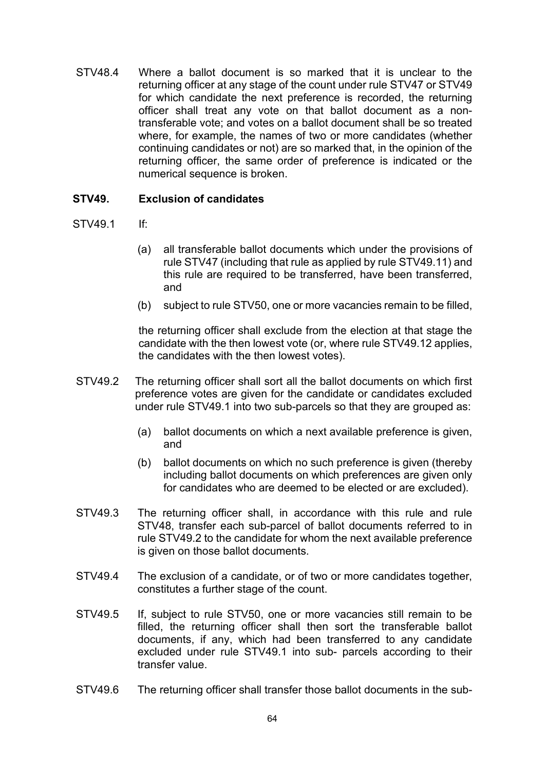STV48.4 Where a ballot document is so marked that it is unclear to the returning officer at any stage of the count under rule STV47 or STV49 for which candidate the next preference is recorded, the returning officer shall treat any vote on that ballot document as a non-transferable vote; and votes on a ballot document shall be so treated where, for example, the names of two or more candidates (whether continuing candidates or not) are so marked that, in the opinion of the returning officer, the same order of preference is indicated or the numerical sequence is broken.

**STV49. Exclusion of candidates**

STV49.1 If:

(a) all transferable ballot documents which under the provisions of rule STV47 (including that rule as applied by rule STV49.11) and this rule are required to be transferred, have been transferred, and

(b) subject to rule STV50, one or more vacancies remain to be filled,

the returning officer shall exclude from the election at that stage the candidate with the then lowest vote (or, where rule STV49.12 applies, the candidates with the then lowest votes).

STV49.2 The returning officer shall sort all the ballot documents on which first preference votes are given for the candidate or candidates excluded under rule STV49.1 into two sub-parcels so that they are grouped as:

(a) ballot documents on which a next available preference is given, and

(b) ballot documents on which no such preference is given (thereby including ballot documents on which preferences are given only for candidates who are deemed to be elected or are excluded).

STV49.3 The returning officer shall, in accordance with this rule and rule STV48, transfer each sub-parcel of ballot documents referred to in rule STV49.2 to the candidate for whom the next available preference is given on those ballot documents.

STV49.4 The exclusion of a candidate, or of two or more candidates together, constitutes a further stage of the count.

STV49.5 If, subject to rule STV50, one or more vacancies still remain to be filled, the returning officer shall then sort the transferable ballot documents, if any, which had been transferred to any candidate excluded under rule STV49.1 into sub- parcels according to their transfer value.

STV49.6 The returning officer shall transfer those ballot documents in the sub-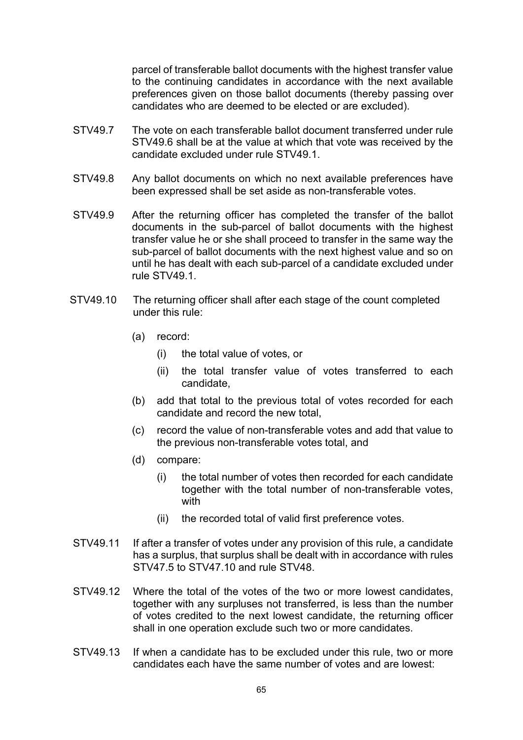parcel of transferable ballot documents with the highest transfer value to the continuing candidates in accordance with the next available preferences given on those ballot documents (thereby passing over candidates who are deemed to be elected or are excluded).

STV49.7 The vote on each transferable ballot document transferred under rule STV49.6 shall be at the value at which that vote was received by the candidate excluded under rule STV49.1.

STV49.8 Any ballot documents on which no next available preferences have been expressed shall be set aside as non-transferable votes.

STV49.9 After the returning officer has completed the transfer of the ballot documents in the sub-parcel of ballot documents with the highest transfer value he or she shall proceed to transfer in the same way the sub-parcel of ballot documents with the next highest value and so on until he has dealt with each sub-parcel of a candidate excluded under rule STV49.1.

STV49.10 The returning officer shall after each stage of the count completed under this rule:

- (a) record:
  - (i) the total value of votes, or
  - (ii) the total transfer value of votes transferred to each candidate,
- (b) add that total to the previous total of votes recorded for each candidate and record the new total,
- (c) record the value of non-transferable votes and add that value to the previous non-transferable votes total, and
- (d) compare:
  - (i) the total number of votes then recorded for each candidate together with the total number of non-transferable votes, with
  - (ii) the recorded total of valid first preference votes.

STV49.11 If after a transfer of votes under any provision of this rule, a candidate has a surplus, that surplus shall be dealt with in accordance with rules STV47.5 to STV47.10 and rule STV48.

STV49.12 Where the total of the votes of the two or more lowest candidates, together with any surpluses not transferred, is less than the number of votes credited to the next lowest candidate, the returning officer shall in one operation exclude such two or more candidates.

STV49.13 If when a candidate has to be excluded under this rule, two or more candidates each have the same number of votes and are lowest: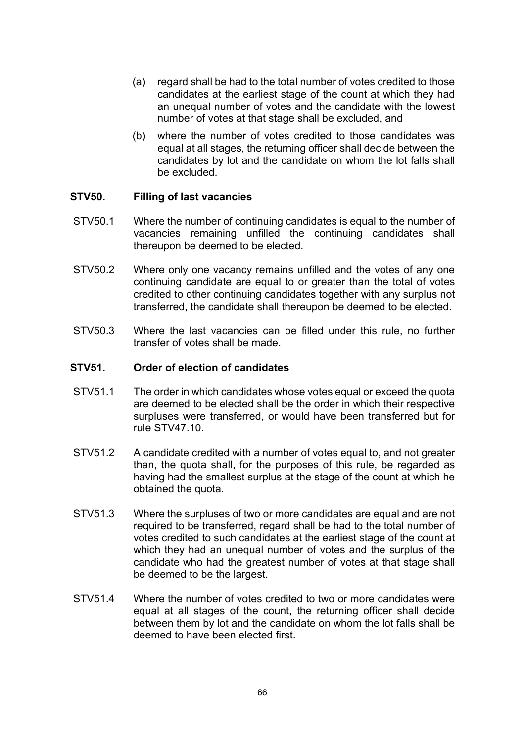(a) regard shall be had to the total number of votes credited to those candidates at the earliest stage of the count at which they had an unequal number of votes and the candidate with the lowest number of votes at that stage shall be excluded, and

(b) where the number of votes credited to those candidates was equal at all stages, the returning officer shall decide between the candidates by lot and the candidate on whom the lot falls shall be excluded.

### STV50. Filling of last vacancies

STV50.1 Where the number of continuing candidates is equal to the number of vacancies remaining unfilled the continuing candidates shall thereupon be deemed to be elected.

STV50.2 Where only one vacancy remains unfilled and the votes of any one continuing candidate are equal to or greater than the total of votes credited to other continuing candidates together with any surplus not transferred, the candidate shall thereupon be deemed to be elected.

STV50.3 Where the last vacancies can be filled under this rule, no further transfer of votes shall be made.

### STV51. Order of election of candidates

STV51.1 The order in which candidates whose votes equal or exceed the quota are deemed to be elected shall be the order in which their respective surpluses were transferred, or would have been transferred but for rule STV47.10.

STV51.2 A candidate credited with a number of votes equal to, and not greater than, the quota shall, for the purposes of this rule, be regarded as having had the smallest surplus at the stage of the count at which he obtained the quota.

STV51.3 Where the surpluses of two or more candidates are equal and are not required to be transferred, regard shall be had to the total number of votes credited to such candidates at the earliest stage of the count at which they had an unequal number of votes and the surplus of the candidate who had the greatest number of votes at that stage shall be deemed to be the largest.

STV51.4 Where the number of votes credited to two or more candidates were equal at all stages of the count, the returning officer shall decide between them by lot and the candidate on whom the lot falls shall be deemed to have been elected first.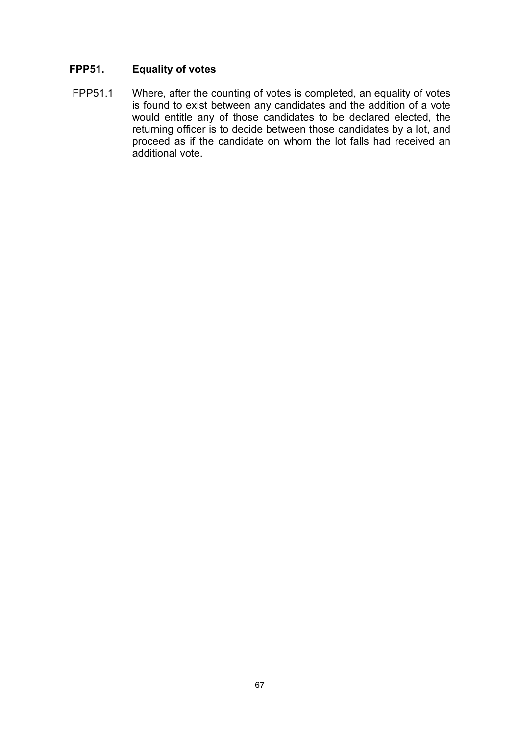### FPP51. Equality of votes

FPP51.1 Where, after the counting of votes is completed, an equality of votes is found to exist between any candidates and the addition of a vote would entitle any of those candidates to be declared elected, the returning officer is to decide between those candidates by a lot, and proceed as if the candidate on whom the lot falls had received an additional vote.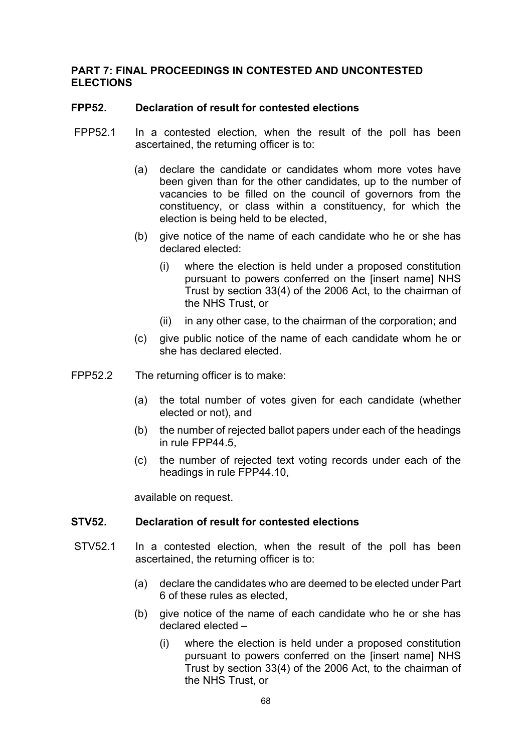## PART 7: FINAL PROCEEDINGS IN CONTESTED AND UNCONTESTED ELECTIONS

### FPP52. Declaration of result for contested elections

FPP52.1 In a contested election, when the result of the poll has been ascertained, the returning officer is to:

(a) declare the candidate or candidates whom more votes have been given than for the other candidates, up to the number of vacancies to be filled on the council of governors from the constituency, or class within a constituency, for which the election is being held to be elected,

(b) give notice of the name of each candidate who he or she has declared elected:

(i) where the election is held under a proposed constitution pursuant to powers conferred on the [insert name] NHS Trust by section 33(4) of the 2006 Act, to the chairman of the NHS Trust, or

(ii) in any other case, to the chairman of the corporation; and

(c) give public notice of the name of each candidate whom he or she has declared elected.

FPP52.2 The returning officer is to make:

(a) the total number of votes given for each candidate (whether elected or not), and

(b) the number of rejected ballot papers under each of the headings in rule FPP44.5,

(c) the number of rejected text voting records under each of the headings in rule FPP44.10,

available on request.

### STV52. Declaration of result for contested elections

STV52.1 In a contested election, when the result of the poll has been ascertained, the returning officer is to:

(a) declare the candidates who are deemed to be elected under Part 6 of these rules as elected,

(b) give notice of the name of each candidate who he or she has declared elected –

(i) where the election is held under a proposed constitution pursuant to powers conferred on the [insert name] NHS Trust by section 33(4) of the 2006 Act, to the chairman of the NHS Trust, or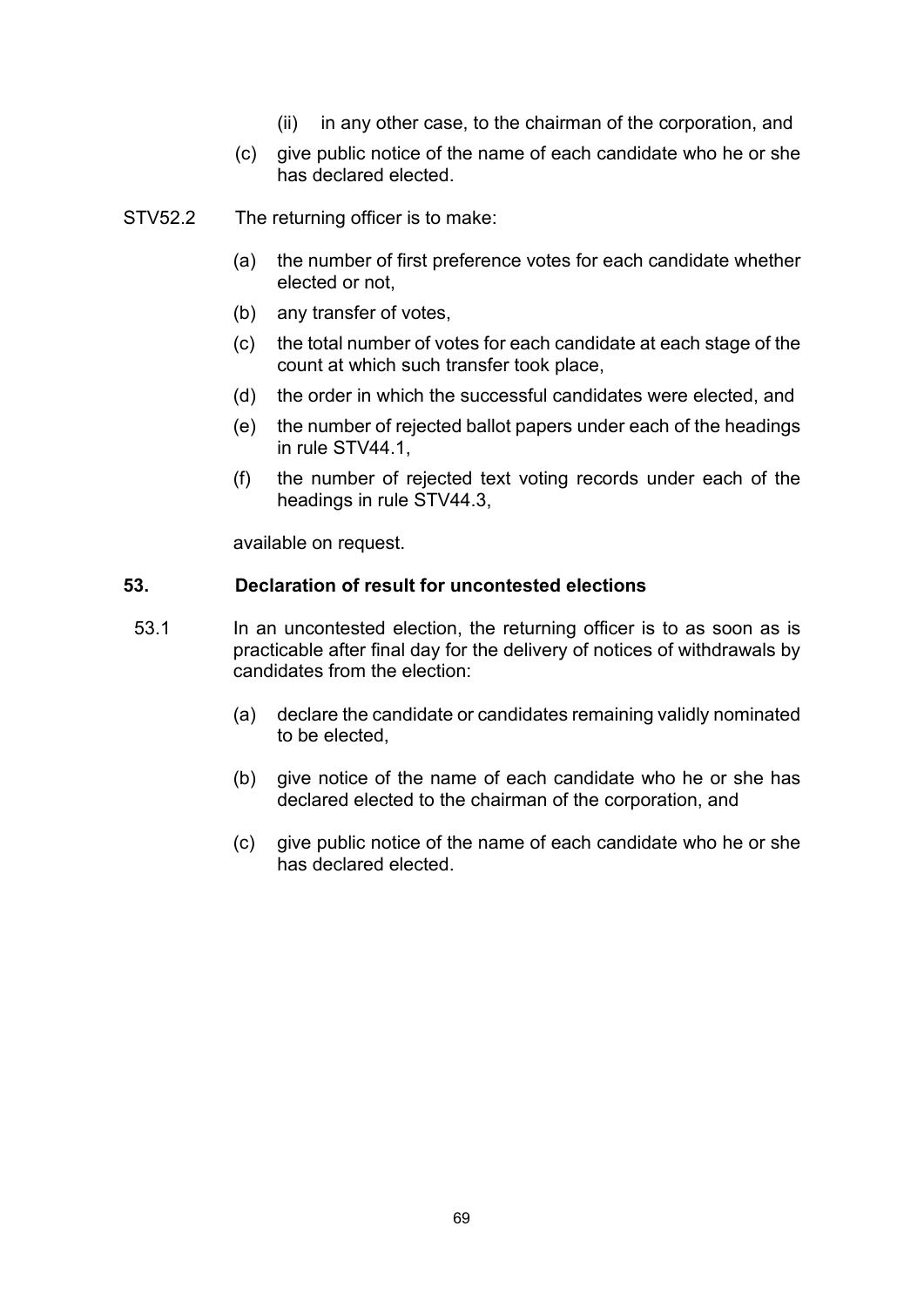- (ii) in any other case, to the chairman of the corporation, and
- (c) give public notice of the name of each candidate who he or she has declared elected.

STV52.2 The returning officer is to make:

- (a) the number of first preference votes for each candidate whether elected or not,
- (b) any transfer of votes,
- (c) the total number of votes for each candidate at each stage of the count at which such transfer took place,
- (d) the order in which the successful candidates were elected, and
- (e) the number of rejected ballot papers under each of the headings in rule STV44.1,
- (f) the number of rejected text voting records under each of the headings in rule STV44.3,

available on request.

### 53. Declaration of result for uncontested elections

53.1 In an uncontested election, the returning officer is to as soon as is practicable after final day for the delivery of notices of withdrawals by candidates from the election:

- (a) declare the candidate or candidates remaining validly nominated to be elected,
- (b) give notice of the name of each candidate who he or she has declared elected to the chairman of the corporation, and
- (c) give public notice of the name of each candidate who he or she has declared elected.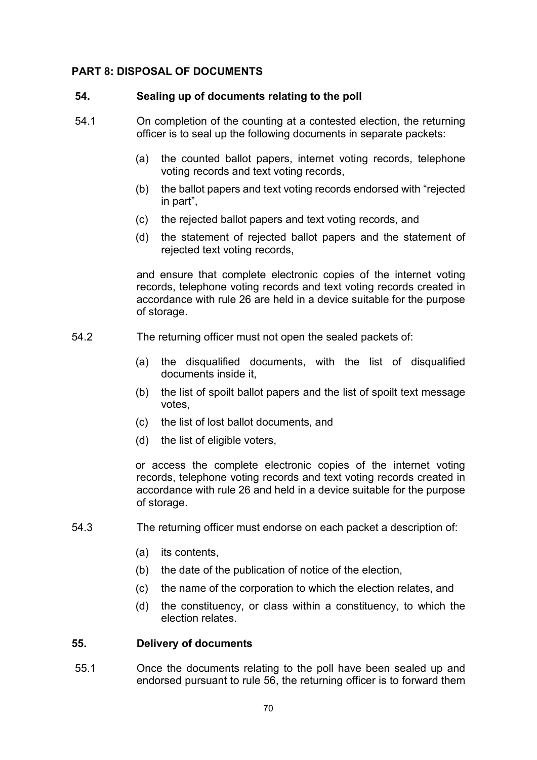## PART 8: DISPOSAL OF DOCUMENTS

### 54. Sealing up of documents relating to the poll

54.1 On completion of the counting at a contested election, the returning officer is to seal up the following documents in separate packets:

(a) the counted ballot papers, internet voting records, telephone voting records and text voting records,

(b) the ballot papers and text voting records endorsed with "rejected in part",

(c) the rejected ballot papers and text voting records, and

(d) the statement of rejected ballot papers and the statement of rejected text voting records,

and ensure that complete electronic copies of the internet voting records, telephone voting records and text voting records created in accordance with rule 26 are held in a device suitable for the purpose of storage.

54.2 The returning officer must not open the sealed packets of:

(a) the disqualified documents, with the list of disqualified documents inside it,

(b) the list of spoilt ballot papers and the list of spoilt text message votes,

(c) the list of lost ballot documents, and

(d) the list of eligible voters,

or access the complete electronic copies of the internet voting records, telephone voting records and text voting records created in accordance with rule 26 and held in a device suitable for the purpose of storage.

54.3 The returning officer must endorse on each packet a description of:

(a) its contents,

(b) the date of the publication of notice of the election,

(c) the name of the corporation to which the election relates, and

(d) the constituency, or class within a constituency, to which the election relates.

### 55. Delivery of documents

55.1 Once the documents relating to the poll have been sealed up and endorsed pursuant to rule 56, the returning officer is to forward them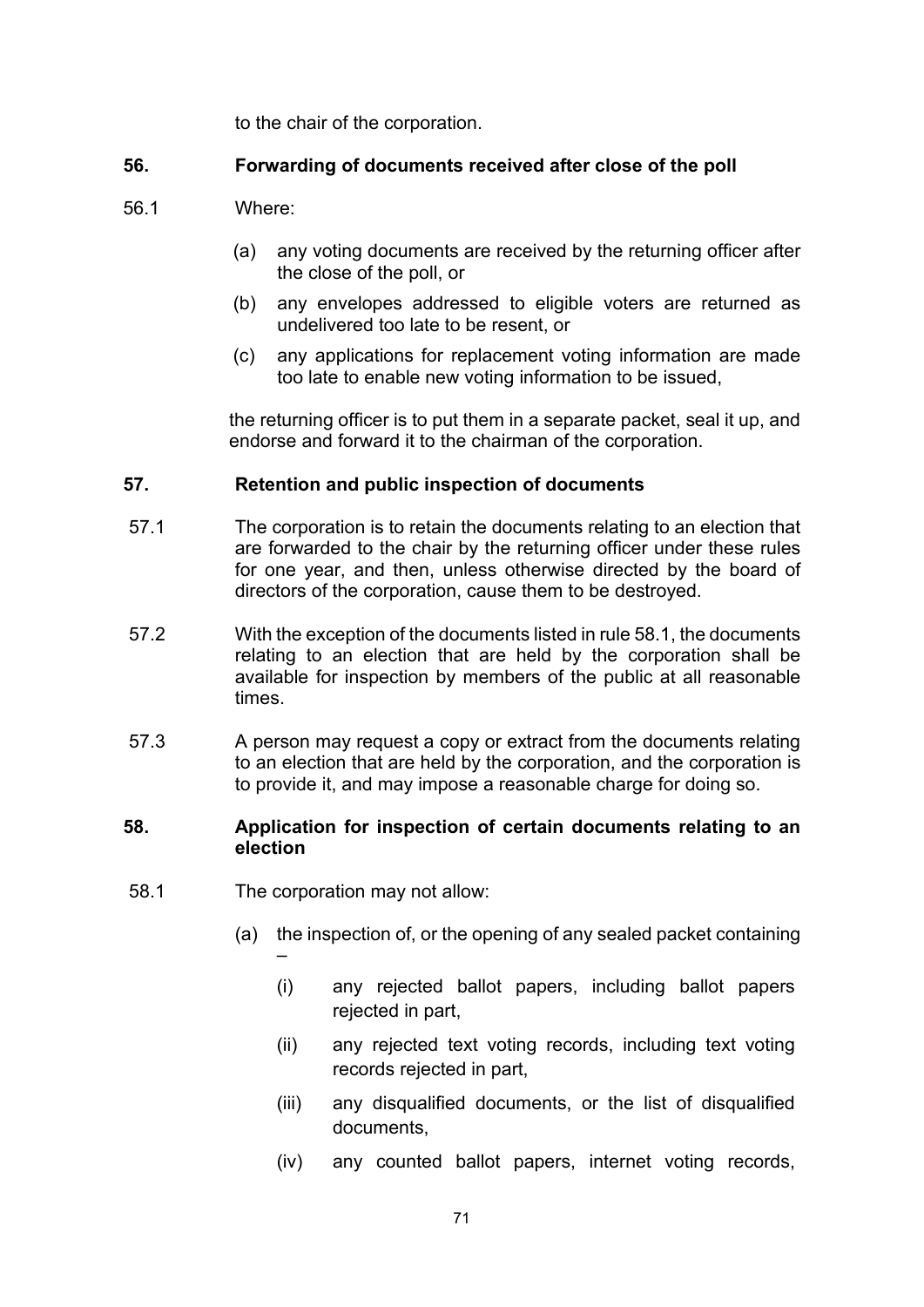to the chair of the corporation.

**56. Forwarding of documents received after close of the poll**

56.1 Where:

(a) any voting documents are received by the returning officer after the close of the poll, or

(b) any envelopes addressed to eligible voters are returned as undelivered too late to be resent, or

(c) any applications for replacement voting information are made too late to enable new voting information to be issued,

the returning officer is to put them in a separate packet, seal it up, and endorse and forward it to the chairman of the corporation.

**57. Retention and public inspection of documents**

57.1 The corporation is to retain the documents relating to an election that are forwarded to the chair by the returning officer under these rules for one year, and then, unless otherwise directed by the board of directors of the corporation, cause them to be destroyed.

57.2 With the exception of the documents listed in rule 58.1, the documents relating to an election that are held by the corporation shall be available for inspection by members of the public at all reasonable times.

57.3 A person may request a copy or extract from the documents relating to an election that are held by the corporation, and the corporation is to provide it, and may impose a reasonable charge for doing so.

**58. Application for inspection of certain documents relating to an election**

58.1 The corporation may not allow:

(a) the inspection of, or the opening of any sealed packet containing –

(i) any rejected ballot papers, including ballot papers rejected in part,

(ii) any rejected text voting records, including text voting records rejected in part,

(iii) any disqualified documents, or the list of disqualified documents,

(iv) any counted ballot papers, internet voting records,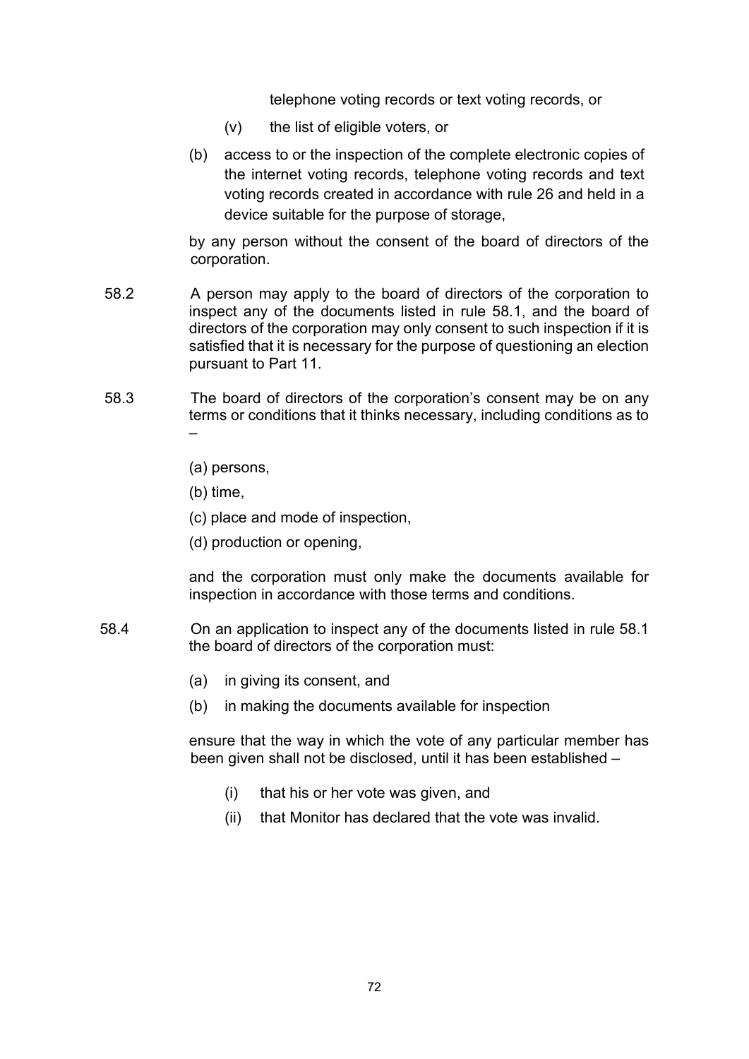telephone voting records or text voting records, or

(v) the list of eligible voters, or

(b) access to or the inspection of the complete electronic copies of the internet voting records, telephone voting records and text voting records created in accordance with rule 26 and held in a device suitable for the purpose of storage,

by any person without the consent of the board of directors of the corporation.

58.2 A person may apply to the board of directors of the corporation to inspect any of the documents listed in rule 58.1, and the board of directors of the corporation may only consent to such inspection if it is satisfied that it is necessary for the purpose of questioning an election pursuant to Part 11.

58.3 The board of directors of the corporation's consent may be on any terms or conditions that it thinks necessary, including conditions as to –

(a) persons,

(b) time,

(c) place and mode of inspection,

(d) production or opening,

and the corporation must only make the documents available for inspection in accordance with those terms and conditions.

58.4 On an application to inspect any of the documents listed in rule 58.1 the board of directors of the corporation must:

(a) in giving its consent, and

(b) in making the documents available for inspection

ensure that the way in which the vote of any particular member has been given shall not be disclosed, until it has been established –

(i) that his or her vote was given, and

(ii) that Monitor has declared that the vote was invalid.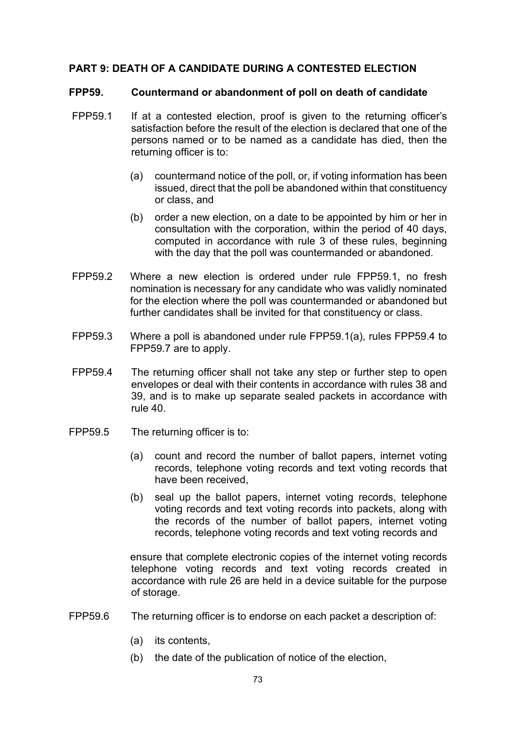## PART 9: DEATH OF A CANDIDATE DURING A CONTESTED ELECTION

### FPP59. Countermand or abandonment of poll on death of candidate

FPP59.1 If at a contested election, proof is given to the returning officer's satisfaction before the result of the election is declared that one of the persons named or to be named as a candidate has died, then the returning officer is to:

(a) countermand notice of the poll, or, if voting information has been issued, direct that the poll be abandoned within that constituency or class, and

(b) order a new election, on a date to be appointed by him or her in consultation with the corporation, within the period of 40 days, computed in accordance with rule 3 of these rules, beginning with the day that the poll was countermanded or abandoned.

FPP59.2 Where a new election is ordered under rule FPP59.1, no fresh nomination is necessary for any candidate who was validly nominated for the election where the poll was countermanded or abandoned but further candidates shall be invited for that constituency or class.

FPP59.3 Where a poll is abandoned under rule FPP59.1(a), rules FPP59.4 to FPP59.7 are to apply.

FPP59.4 The returning officer shall not take any step or further step to open envelopes or deal with their contents in accordance with rules 38 and 39, and is to make up separate sealed packets in accordance with rule 40.

FPP59.5 The returning officer is to:

(a) count and record the number of ballot papers, internet voting records, telephone voting records and text voting records that have been received,

(b) seal up the ballot papers, internet voting records, telephone voting records and text voting records into packets, along with the records of the number of ballot papers, internet voting records, telephone voting records and text voting records and

ensure that complete electronic copies of the internet voting records telephone voting records and text voting records created in accordance with rule 26 are held in a device suitable for the purpose of storage.

FPP59.6 The returning officer is to endorse on each packet a description of:

(a) its contents,

(b) the date of the publication of notice of the election,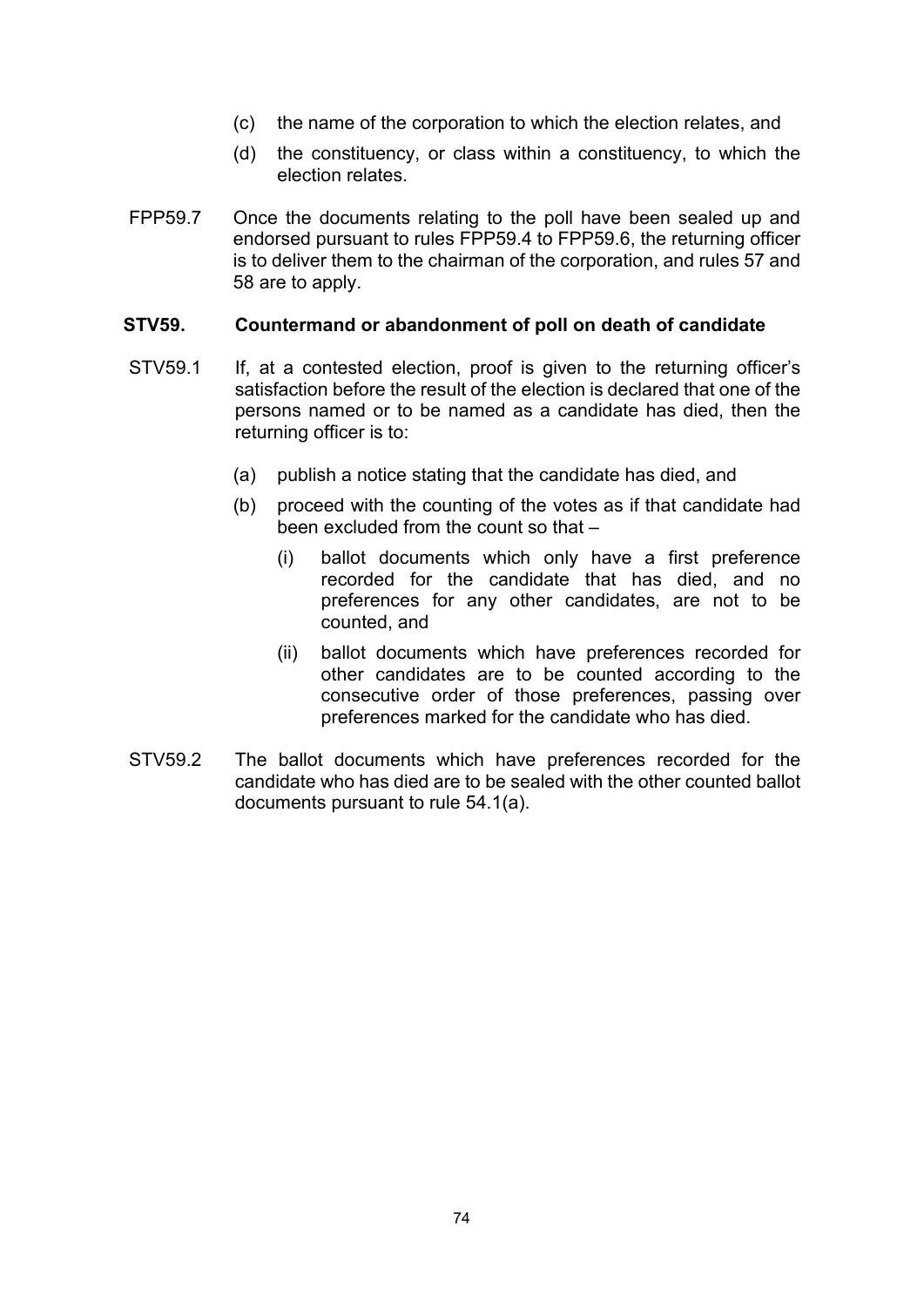(c) the name of the corporation to which the election relates, and

(d) the constituency, or class within a constituency, to which the election relates.

FPP59.7 Once the documents relating to the poll have been sealed up and endorsed pursuant to rules FPP59.4 to FPP59.6, the returning officer is to deliver them to the chairman of the corporation, and rules 57 and 58 are to apply.

### STV59. Countermand or abandonment of poll on death of candidate

STV59.1 If, at a contested election, proof is given to the returning officer's satisfaction before the result of the election is declared that one of the persons named or to be named as a candidate has died, then the returning officer is to:

(a) publish a notice stating that the candidate has died, and

(b) proceed with the counting of the votes as if that candidate had been excluded from the count so that –

   (i) ballot documents which only have a first preference recorded for the candidate that has died, and no preferences for any other candidates, are not to be counted, and

   (ii) ballot documents which have preferences recorded for other candidates are to be counted according to the consecutive order of those preferences, passing over preferences marked for the candidate who has died.

STV59.2 The ballot documents which have preferences recorded for the candidate who has died are to be sealed with the other counted ballot documents pursuant to rule 54.1(a).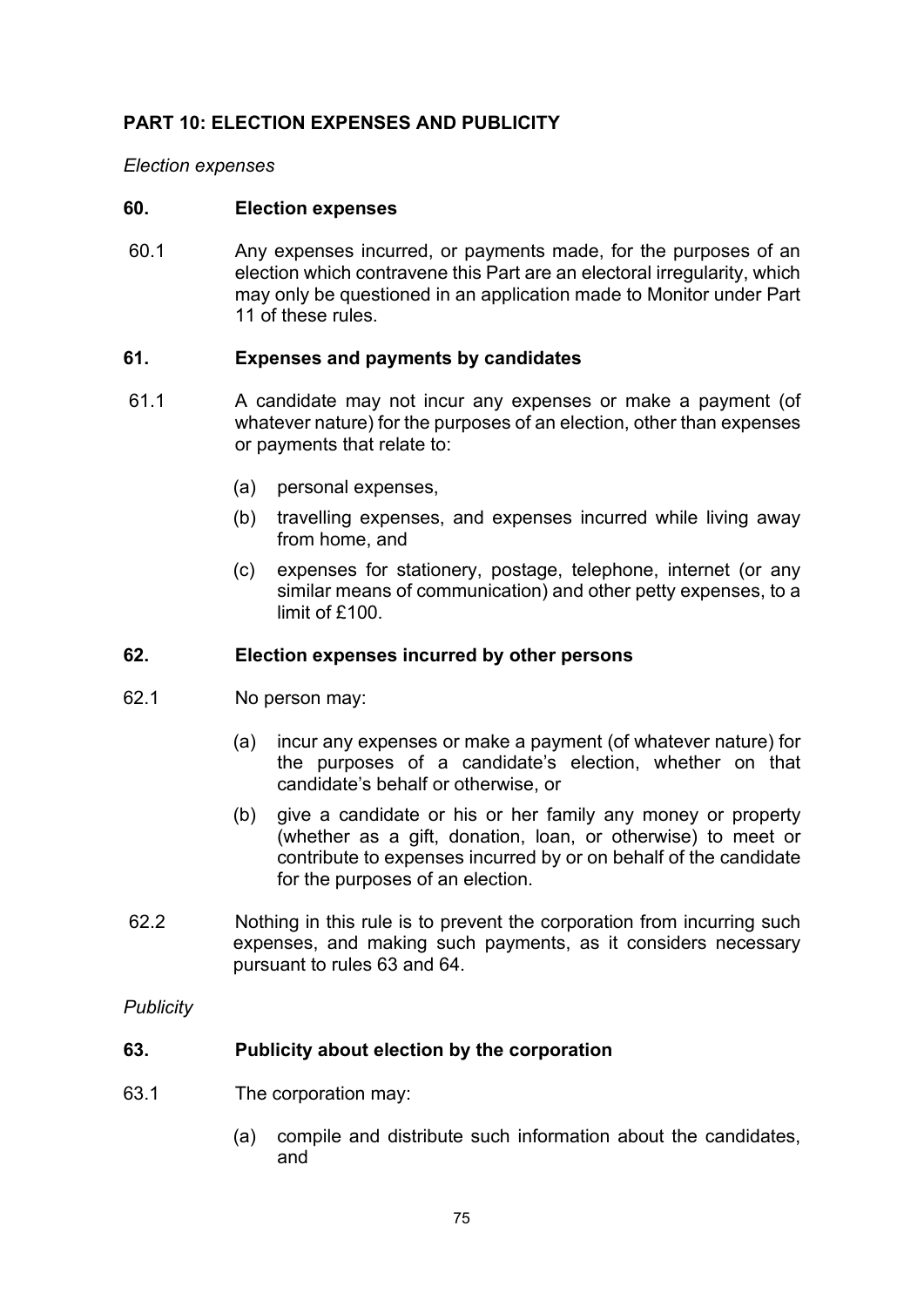## PART 10: ELECTION EXPENSES AND PUBLICITY

*Election expenses*

### 60. Election expenses

60.1 Any expenses incurred, or payments made, for the purposes of an election which contravene this Part are an electoral irregularity, which may only be questioned in an application made to Monitor under Part 11 of these rules.

### 61. Expenses and payments by candidates

61.1 A candidate may not incur any expenses or make a payment (of whatever nature) for the purposes of an election, other than expenses or payments that relate to:

(a) personal expenses,

(b) travelling expenses, and expenses incurred while living away from home, and

(c) expenses for stationery, postage, telephone, internet (or any similar means of communication) and other petty expenses, to a limit of £100.

### 62. Election expenses incurred by other persons

62.1 No person may:

(a) incur any expenses or make a payment (of whatever nature) for the purposes of a candidate's election, whether on that candidate's behalf or otherwise, or

(b) give a candidate or his or her family any money or property (whether as a gift, donation, loan, or otherwise) to meet or contribute to expenses incurred by or on behalf of the candidate for the purposes of an election.

62.2 Nothing in this rule is to prevent the corporation from incurring such expenses, and making such payments, as it considers necessary pursuant to rules 63 and 64.

*Publicity*

### 63. Publicity about election by the corporation

63.1 The corporation may:

(a) compile and distribute such information about the candidates, and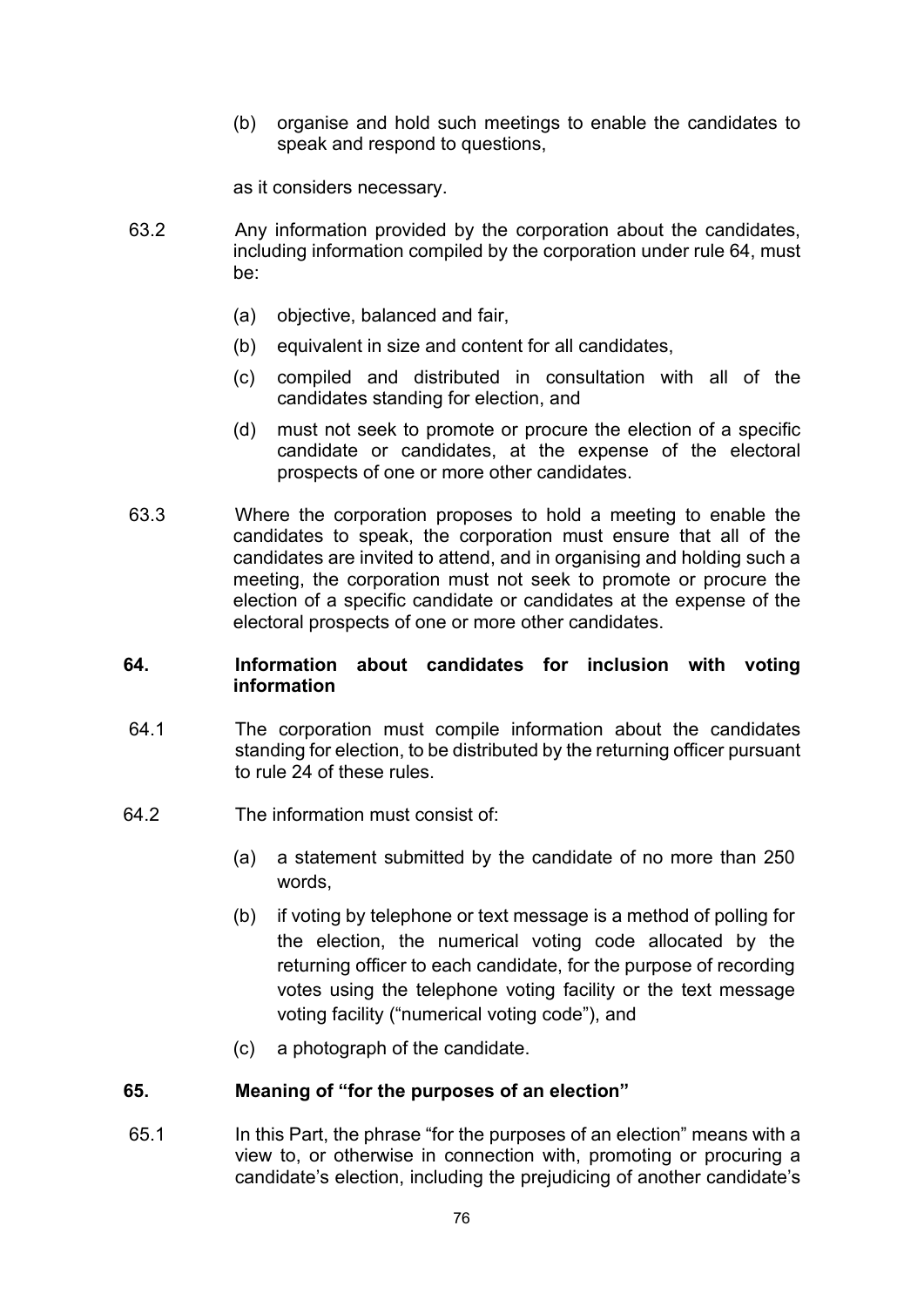(b) organise and hold such meetings to enable the candidates to speak and respond to questions,

as it considers necessary.

63.2 Any information provided by the corporation about the candidates, including information compiled by the corporation under rule 64, must be:

(a) objective, balanced and fair,

(b) equivalent in size and content for all candidates,

(c) compiled and distributed in consultation with all of the candidates standing for election, and

(d) must not seek to promote or procure the election of a specific candidate or candidates, at the expense of the electoral prospects of one or more other candidates.

63.3 Where the corporation proposes to hold a meeting to enable the candidates to speak, the corporation must ensure that all of the candidates are invited to attend, and in organising and holding such a meeting, the corporation must not seek to promote or procure the election of a specific candidate or candidates at the expense of the electoral prospects of one or more other candidates.

## 64. Information about candidates for inclusion with voting information

64.1 The corporation must compile information about the candidates standing for election, to be distributed by the returning officer pursuant to rule 24 of these rules.

64.2 The information must consist of:

(a) a statement submitted by the candidate of no more than 250 words,

(b) if voting by telephone or text message is a method of polling for the election, the numerical voting code allocated by the returning officer to each candidate, for the purpose of recording votes using the telephone voting facility or the text message voting facility ("numerical voting code"), and

(c) a photograph of the candidate.

## 65. Meaning of "for the purposes of an election"

65.1 In this Part, the phrase "for the purposes of an election" means with a view to, or otherwise in connection with, promoting or procuring a candidate's election, including the prejudicing of another candidate's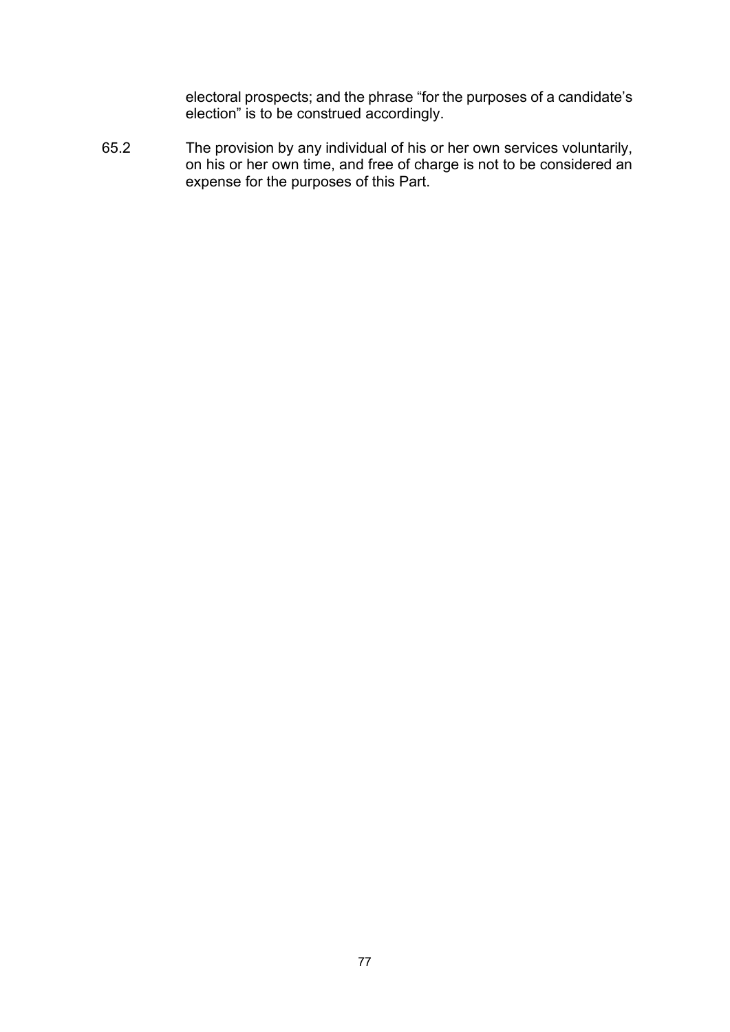electoral prospects; and the phrase "for the purposes of a candidate's election" is to be construed accordingly.

65.2 The provision by any individual of his or her own services voluntarily, on his or her own time, and free of charge is not to be considered an expense for the purposes of this Part.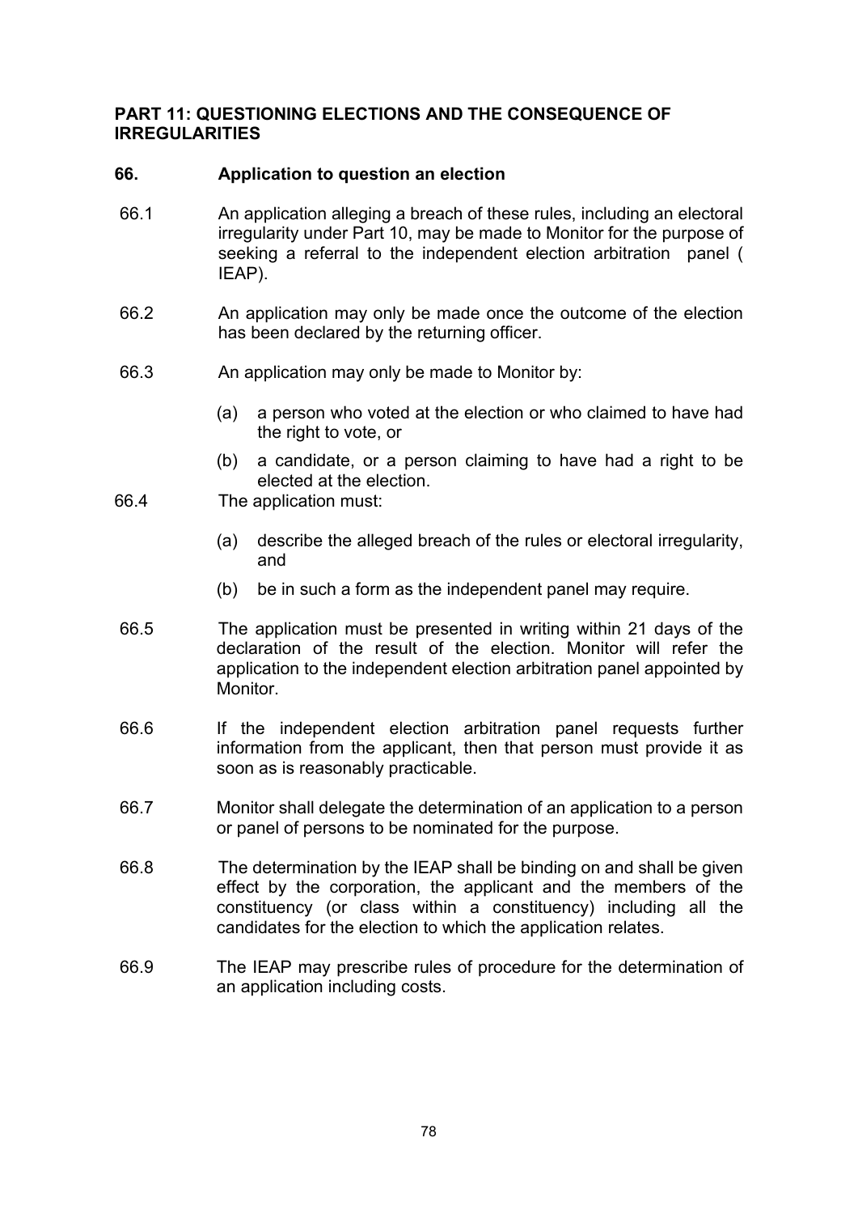## PART 11: QUESTIONING ELECTIONS AND THE CONSEQUENCE OF IRREGULARITIES

### 66. Application to question an election

66.1 An application alleging a breach of these rules, including an electoral irregularity under Part 10, may be made to Monitor for the purpose of seeking a referral to the independent election arbitration panel ( IEAP).

66.2 An application may only be made once the outcome of the election has been declared by the returning officer.

66.3 An application may only be made to Monitor by:

(a) a person who voted at the election or who claimed to have had the right to vote, or

(b) a candidate, or a person claiming to have had a right to be elected at the election.

66.4 The application must:

(a) describe the alleged breach of the rules or electoral irregularity, and

(b) be in such a form as the independent panel may require.

66.5 The application must be presented in writing within 21 days of the declaration of the result of the election. Monitor will refer the application to the independent election arbitration panel appointed by Monitor.

66.6 If the independent election arbitration panel requests further information from the applicant, then that person must provide it as soon as is reasonably practicable.

66.7 Monitor shall delegate the determination of an application to a person or panel of persons to be nominated for the purpose.

66.8 The determination by the IEAP shall be binding on and shall be given effect by the corporation, the applicant and the members of the constituency (or class within a constituency) including all the candidates for the election to which the application relates.

66.9 The IEAP may prescribe rules of procedure for the determination of an application including costs.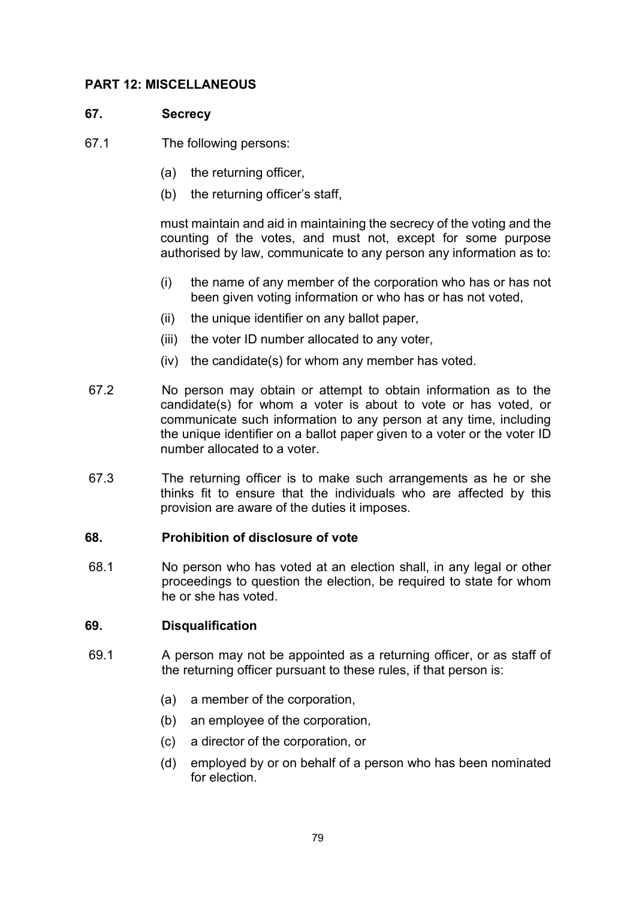## PART 12: MISCELLANEOUS

### 67. Secrecy

67.1 The following persons:

(a) the returning officer,

(b) the returning officer's staff,

must maintain and aid in maintaining the secrecy of the voting and the counting of the votes, and must not, except for some purpose authorised by law, communicate to any person any information as to:

(i) the name of any member of the corporation who has or has not been given voting information or who has or has not voted,

(ii) the unique identifier on any ballot paper,

(iii) the voter ID number allocated to any voter,

(iv) the candidate(s) for whom any member has voted.

67.2 No person may obtain or attempt to obtain information as to the candidate(s) for whom a voter is about to vote or has voted, or communicate such information to any person at any time, including the unique identifier on a ballot paper given to a voter or the voter ID number allocated to a voter.

67.3 The returning officer is to make such arrangements as he or she thinks fit to ensure that the individuals who are affected by this provision are aware of the duties it imposes.

### 68. Prohibition of disclosure of vote

68.1 No person who has voted at an election shall, in any legal or other proceedings to question the election, be required to state for whom he or she has voted.

### 69. Disqualification

69.1 A person may not be appointed as a returning officer, or as staff of the returning officer pursuant to these rules, if that person is:

(a) a member of the corporation,

(b) an employee of the corporation,

(c) a director of the corporation, or

(d) employed by or on behalf of a person who has been nominated for election.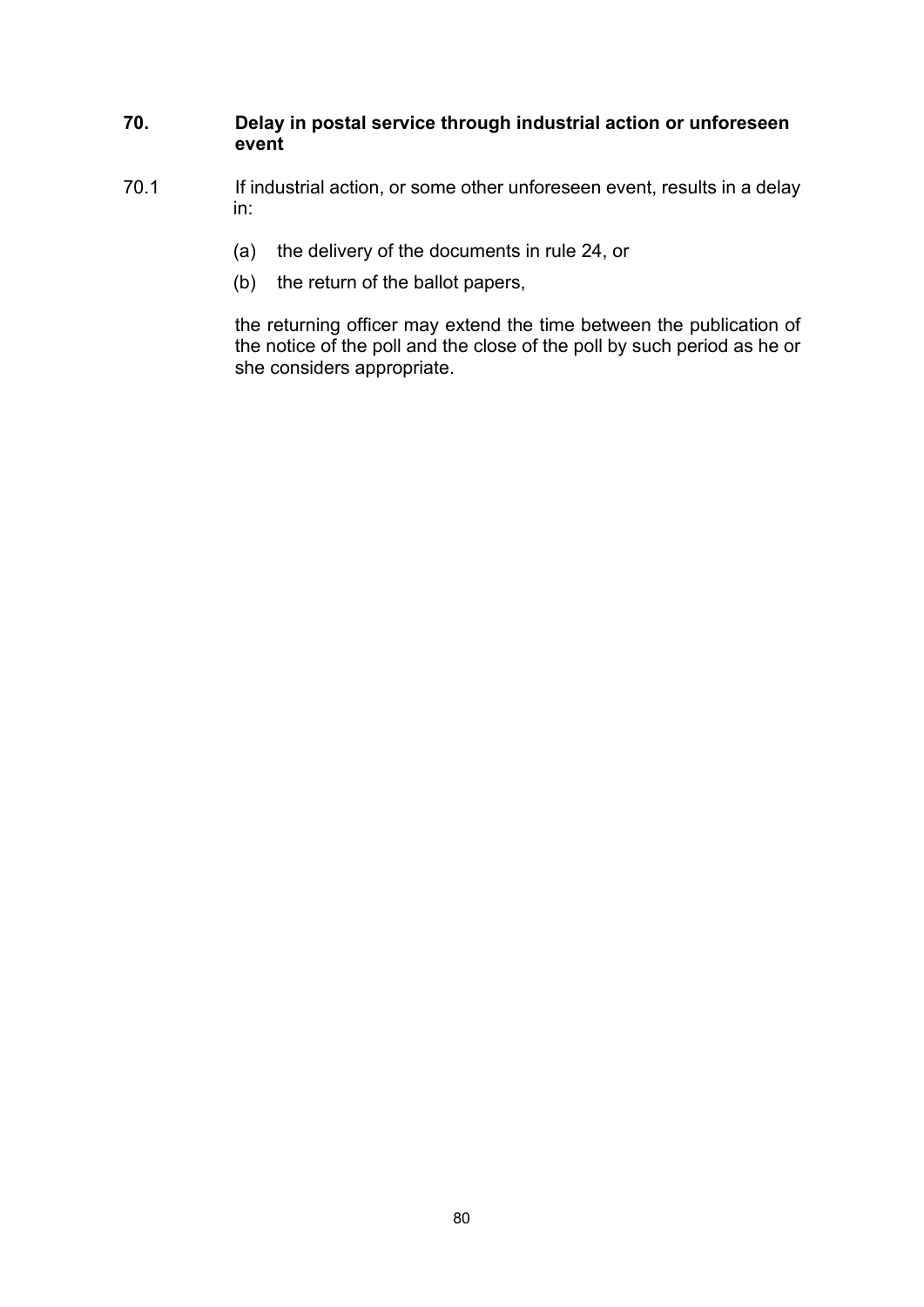## 70. Delay in postal service through industrial action or unforeseen event

70.1 If industrial action, or some other unforeseen event, results in a delay in:

(a) the delivery of the documents in rule 24, or

(b) the return of the ballot papers,

the returning officer may extend the time between the publication of the notice of the poll and the close of the poll by such period as he or she considers appropriate.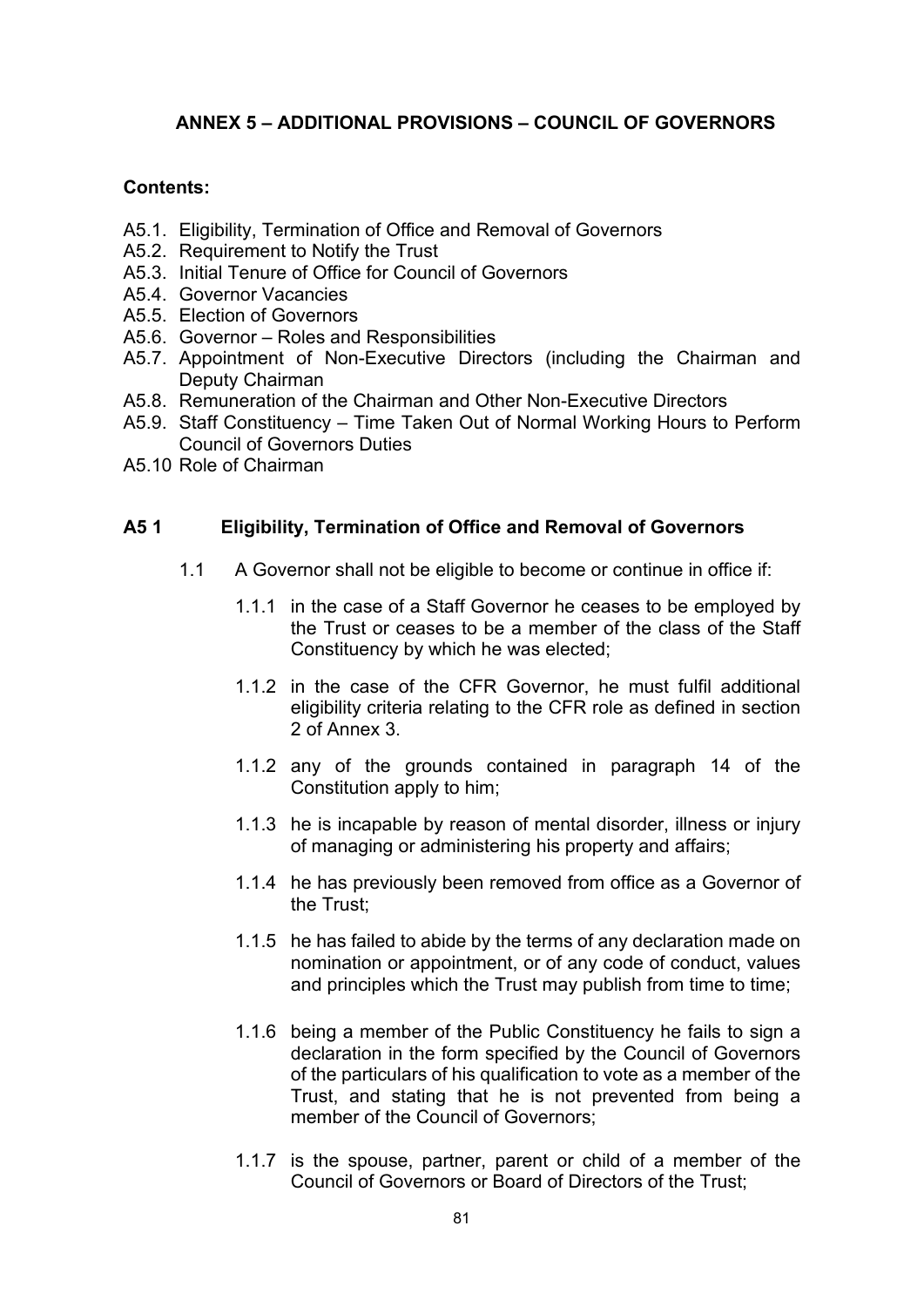## ANNEX 5 – ADDITIONAL PROVISIONS – COUNCIL OF GOVERNORS

**Contents:**

A5.1. Eligibility, Termination of Office and Removal of Governors
A5.2. Requirement to Notify the Trust
A5.3. Initial Tenure of Office for Council of Governors
A5.4. Governor Vacancies
A5.5. Election of Governors
A5.6. Governor – Roles and Responsibilities
A5.7. Appointment of Non-Executive Directors (including the Chairman and Deputy Chairman
A5.8. Remuneration of the Chairman and Other Non-Executive Directors
A5.9. Staff Constituency – Time Taken Out of Normal Working Hours to Perform Council of Governors Duties
A5.10 Role of Chairman

### A5 1 Eligibility, Termination of Office and Removal of Governors

1.1 A Governor shall not be eligible to become or continue in office if:

1.1.1 in the case of a Staff Governor he ceases to be employed by the Trust or ceases to be a member of the class of the Staff Constituency by which he was elected;

1.1.2 in the case of the CFR Governor, he must fulfil additional eligibility criteria relating to the CFR role as defined in section 2 of Annex 3.

1.1.2 any of the grounds contained in paragraph 14 of the Constitution apply to him;

1.1.3 he is incapable by reason of mental disorder, illness or injury of managing or administering his property and affairs;

1.1.4 he has previously been removed from office as a Governor of the Trust;

1.1.5 he has failed to abide by the terms of any declaration made on nomination or appointment, or of any code of conduct, values and principles which the Trust may publish from time to time;

1.1.6 being a member of the Public Constituency he fails to sign a declaration in the form specified by the Council of Governors of the particulars of his qualification to vote as a member of the Trust, and stating that he is not prevented from being a member of the Council of Governors;

1.1.7 is the spouse, partner, parent or child of a member of the Council of Governors or Board of Directors of the Trust;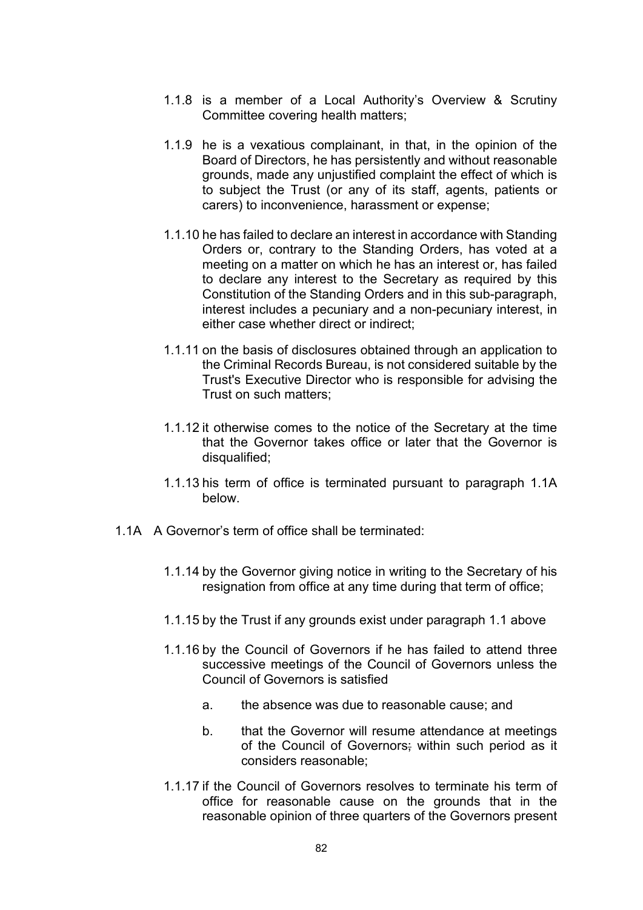1.1.8 is a member of a Local Authority's Overview & Scrutiny Committee covering health matters;

1.1.9 he is a vexatious complainant, in that, in the opinion of the Board of Directors, he has persistently and without reasonable grounds, made any unjustified complaint the effect of which is to subject the Trust (or any of its staff, agents, patients or carers) to inconvenience, harassment or expense;

1.1.10 he has failed to declare an interest in accordance with Standing Orders or, contrary to the Standing Orders, has voted at a meeting on a matter on which he has an interest or, has failed to declare any interest to the Secretary as required by this Constitution of the Standing Orders and in this sub-paragraph, interest includes a pecuniary and a non-pecuniary interest, in either case whether direct or indirect;

1.1.11 on the basis of disclosures obtained through an application to the Criminal Records Bureau, is not considered suitable by the Trust's Executive Director who is responsible for advising the Trust on such matters;

1.1.12 it otherwise comes to the notice of the Secretary at the time that the Governor takes office or later that the Governor is disqualified;

1.1.13 his term of office is terminated pursuant to paragraph 1.1A below.

1.1A A Governor's term of office shall be terminated:

1.1.14 by the Governor giving notice in writing to the Secretary of his resignation from office at any time during that term of office;

1.1.15 by the Trust if any grounds exist under paragraph 1.1 above

1.1.16 by the Council of Governors if he has failed to attend three successive meetings of the Council of Governors unless the Council of Governors is satisfied

a. the absence was due to reasonable cause; and

b. that the Governor will resume attendance at meetings of the Council of Governors; within such period as it considers reasonable;

1.1.17 if the Council of Governors resolves to terminate his term of office for reasonable cause on the grounds that in the reasonable opinion of three quarters of the Governors present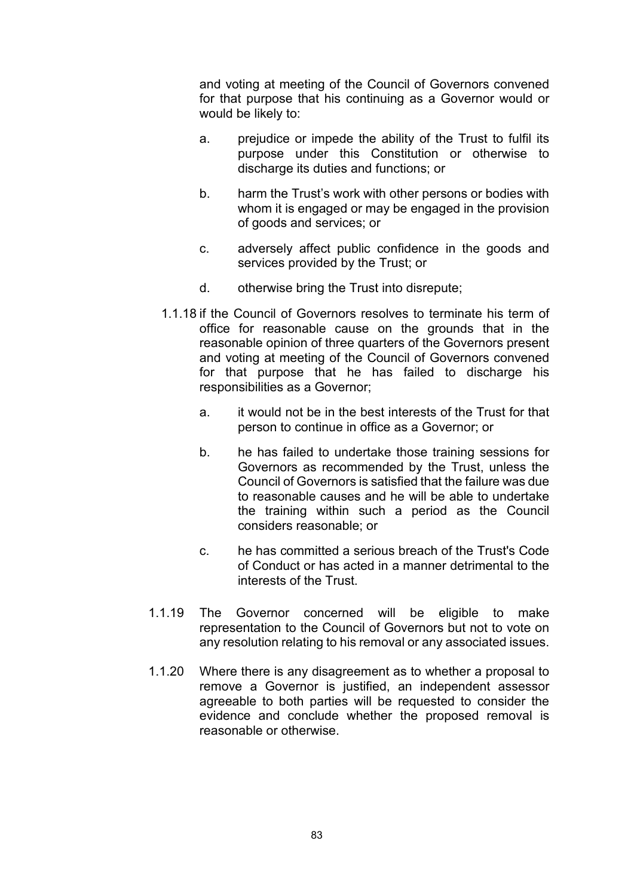and voting at meeting of the Council of Governors convened for that purpose that his continuing as a Governor would or would be likely to:

a. prejudice or impede the ability of the Trust to fulfil its purpose under this Constitution or otherwise to discharge its duties and functions; or

b. harm the Trust's work with other persons or bodies with whom it is engaged or may be engaged in the provision of goods and services; or

c. adversely affect public confidence in the goods and services provided by the Trust; or

d. otherwise bring the Trust into disrepute;

1.1.18 if the Council of Governors resolves to terminate his term of office for reasonable cause on the grounds that in the reasonable opinion of three quarters of the Governors present and voting at meeting of the Council of Governors convened for that purpose that he has failed to discharge his responsibilities as a Governor;

a. it would not be in the best interests of the Trust for that person to continue in office as a Governor; or

b. he has failed to undertake those training sessions for Governors as recommended by the Trust, unless the Council of Governors is satisfied that the failure was due to reasonable causes and he will be able to undertake the training within such a period as the Council considers reasonable; or

c. he has committed a serious breach of the Trust's Code of Conduct or has acted in a manner detrimental to the interests of the Trust.

1.1.19 The Governor concerned will be eligible to make representation to the Council of Governors but not to vote on any resolution relating to his removal or any associated issues.

1.1.20 Where there is any disagreement as to whether a proposal to remove a Governor is justified, an independent assessor agreeable to both parties will be requested to consider the evidence and conclude whether the proposed removal is reasonable or otherwise.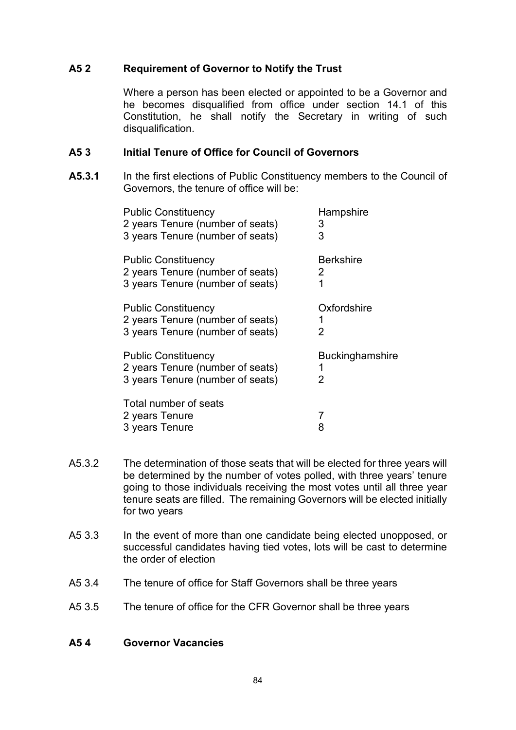### A5 2 Requirement of Governor to Notify the Trust

Where a person has been elected or appointed to be a Governor and he becomes disqualified from office under section 14.1 of this Constitution, he shall notify the Secretary in writing of such disqualification.

### A5 3 Initial Tenure of Office for Council of Governors

**A5.3.1** In the first elections of Public Constituency members to the Council of Governors, the tenure of office will be:

| Public Constituency | Hampshire |
|---|---|
| 2 years Tenure (number of seats) | 3 |
| 3 years Tenure (number of seats) | 3 |

| Public Constituency | Berkshire |
|---|---|
| 2 years Tenure (number of seats) | 2 |
| 3 years Tenure (number of seats) | 1 |

| Public Constituency | Oxfordshire |
|---|---|
| 2 years Tenure (number of seats) | 1 |
| 3 years Tenure (number of seats) | 2 |

| Public Constituency | Buckinghamshire |
|---|---|
| 2 years Tenure (number of seats) | 1 |
| 3 years Tenure (number of seats) | 2 |

| Total number of seats | |
|---|---|
| 2 years Tenure | 7 |
| 3 years Tenure | 8 |

A5.3.2 The determination of those seats that will be elected for three years will be determined by the number of votes polled, with three years' tenure going to those individuals receiving the most votes until all three year tenure seats are filled. The remaining Governors will be elected initially for two years

A5 3.3 In the event of more than one candidate being elected unopposed, or successful candidates having tied votes, lots will be cast to determine the order of election

A5 3.4 The tenure of office for Staff Governors shall be three years

A5 3.5 The tenure of office for the CFR Governor shall be three years

### A5 4 Governor Vacancies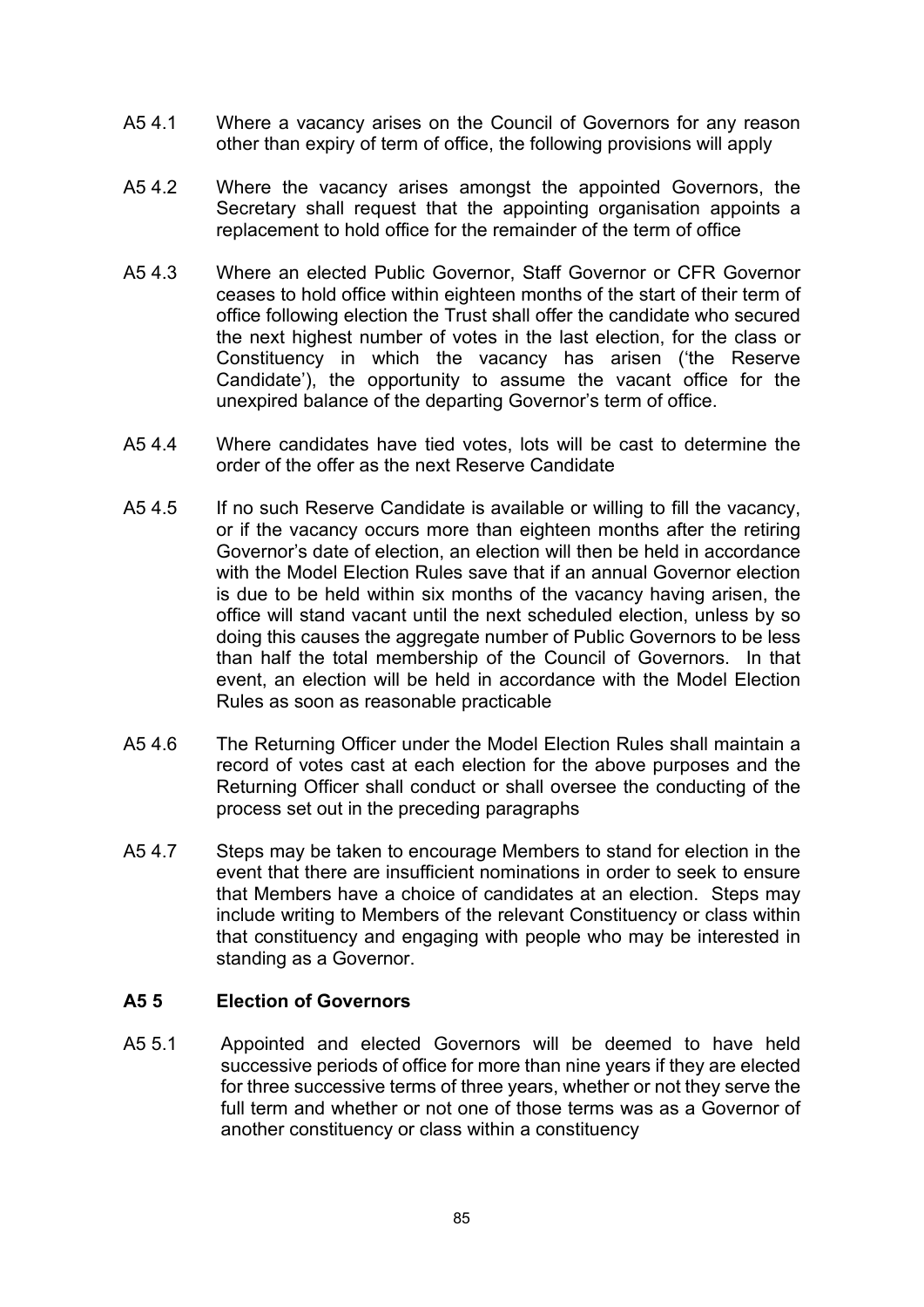A5 4.1 Where a vacancy arises on the Council of Governors for any reason other than expiry of term of office, the following provisions will apply

A5 4.2 Where the vacancy arises amongst the appointed Governors, the Secretary shall request that the appointing organisation appoints a replacement to hold office for the remainder of the term of office

A5 4.3 Where an elected Public Governor, Staff Governor or CFR Governor ceases to hold office within eighteen months of the start of their term of office following election the Trust shall offer the candidate who secured the next highest number of votes in the last election, for the class or Constituency in which the vacancy has arisen ('the Reserve Candidate'), the opportunity to assume the vacant office for the unexpired balance of the departing Governor's term of office.

A5 4.4 Where candidates have tied votes, lots will be cast to determine the order of the offer as the next Reserve Candidate

A5 4.5 If no such Reserve Candidate is available or willing to fill the vacancy, or if the vacancy occurs more than eighteen months after the retiring Governor's date of election, an election will then be held in accordance with the Model Election Rules save that if an annual Governor election is due to be held within six months of the vacancy having arisen, the office will stand vacant until the next scheduled election, unless by so doing this causes the aggregate number of Public Governors to be less than half the total membership of the Council of Governors. In that event, an election will be held in accordance with the Model Election Rules as soon as reasonable practicable

A5 4.6 The Returning Officer under the Model Election Rules shall maintain a record of votes cast at each election for the above purposes and the Returning Officer shall conduct or shall oversee the conducting of the process set out in the preceding paragraphs

A5 4.7 Steps may be taken to encourage Members to stand for election in the event that there are insufficient nominations in order to seek to ensure that Members have a choice of candidates at an election. Steps may include writing to Members of the relevant Constituency or class within that constituency and engaging with people who may be interested in standing as a Governor.

### A5 5 Election of Governors

A5 5.1 Appointed and elected Governors will be deemed to have held successive periods of office for more than nine years if they are elected for three successive terms of three years, whether or not they serve the full term and whether or not one of those terms was as a Governor of another constituency or class within a constituency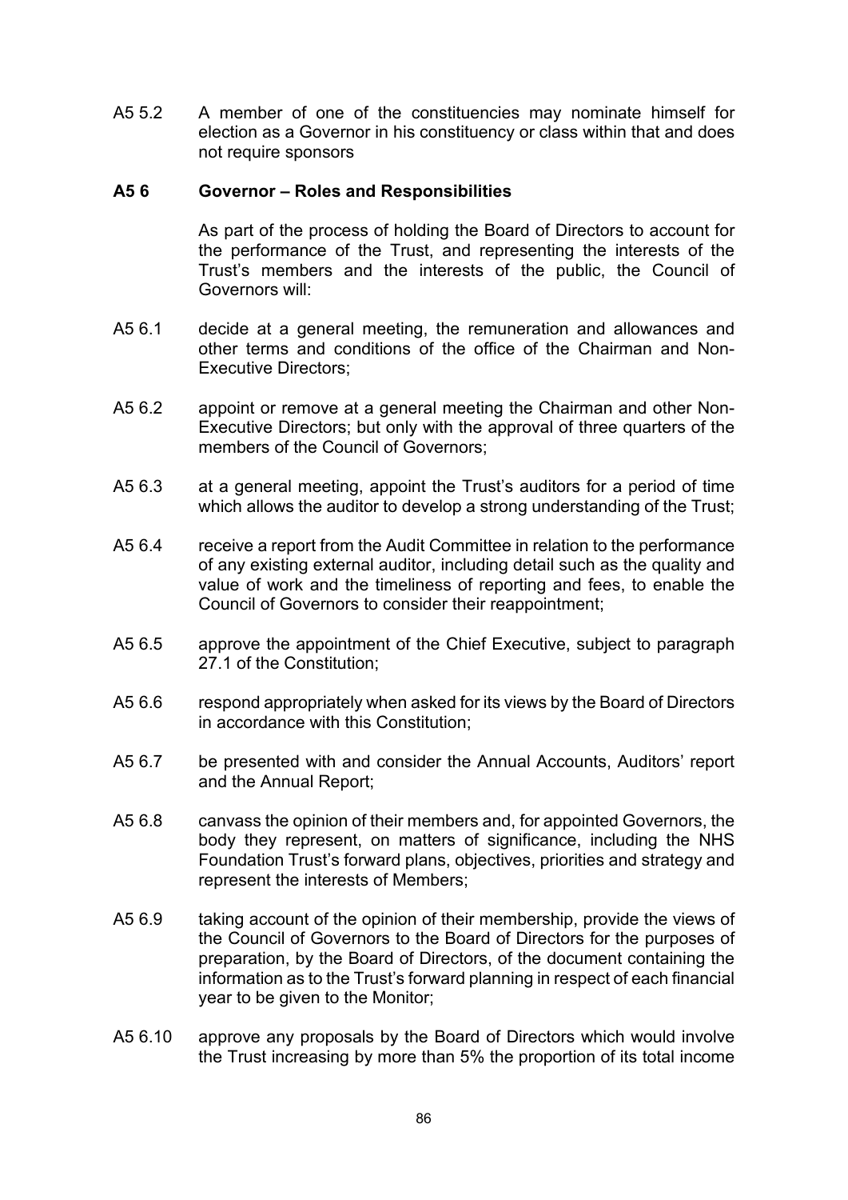A5 5.2 A member of one of the constituencies may nominate himself for election as a Governor in his constituency or class within that and does not require sponsors

**A5 6 Governor – Roles and Responsibilities**

As part of the process of holding the Board of Directors to account for the performance of the Trust, and representing the interests of the Trust's members and the interests of the public, the Council of Governors will:

A5 6.1 decide at a general meeting, the remuneration and allowances and other terms and conditions of the office of the Chairman and Non-Executive Directors;

A5 6.2 appoint or remove at a general meeting the Chairman and other Non-Executive Directors; but only with the approval of three quarters of the members of the Council of Governors;

A5 6.3 at a general meeting, appoint the Trust's auditors for a period of time which allows the auditor to develop a strong understanding of the Trust;

A5 6.4 receive a report from the Audit Committee in relation to the performance of any existing external auditor, including detail such as the quality and value of work and the timeliness of reporting and fees, to enable the Council of Governors to consider their reappointment;

A5 6.5 approve the appointment of the Chief Executive, subject to paragraph 27.1 of the Constitution;

A5 6.6 respond appropriately when asked for its views by the Board of Directors in accordance with this Constitution;

A5 6.7 be presented with and consider the Annual Accounts, Auditors' report and the Annual Report;

A5 6.8 canvass the opinion of their members and, for appointed Governors, the body they represent, on matters of significance, including the NHS Foundation Trust's forward plans, objectives, priorities and strategy and represent the interests of Members;

A5 6.9 taking account of the opinion of their membership, provide the views of the Council of Governors to the Board of Directors for the purposes of preparation, by the Board of Directors, of the document containing the information as to the Trust's forward planning in respect of each financial year to be given to the Monitor;

A5 6.10 approve any proposals by the Board of Directors which would involve the Trust increasing by more than 5% the proportion of its total income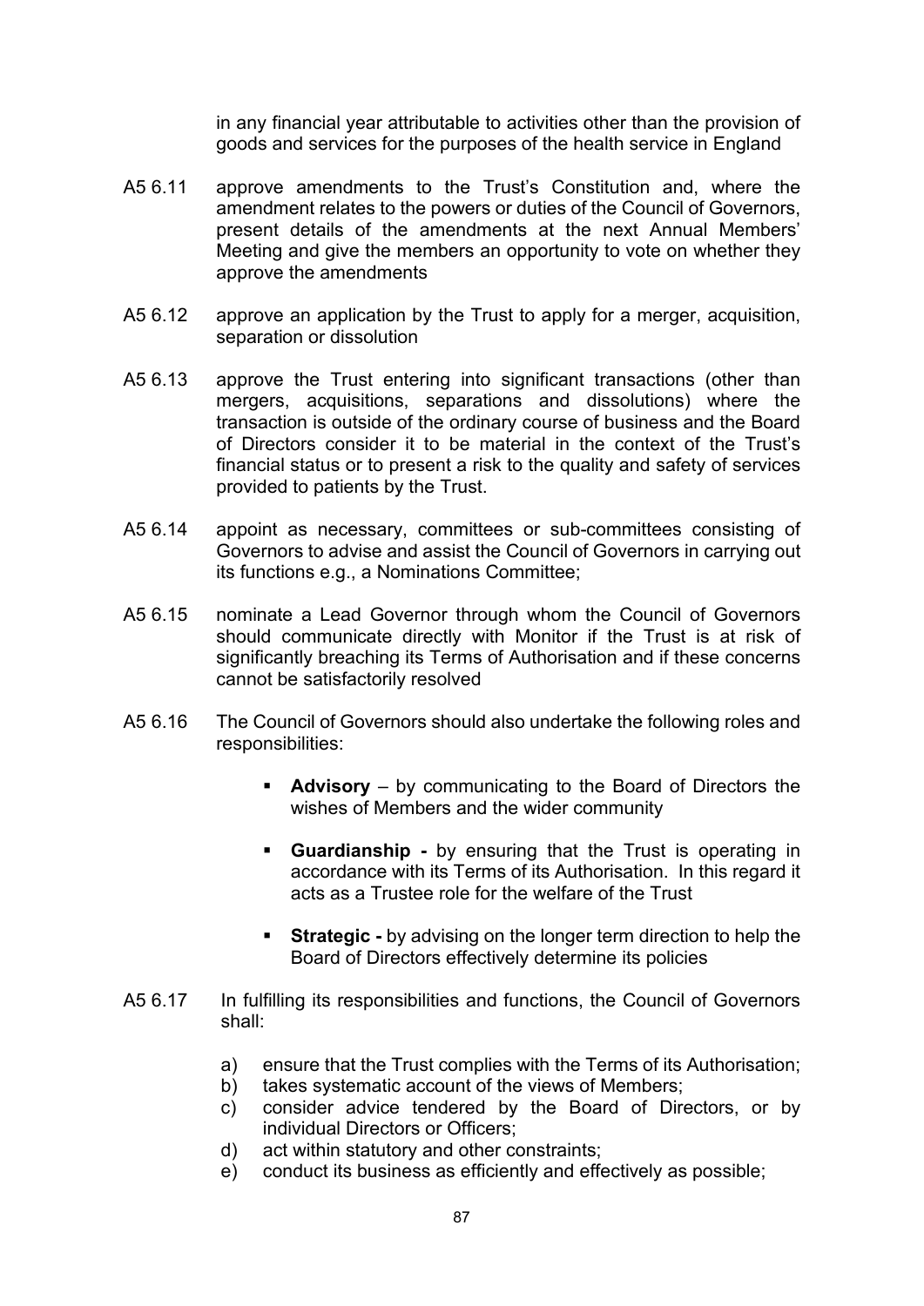in any financial year attributable to activities other than the provision of goods and services for the purposes of the health service in England

A5 6.11 approve amendments to the Trust's Constitution and, where the amendment relates to the powers or duties of the Council of Governors, present details of the amendments at the next Annual Members' Meeting and give the members an opportunity to vote on whether they approve the amendments

A5 6.12 approve an application by the Trust to apply for a merger, acquisition, separation or dissolution

A5 6.13 approve the Trust entering into significant transactions (other than mergers, acquisitions, separations and dissolutions) where the transaction is outside of the ordinary course of business and the Board of Directors consider it to be material in the context of the Trust's financial status or to present a risk to the quality and safety of services provided to patients by the Trust.

A5 6.14 appoint as necessary, committees or sub-committees consisting of Governors to advise and assist the Council of Governors in carrying out its functions e.g., a Nominations Committee;

A5 6.15 nominate a Lead Governor through whom the Council of Governors should communicate directly with Monitor if the Trust is at risk of significantly breaching its Terms of Authorisation and if these concerns cannot be satisfactorily resolved

A5 6.16 The Council of Governors should also undertake the following roles and responsibilities:

- **Advisory** – by communicating to the Board of Directors the wishes of Members and the wider community
- **Guardianship -** by ensuring that the Trust is operating in accordance with its Terms of its Authorisation. In this regard it acts as a Trustee role for the welfare of the Trust
- **Strategic -** by advising on the longer term direction to help the Board of Directors effectively determine its policies

A5 6.17 In fulfilling its responsibilities and functions, the Council of Governors shall:

a) ensure that the Trust complies with the Terms of its Authorisation;
b) takes systematic account of the views of Members;
c) consider advice tendered by the Board of Directors, or by individual Directors or Officers;
d) act within statutory and other constraints;
e) conduct its business as efficiently and effectively as possible;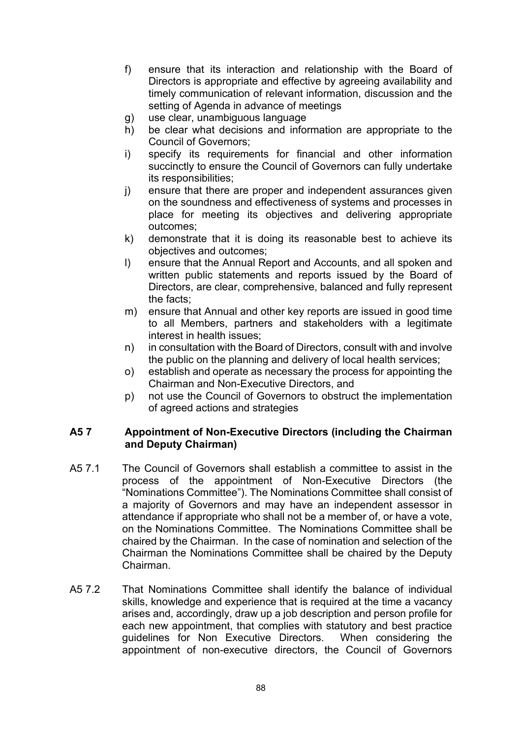f) ensure that its interaction and relationship with the Board of Directors is appropriate and effective by agreeing availability and timely communication of relevant information, discussion and the setting of Agenda in advance of meetings
g) use clear, unambiguous language
h) be clear what decisions and information are appropriate to the Council of Governors;
i) specify its requirements for financial and other information succinctly to ensure the Council of Governors can fully undertake its responsibilities;
j) ensure that there are proper and independent assurances given on the soundness and effectiveness of systems and processes in place for meeting its objectives and delivering appropriate outcomes;
k) demonstrate that it is doing its reasonable best to achieve its objectives and outcomes;
l) ensure that the Annual Report and Accounts, and all spoken and written public statements and reports issued by the Board of Directors, are clear, comprehensive, balanced and fully represent the facts;
m) ensure that Annual and other key reports are issued in good time to all Members, partners and stakeholders with a legitimate interest in health issues;
n) in consultation with the Board of Directors, consult with and involve the public on the planning and delivery of local health services;
o) establish and operate as necessary the process for appointing the Chairman and Non-Executive Directors, and
p) not use the Council of Governors to obstruct the implementation of agreed actions and strategies

**A5 7 Appointment of Non-Executive Directors (including the Chairman and Deputy Chairman)**

A5 7.1 The Council of Governors shall establish a committee to assist in the process of the appointment of Non-Executive Directors (the "Nominations Committee"). The Nominations Committee shall consist of a majority of Governors and may have an independent assessor in attendance if appropriate who shall not be a member of, or have a vote, on the Nominations Committee. The Nominations Committee shall be chaired by the Chairman. In the case of nomination and selection of the Chairman the Nominations Committee shall be chaired by the Deputy Chairman.

A5 7.2 That Nominations Committee shall identify the balance of individual skills, knowledge and experience that is required at the time a vacancy arises and, accordingly, draw up a job description and person profile for each new appointment, that complies with statutory and best practice guidelines for Non Executive Directors. When considering the appointment of non-executive directors, the Council of Governors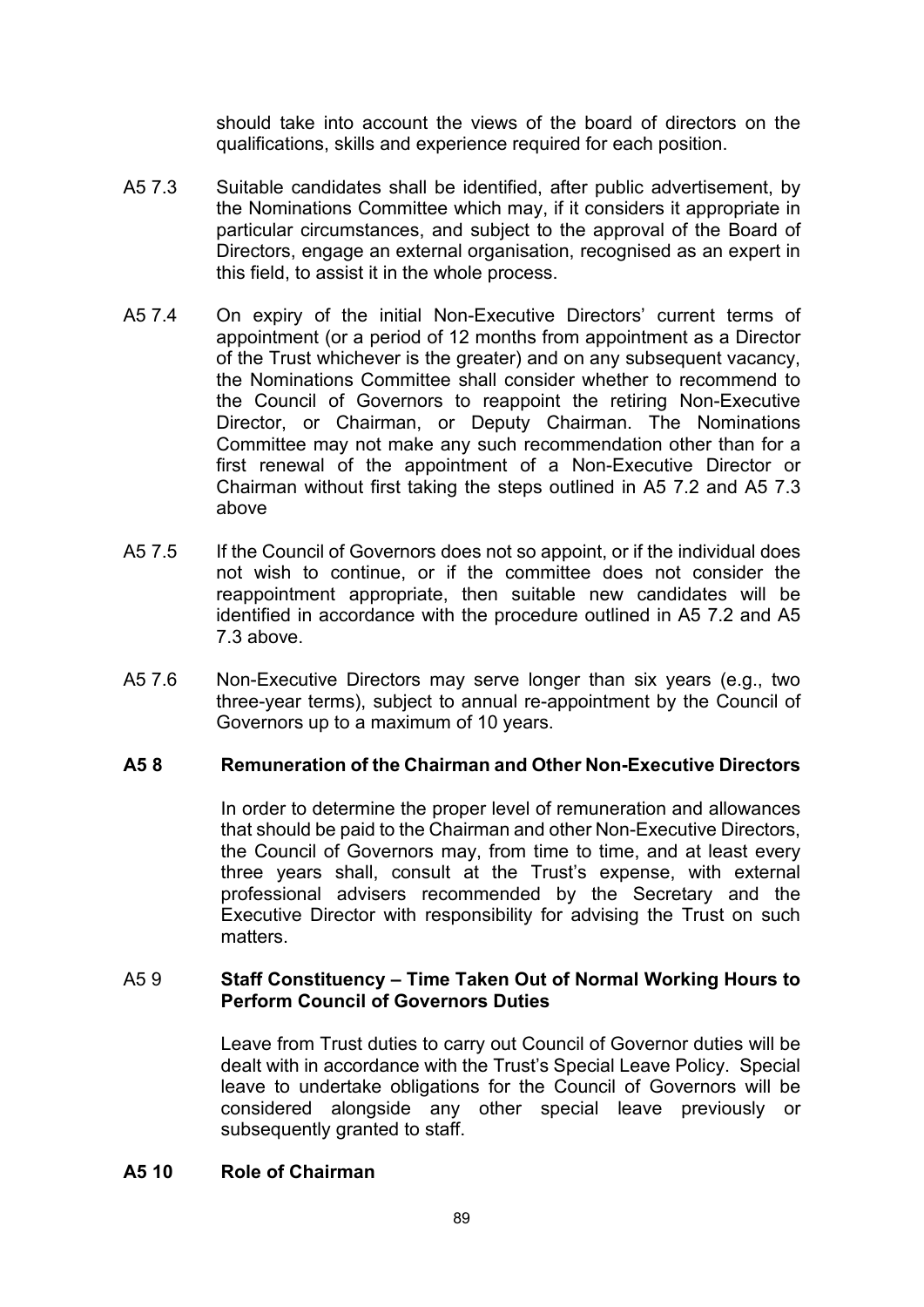should take into account the views of the board of directors on the qualifications, skills and experience required for each position.

A5 7.3 Suitable candidates shall be identified, after public advertisement, by the Nominations Committee which may, if it considers it appropriate in particular circumstances, and subject to the approval of the Board of Directors, engage an external organisation, recognised as an expert in this field, to assist it in the whole process.

A5 7.4 On expiry of the initial Non-Executive Directors' current terms of appointment (or a period of 12 months from appointment as a Director of the Trust whichever is the greater) and on any subsequent vacancy, the Nominations Committee shall consider whether to recommend to the Council of Governors to reappoint the retiring Non-Executive Director, or Chairman, or Deputy Chairman. The Nominations Committee may not make any such recommendation other than for a first renewal of the appointment of a Non-Executive Director or Chairman without first taking the steps outlined in A5 7.2 and A5 7.3 above

A5 7.5 If the Council of Governors does not so appoint, or if the individual does not wish to continue, or if the committee does not consider the reappointment appropriate, then suitable new candidates will be identified in accordance with the procedure outlined in A5 7.2 and A5 7.3 above.

A5 7.6 Non-Executive Directors may serve longer than six years (e.g., two three-year terms), subject to annual re-appointment by the Council of Governors up to a maximum of 10 years.

**A5 8 Remuneration of the Chairman and Other Non-Executive Directors**

In order to determine the proper level of remuneration and allowances that should be paid to the Chairman and other Non-Executive Directors, the Council of Governors may, from time to time, and at least every three years shall, consult at the Trust's expense, with external professional advisers recommended by the Secretary and the Executive Director with responsibility for advising the Trust on such matters.

A5 9 **Staff Constituency – Time Taken Out of Normal Working Hours to Perform Council of Governors Duties**

Leave from Trust duties to carry out Council of Governor duties will be dealt with in accordance with the Trust's Special Leave Policy. Special leave to undertake obligations for the Council of Governors will be considered alongside any other special leave previously or subsequently granted to staff.

**A5 10 Role of Chairman**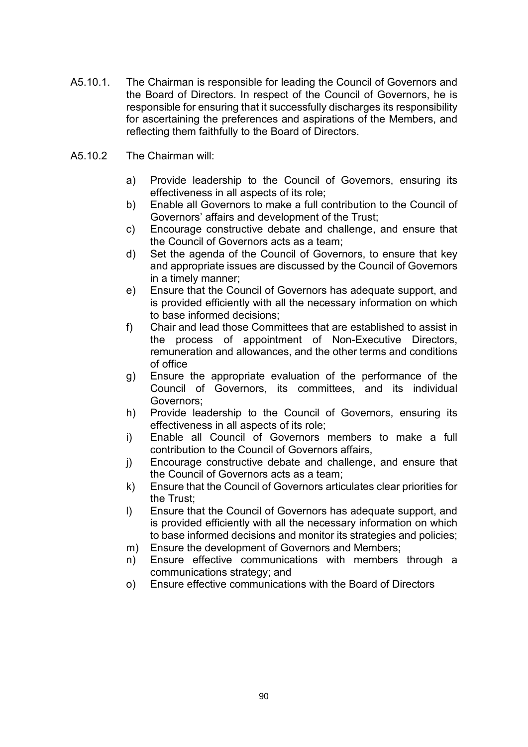A5.10.1. The Chairman is responsible for leading the Council of Governors and the Board of Directors. In respect of the Council of Governors, he is responsible for ensuring that it successfully discharges its responsibility for ascertaining the preferences and aspirations of the Members, and reflecting them faithfully to the Board of Directors.

A5.10.2 The Chairman will:

a) Provide leadership to the Council of Governors, ensuring its effectiveness in all aspects of its role;
b) Enable all Governors to make a full contribution to the Council of Governors' affairs and development of the Trust;
c) Encourage constructive debate and challenge, and ensure that the Council of Governors acts as a team;
d) Set the agenda of the Council of Governors, to ensure that key and appropriate issues are discussed by the Council of Governors in a timely manner;
e) Ensure that the Council of Governors has adequate support, and is provided efficiently with all the necessary information on which to base informed decisions;
f) Chair and lead those Committees that are established to assist in the process of appointment of Non-Executive Directors, remuneration and allowances, and the other terms and conditions of office
g) Ensure the appropriate evaluation of the performance of the Council of Governors, its committees, and its individual Governors;
h) Provide leadership to the Council of Governors, ensuring its effectiveness in all aspects of its role;
i) Enable all Council of Governors members to make a full contribution to the Council of Governors affairs,
j) Encourage constructive debate and challenge, and ensure that the Council of Governors acts as a team;
k) Ensure that the Council of Governors articulates clear priorities for the Trust;
l) Ensure that the Council of Governors has adequate support, and is provided efficiently with all the necessary information on which to base informed decisions and monitor its strategies and policies;
m) Ensure the development of Governors and Members;
n) Ensure effective communications with members through a communications strategy; and
o) Ensure effective communications with the Board of Directors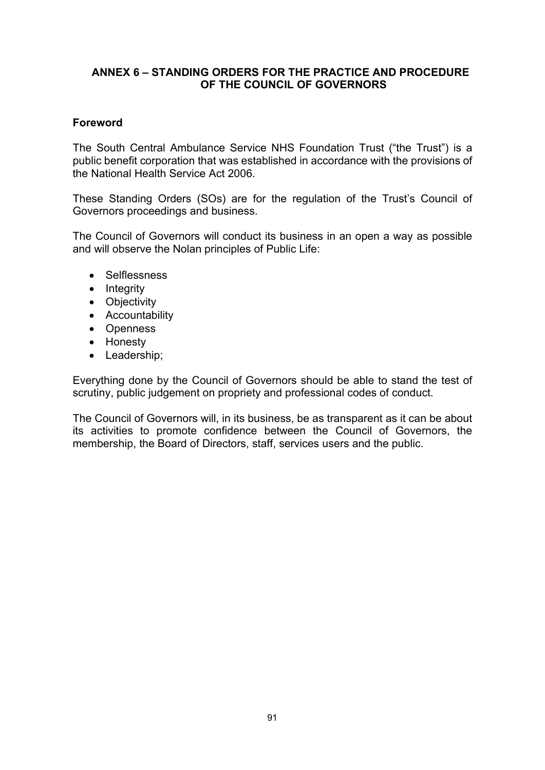## ANNEX 6 – STANDING ORDERS FOR THE PRACTICE AND PROCEDURE OF THE COUNCIL OF GOVERNORS

### Foreword

The South Central Ambulance Service NHS Foundation Trust ("the Trust") is a public benefit corporation that was established in accordance with the provisions of the National Health Service Act 2006.

These Standing Orders (SOs) are for the regulation of the Trust's Council of Governors proceedings and business.

The Council of Governors will conduct its business in an open a way as possible and will observe the Nolan principles of Public Life:

- Selflessness
- Integrity
- Objectivity
- Accountability
- Openness
- Honesty
- Leadership;

Everything done by the Council of Governors should be able to stand the test of scrutiny, public judgement on propriety and professional codes of conduct.

The Council of Governors will, in its business, be as transparent as it can be about its activities to promote confidence between the Council of Governors, the membership, the Board of Directors, staff, services users and the public.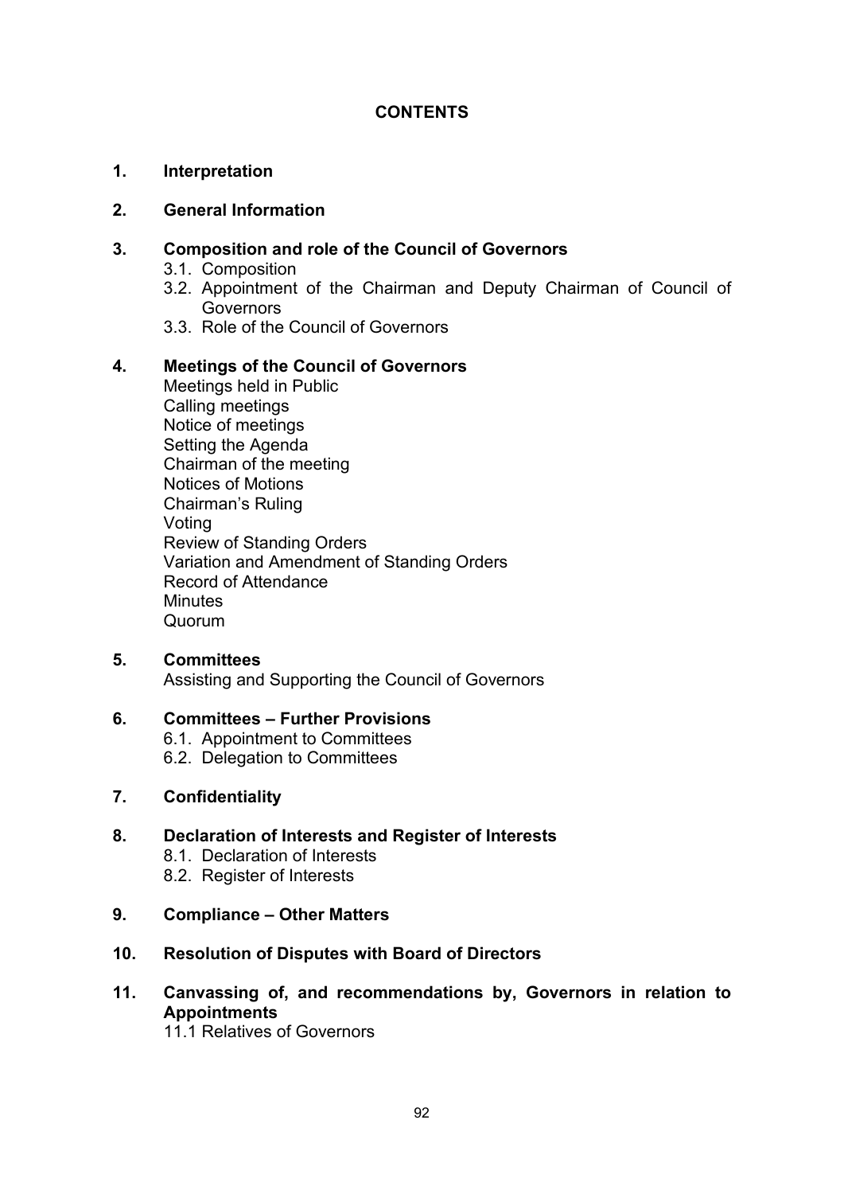## CONTENTS

**1. Interpretation**

**2. General Information**

**3. Composition and role of the Council of Governors**

- 3.1. Composition
- 3.2. Appointment of the Chairman and Deputy Chairman of Council of Governors
- 3.3. Role of the Council of Governors

**4. Meetings of the Council of Governors**

- Meetings held in Public
- Calling meetings
- Notice of meetings
- Setting the Agenda
- Chairman of the meeting
- Notices of Motions
- Chairman's Ruling
- Voting
- Review of Standing Orders
- Variation and Amendment of Standing Orders
- Record of Attendance
- Minutes
- Quorum

**5. Committees**

- Assisting and Supporting the Council of Governors

**6. Committees – Further Provisions**

- 6.1. Appointment to Committees
- 6.2. Delegation to Committees

**7. Confidentiality**

**8. Declaration of Interests and Register of Interests**

- 8.1. Declaration of Interests
- 8.2. Register of Interests

**9. Compliance – Other Matters**

**10. Resolution of Disputes with Board of Directors**

**11. Canvassing of, and recommendations by, Governors in relation to Appointments**

- 11.1 Relatives of Governors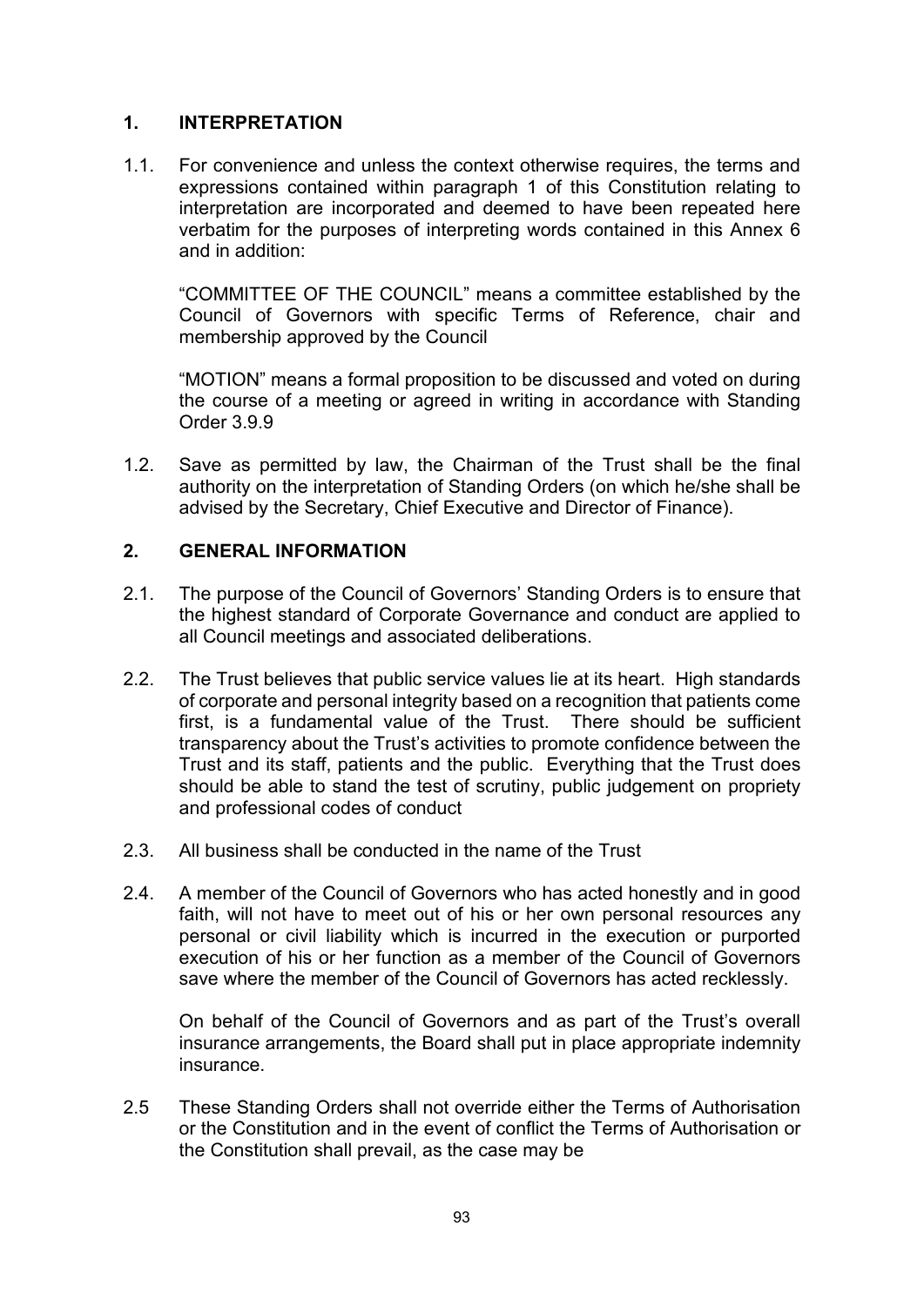## 1. INTERPRETATION

1.1. For convenience and unless the context otherwise requires, the terms and expressions contained within paragraph 1 of this Constitution relating to interpretation are incorporated and deemed to have been repeated here verbatim for the purposes of interpreting words contained in this Annex 6 and in addition:

"COMMITTEE OF THE COUNCIL" means a committee established by the Council of Governors with specific Terms of Reference, chair and membership approved by the Council

"MOTION" means a formal proposition to be discussed and voted on during the course of a meeting or agreed in writing in accordance with Standing Order 3.9.9

1.2. Save as permitted by law, the Chairman of the Trust shall be the final authority on the interpretation of Standing Orders (on which he/she shall be advised by the Secretary, Chief Executive and Director of Finance).

## 2. GENERAL INFORMATION

2.1. The purpose of the Council of Governors' Standing Orders is to ensure that the highest standard of Corporate Governance and conduct are applied to all Council meetings and associated deliberations.

2.2. The Trust believes that public service values lie at its heart. High standards of corporate and personal integrity based on a recognition that patients come first, is a fundamental value of the Trust. There should be sufficient transparency about the Trust's activities to promote confidence between the Trust and its staff, patients and the public. Everything that the Trust does should be able to stand the test of scrutiny, public judgement on propriety and professional codes of conduct

2.3. All business shall be conducted in the name of the Trust

2.4. A member of the Council of Governors who has acted honestly and in good faith, will not have to meet out of his or her own personal resources any personal or civil liability which is incurred in the execution or purported execution of his or her function as a member of the Council of Governors save where the member of the Council of Governors has acted recklessly.

On behalf of the Council of Governors and as part of the Trust's overall insurance arrangements, the Board shall put in place appropriate indemnity insurance.

2.5 These Standing Orders shall not override either the Terms of Authorisation or the Constitution and in the event of conflict the Terms of Authorisation or the Constitution shall prevail, as the case may be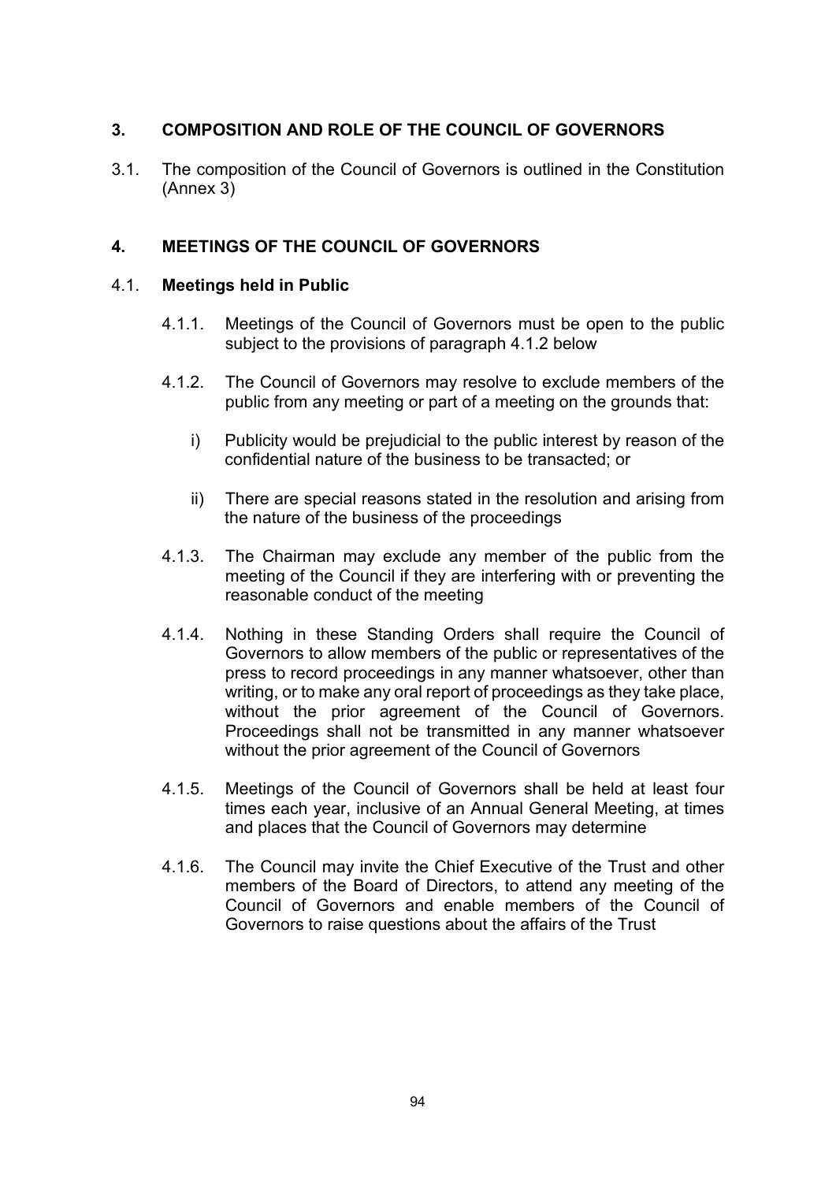## 3. COMPOSITION AND ROLE OF THE COUNCIL OF GOVERNORS

3.1. The composition of the Council of Governors is outlined in the Constitution (Annex 3)

## 4. MEETINGS OF THE COUNCIL OF GOVERNORS

### 4.1. Meetings held in Public

4.1.1. Meetings of the Council of Governors must be open to the public subject to the provisions of paragraph 4.1.2 below

4.1.2. The Council of Governors may resolve to exclude members of the public from any meeting or part of a meeting on the grounds that:

i) Publicity would be prejudicial to the public interest by reason of the confidential nature of the business to be transacted; or

ii) There are special reasons stated in the resolution and arising from the nature of the business of the proceedings

4.1.3. The Chairman may exclude any member of the public from the meeting of the Council if they are interfering with or preventing the reasonable conduct of the meeting

4.1.4. Nothing in these Standing Orders shall require the Council of Governors to allow members of the public or representatives of the press to record proceedings in any manner whatsoever, other than writing, or to make any oral report of proceedings as they take place, without the prior agreement of the Council of Governors. Proceedings shall not be transmitted in any manner whatsoever without the prior agreement of the Council of Governors

4.1.5. Meetings of the Council of Governors shall be held at least four times each year, inclusive of an Annual General Meeting, at times and places that the Council of Governors may determine

4.1.6. The Council may invite the Chief Executive of the Trust and other members of the Board of Directors, to attend any meeting of the Council of Governors and enable members of the Council of Governors to raise questions about the affairs of the Trust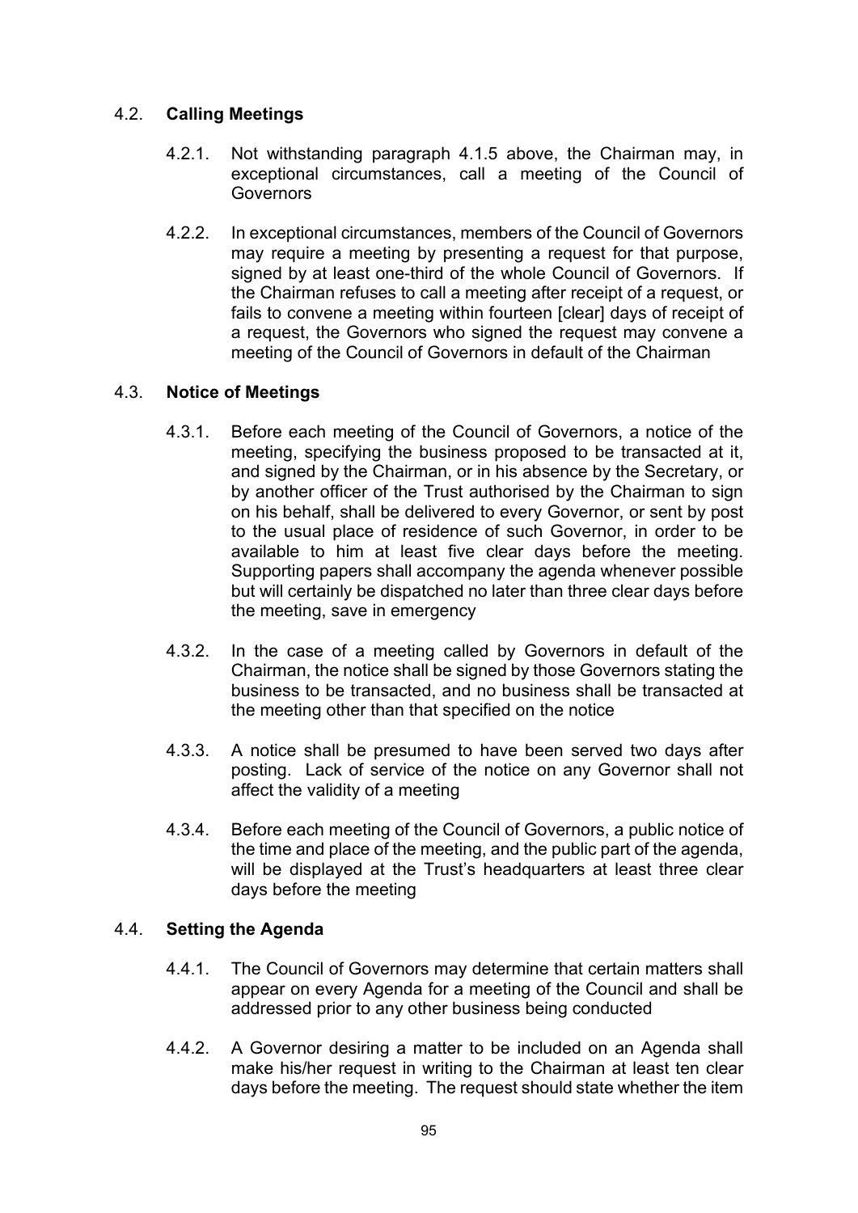### 4.2. **Calling Meetings**

4.2.1. Not withstanding paragraph 4.1.5 above, the Chairman may, in exceptional circumstances, call a meeting of the Council of Governors

4.2.2. In exceptional circumstances, members of the Council of Governors may require a meeting by presenting a request for that purpose, signed by at least one-third of the whole Council of Governors. If the Chairman refuses to call a meeting after receipt of a request, or fails to convene a meeting within fourteen [clear] days of receipt of a request, the Governors who signed the request may convene a meeting of the Council of Governors in default of the Chairman

### 4.3. **Notice of Meetings**

4.3.1. Before each meeting of the Council of Governors, a notice of the meeting, specifying the business proposed to be transacted at it, and signed by the Chairman, or in his absence by the Secretary, or by another officer of the Trust authorised by the Chairman to sign on his behalf, shall be delivered to every Governor, or sent by post to the usual place of residence of such Governor, in order to be available to him at least five clear days before the meeting. Supporting papers shall accompany the agenda whenever possible but will certainly be dispatched no later than three clear days before the meeting, save in emergency

4.3.2. In the case of a meeting called by Governors in default of the Chairman, the notice shall be signed by those Governors stating the business to be transacted, and no business shall be transacted at the meeting other than that specified on the notice

4.3.3. A notice shall be presumed to have been served two days after posting. Lack of service of the notice on any Governor shall not affect the validity of a meeting

4.3.4. Before each meeting of the Council of Governors, a public notice of the time and place of the meeting, and the public part of the agenda, will be displayed at the Trust's headquarters at least three clear days before the meeting

### 4.4. **Setting the Agenda**

4.4.1. The Council of Governors may determine that certain matters shall appear on every Agenda for a meeting of the Council and shall be addressed prior to any other business being conducted

4.4.2. A Governor desiring a matter to be included on an Agenda shall make his/her request in writing to the Chairman at least ten clear days before the meeting. The request should state whether the item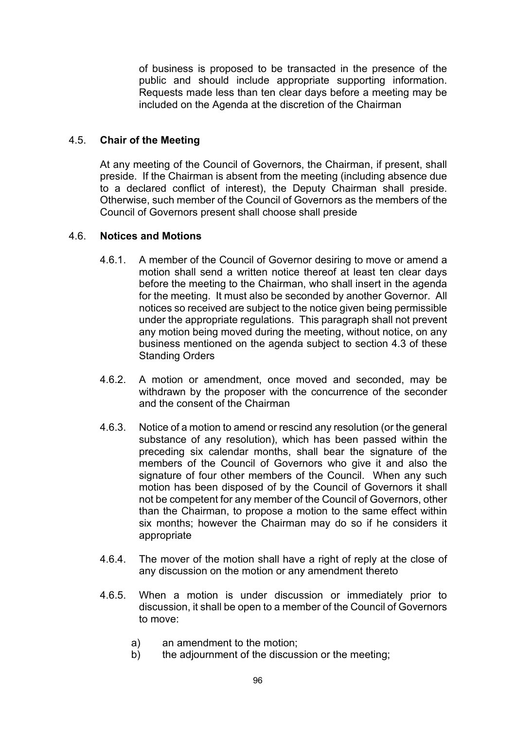of business is proposed to be transacted in the presence of the public and should include appropriate supporting information. Requests made less than ten clear days before a meeting may be included on the Agenda at the discretion of the Chairman

### 4.5. **Chair of the Meeting**

At any meeting of the Council of Governors, the Chairman, if present, shall preside. If the Chairman is absent from the meeting (including absence due to a declared conflict of interest), the Deputy Chairman shall preside. Otherwise, such member of the Council of Governors as the members of the Council of Governors present shall choose shall preside

### 4.6. **Notices and Motions**

4.6.1. A member of the Council of Governor desiring to move or amend a motion shall send a written notice thereof at least ten clear days before the meeting to the Chairman, who shall insert in the agenda for the meeting. It must also be seconded by another Governor. All notices so received are subject to the notice given being permissible under the appropriate regulations. This paragraph shall not prevent any motion being moved during the meeting, without notice, on any business mentioned on the agenda subject to section 4.3 of these Standing Orders

4.6.2. A motion or amendment, once moved and seconded, may be withdrawn by the proposer with the concurrence of the seconder and the consent of the Chairman

4.6.3. Notice of a motion to amend or rescind any resolution (or the general substance of any resolution), which has been passed within the preceding six calendar months, shall bear the signature of the members of the Council of Governors who give it and also the signature of four other members of the Council. When any such motion has been disposed of by the Council of Governors it shall not be competent for any member of the Council of Governors, other than the Chairman, to propose a motion to the same effect within six months; however the Chairman may do so if he considers it appropriate

4.6.4. The mover of the motion shall have a right of reply at the close of any discussion on the motion or any amendment thereto

4.6.5. When a motion is under discussion or immediately prior to discussion, it shall be open to a member of the Council of Governors to move:

a) an amendment to the motion;
b) the adjournment of the discussion or the meeting;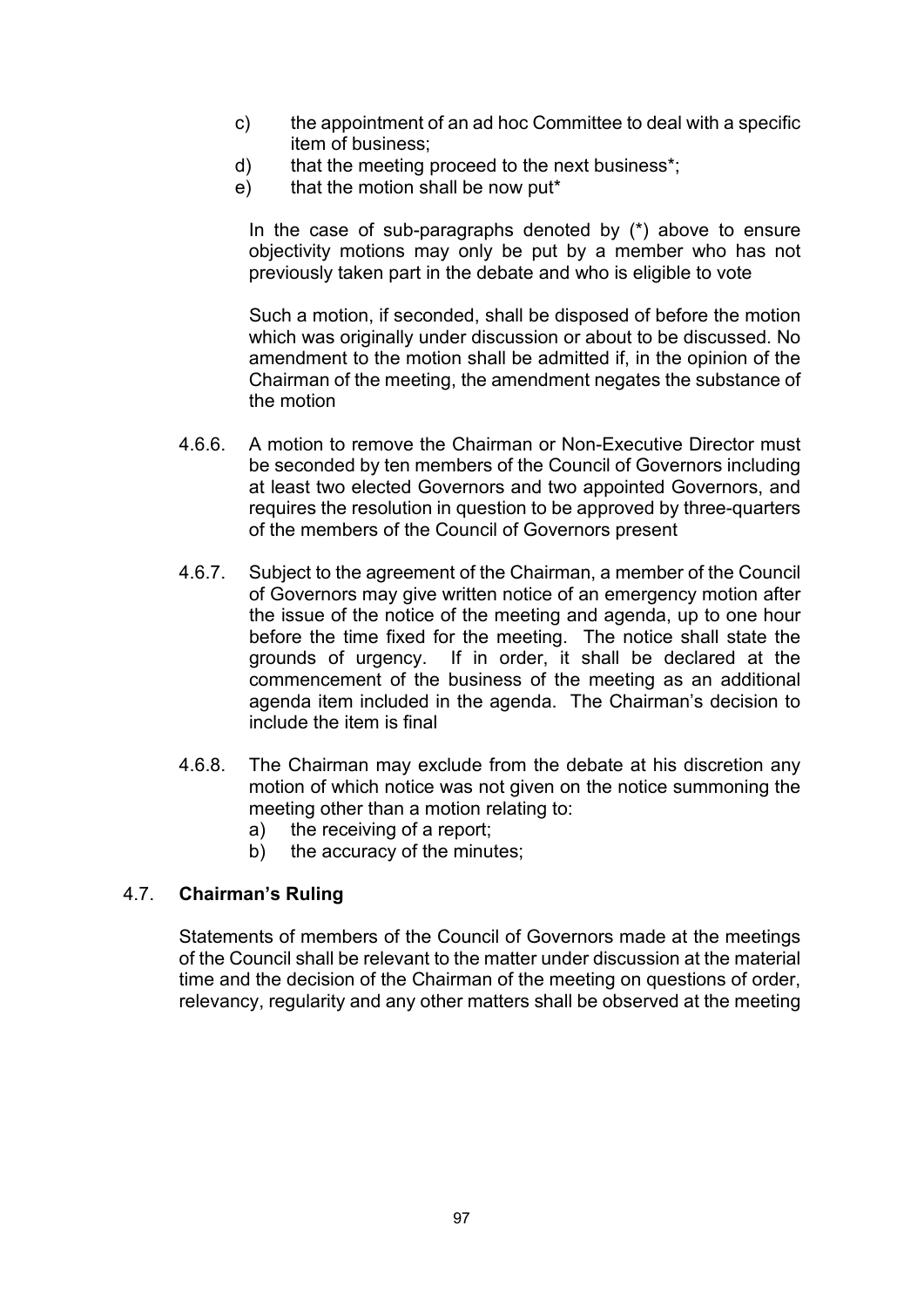c) the appointment of an ad hoc Committee to deal with a specific item of business;
d) that the meeting proceed to the next business*;
e) that the motion shall be now put*

In the case of sub-paragraphs denoted by (*) above to ensure objectivity motions may only be put by a member who has not previously taken part in the debate and who is eligible to vote

Such a motion, if seconded, shall be disposed of before the motion which was originally under discussion or about to be discussed. No amendment to the motion shall be admitted if, in the opinion of the Chairman of the meeting, the amendment negates the substance of the motion

4.6.6. A motion to remove the Chairman or Non-Executive Director must be seconded by ten members of the Council of Governors including at least two elected Governors and two appointed Governors, and requires the resolution in question to be approved by three-quarters of the members of the Council of Governors present

4.6.7. Subject to the agreement of the Chairman, a member of the Council of Governors may give written notice of an emergency motion after the issue of the notice of the meeting and agenda, up to one hour before the time fixed for the meeting. The notice shall state the grounds of urgency. If in order, it shall be declared at the commencement of the business of the meeting as an additional agenda item included in the agenda. The Chairman's decision to include the item is final

4.6.8. The Chairman may exclude from the debate at his discretion any motion of which notice was not given on the notice summoning the meeting other than a motion relating to:
a) the receiving of a report;
b) the accuracy of the minutes;

### 4.7. **Chairman's Ruling**

Statements of members of the Council of Governors made at the meetings of the Council shall be relevant to the matter under discussion at the material time and the decision of the Chairman of the meeting on questions of order, relevancy, regularity and any other matters shall be observed at the meeting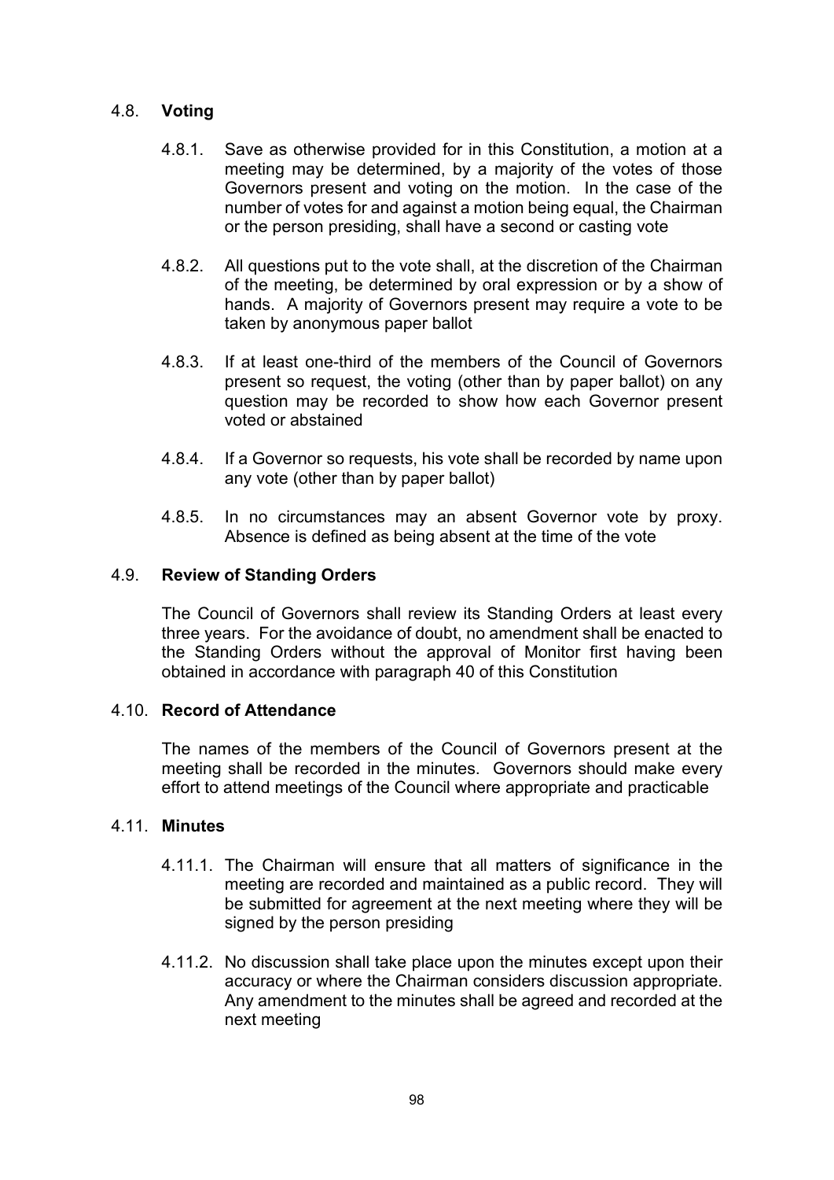### 4.8. **Voting**

4.8.1. Save as otherwise provided for in this Constitution, a motion at a meeting may be determined, by a majority of the votes of those Governors present and voting on the motion. In the case of the number of votes for and against a motion being equal, the Chairman or the person presiding, shall have a second or casting vote

4.8.2. All questions put to the vote shall, at the discretion of the Chairman of the meeting, be determined by oral expression or by a show of hands. A majority of Governors present may require a vote to be taken by anonymous paper ballot

4.8.3. If at least one-third of the members of the Council of Governors present so request, the voting (other than by paper ballot) on any question may be recorded to show how each Governor present voted or abstained

4.8.4. If a Governor so requests, his vote shall be recorded by name upon any vote (other than by paper ballot)

4.8.5. In no circumstances may an absent Governor vote by proxy. Absence is defined as being absent at the time of the vote

### 4.9. **Review of Standing Orders**

The Council of Governors shall review its Standing Orders at least every three years. For the avoidance of doubt, no amendment shall be enacted to the Standing Orders without the approval of Monitor first having been obtained in accordance with paragraph 40 of this Constitution

### 4.10. **Record of Attendance**

The names of the members of the Council of Governors present at the meeting shall be recorded in the minutes. Governors should make every effort to attend meetings of the Council where appropriate and practicable

### 4.11. **Minutes**

4.11.1. The Chairman will ensure that all matters of significance in the meeting are recorded and maintained as a public record. They will be submitted for agreement at the next meeting where they will be signed by the person presiding

4.11.2. No discussion shall take place upon the minutes except upon their accuracy or where the Chairman considers discussion appropriate. Any amendment to the minutes shall be agreed and recorded at the next meeting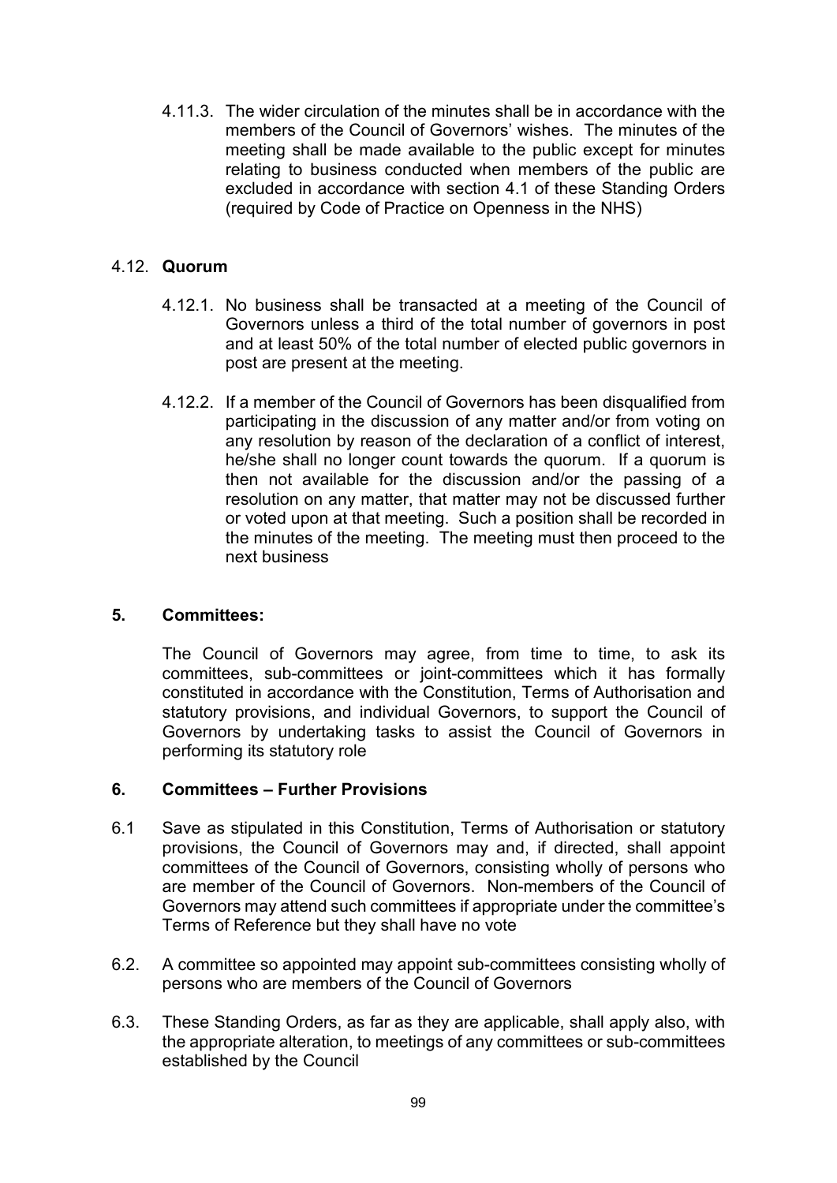4.11.3. The wider circulation of the minutes shall be in accordance with the members of the Council of Governors' wishes. The minutes of the meeting shall be made available to the public except for minutes relating to business conducted when members of the public are excluded in accordance with section 4.1 of these Standing Orders (required by Code of Practice on Openness in the NHS)

### 4.12. **Quorum**

4.12.1. No business shall be transacted at a meeting of the Council of Governors unless a third of the total number of governors in post and at least 50% of the total number of elected public governors in post are present at the meeting.

4.12.2. If a member of the Council of Governors has been disqualified from participating in the discussion of any matter and/or from voting on any resolution by reason of the declaration of a conflict of interest, he/she shall no longer count towards the quorum. If a quorum is then not available for the discussion and/or the passing of a resolution on any matter, that matter may not be discussed further or voted upon at that meeting. Such a position shall be recorded in the minutes of the meeting. The meeting must then proceed to the next business

## 5. Committees:

The Council of Governors may agree, from time to time, to ask its committees, sub-committees or joint-committees which it has formally constituted in accordance with the Constitution, Terms of Authorisation and statutory provisions, and individual Governors, to support the Council of Governors by undertaking tasks to assist the Council of Governors in performing its statutory role

## 6. Committees – Further Provisions

6.1 Save as stipulated in this Constitution, Terms of Authorisation or statutory provisions, the Council of Governors may and, if directed, shall appoint committees of the Council of Governors, consisting wholly of persons who are member of the Council of Governors. Non-members of the Council of Governors may attend such committees if appropriate under the committee's Terms of Reference but they shall have no vote

6.2. A committee so appointed may appoint sub-committees consisting wholly of persons who are members of the Council of Governors

6.3. These Standing Orders, as far as they are applicable, shall apply also, with the appropriate alteration, to meetings of any committees or sub-committees established by the Council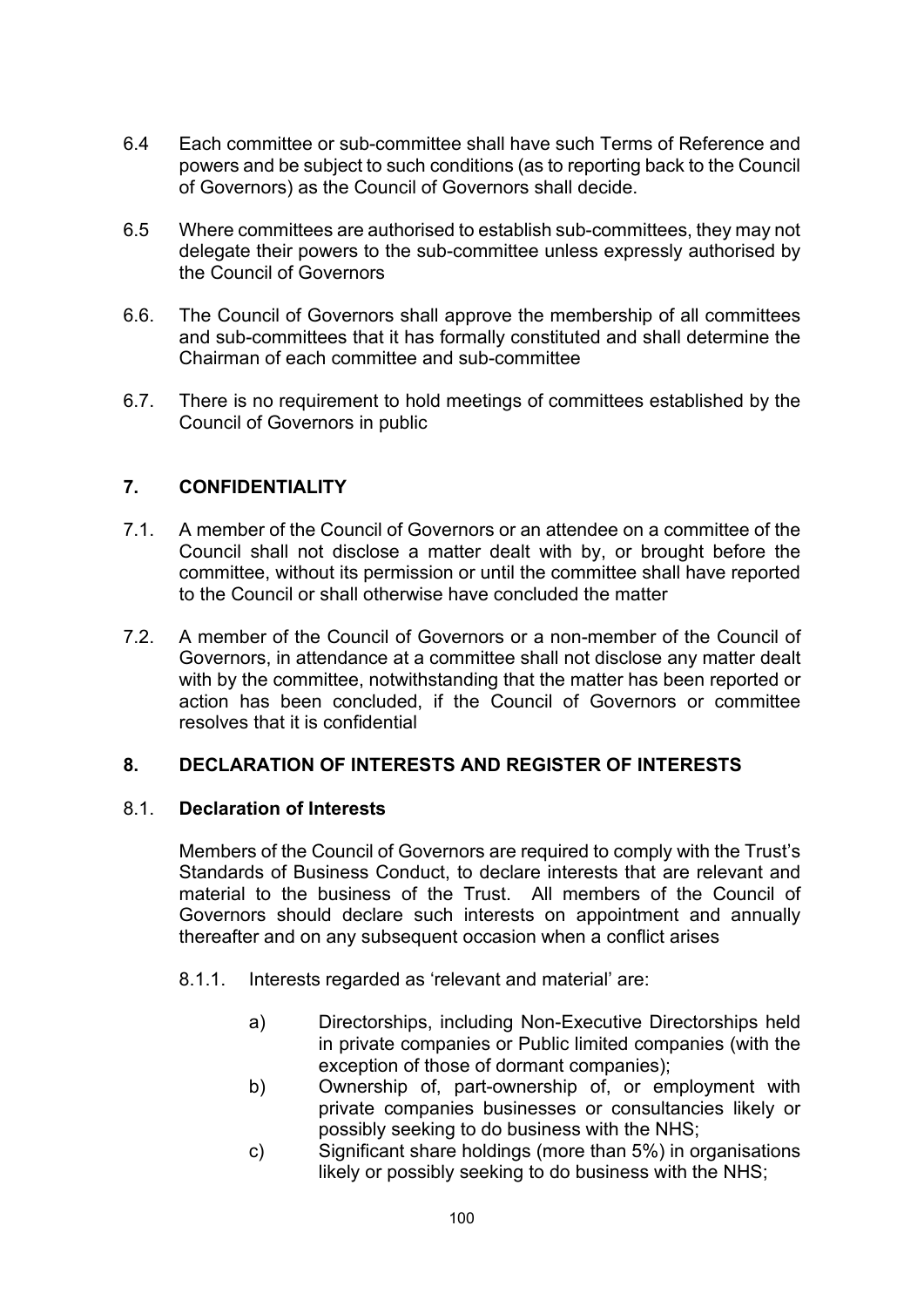6.4 Each committee or sub-committee shall have such Terms of Reference and powers and be subject to such conditions (as to reporting back to the Council of Governors) as the Council of Governors shall decide.

6.5 Where committees are authorised to establish sub-committees, they may not delegate their powers to the sub-committee unless expressly authorised by the Council of Governors

6.6. The Council of Governors shall approve the membership of all committees and sub-committees that it has formally constituted and shall determine the Chairman of each committee and sub-committee

6.7. There is no requirement to hold meetings of committees established by the Council of Governors in public

## 7. CONFIDENTIALITY

7.1. A member of the Council of Governors or an attendee on a committee of the Council shall not disclose a matter dealt with by, or brought before the committee, without its permission or until the committee shall have reported to the Council or shall otherwise have concluded the matter

7.2. A member of the Council of Governors or a non-member of the Council of Governors, in attendance at a committee shall not disclose any matter dealt with by the committee, notwithstanding that the matter has been reported or action has been concluded, if the Council of Governors or committee resolves that it is confidential

## 8. DECLARATION OF INTERESTS AND REGISTER OF INTERESTS

### 8.1. Declaration of Interests

Members of the Council of Governors are required to comply with the Trust's Standards of Business Conduct, to declare interests that are relevant and material to the business of the Trust. All members of the Council of Governors should declare such interests on appointment and annually thereafter and on any subsequent occasion when a conflict arises

8.1.1. Interests regarded as 'relevant and material' are:

a) Directorships, including Non-Executive Directorships held in private companies or Public limited companies (with the exception of those of dormant companies);

b) Ownership of, part-ownership of, or employment with private companies businesses or consultancies likely or possibly seeking to do business with the NHS;

c) Significant share holdings (more than 5%) in organisations likely or possibly seeking to do business with the NHS;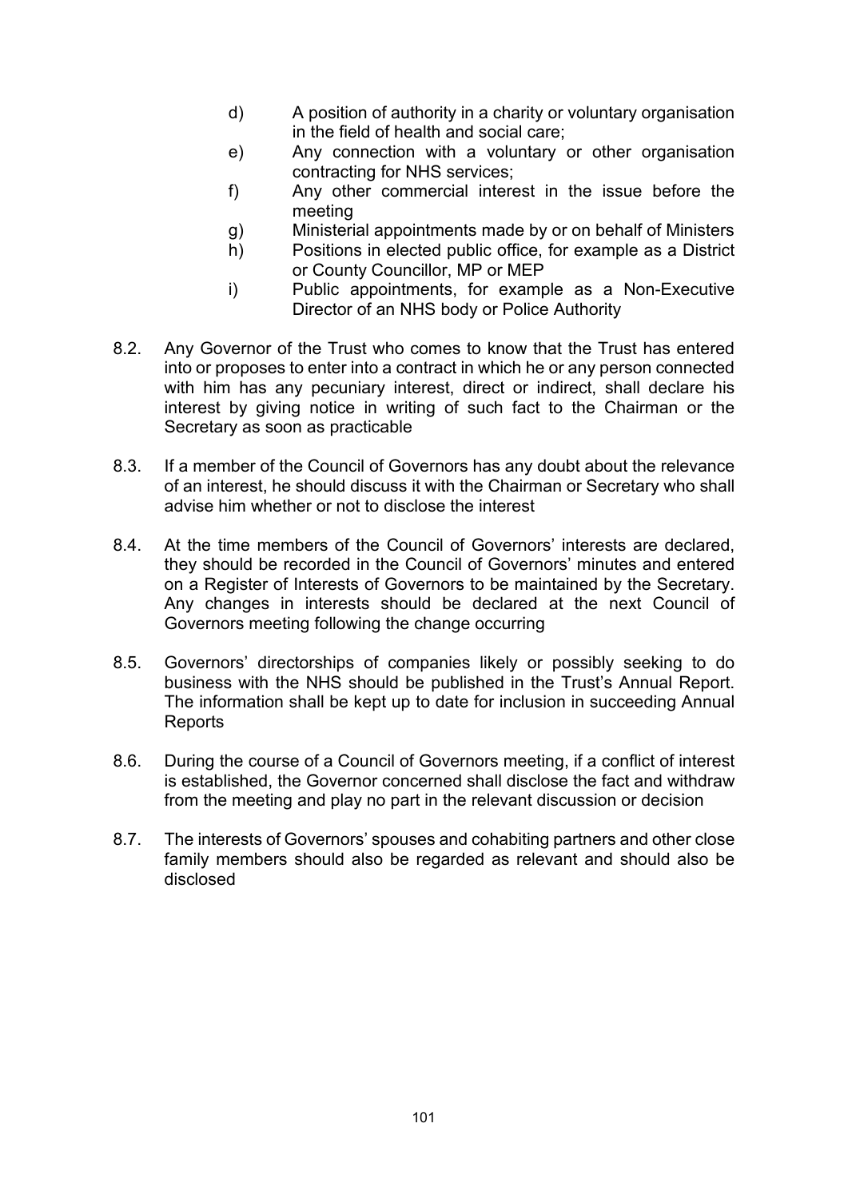d) A position of authority in a charity or voluntary organisation in the field of health and social care;

e) Any connection with a voluntary or other organisation contracting for NHS services;

f) Any other commercial interest in the issue before the meeting

g) Ministerial appointments made by or on behalf of Ministers

h) Positions in elected public office, for example as a District or County Councillor, MP or MEP

i) Public appointments, for example as a Non-Executive Director of an NHS body or Police Authority

8.2. Any Governor of the Trust who comes to know that the Trust has entered into or proposes to enter into a contract in which he or any person connected with him has any pecuniary interest, direct or indirect, shall declare his interest by giving notice in writing of such fact to the Chairman or the Secretary as soon as practicable

8.3. If a member of the Council of Governors has any doubt about the relevance of an interest, he should discuss it with the Chairman or Secretary who shall advise him whether or not to disclose the interest

8.4. At the time members of the Council of Governors' interests are declared, they should be recorded in the Council of Governors' minutes and entered on a Register of Interests of Governors to be maintained by the Secretary. Any changes in interests should be declared at the next Council of Governors meeting following the change occurring

8.5. Governors' directorships of companies likely or possibly seeking to do business with the NHS should be published in the Trust's Annual Report. The information shall be kept up to date for inclusion in succeeding Annual Reports

8.6. During the course of a Council of Governors meeting, if a conflict of interest is established, the Governor concerned shall disclose the fact and withdraw from the meeting and play no part in the relevant discussion or decision

8.7. The interests of Governors' spouses and cohabiting partners and other close family members should also be regarded as relevant and should also be disclosed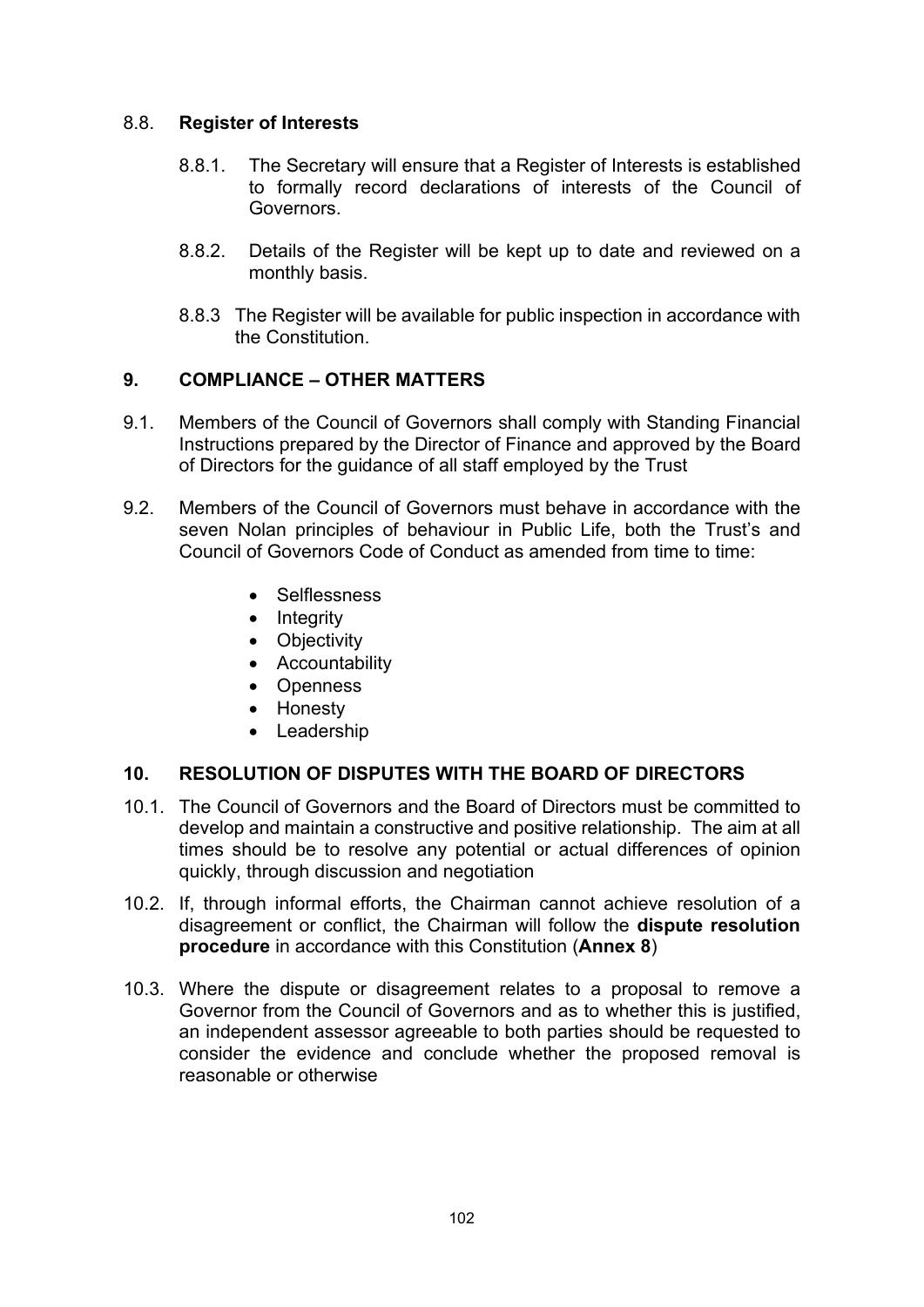### 8.8. **Register of Interests**

8.8.1. The Secretary will ensure that a Register of Interests is established to formally record declarations of interests of the Council of Governors.

8.8.2. Details of the Register will be kept up to date and reviewed on a monthly basis.

8.8.3 The Register will be available for public inspection in accordance with the Constitution.

## 9. COMPLIANCE – OTHER MATTERS

9.1. Members of the Council of Governors shall comply with Standing Financial Instructions prepared by the Director of Finance and approved by the Board of Directors for the guidance of all staff employed by the Trust

9.2. Members of the Council of Governors must behave in accordance with the seven Nolan principles of behaviour in Public Life, both the Trust's and Council of Governors Code of Conduct as amended from time to time:

- Selflessness
- Integrity
- Objectivity
- Accountability
- Openness
- Honesty
- Leadership

## 10. RESOLUTION OF DISPUTES WITH THE BOARD OF DIRECTORS

10.1. The Council of Governors and the Board of Directors must be committed to develop and maintain a constructive and positive relationship. The aim at all times should be to resolve any potential or actual differences of opinion quickly, through discussion and negotiation

10.2. If, through informal efforts, the Chairman cannot achieve resolution of a disagreement or conflict, the Chairman will follow the **dispute resolution procedure** in accordance with this Constitution (**Annex 8**)

10.3. Where the dispute or disagreement relates to a proposal to remove a Governor from the Council of Governors and as to whether this is justified, an independent assessor agreeable to both parties should be requested to consider the evidence and conclude whether the proposed removal is reasonable or otherwise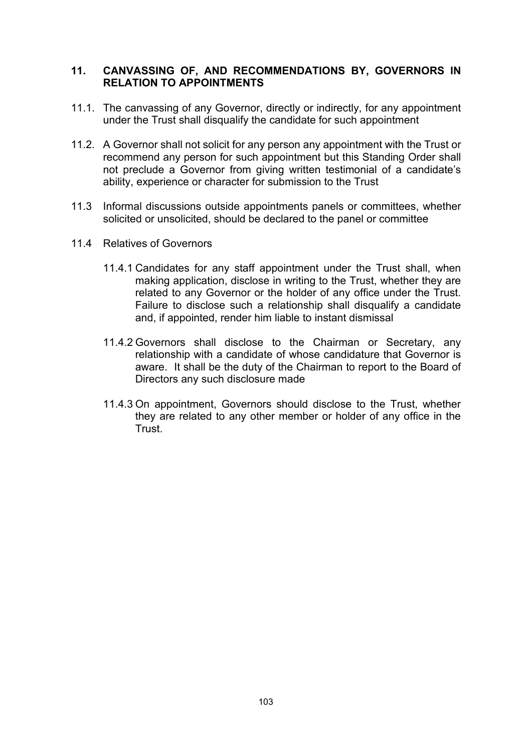## 11. CANVASSING OF, AND RECOMMENDATIONS BY, GOVERNORS IN RELATION TO APPOINTMENTS

11.1. The canvassing of any Governor, directly or indirectly, for any appointment under the Trust shall disqualify the candidate for such appointment

11.2. A Governor shall not solicit for any person any appointment with the Trust or recommend any person for such appointment but this Standing Order shall not preclude a Governor from giving written testimonial of a candidate's ability, experience or character for submission to the Trust

11.3 Informal discussions outside appointments panels or committees, whether solicited or unsolicited, should be declared to the panel or committee

11.4 Relatives of Governors

11.4.1 Candidates for any staff appointment under the Trust shall, when making application, disclose in writing to the Trust, whether they are related to any Governor or the holder of any office under the Trust. Failure to disclose such a relationship shall disqualify a candidate and, if appointed, render him liable to instant dismissal

11.4.2 Governors shall disclose to the Chairman or Secretary, any relationship with a candidate of whose candidature that Governor is aware. It shall be the duty of the Chairman to report to the Board of Directors any such disclosure made

11.4.3 On appointment, Governors should disclose to the Trust, whether they are related to any other member or holder of any office in the Trust.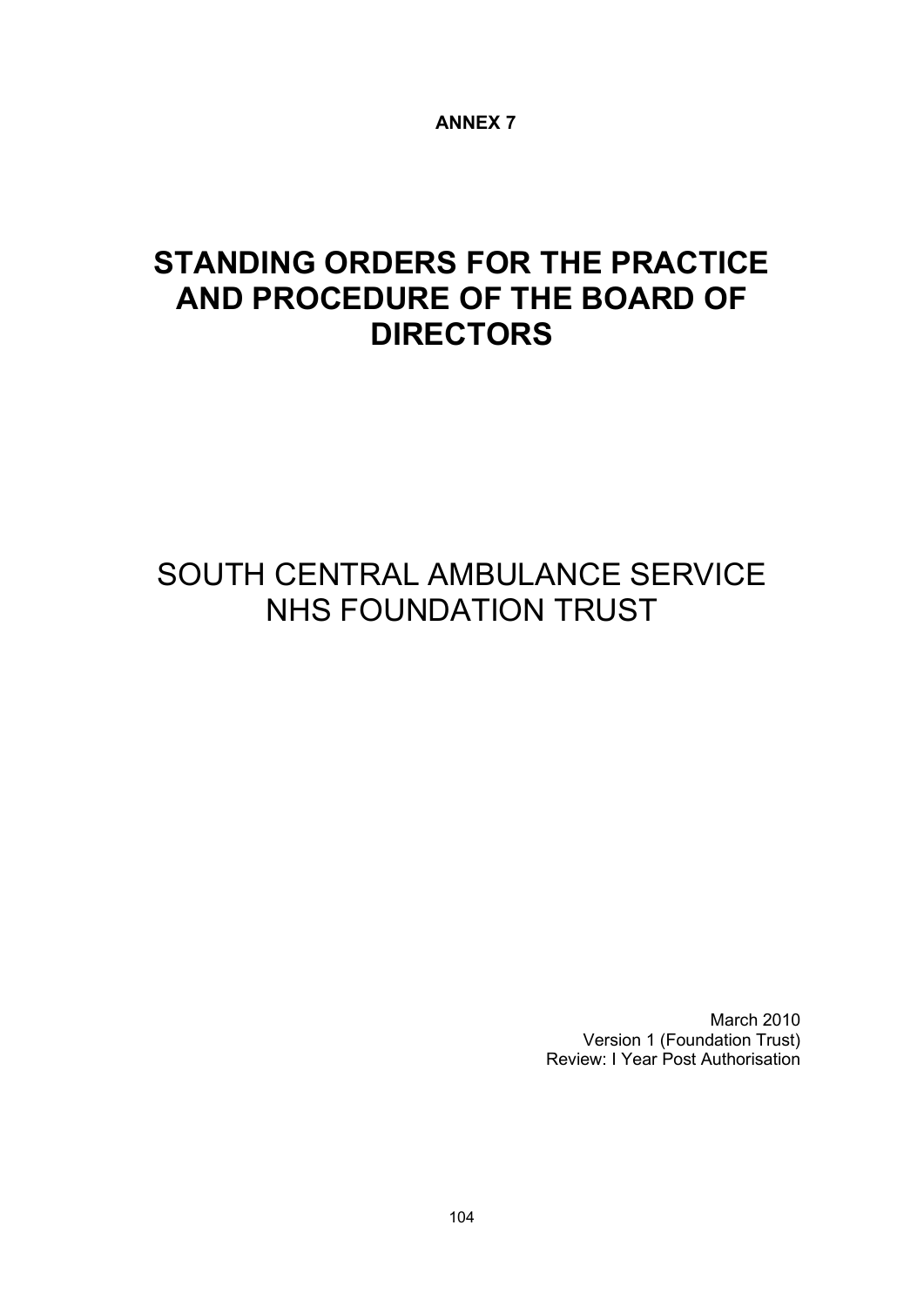**ANNEX 7**

# STANDING ORDERS FOR THE PRACTICE AND PROCEDURE OF THE BOARD OF DIRECTORS

## SOUTH CENTRAL AMBULANCE SERVICE NHS FOUNDATION TRUST

March 2010
Version 1 (Foundation Trust)
Review: I Year Post Authorisation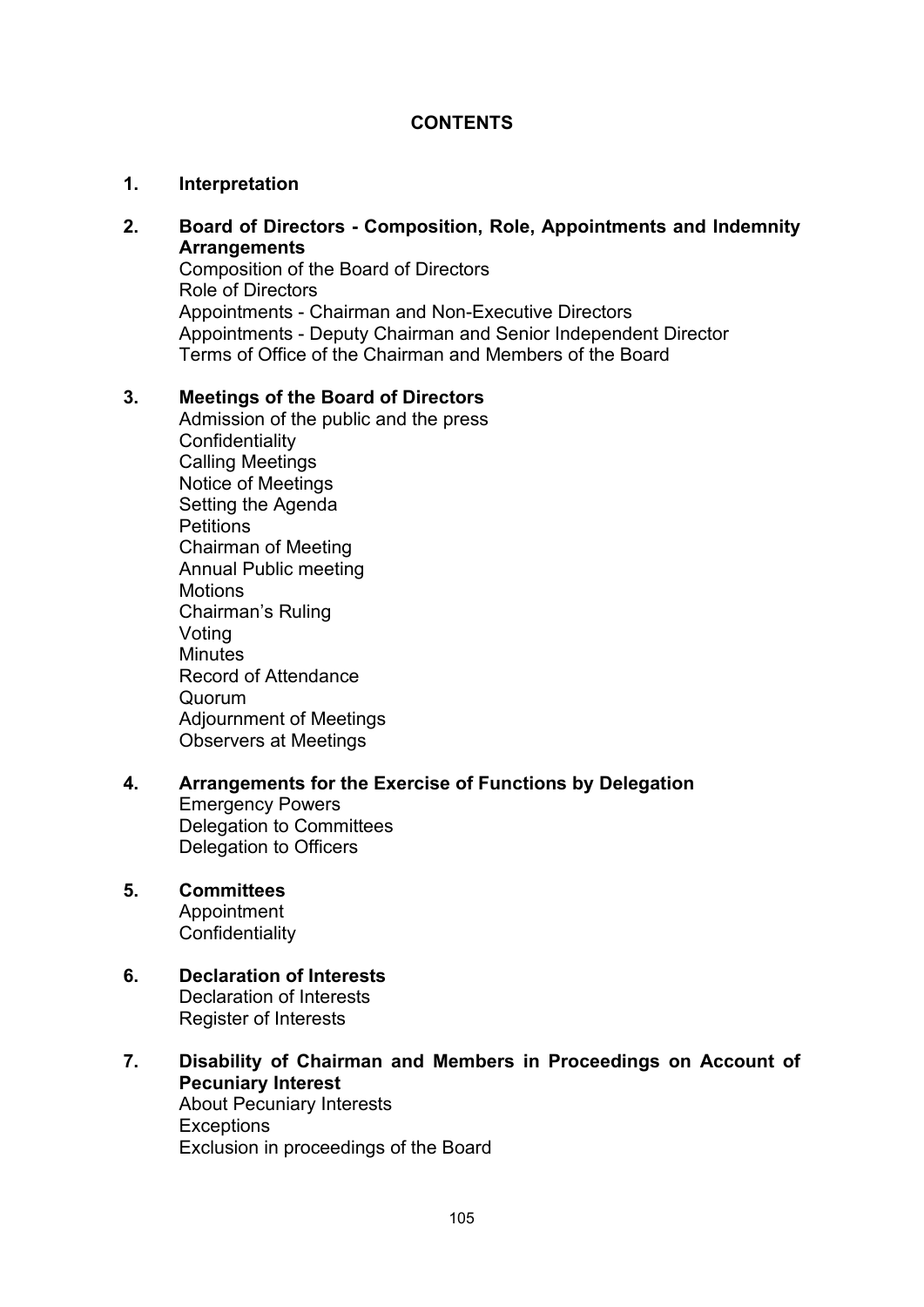# CONTENTS

**1. Interpretation**

**2. Board of Directors - Composition, Role, Appointments and Indemnity Arrangements**

Composition of the Board of Directors
Role of Directors
Appointments - Chairman and Non-Executive Directors
Appointments - Deputy Chairman and Senior Independent Director
Terms of Office of the Chairman and Members of the Board

**3. Meetings of the Board of Directors**

Admission of the public and the press
Confidentiality
Calling Meetings
Notice of Meetings
Setting the Agenda
Petitions
Chairman of Meeting
Annual Public meeting
Motions
Chairman's Ruling
Voting
Minutes
Record of Attendance
Quorum
Adjournment of Meetings
Observers at Meetings

**4. Arrangements for the Exercise of Functions by Delegation**

Emergency Powers
Delegation to Committees
Delegation to Officers

**5. Committees**

Appointment
Confidentiality

**6. Declaration of Interests**

Declaration of Interests
Register of Interests

**7. Disability of Chairman and Members in Proceedings on Account of Pecuniary Interest**

About Pecuniary Interests
Exceptions
Exclusion in proceedings of the Board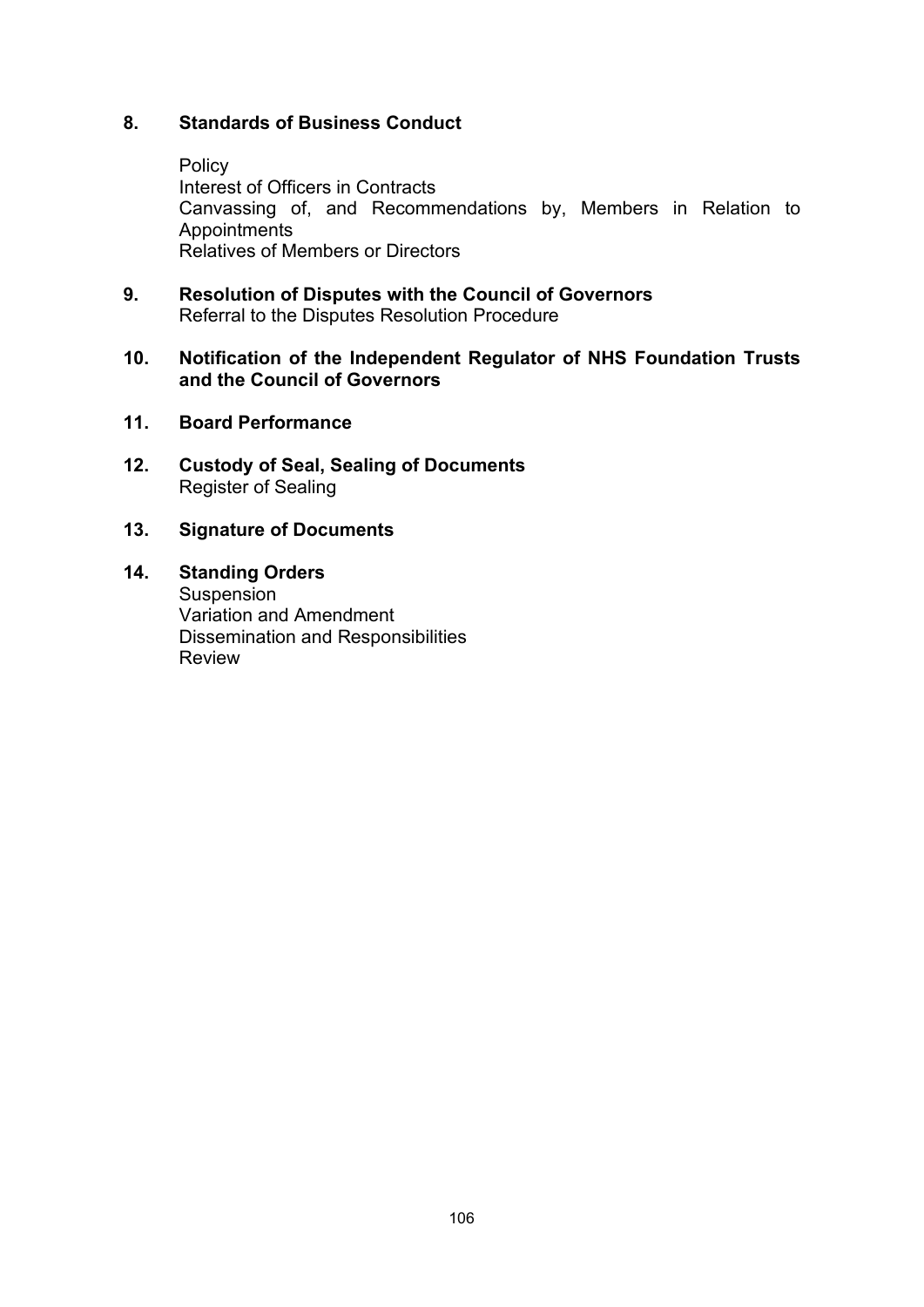**8. Standards of Business Conduct**

Policy
Interest of Officers in Contracts
Canvassing of, and Recommendations by, Members in Relation to Appointments
Relatives of Members or Directors

**9. Resolution of Disputes with the Council of Governors**
Referral to the Disputes Resolution Procedure

**10. Notification of the Independent Regulator of NHS Foundation Trusts and the Council of Governors**

**11. Board Performance**

**12. Custody of Seal, Sealing of Documents**
Register of Sealing

**13. Signature of Documents**

**14. Standing Orders**
Suspension
Variation and Amendment
Dissemination and Responsibilities
Review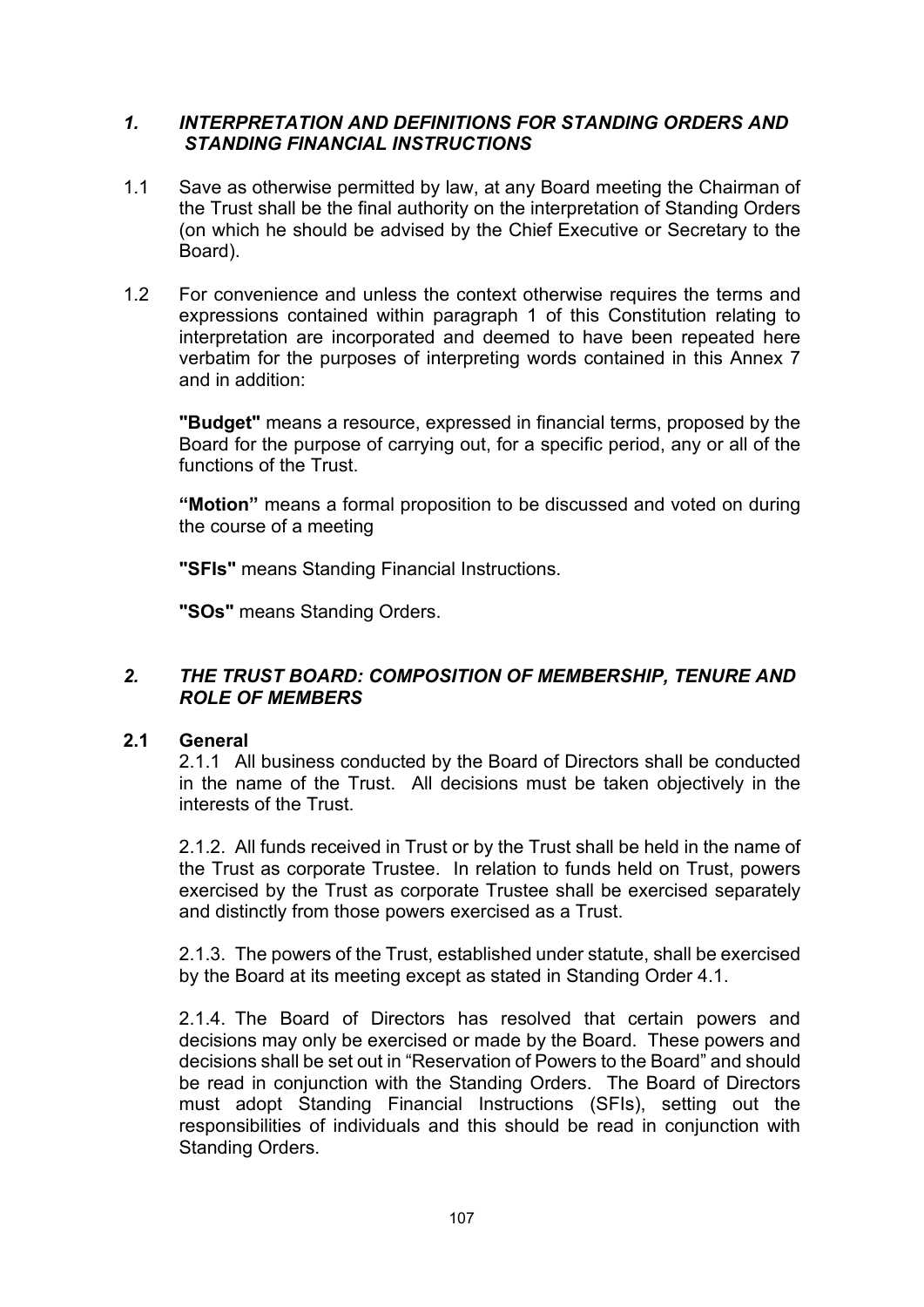## *1. INTERPRETATION AND DEFINITIONS FOR STANDING ORDERS AND STANDING FINANCIAL INSTRUCTIONS*

1.1 Save as otherwise permitted by law, at any Board meeting the Chairman of the Trust shall be the final authority on the interpretation of Standing Orders (on which he should be advised by the Chief Executive or Secretary to the Board).

1.2 For convenience and unless the context otherwise requires the terms and expressions contained within paragraph 1 of this Constitution relating to interpretation are incorporated and deemed to have been repeated here verbatim for the purposes of interpreting words contained in this Annex 7 and in addition:

**"Budget"** means a resource, expressed in financial terms, proposed by the Board for the purpose of carrying out, for a specific period, any or all of the functions of the Trust.

**"Motion"** means a formal proposition to be discussed and voted on during the course of a meeting

**"SFIs"** means Standing Financial Instructions.

**"SOs"** means Standing Orders.

## *2. THE TRUST BOARD: COMPOSITION OF MEMBERSHIP, TENURE AND ROLE OF MEMBERS*

### 2.1 General

2.1.1 All business conducted by the Board of Directors shall be conducted in the name of the Trust. All decisions must be taken objectively in the interests of the Trust.

2.1.2. All funds received in Trust or by the Trust shall be held in the name of the Trust as corporate Trustee. In relation to funds held on Trust, powers exercised by the Trust as corporate Trustee shall be exercised separately and distinctly from those powers exercised as a Trust.

2.1.3. The powers of the Trust, established under statute, shall be exercised by the Board at its meeting except as stated in Standing Order 4.1.

2.1.4. The Board of Directors has resolved that certain powers and decisions may only be exercised or made by the Board. These powers and decisions shall be set out in "Reservation of Powers to the Board" and should be read in conjunction with the Standing Orders. The Board of Directors must adopt Standing Financial Instructions (SFIs), setting out the responsibilities of individuals and this should be read in conjunction with Standing Orders.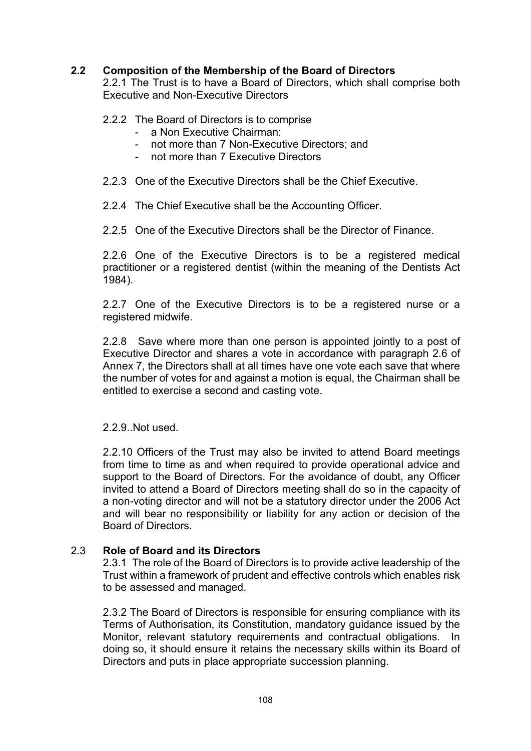## 2.2 Composition of the Membership of the Board of Directors

2.2.1 The Trust is to have a Board of Directors, which shall comprise both Executive and Non-Executive Directors

2.2.2 The Board of Directors is to comprise

- a Non Executive Chairman:
- not more than 7 Non-Executive Directors; and
- not more than 7 Executive Directors

2.2.3 One of the Executive Directors shall be the Chief Executive.

2.2.4 The Chief Executive shall be the Accounting Officer.

2.2.5 One of the Executive Directors shall be the Director of Finance.

2.2.6 One of the Executive Directors is to be a registered medical practitioner or a registered dentist (within the meaning of the Dentists Act 1984).

2.2.7 One of the Executive Directors is to be a registered nurse or a registered midwife.

2.2.8 Save where more than one person is appointed jointly to a post of Executive Director and shares a vote in accordance with paragraph 2.6 of Annex 7, the Directors shall at all times have one vote each save that where the number of votes for and against a motion is equal, the Chairman shall be entitled to exercise a second and casting vote.

2.2.9..Not used.

2.2.10 Officers of the Trust may also be invited to attend Board meetings from time to time as and when required to provide operational advice and support to the Board of Directors. For the avoidance of doubt, any Officer invited to attend a Board of Directors meeting shall do so in the capacity of a non-voting director and will not be a statutory director under the 2006 Act and will bear no responsibility or liability for any action or decision of the Board of Directors.

## 2.3 Role of Board and its Directors

2.3.1 The role of the Board of Directors is to provide active leadership of the Trust within a framework of prudent and effective controls which enables risk to be assessed and managed.

2.3.2 The Board of Directors is responsible for ensuring compliance with its Terms of Authorisation, its Constitution, mandatory guidance issued by the Monitor, relevant statutory requirements and contractual obligations. In doing so, it should ensure it retains the necessary skills within its Board of Directors and puts in place appropriate succession planning.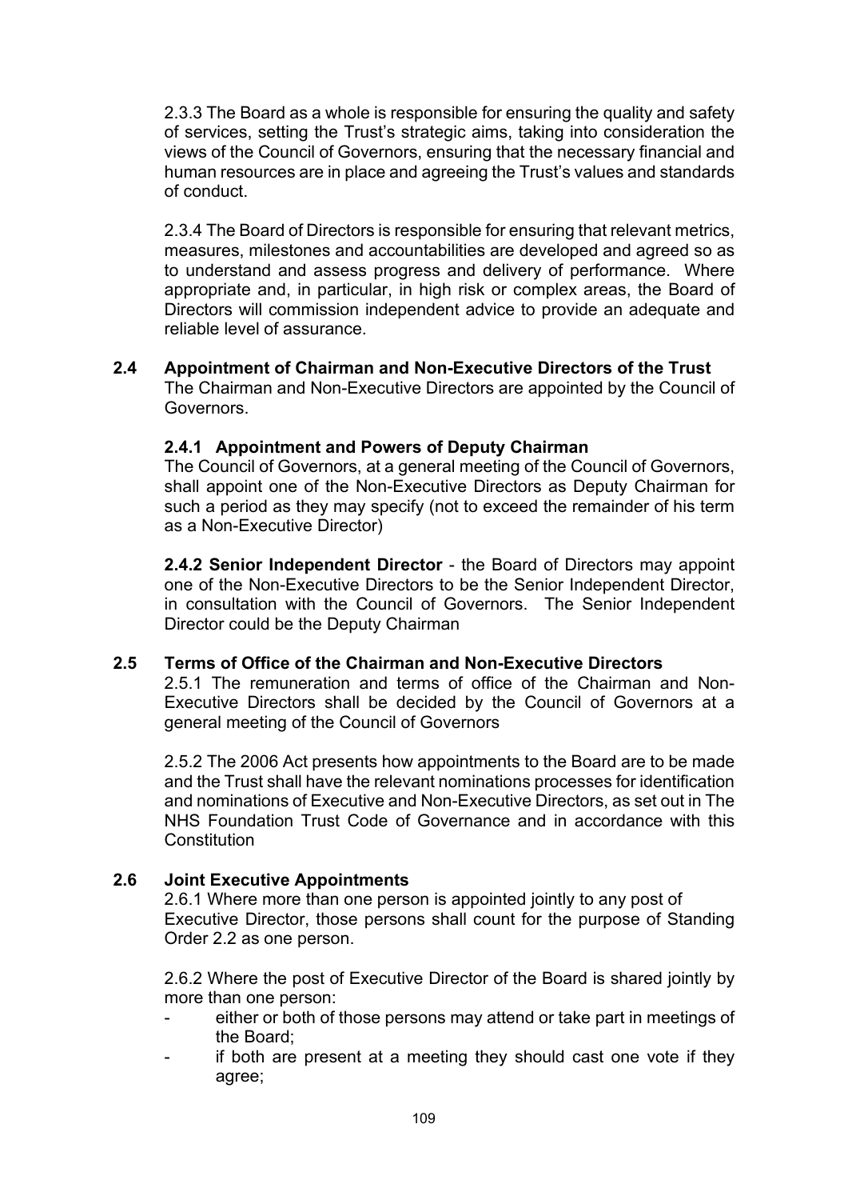2.3.3 The Board as a whole is responsible for ensuring the quality and safety of services, setting the Trust's strategic aims, taking into consideration the views of the Council of Governors, ensuring that the necessary financial and human resources are in place and agreeing the Trust's values and standards of conduct.

2.3.4 The Board of Directors is responsible for ensuring that relevant metrics, measures, milestones and accountabilities are developed and agreed so as to understand and assess progress and delivery of performance. Where appropriate and, in particular, in high risk or complex areas, the Board of Directors will commission independent advice to provide an adequate and reliable level of assurance.

## 2.4 Appointment of Chairman and Non-Executive Directors of the Trust

The Chairman and Non-Executive Directors are appointed by the Council of Governors.

### 2.4.1 Appointment and Powers of Deputy Chairman

The Council of Governors, at a general meeting of the Council of Governors, shall appoint one of the Non-Executive Directors as Deputy Chairman for such a period as they may specify (not to exceed the remainder of his term as a Non-Executive Director)

**2.4.2 Senior Independent Director** - the Board of Directors may appoint one of the Non-Executive Directors to be the Senior Independent Director, in consultation with the Council of Governors. The Senior Independent Director could be the Deputy Chairman

## 2.5 Terms of Office of the Chairman and Non-Executive Directors

2.5.1 The remuneration and terms of office of the Chairman and Non-Executive Directors shall be decided by the Council of Governors at a general meeting of the Council of Governors

2.5.2 The 2006 Act presents how appointments to the Board are to be made and the Trust shall have the relevant nominations processes for identification and nominations of Executive and Non-Executive Directors, as set out in The NHS Foundation Trust Code of Governance and in accordance with this Constitution

## 2.6 Joint Executive Appointments

2.6.1 Where more than one person is appointed jointly to any post of Executive Director, those persons shall count for the purpose of Standing Order 2.2 as one person.

2.6.2 Where the post of Executive Director of the Board is shared jointly by more than one person:

- either or both of those persons may attend or take part in meetings of the Board;
- if both are present at a meeting they should cast one vote if they agree;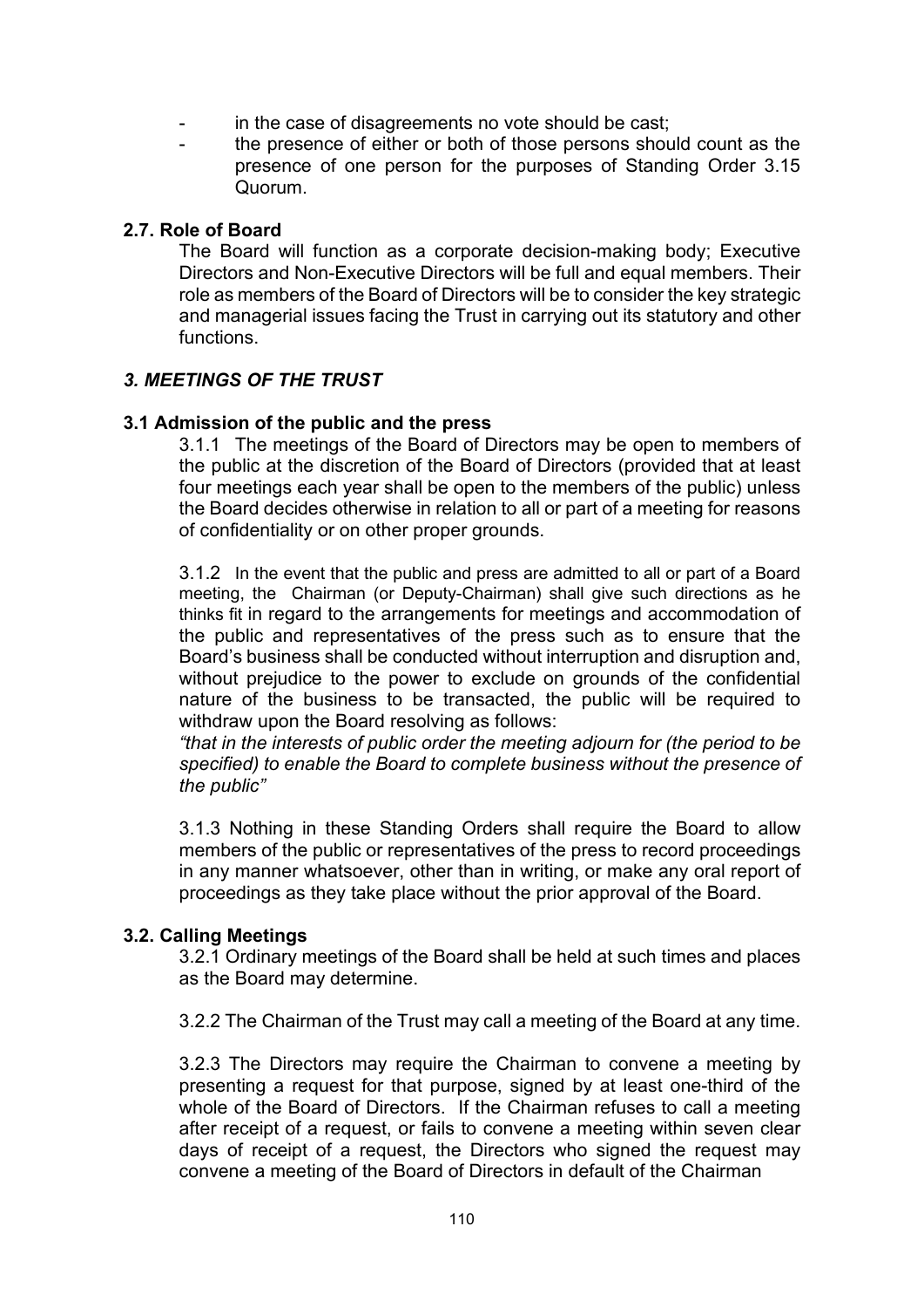- in the case of disagreements no vote should be cast;
- the presence of either or both of those persons should count as the presence of one person for the purposes of Standing Order 3.15 Quorum.

### 2.7. Role of Board

The Board will function as a corporate decision-making body; Executive Directors and Non-Executive Directors will be full and equal members. Their role as members of the Board of Directors will be to consider the key strategic and managerial issues facing the Trust in carrying out its statutory and other functions.

## *3. MEETINGS OF THE TRUST*

### 3.1 Admission of the public and the press

3.1.1 The meetings of the Board of Directors may be open to members of the public at the discretion of the Board of Directors (provided that at least four meetings each year shall be open to the members of the public) unless the Board decides otherwise in relation to all or part of a meeting for reasons of confidentiality or on other proper grounds.

3.1.2 In the event that the public and press are admitted to all or part of a Board meeting, the Chairman (or Deputy-Chairman) shall give such directions as he thinks fit in regard to the arrangements for meetings and accommodation of the public and representatives of the press such as to ensure that the Board's business shall be conducted without interruption and disruption and, without prejudice to the power to exclude on grounds of the confidential nature of the business to be transacted, the public will be required to withdraw upon the Board resolving as follows:

*"that in the interests of public order the meeting adjourn for (the period to be specified) to enable the Board to complete business without the presence of the public"*

3.1.3 Nothing in these Standing Orders shall require the Board to allow members of the public or representatives of the press to record proceedings in any manner whatsoever, other than in writing, or make any oral report of proceedings as they take place without the prior approval of the Board.

### 3.2. Calling Meetings

3.2.1 Ordinary meetings of the Board shall be held at such times and places as the Board may determine.

3.2.2 The Chairman of the Trust may call a meeting of the Board at any time.

3.2.3 The Directors may require the Chairman to convene a meeting by presenting a request for that purpose, signed by at least one-third of the whole of the Board of Directors. If the Chairman refuses to call a meeting after receipt of a request, or fails to convene a meeting within seven clear days of receipt of a request, the Directors who signed the request may convene a meeting of the Board of Directors in default of the Chairman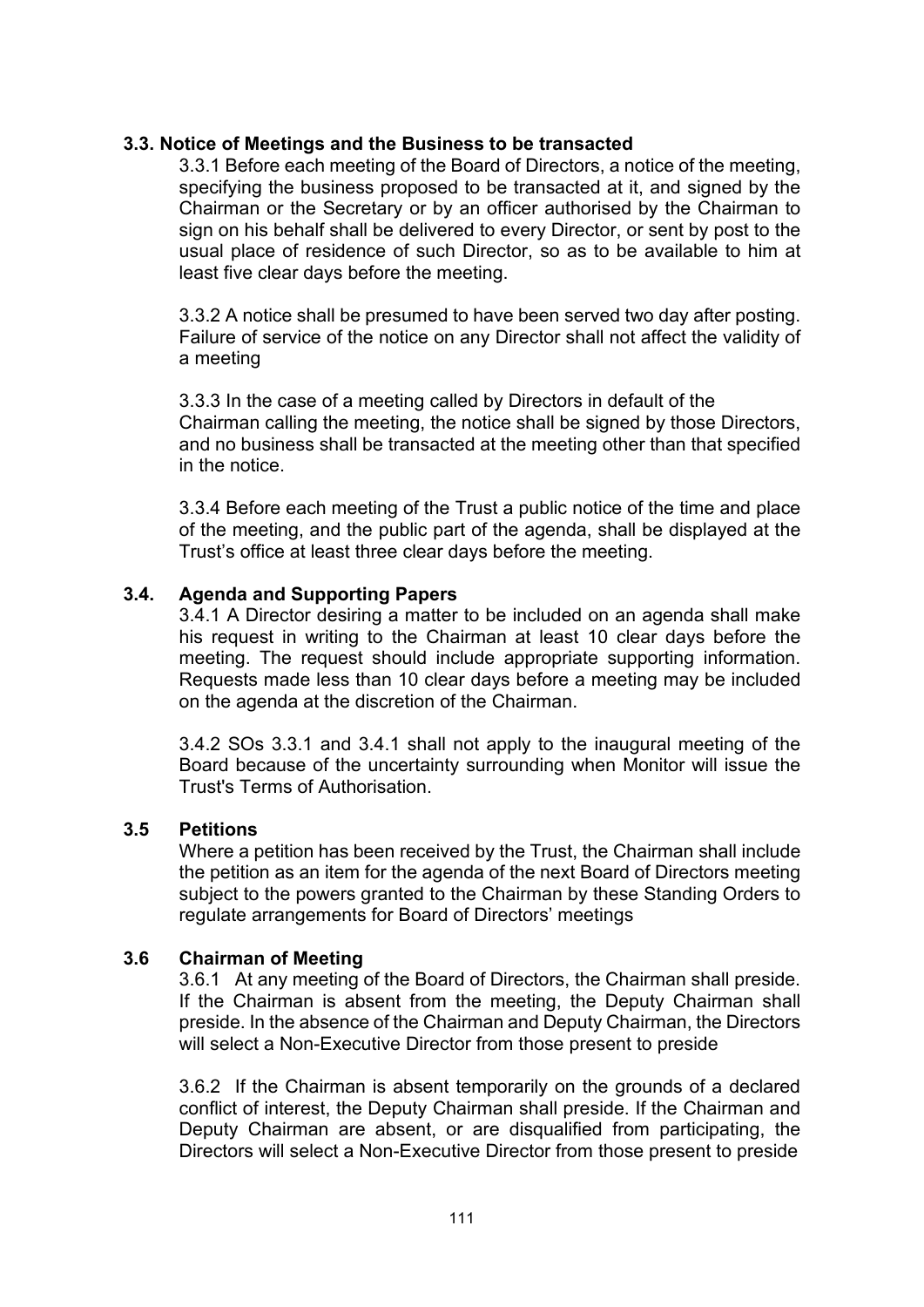### 3.3. Notice of Meetings and the Business to be transacted

3.3.1 Before each meeting of the Board of Directors, a notice of the meeting, specifying the business proposed to be transacted at it, and signed by the Chairman or the Secretary or by an officer authorised by the Chairman to sign on his behalf shall be delivered to every Director, or sent by post to the usual place of residence of such Director, so as to be available to him at least five clear days before the meeting.

3.3.2 A notice shall be presumed to have been served two day after posting. Failure of service of the notice on any Director shall not affect the validity of a meeting

3.3.3 In the case of a meeting called by Directors in default of the Chairman calling the meeting, the notice shall be signed by those Directors, and no business shall be transacted at the meeting other than that specified in the notice.

3.3.4 Before each meeting of the Trust a public notice of the time and place of the meeting, and the public part of the agenda, shall be displayed at the Trust's office at least three clear days before the meeting.

### 3.4. Agenda and Supporting Papers

3.4.1 A Director desiring a matter to be included on an agenda shall make his request in writing to the Chairman at least 10 clear days before the meeting. The request should include appropriate supporting information. Requests made less than 10 clear days before a meeting may be included on the agenda at the discretion of the Chairman.

3.4.2 SOs 3.3.1 and 3.4.1 shall not apply to the inaugural meeting of the Board because of the uncertainty surrounding when Monitor will issue the Trust's Terms of Authorisation.

### 3.5 Petitions

Where a petition has been received by the Trust, the Chairman shall include the petition as an item for the agenda of the next Board of Directors meeting subject to the powers granted to the Chairman by these Standing Orders to regulate arrangements for Board of Directors' meetings

### 3.6 Chairman of Meeting

3.6.1 At any meeting of the Board of Directors, the Chairman shall preside. If the Chairman is absent from the meeting, the Deputy Chairman shall preside. In the absence of the Chairman and Deputy Chairman, the Directors will select a Non-Executive Director from those present to preside

3.6.2 If the Chairman is absent temporarily on the grounds of a declared conflict of interest, the Deputy Chairman shall preside. If the Chairman and Deputy Chairman are absent, or are disqualified from participating, the Directors will select a Non-Executive Director from those present to preside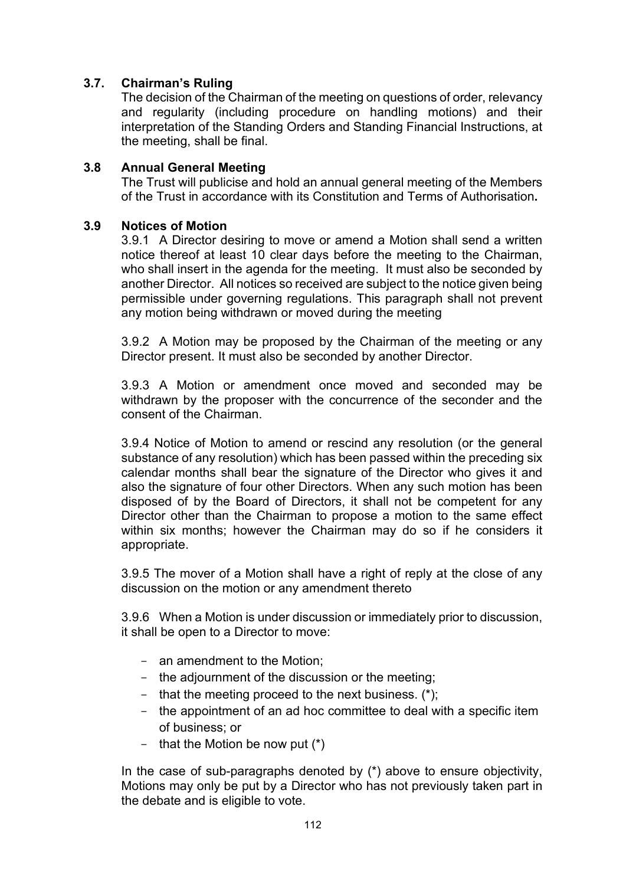### 3.7. Chairman's Ruling

The decision of the Chairman of the meeting on questions of order, relevancy and regularity (including procedure on handling motions) and their interpretation of the Standing Orders and Standing Financial Instructions, at the meeting, shall be final.

### 3.8 Annual General Meeting

The Trust will publicise and hold an annual general meeting of the Members of the Trust in accordance with its Constitution and Terms of Authorisation**.**

### 3.9 Notices of Motion

3.9.1 A Director desiring to move or amend a Motion shall send a written notice thereof at least 10 clear days before the meeting to the Chairman, who shall insert in the agenda for the meeting. It must also be seconded by another Director. All notices so received are subject to the notice given being permissible under governing regulations. This paragraph shall not prevent any motion being withdrawn or moved during the meeting

3.9.2 A Motion may be proposed by the Chairman of the meeting or any Director present. It must also be seconded by another Director.

3.9.3 A Motion or amendment once moved and seconded may be withdrawn by the proposer with the concurrence of the seconder and the consent of the Chairman.

3.9.4 Notice of Motion to amend or rescind any resolution (or the general substance of any resolution) which has been passed within the preceding six calendar months shall bear the signature of the Director who gives it and also the signature of four other Directors. When any such motion has been disposed of by the Board of Directors, it shall not be competent for any Director other than the Chairman to propose a motion to the same effect within six months; however the Chairman may do so if he considers it appropriate.

3.9.5 The mover of a Motion shall have a right of reply at the close of any discussion on the motion or any amendment thereto

3.9.6 When a Motion is under discussion or immediately prior to discussion, it shall be open to a Director to move:

- an amendment to the Motion;
- the adjournment of the discussion or the meeting;
- that the meeting proceed to the next business. (*);
- the appointment of an ad hoc committee to deal with a specific item of business; or
- that the Motion be now put (*)

In the case of sub-paragraphs denoted by (*) above to ensure objectivity, Motions may only be put by a Director who has not previously taken part in the debate and is eligible to vote.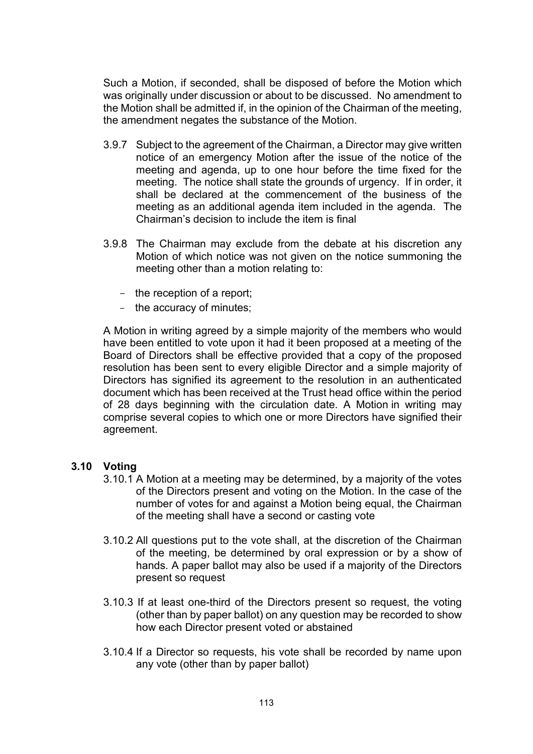Such a Motion, if seconded, shall be disposed of before the Motion which was originally under discussion or about to be discussed. No amendment to the Motion shall be admitted if, in the opinion of the Chairman of the meeting, the amendment negates the substance of the Motion.

3.9.7 Subject to the agreement of the Chairman, a Director may give written notice of an emergency Motion after the issue of the notice of the meeting and agenda, up to one hour before the time fixed for the meeting. The notice shall state the grounds of urgency. If in order, it shall be declared at the commencement of the business of the meeting as an additional agenda item included in the agenda. The Chairman's decision to include the item is final

3.9.8 The Chairman may exclude from the debate at his discretion any Motion of which notice was not given on the notice summoning the meeting other than a motion relating to:

- the reception of a report;
- the accuracy of minutes;

A Motion in writing agreed by a simple majority of the members who would have been entitled to vote upon it had it been proposed at a meeting of the Board of Directors shall be effective provided that a copy of the proposed resolution has been sent to every eligible Director and a simple majority of Directors has signified its agreement to the resolution in an authenticated document which has been received at the Trust head office within the period of 28 days beginning with the circulation date. A Motion in writing may comprise several copies to which one or more Directors have signified their agreement.

### 3.10 Voting

3.10.1 A Motion at a meeting may be determined, by a majority of the votes of the Directors present and voting on the Motion. In the case of the number of votes for and against a Motion being equal, the Chairman of the meeting shall have a second or casting vote

3.10.2 All questions put to the vote shall, at the discretion of the Chairman of the meeting, be determined by oral expression or by a show of hands. A paper ballot may also be used if a majority of the Directors present so request

3.10.3 If at least one-third of the Directors present so request, the voting (other than by paper ballot) on any question may be recorded to show how each Director present voted or abstained

3.10.4 If a Director so requests, his vote shall be recorded by name upon any vote (other than by paper ballot)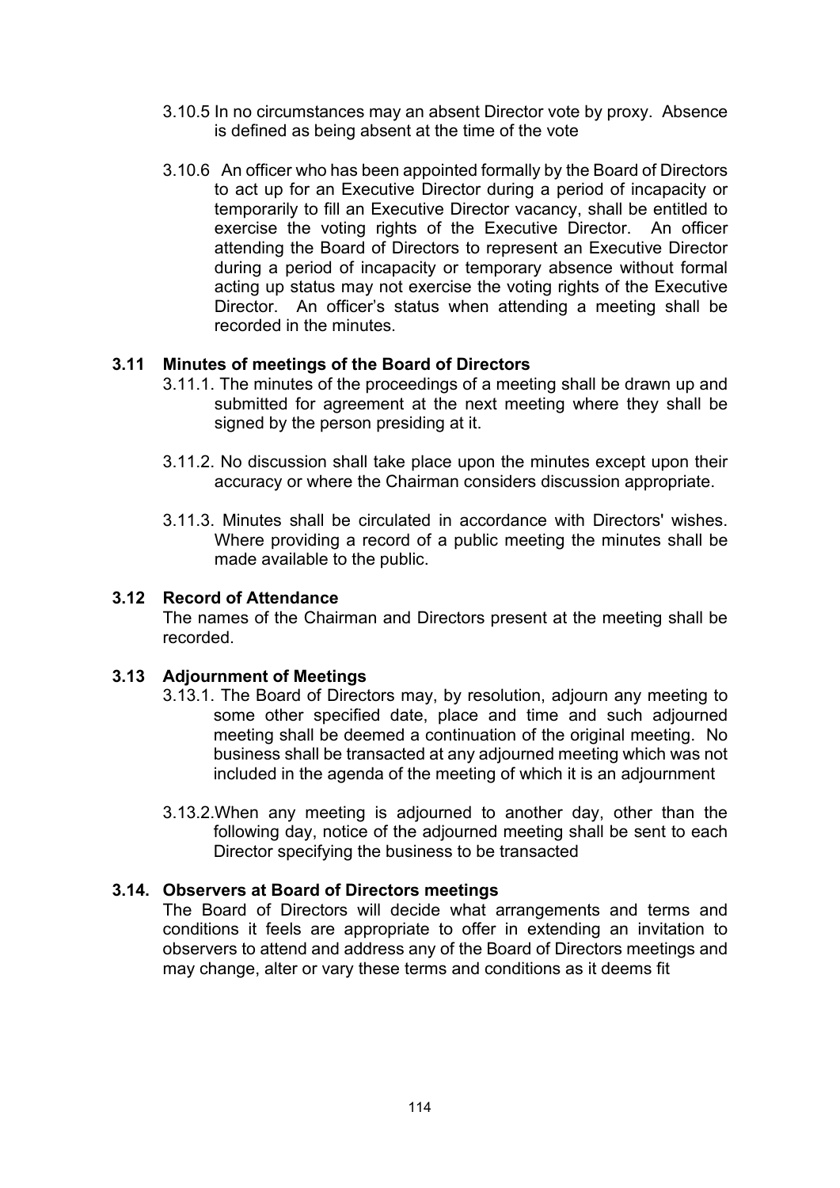3.10.5 In no circumstances may an absent Director vote by proxy. Absence is defined as being absent at the time of the vote

3.10.6 An officer who has been appointed formally by the Board of Directors to act up for an Executive Director during a period of incapacity or temporarily to fill an Executive Director vacancy, shall be entitled to exercise the voting rights of the Executive Director. An officer attending the Board of Directors to represent an Executive Director during a period of incapacity or temporary absence without formal acting up status may not exercise the voting rights of the Executive Director. An officer's status when attending a meeting shall be recorded in the minutes.

## 3.11 Minutes of meetings of the Board of Directors

3.11.1. The minutes of the proceedings of a meeting shall be drawn up and submitted for agreement at the next meeting where they shall be signed by the person presiding at it.

3.11.2. No discussion shall take place upon the minutes except upon their accuracy or where the Chairman considers discussion appropriate.

3.11.3. Minutes shall be circulated in accordance with Directors' wishes. Where providing a record of a public meeting the minutes shall be made available to the public.

## 3.12 Record of Attendance

The names of the Chairman and Directors present at the meeting shall be recorded.

## 3.13 Adjournment of Meetings

3.13.1. The Board of Directors may, by resolution, adjourn any meeting to some other specified date, place and time and such adjourned meeting shall be deemed a continuation of the original meeting. No business shall be transacted at any adjourned meeting which was not included in the agenda of the meeting of which it is an adjournment

3.13.2. When any meeting is adjourned to another day, other than the following day, notice of the adjourned meeting shall be sent to each Director specifying the business to be transacted

## 3.14. Observers at Board of Directors meetings

The Board of Directors will decide what arrangements and terms and conditions it feels are appropriate to offer in extending an invitation to observers to attend and address any of the Board of Directors meetings and may change, alter or vary these terms and conditions as it deems fit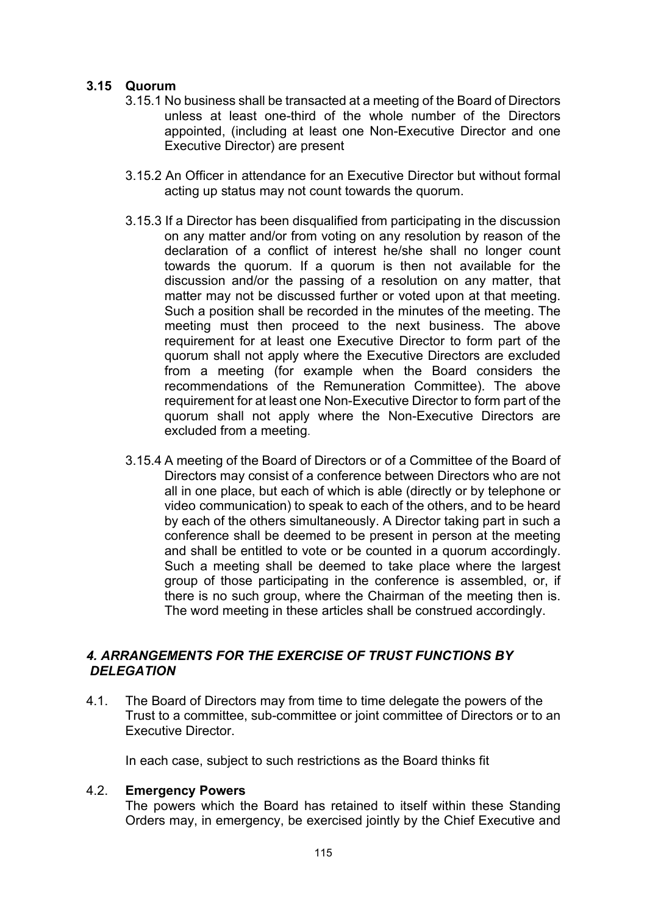### 3.15 Quorum

3.15.1 No business shall be transacted at a meeting of the Board of Directors unless at least one-third of the whole number of the Directors appointed, (including at least one Non-Executive Director and one Executive Director) are present

3.15.2 An Officer in attendance for an Executive Director but without formal acting up status may not count towards the quorum.

3.15.3 If a Director has been disqualified from participating in the discussion on any matter and/or from voting on any resolution by reason of the declaration of a conflict of interest he/she shall no longer count towards the quorum. If a quorum is then not available for the discussion and/or the passing of a resolution on any matter, that matter may not be discussed further or voted upon at that meeting. Such a position shall be recorded in the minutes of the meeting. The meeting must then proceed to the next business. The above requirement for at least one Executive Director to form part of the quorum shall not apply where the Executive Directors are excluded from a meeting (for example when the Board considers the recommendations of the Remuneration Committee). The above requirement for at least one Non-Executive Director to form part of the quorum shall not apply where the Non-Executive Directors are excluded from a meeting.

3.15.4 A meeting of the Board of Directors or of a Committee of the Board of Directors may consist of a conference between Directors who are not all in one place, but each of which is able (directly or by telephone or video communication) to speak to each of the others, and to be heard by each of the others simultaneously. A Director taking part in such a conference shall be deemed to be present in person at the meeting and shall be entitled to vote or be counted in a quorum accordingly. Such a meeting shall be deemed to take place where the largest group of those participating in the conference is assembled, or, if there is no such group, where the Chairman of the meeting then is. The word meeting in these articles shall be construed accordingly.

## *4. ARRANGEMENTS FOR THE EXERCISE OF TRUST FUNCTIONS BY DELEGATION*

4.1. The Board of Directors may from time to time delegate the powers of the Trust to a committee, sub-committee or joint committee of Directors or to an Executive Director.

In each case, subject to such restrictions as the Board thinks fit

4.2. **Emergency Powers**

The powers which the Board has retained to itself within these Standing Orders may, in emergency, be exercised jointly by the Chief Executive and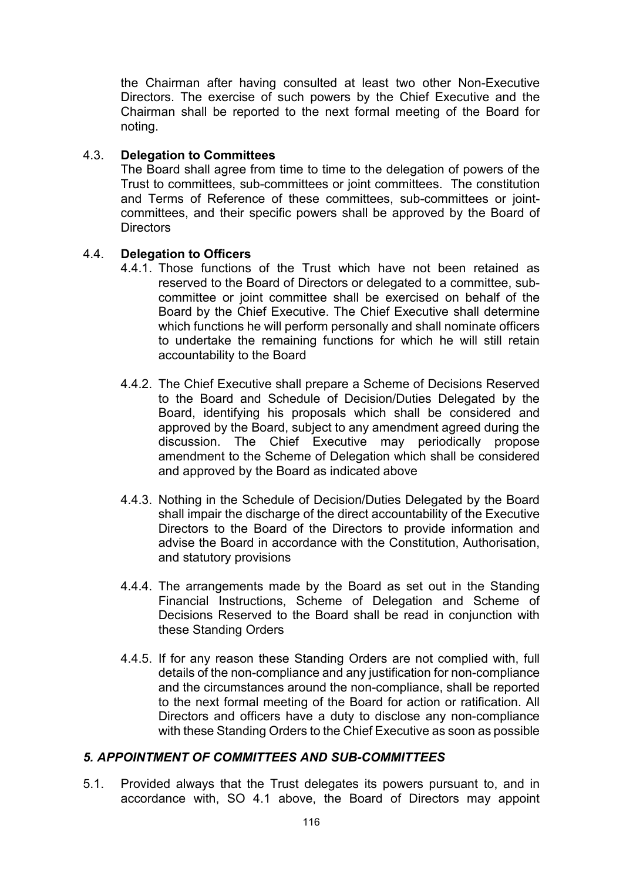the Chairman after having consulted at least two other Non-Executive Directors. The exercise of such powers by the Chief Executive and the Chairman shall be reported to the next formal meeting of the Board for noting.

4.3. **Delegation to Committees**

The Board shall agree from time to time to the delegation of powers of the Trust to committees, sub-committees or joint committees. The constitution and Terms of Reference of these committees, sub-committees or joint-committees, and their specific powers shall be approved by the Board of Directors

4.4. **Delegation to Officers**

4.4.1. Those functions of the Trust which have not been retained as reserved to the Board of Directors or delegated to a committee, sub-committee or joint committee shall be exercised on behalf of the Board by the Chief Executive. The Chief Executive shall determine which functions he will perform personally and shall nominate officers to undertake the remaining functions for which he will still retain accountability to the Board

4.4.2. The Chief Executive shall prepare a Scheme of Decisions Reserved to the Board and Schedule of Decision/Duties Delegated by the Board, identifying his proposals which shall be considered and approved by the Board, subject to any amendment agreed during the discussion. The Chief Executive may periodically propose amendment to the Scheme of Delegation which shall be considered and approved by the Board as indicated above

4.4.3. Nothing in the Schedule of Decision/Duties Delegated by the Board shall impair the discharge of the direct accountability of the Executive Directors to the Board of the Directors to provide information and advise the Board in accordance with the Constitution, Authorisation, and statutory provisions

4.4.4. The arrangements made by the Board as set out in the Standing Financial Instructions, Scheme of Delegation and Scheme of Decisions Reserved to the Board shall be read in conjunction with these Standing Orders

4.4.5. If for any reason these Standing Orders are not complied with, full details of the non-compliance and any justification for non-compliance and the circumstances around the non-compliance, shall be reported to the next formal meeting of the Board for action or ratification. All Directors and officers have a duty to disclose any non-compliance with these Standing Orders to the Chief Executive as soon as possible

## *5. APPOINTMENT OF COMMITTEES AND SUB-COMMITTEES*

5.1. Provided always that the Trust delegates its powers pursuant to, and in accordance with, SO 4.1 above, the Board of Directors may appoint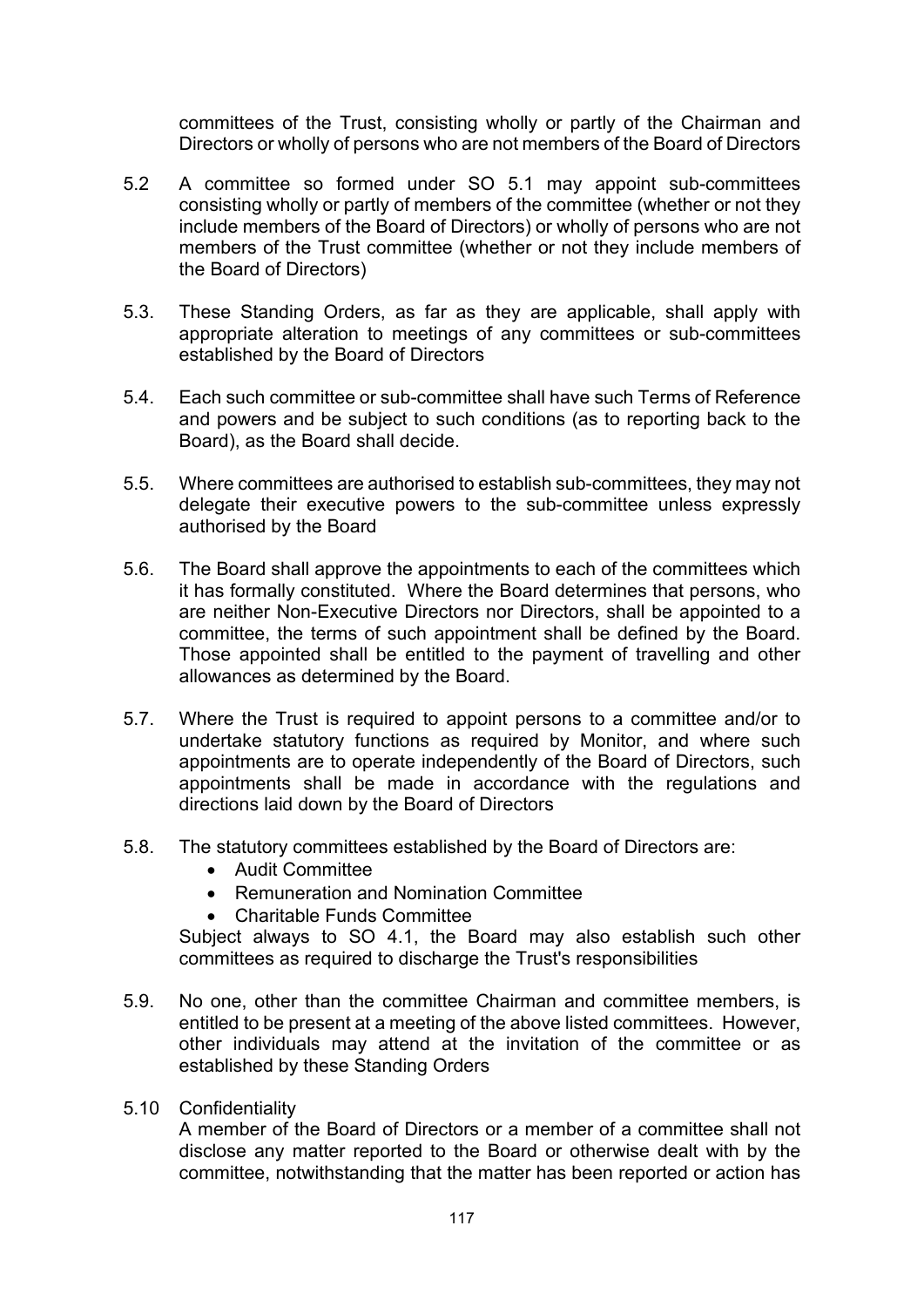committees of the Trust, consisting wholly or partly of the Chairman and Directors or wholly of persons who are not members of the Board of Directors

5.2 A committee so formed under SO 5.1 may appoint sub-committees consisting wholly or partly of members of the committee (whether or not they include members of the Board of Directors) or wholly of persons who are not members of the Trust committee (whether or not they include members of the Board of Directors)

5.3. These Standing Orders, as far as they are applicable, shall apply with appropriate alteration to meetings of any committees or sub-committees established by the Board of Directors

5.4. Each such committee or sub-committee shall have such Terms of Reference and powers and be subject to such conditions (as to reporting back to the Board), as the Board shall decide.

5.5. Where committees are authorised to establish sub-committees, they may not delegate their executive powers to the sub-committee unless expressly authorised by the Board

5.6. The Board shall approve the appointments to each of the committees which it has formally constituted. Where the Board determines that persons, who are neither Non-Executive Directors nor Directors, shall be appointed to a committee, the terms of such appointment shall be defined by the Board. Those appointed shall be entitled to the payment of travelling and other allowances as determined by the Board.

5.7. Where the Trust is required to appoint persons to a committee and/or to undertake statutory functions as required by Monitor, and where such appointments are to operate independently of the Board of Directors, such appointments shall be made in accordance with the regulations and directions laid down by the Board of Directors

5.8. The statutory committees established by the Board of Directors are:
- Audit Committee
- Remuneration and Nomination Committee
- Charitable Funds Committee

Subject always to SO 4.1, the Board may also establish such other committees as required to discharge the Trust's responsibilities

5.9. No one, other than the committee Chairman and committee members, is entitled to be present at a meeting of the above listed committees. However, other individuals may attend at the invitation of the committee or as established by these Standing Orders

5.10 Confidentiality

A member of the Board of Directors or a member of a committee shall not disclose any matter reported to the Board or otherwise dealt with by the committee, notwithstanding that the matter has been reported or action has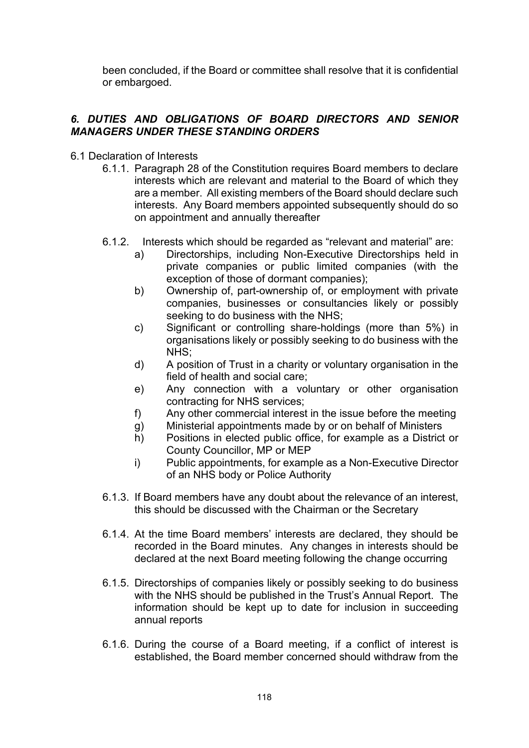been concluded, if the Board or committee shall resolve that it is confidential or embargoed.

### *6. DUTIES AND OBLIGATIONS OF BOARD DIRECTORS AND SENIOR MANAGERS UNDER THESE STANDING ORDERS*

6.1 Declaration of Interests

6.1.1. Paragraph 28 of the Constitution requires Board members to declare interests which are relevant and material to the Board of which they are a member. All existing members of the Board should declare such interests. Any Board members appointed subsequently should do so on appointment and annually thereafter

6.1.2. Interests which should be regarded as "relevant and material" are:

a) Directorships, including Non-Executive Directorships held in private companies or public limited companies (with the exception of those of dormant companies);

b) Ownership of, part-ownership of, or employment with private companies, businesses or consultancies likely or possibly seeking to do business with the NHS;

c) Significant or controlling share-holdings (more than 5%) in organisations likely or possibly seeking to do business with the NHS;

d) A position of Trust in a charity or voluntary organisation in the field of health and social care;

e) Any connection with a voluntary or other organisation contracting for NHS services;

f) Any other commercial interest in the issue before the meeting

g) Ministerial appointments made by or on behalf of Ministers

h) Positions in elected public office, for example as a District or County Councillor, MP or MEP

i) Public appointments, for example as a Non-Executive Director of an NHS body or Police Authority

6.1.3. If Board members have any doubt about the relevance of an interest, this should be discussed with the Chairman or the Secretary

6.1.4. At the time Board members' interests are declared, they should be recorded in the Board minutes. Any changes in interests should be declared at the next Board meeting following the change occurring

6.1.5. Directorships of companies likely or possibly seeking to do business with the NHS should be published in the Trust's Annual Report. The information should be kept up to date for inclusion in succeeding annual reports

6.1.6. During the course of a Board meeting, if a conflict of interest is established, the Board member concerned should withdraw from the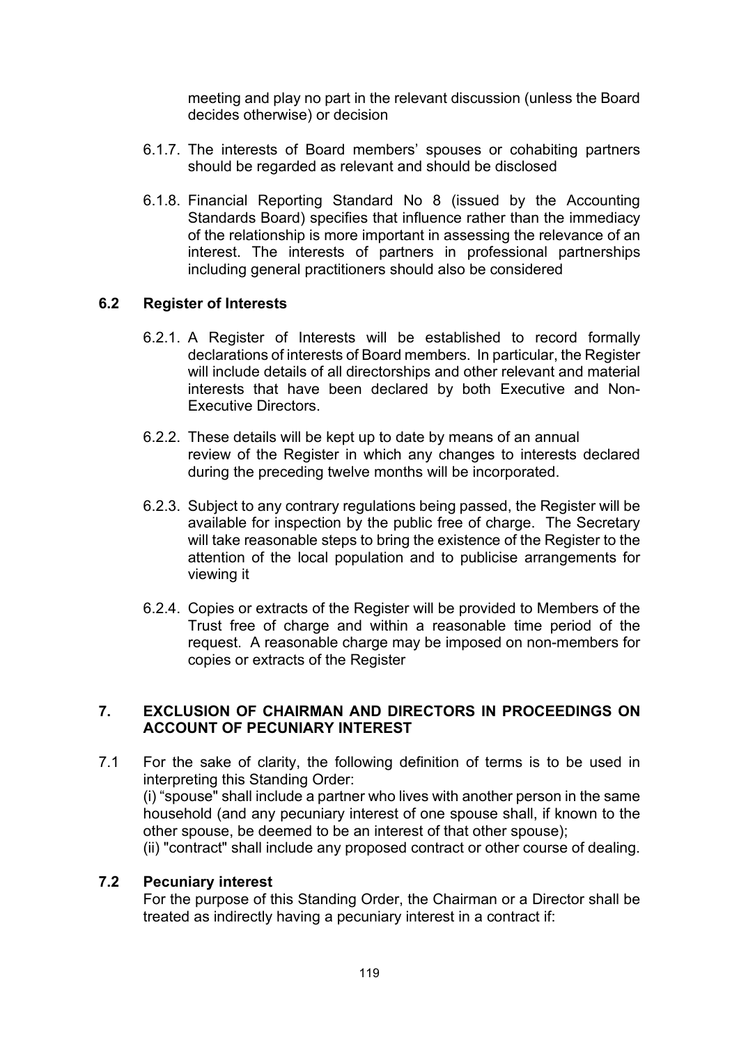meeting and play no part in the relevant discussion (unless the Board decides otherwise) or decision

6.1.7. The interests of Board members' spouses or cohabiting partners should be regarded as relevant and should be disclosed

6.1.8. Financial Reporting Standard No 8 (issued by the Accounting Standards Board) specifies that influence rather than the immediacy of the relationship is more important in assessing the relevance of an interest. The interests of partners in professional partnerships including general practitioners should also be considered

### 6.2 Register of Interests

6.2.1. A Register of Interests will be established to record formally declarations of interests of Board members. In particular, the Register will include details of all directorships and other relevant and material interests that have been declared by both Executive and Non-Executive Directors.

6.2.2. These details will be kept up to date by means of an annual review of the Register in which any changes to interests declared during the preceding twelve months will be incorporated.

6.2.3. Subject to any contrary regulations being passed, the Register will be available for inspection by the public free of charge. The Secretary will take reasonable steps to bring the existence of the Register to the attention of the local population and to publicise arrangements for viewing it

6.2.4. Copies or extracts of the Register will be provided to Members of the Trust free of charge and within a reasonable time period of the request. A reasonable charge may be imposed on non-members for copies or extracts of the Register

## 7. EXCLUSION OF CHAIRMAN AND DIRECTORS IN PROCEEDINGS ON ACCOUNT OF PECUNIARY INTEREST

7.1 For the sake of clarity, the following definition of terms is to be used in interpreting this Standing Order:
(i) "spouse" shall include a partner who lives with another person in the same household (and any pecuniary interest of one spouse shall, if known to the other spouse, be deemed to be an interest of that other spouse);
(ii) "contract" shall include any proposed contract or other course of dealing.

### 7.2 Pecuniary interest

For the purpose of this Standing Order, the Chairman or a Director shall be treated as indirectly having a pecuniary interest in a contract if: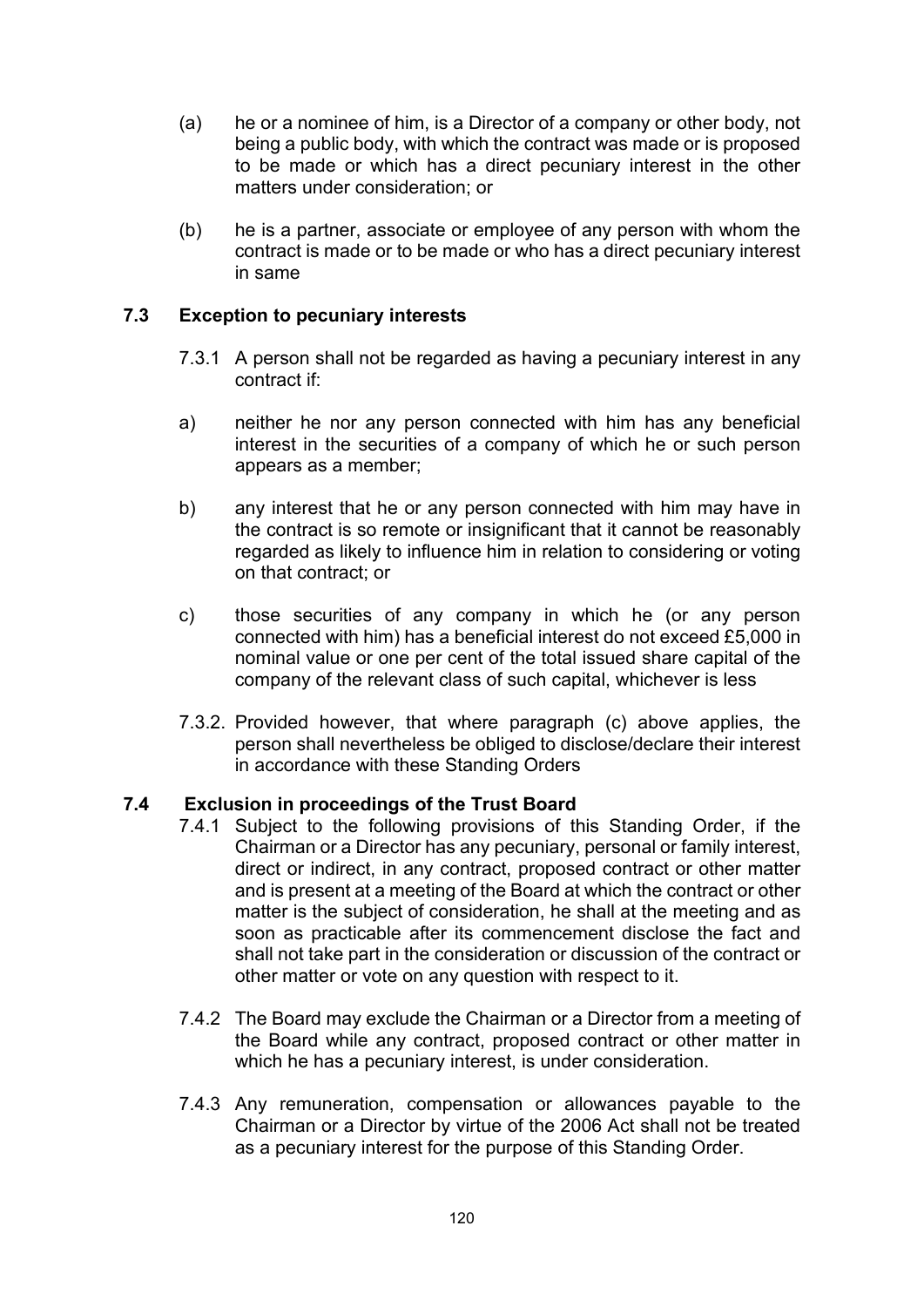(a) he or a nominee of him, is a Director of a company or other body, not being a public body, with which the contract was made or is proposed to be made or which has a direct pecuniary interest in the other matters under consideration; or

(b) he is a partner, associate or employee of any person with whom the contract is made or to be made or who has a direct pecuniary interest in same

### 7.3 Exception to pecuniary interests

7.3.1 A person shall not be regarded as having a pecuniary interest in any contract if:

a) neither he nor any person connected with him has any beneficial interest in the securities of a company of which he or such person appears as a member;

b) any interest that he or any person connected with him may have in the contract is so remote or insignificant that it cannot be reasonably regarded as likely to influence him in relation to considering or voting on that contract; or

c) those securities of any company in which he (or any person connected with him) has a beneficial interest do not exceed £5,000 in nominal value or one per cent of the total issued share capital of the company of the relevant class of such capital, whichever is less

7.3.2. Provided however, that where paragraph (c) above applies, the person shall nevertheless be obliged to disclose/declare their interest in accordance with these Standing Orders

### 7.4 Exclusion in proceedings of the Trust Board

7.4.1 Subject to the following provisions of this Standing Order, if the Chairman or a Director has any pecuniary, personal or family interest, direct or indirect, in any contract, proposed contract or other matter and is present at a meeting of the Board at which the contract or other matter is the subject of consideration, he shall at the meeting and as soon as practicable after its commencement disclose the fact and shall not take part in the consideration or discussion of the contract or other matter or vote on any question with respect to it.

7.4.2 The Board may exclude the Chairman or a Director from a meeting of the Board while any contract, proposed contract or other matter in which he has a pecuniary interest, is under consideration.

7.4.3 Any remuneration, compensation or allowances payable to the Chairman or a Director by virtue of the 2006 Act shall not be treated as a pecuniary interest for the purpose of this Standing Order.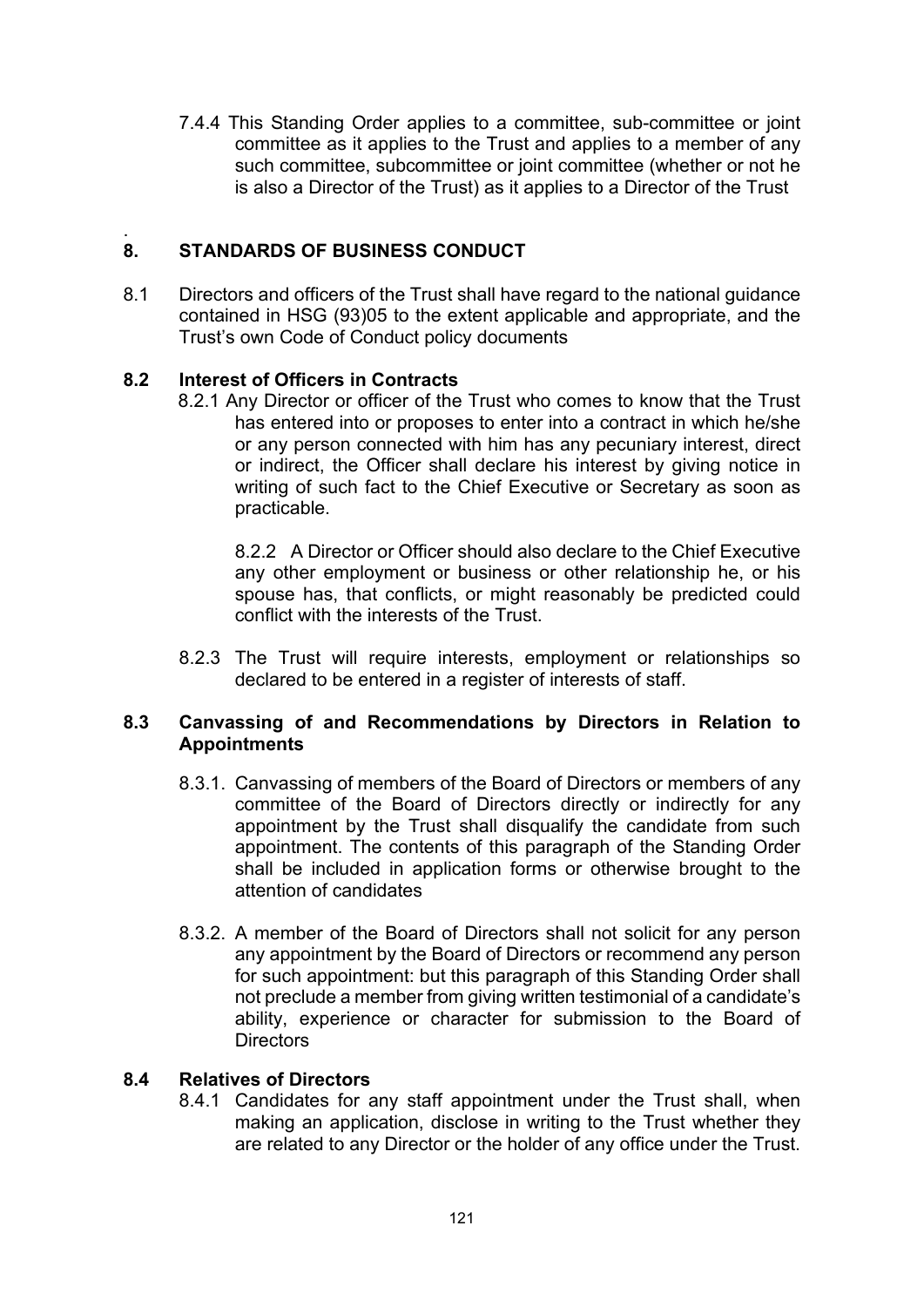7.4.4 This Standing Order applies to a committee, sub-committee or joint committee as it applies to the Trust and applies to a member of any such committee, subcommittee or joint committee (whether or not he is also a Director of the Trust) as it applies to a Director of the Trust

.

## 8. STANDARDS OF BUSINESS CONDUCT

8.1 Directors and officers of the Trust shall have regard to the national guidance contained in HSG (93)05 to the extent applicable and appropriate, and the Trust's own Code of Conduct policy documents

### 8.2 Interest of Officers in Contracts

8.2.1 Any Director or officer of the Trust who comes to know that the Trust has entered into or proposes to enter into a contract in which he/she or any person connected with him has any pecuniary interest, direct or indirect, the Officer shall declare his interest by giving notice in writing of such fact to the Chief Executive or Secretary as soon as practicable.

8.2.2 A Director or Officer should also declare to the Chief Executive any other employment or business or other relationship he, or his spouse has, that conflicts, or might reasonably be predicted could conflict with the interests of the Trust.

8.2.3 The Trust will require interests, employment or relationships so declared to be entered in a register of interests of staff.

### 8.3 Canvassing of and Recommendations by Directors in Relation to Appointments

8.3.1. Canvassing of members of the Board of Directors or members of any committee of the Board of Directors directly or indirectly for any appointment by the Trust shall disqualify the candidate from such appointment. The contents of this paragraph of the Standing Order shall be included in application forms or otherwise brought to the attention of candidates

8.3.2. A member of the Board of Directors shall not solicit for any person any appointment by the Board of Directors or recommend any person for such appointment: but this paragraph of this Standing Order shall not preclude a member from giving written testimonial of a candidate's ability, experience or character for submission to the Board of Directors

### 8.4 Relatives of Directors

8.4.1 Candidates for any staff appointment under the Trust shall, when making an application, disclose in writing to the Trust whether they are related to any Director or the holder of any office under the Trust.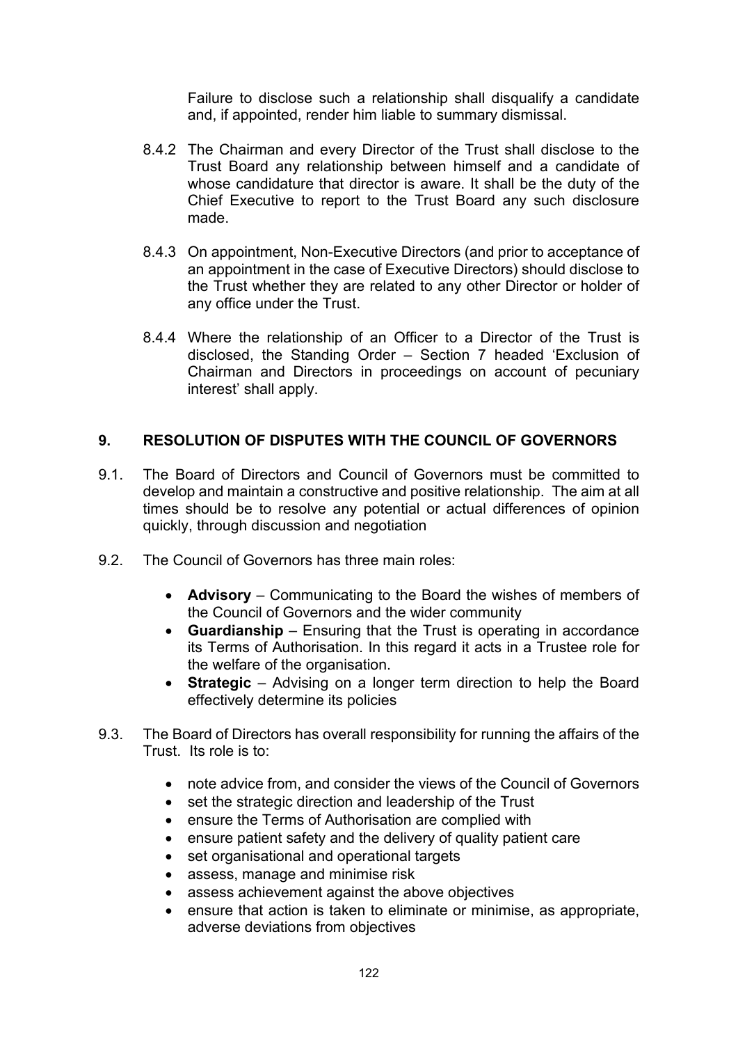Failure to disclose such a relationship shall disqualify a candidate and, if appointed, render him liable to summary dismissal.

8.4.2 The Chairman and every Director of the Trust shall disclose to the Trust Board any relationship between himself and a candidate of whose candidature that director is aware. It shall be the duty of the Chief Executive to report to the Trust Board any such disclosure made.

8.4.3 On appointment, Non-Executive Directors (and prior to acceptance of an appointment in the case of Executive Directors) should disclose to the Trust whether they are related to any other Director or holder of any office under the Trust.

8.4.4 Where the relationship of an Officer to a Director of the Trust is disclosed, the Standing Order – Section 7 headed 'Exclusion of Chairman and Directors in proceedings on account of pecuniary interest' shall apply.

## 9. RESOLUTION OF DISPUTES WITH THE COUNCIL OF GOVERNORS

9.1. The Board of Directors and Council of Governors must be committed to develop and maintain a constructive and positive relationship. The aim at all times should be to resolve any potential or actual differences of opinion quickly, through discussion and negotiation

9.2. The Council of Governors has three main roles:

- **Advisory** – Communicating to the Board the wishes of members of the Council of Governors and the wider community
- **Guardianship** – Ensuring that the Trust is operating in accordance its Terms of Authorisation. In this regard it acts in a Trustee role for the welfare of the organisation.
- **Strategic** – Advising on a longer term direction to help the Board effectively determine its policies

9.3. The Board of Directors has overall responsibility for running the affairs of the Trust. Its role is to:

- note advice from, and consider the views of the Council of Governors
- set the strategic direction and leadership of the Trust
- ensure the Terms of Authorisation are complied with
- ensure patient safety and the delivery of quality patient care
- set organisational and operational targets
- assess, manage and minimise risk
- assess achievement against the above objectives
- ensure that action is taken to eliminate or minimise, as appropriate, adverse deviations from objectives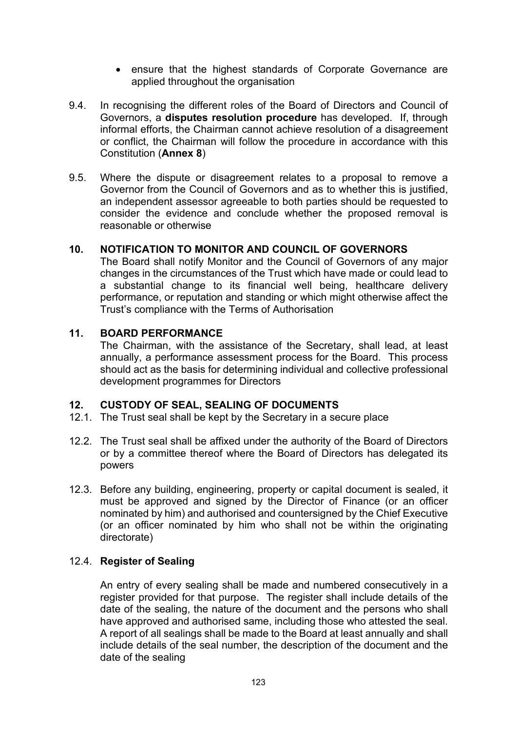- ensure that the highest standards of Corporate Governance are applied throughout the organisation

9.4. In recognising the different roles of the Board of Directors and Council of Governors, a **disputes resolution procedure** has developed. If, through informal efforts, the Chairman cannot achieve resolution of a disagreement or conflict, the Chairman will follow the procedure in accordance with this Constitution (**Annex 8**)

9.5. Where the dispute or disagreement relates to a proposal to remove a Governor from the Council of Governors and as to whether this is justified, an independent assessor agreeable to both parties should be requested to consider the evidence and conclude whether the proposed removal is reasonable or otherwise

## 10. NOTIFICATION TO MONITOR AND COUNCIL OF GOVERNORS

The Board shall notify Monitor and the Council of Governors of any major changes in the circumstances of the Trust which have made or could lead to a substantial change to its financial well being, healthcare delivery performance, or reputation and standing or which might otherwise affect the Trust's compliance with the Terms of Authorisation

## 11. BOARD PERFORMANCE

The Chairman, with the assistance of the Secretary, shall lead, at least annually, a performance assessment process for the Board. This process should act as the basis for determining individual and collective professional development programmes for Directors

## 12. CUSTODY OF SEAL, SEALING OF DOCUMENTS

12.1. The Trust seal shall be kept by the Secretary in a secure place

12.2. The Trust seal shall be affixed under the authority of the Board of Directors or by a committee thereof where the Board of Directors has delegated its powers

12.3. Before any building, engineering, property or capital document is sealed, it must be approved and signed by the Director of Finance (or an officer nominated by him) and authorised and countersigned by the Chief Executive (or an officer nominated by him who shall not be within the originating directorate)

12.4. **Register of Sealing**

An entry of every sealing shall be made and numbered consecutively in a register provided for that purpose. The register shall include details of the date of the sealing, the nature of the document and the persons who shall have approved and authorised same, including those who attested the seal. A report of all sealings shall be made to the Board at least annually and shall include details of the seal number, the description of the document and the date of the sealing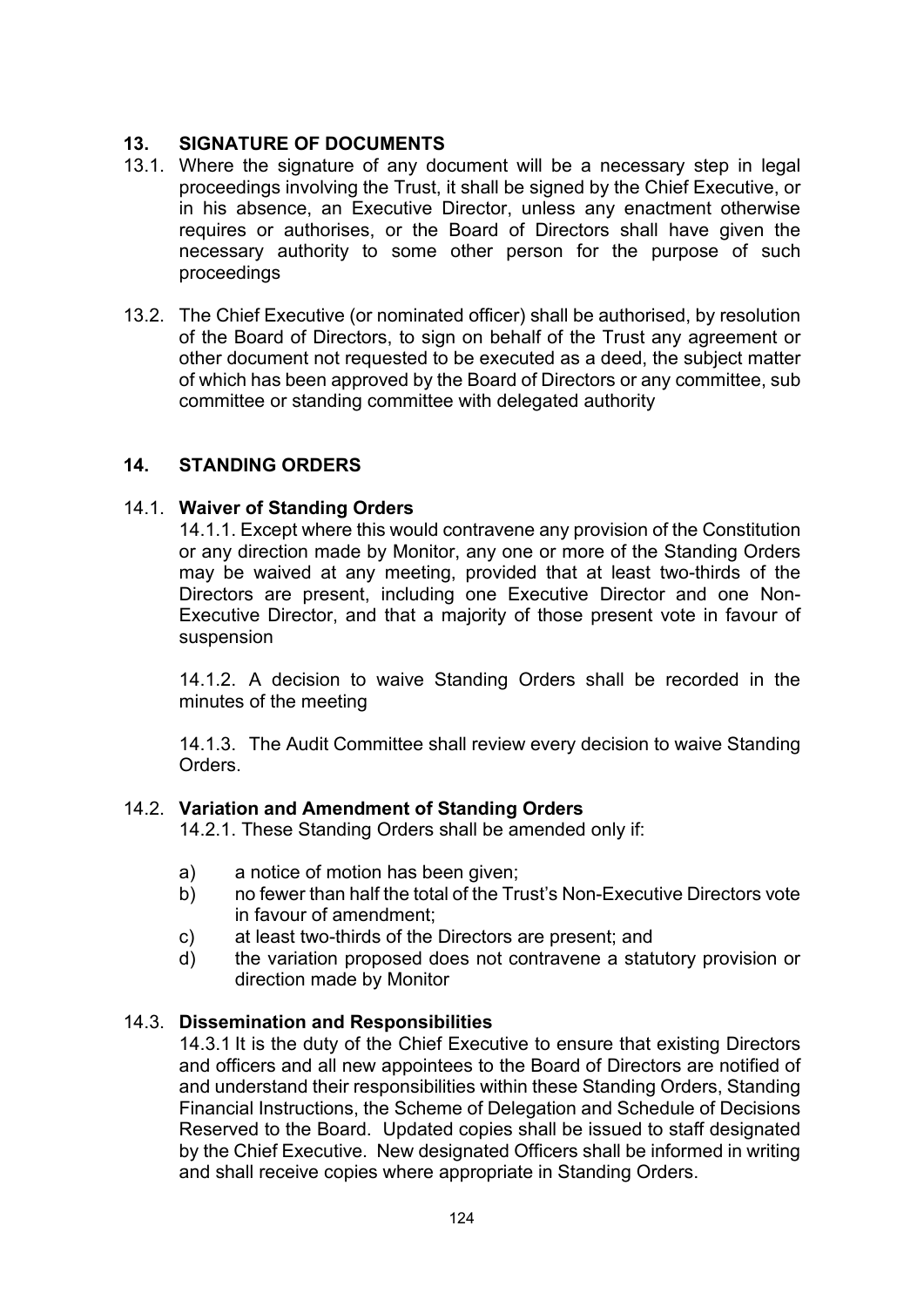## 13. SIGNATURE OF DOCUMENTS

13.1. Where the signature of any document will be a necessary step in legal proceedings involving the Trust, it shall be signed by the Chief Executive, or in his absence, an Executive Director, unless any enactment otherwise requires or authorises, or the Board of Directors shall have given the necessary authority to some other person for the purpose of such proceedings

13.2. The Chief Executive (or nominated officer) shall be authorised, by resolution of the Board of Directors, to sign on behalf of the Trust any agreement or other document not requested to be executed as a deed, the subject matter of which has been approved by the Board of Directors or any committee, sub committee or standing committee with delegated authority

## 14. STANDING ORDERS

### 14.1. Waiver of Standing Orders

14.1.1. Except where this would contravene any provision of the Constitution or any direction made by Monitor, any one or more of the Standing Orders may be waived at any meeting, provided that at least two-thirds of the Directors are present, including one Executive Director and one Non-Executive Director, and that a majority of those present vote in favour of suspension

14.1.2. A decision to waive Standing Orders shall be recorded in the minutes of the meeting

14.1.3. The Audit Committee shall review every decision to waive Standing Orders.

### 14.2. Variation and Amendment of Standing Orders

14.2.1. These Standing Orders shall be amended only if:

a) a notice of motion has been given;
b) no fewer than half the total of the Trust's Non-Executive Directors vote in favour of amendment;
c) at least two-thirds of the Directors are present; and
d) the variation proposed does not contravene a statutory provision or direction made by Monitor

### 14.3. Dissemination and Responsibilities

14.3.1 It is the duty of the Chief Executive to ensure that existing Directors and officers and all new appointees to the Board of Directors are notified of and understand their responsibilities within these Standing Orders, Standing Financial Instructions, the Scheme of Delegation and Schedule of Decisions Reserved to the Board. Updated copies shall be issued to staff designated by the Chief Executive. New designated Officers shall be informed in writing and shall receive copies where appropriate in Standing Orders.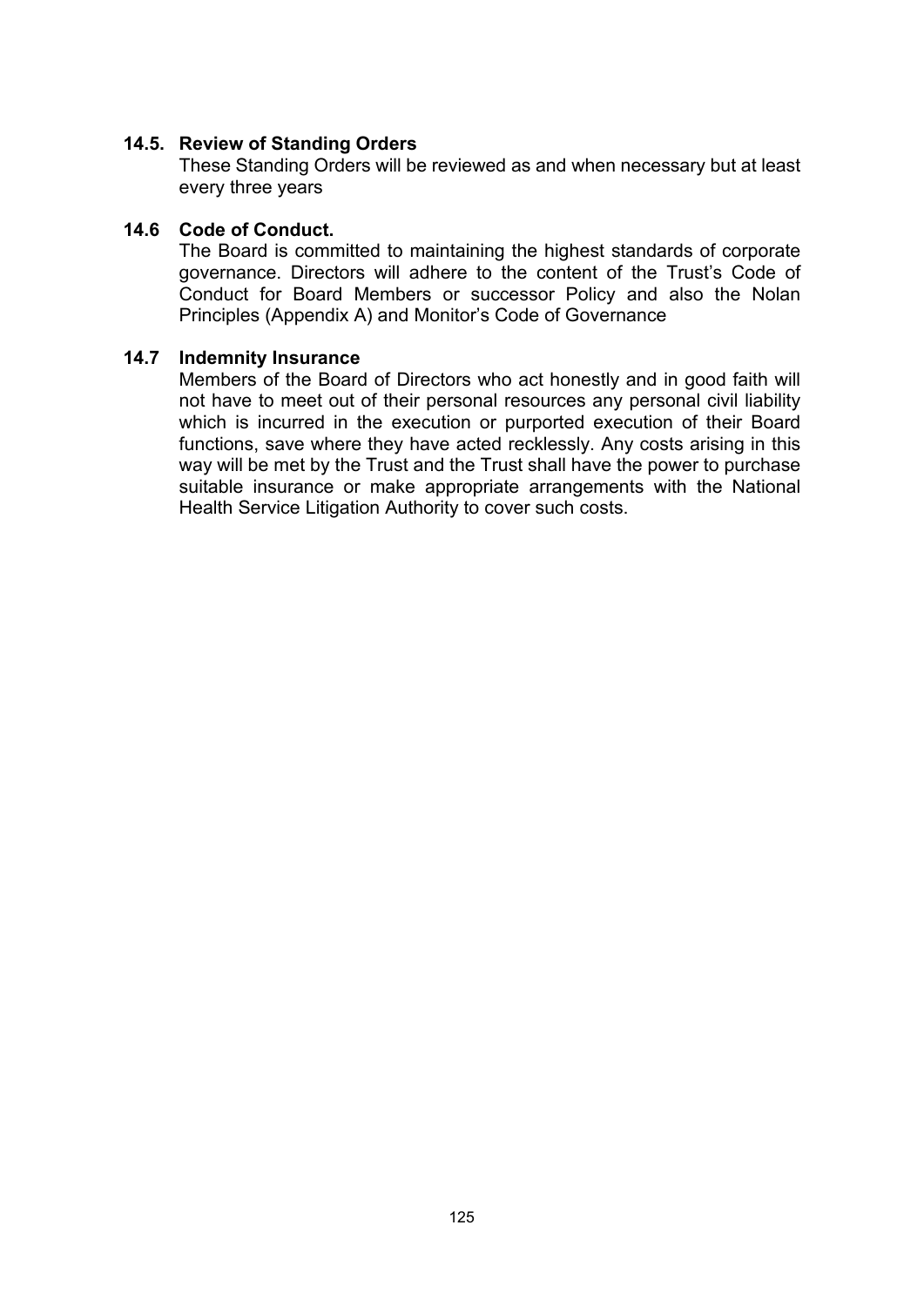### 14.5. Review of Standing Orders

These Standing Orders will be reviewed as and when necessary but at least every three years

### 14.6 Code of Conduct.

The Board is committed to maintaining the highest standards of corporate governance. Directors will adhere to the content of the Trust's Code of Conduct for Board Members or successor Policy and also the Nolan Principles (Appendix A) and Monitor's Code of Governance

### 14.7 Indemnity Insurance

Members of the Board of Directors who act honestly and in good faith will not have to meet out of their personal resources any personal civil liability which is incurred in the execution or purported execution of their Board functions, save where they have acted recklessly. Any costs arising in this way will be met by the Trust and the Trust shall have the power to purchase suitable insurance or make appropriate arrangements with the National Health Service Litigation Authority to cover such costs.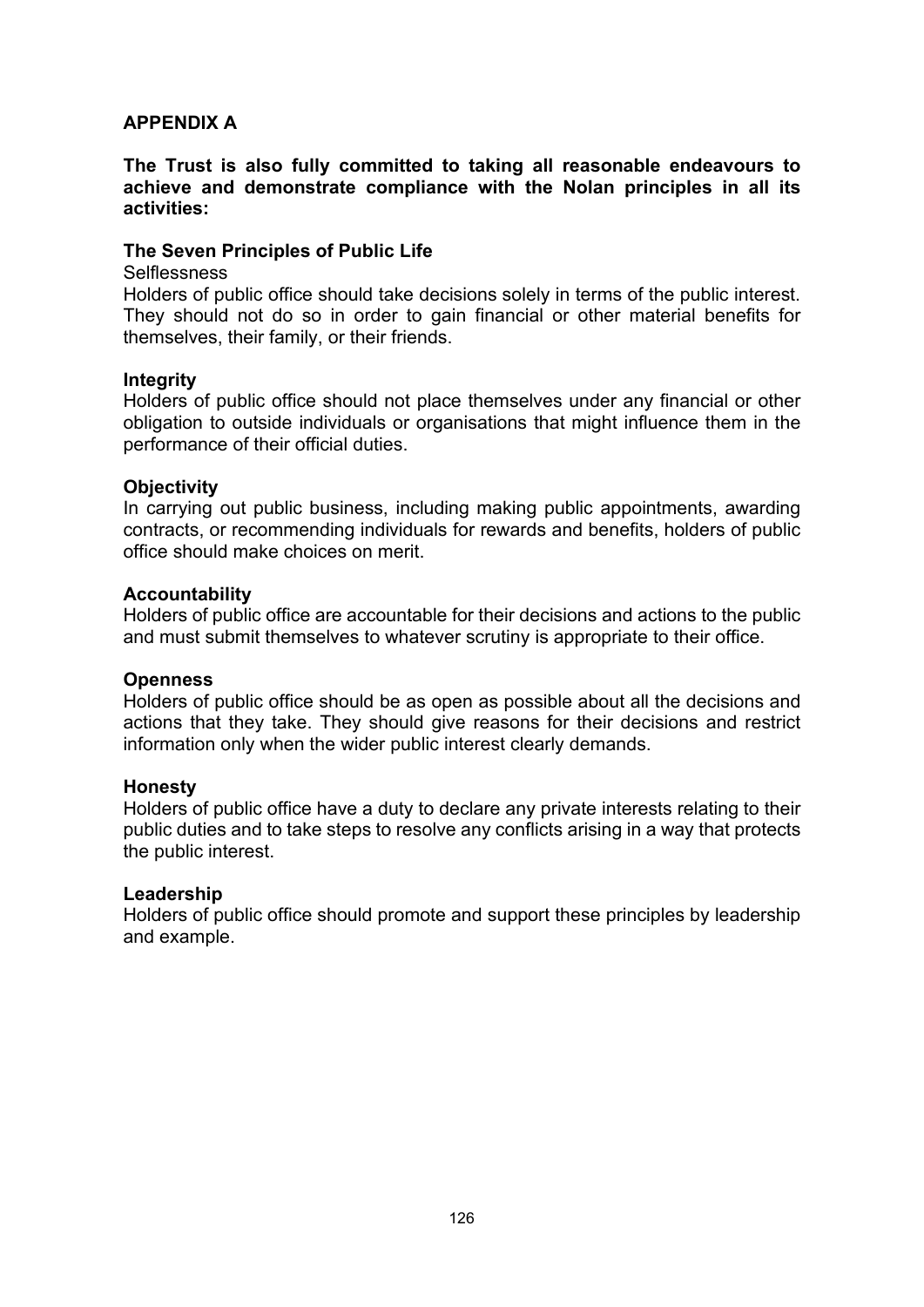## APPENDIX A

**The Trust is also fully committed to taking all reasonable endeavours to achieve and demonstrate compliance with the Nolan principles in all its activities:**

### The Seven Principles of Public Life

Selflessness
Holders of public office should take decisions solely in terms of the public interest. They should not do so in order to gain financial or other material benefits for themselves, their family, or their friends.

**Integrity**
Holders of public office should not place themselves under any financial or other obligation to outside individuals or organisations that might influence them in the performance of their official duties.

**Objectivity**
In carrying out public business, including making public appointments, awarding contracts, or recommending individuals for rewards and benefits, holders of public office should make choices on merit.

**Accountability**
Holders of public office are accountable for their decisions and actions to the public and must submit themselves to whatever scrutiny is appropriate to their office.

**Openness**
Holders of public office should be as open as possible about all the decisions and actions that they take. They should give reasons for their decisions and restrict information only when the wider public interest clearly demands.

**Honesty**
Holders of public office have a duty to declare any private interests relating to their public duties and to take steps to resolve any conflicts arising in a way that protects the public interest.

**Leadership**
Holders of public office should promote and support these principles by leadership and example.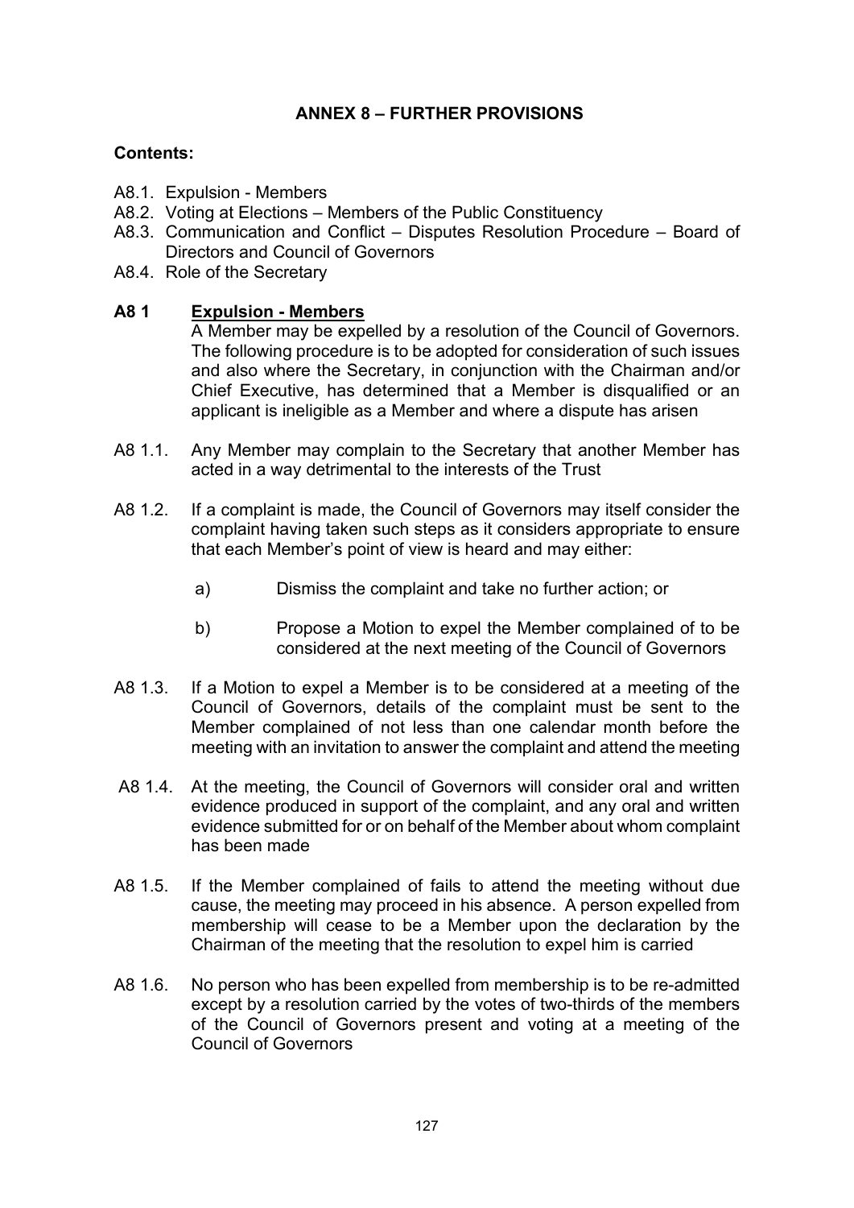## ANNEX 8 – FURTHER PROVISIONS

**Contents:**

A8.1. Expulsion - Members
A8.2. Voting at Elections – Members of the Public Constituency
A8.3. Communication and Conflict – Disputes Resolution Procedure – Board of Directors and Council of Governors
A8.4. Role of the Secretary

### A8 1 Expulsion - Members

A Member may be expelled by a resolution of the Council of Governors. The following procedure is to be adopted for consideration of such issues and also where the Secretary, in conjunction with the Chairman and/or Chief Executive, has determined that a Member is disqualified or an applicant is ineligible as a Member and where a dispute has arisen

A8 1.1. Any Member may complain to the Secretary that another Member has acted in a way detrimental to the interests of the Trust

A8 1.2. If a complaint is made, the Council of Governors may itself consider the complaint having taken such steps as it considers appropriate to ensure that each Member's point of view is heard and may either:

a) Dismiss the complaint and take no further action; or

b) Propose a Motion to expel the Member complained of to be considered at the next meeting of the Council of Governors

A8 1.3. If a Motion to expel a Member is to be considered at a meeting of the Council of Governors, details of the complaint must be sent to the Member complained of not less than one calendar month before the meeting with an invitation to answer the complaint and attend the meeting

A8 1.4. At the meeting, the Council of Governors will consider oral and written evidence produced in support of the complaint, and any oral and written evidence submitted for or on behalf of the Member about whom complaint has been made

A8 1.5. If the Member complained of fails to attend the meeting without due cause, the meeting may proceed in his absence. A person expelled from membership will cease to be a Member upon the declaration by the Chairman of the meeting that the resolution to expel him is carried

A8 1.6. No person who has been expelled from membership is to be re-admitted except by a resolution carried by the votes of two-thirds of the members of the Council of Governors present and voting at a meeting of the Council of Governors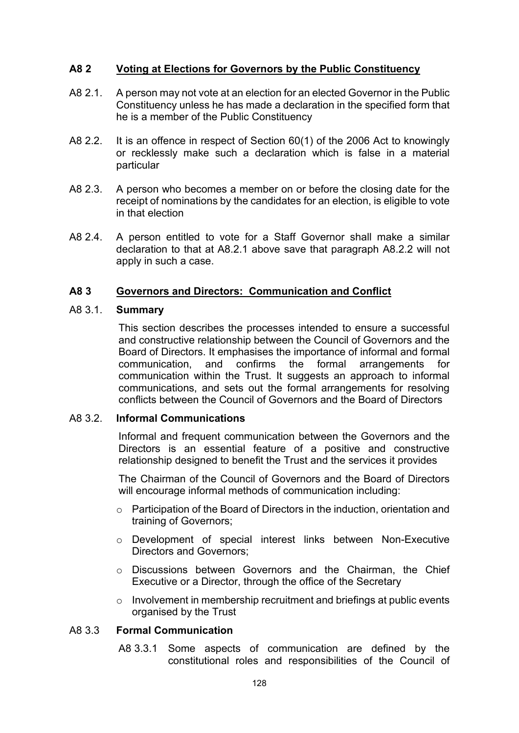## A8 2 Voting at Elections for Governors by the Public Constituency

A8 2.1. A person may not vote at an election for an elected Governor in the Public Constituency unless he has made a declaration in the specified form that he is a member of the Public Constituency

A8 2.2. It is an offence in respect of Section 60(1) of the 2006 Act to knowingly or recklessly make such a declaration which is false in a material particular

A8 2.3. A person who becomes a member on or before the closing date for the receipt of nominations by the candidates for an election, is eligible to vote in that election

A8 2.4. A person entitled to vote for a Staff Governor shall make a similar declaration to that at A8.2.1 above save that paragraph A8.2.2 will not apply in such a case.

## A8 3 Governors and Directors: Communication and Conflict

A8 3.1. **Summary**

This section describes the processes intended to ensure a successful and constructive relationship between the Council of Governors and the Board of Directors. It emphasises the importance of informal and formal communication, and confirms the formal arrangements for communication within the Trust. It suggests an approach to informal communications, and sets out the formal arrangements for resolving conflicts between the Council of Governors and the Board of Directors

A8 3.2. **Informal Communications**

Informal and frequent communication between the Governors and the Directors is an essential feature of a positive and constructive relationship designed to benefit the Trust and the services it provides

The Chairman of the Council of Governors and the Board of Directors will encourage informal methods of communication including:

- Participation of the Board of Directors in the induction, orientation and training of Governors;
- Development of special interest links between Non-Executive Directors and Governors;
- Discussions between Governors and the Chairman, the Chief Executive or a Director, through the office of the Secretary
- Involvement in membership recruitment and briefings at public events organised by the Trust

A8 3.3 **Formal Communication**

A8 3.3.1 Some aspects of communication are defined by the constitutional roles and responsibilities of the Council of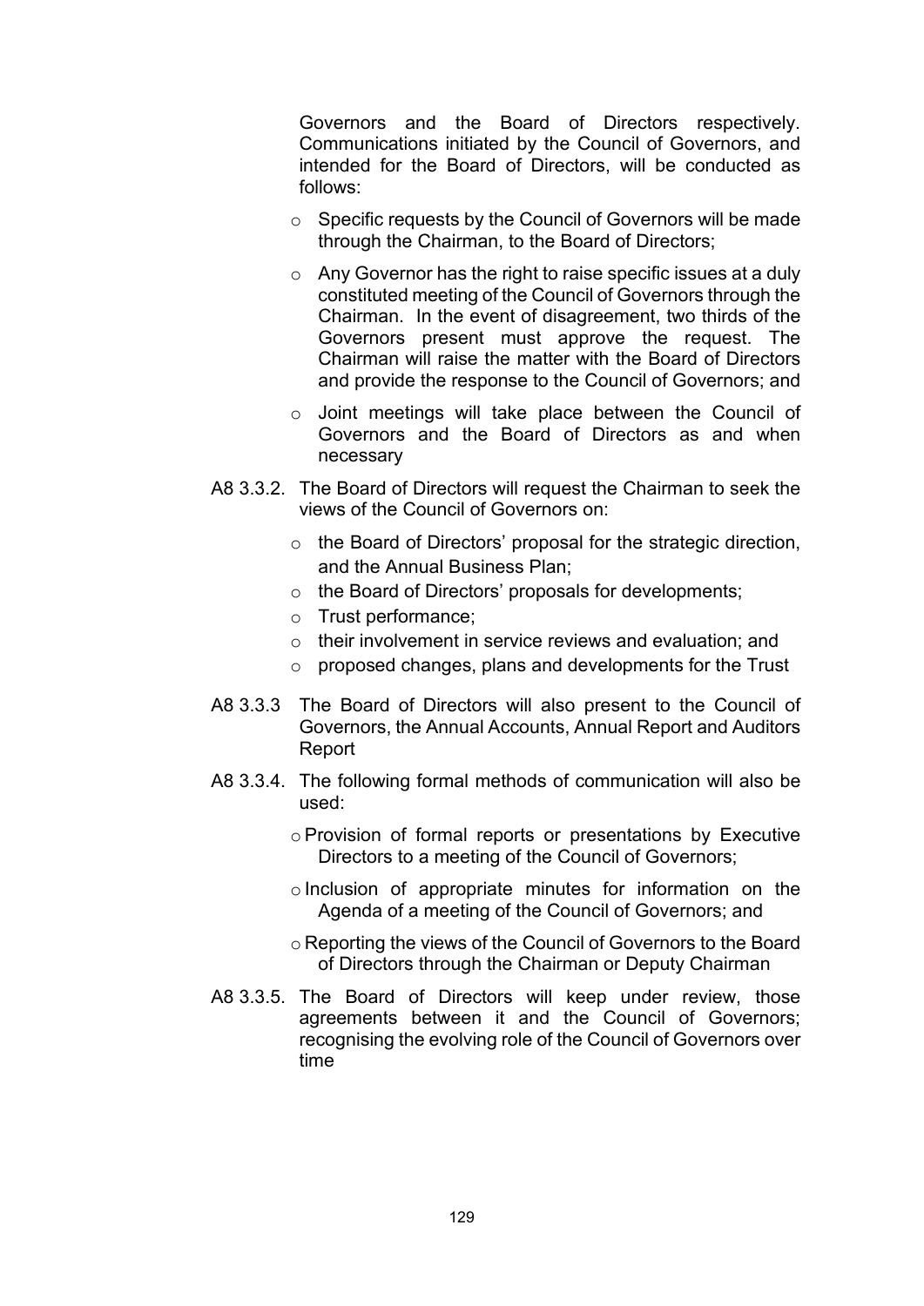Governors and the Board of Directors respectively. Communications initiated by the Council of Governors, and intended for the Board of Directors, will be conducted as follows:

- Specific requests by the Council of Governors will be made through the Chairman, to the Board of Directors;
- Any Governor has the right to raise specific issues at a duly constituted meeting of the Council of Governors through the Chairman. In the event of disagreement, two thirds of the Governors present must approve the request. The Chairman will raise the matter with the Board of Directors and provide the response to the Council of Governors; and
- Joint meetings will take place between the Council of Governors and the Board of Directors as and when necessary

A8 3.3.2. The Board of Directors will request the Chairman to seek the views of the Council of Governors on:

- the Board of Directors' proposal for the strategic direction, and the Annual Business Plan;
- the Board of Directors' proposals for developments;
- Trust performance;
- their involvement in service reviews and evaluation; and
- proposed changes, plans and developments for the Trust

A8 3.3.3 The Board of Directors will also present to the Council of Governors, the Annual Accounts, Annual Report and Auditors Report

A8 3.3.4. The following formal methods of communication will also be used:

- Provision of formal reports or presentations by Executive Directors to a meeting of the Council of Governors;
- Inclusion of appropriate minutes for information on the Agenda of a meeting of the Council of Governors; and
- Reporting the views of the Council of Governors to the Board of Directors through the Chairman or Deputy Chairman

A8 3.3.5. The Board of Directors will keep under review, those agreements between it and the Council of Governors; recognising the evolving role of the Council of Governors over time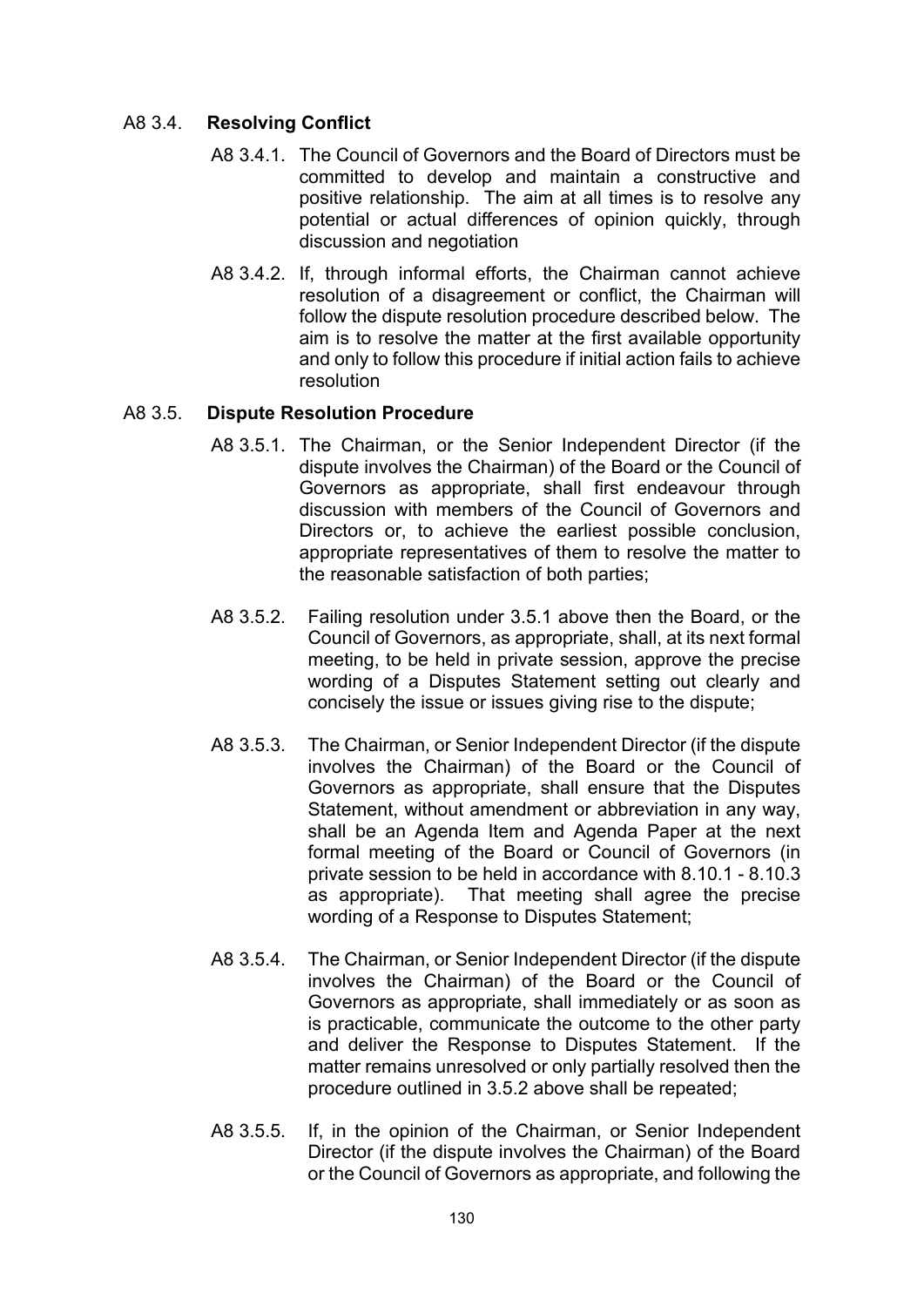### A8 3.4. **Resolving Conflict**

A8 3.4.1. The Council of Governors and the Board of Directors must be committed to develop and maintain a constructive and positive relationship. The aim at all times is to resolve any potential or actual differences of opinion quickly, through discussion and negotiation

A8 3.4.2. If, through informal efforts, the Chairman cannot achieve resolution of a disagreement or conflict, the Chairman will follow the dispute resolution procedure described below. The aim is to resolve the matter at the first available opportunity and only to follow this procedure if initial action fails to achieve resolution

### A8 3.5. **Dispute Resolution Procedure**

A8 3.5.1. The Chairman, or the Senior Independent Director (if the dispute involves the Chairman) of the Board or the Council of Governors as appropriate, shall first endeavour through discussion with members of the Council of Governors and Directors or, to achieve the earliest possible conclusion, appropriate representatives of them to resolve the matter to the reasonable satisfaction of both parties;

A8 3.5.2. Failing resolution under 3.5.1 above then the Board, or the Council of Governors, as appropriate, shall, at its next formal meeting, to be held in private session, approve the precise wording of a Disputes Statement setting out clearly and concisely the issue or issues giving rise to the dispute;

A8 3.5.3. The Chairman, or Senior Independent Director (if the dispute involves the Chairman) of the Board or the Council of Governors as appropriate, shall ensure that the Disputes Statement, without amendment or abbreviation in any way, shall be an Agenda Item and Agenda Paper at the next formal meeting of the Board or Council of Governors (in private session to be held in accordance with 8.10.1 - 8.10.3 as appropriate). That meeting shall agree the precise wording of a Response to Disputes Statement;

A8 3.5.4. The Chairman, or Senior Independent Director (if the dispute involves the Chairman) of the Board or the Council of Governors as appropriate, shall immediately or as soon as is practicable, communicate the outcome to the other party and deliver the Response to Disputes Statement. If the matter remains unresolved or only partially resolved then the procedure outlined in 3.5.2 above shall be repeated;

A8 3.5.5. If, in the opinion of the Chairman, or Senior Independent Director (if the dispute involves the Chairman) of the Board or the Council of Governors as appropriate, and following the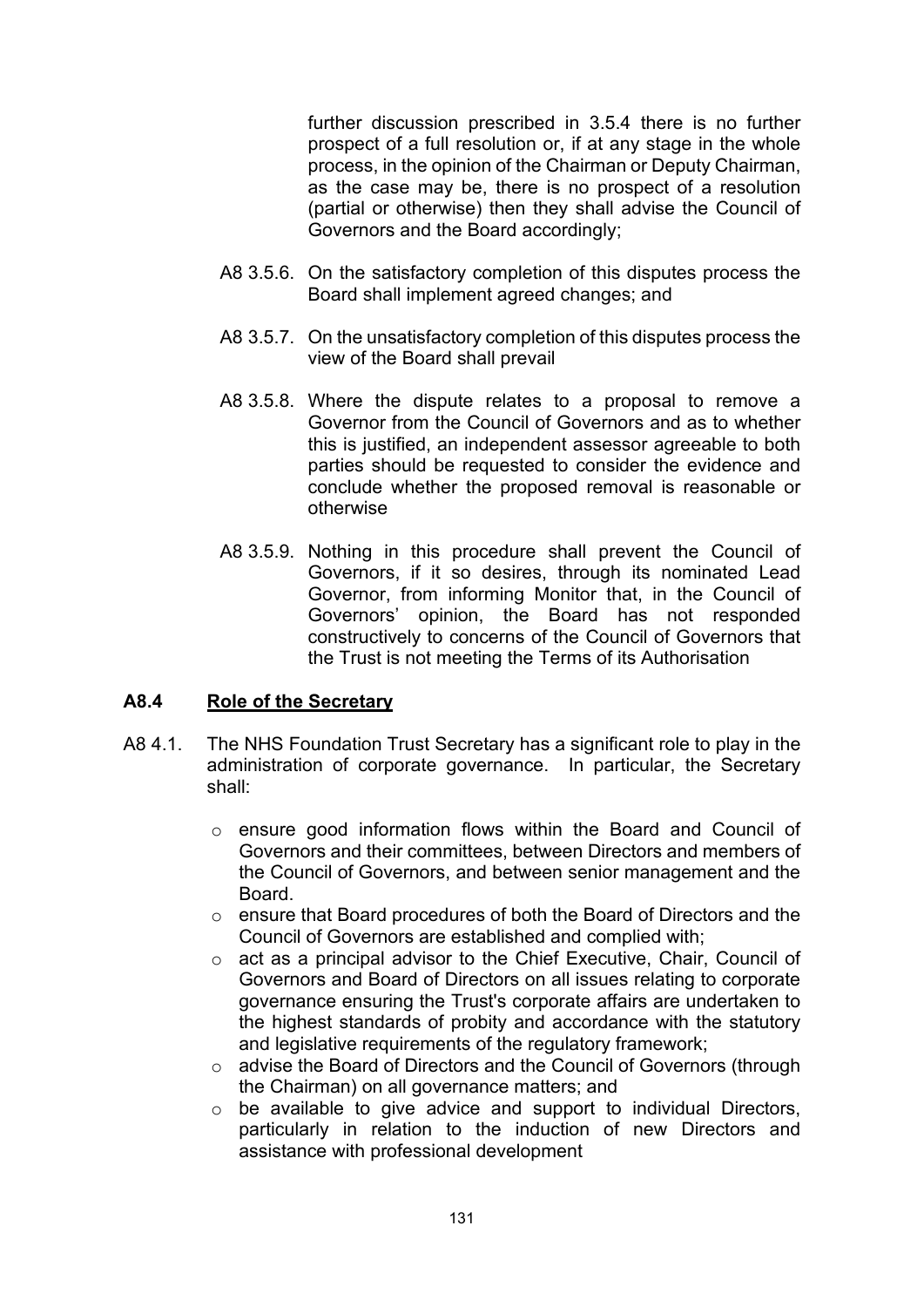further discussion prescribed in 3.5.4 there is no further prospect of a full resolution or, if at any stage in the whole process, in the opinion of the Chairman or Deputy Chairman, as the case may be, there is no prospect of a resolution (partial or otherwise) then they shall advise the Council of Governors and the Board accordingly;

A8 3.5.6. On the satisfactory completion of this disputes process the Board shall implement agreed changes; and

A8 3.5.7. On the unsatisfactory completion of this disputes process the view of the Board shall prevail

A8 3.5.8. Where the dispute relates to a proposal to remove a Governor from the Council of Governors and as to whether this is justified, an independent assessor agreeable to both parties should be requested to consider the evidence and conclude whether the proposed removal is reasonable or otherwise

A8 3.5.9. Nothing in this procedure shall prevent the Council of Governors, if it so desires, through its nominated Lead Governor, from informing Monitor that, in the Council of Governors' opinion, the Board has not responded constructively to concerns of the Council of Governors that the Trust is not meeting the Terms of its Authorisation

## A8.4 Role of the Secretary

A8 4.1. The NHS Foundation Trust Secretary has a significant role to play in the administration of corporate governance. In particular, the Secretary shall:

- ensure good information flows within the Board and Council of Governors and their committees, between Directors and members of the Council of Governors, and between senior management and the Board.
- ensure that Board procedures of both the Board of Directors and the Council of Governors are established and complied with;
- act as a principal advisor to the Chief Executive, Chair, Council of Governors and Board of Directors on all issues relating to corporate governance ensuring the Trust's corporate affairs are undertaken to the highest standards of probity and accordance with the statutory and legislative requirements of the regulatory framework;
- advise the Board of Directors and the Council of Governors (through the Chairman) on all governance matters; and
- be available to give advice and support to individual Directors, particularly in relation to the induction of new Directors and assistance with professional development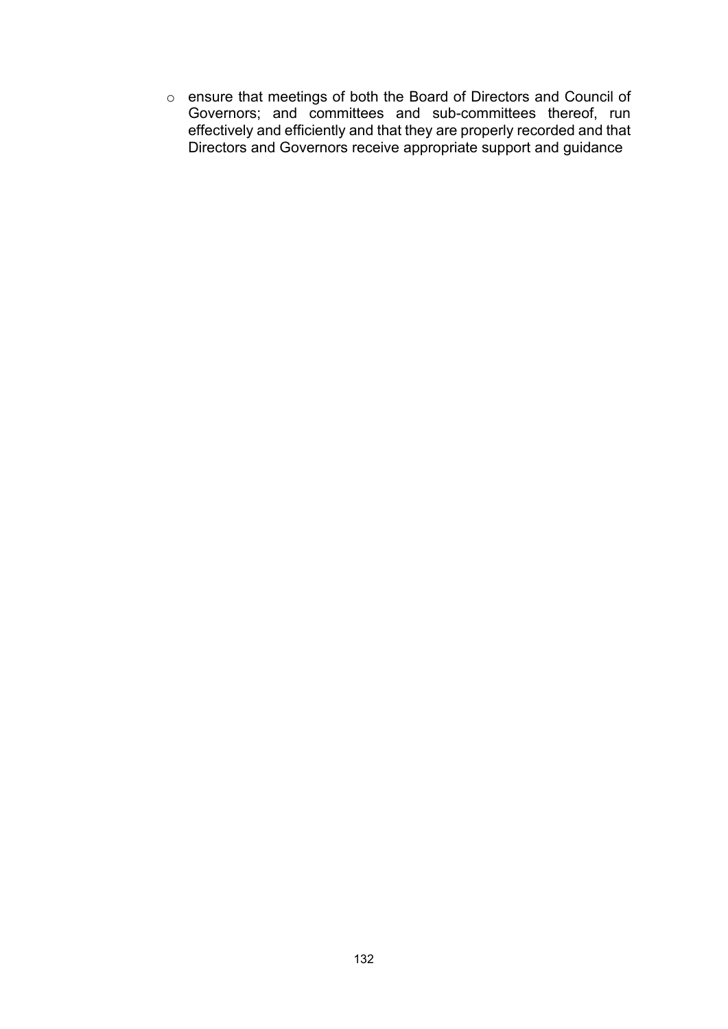- ensure that meetings of both the Board of Directors and Council of Governors; and committees and sub-committees thereof, run effectively and efficiently and that they are properly recorded and that Directors and Governors receive appropriate support and guidance